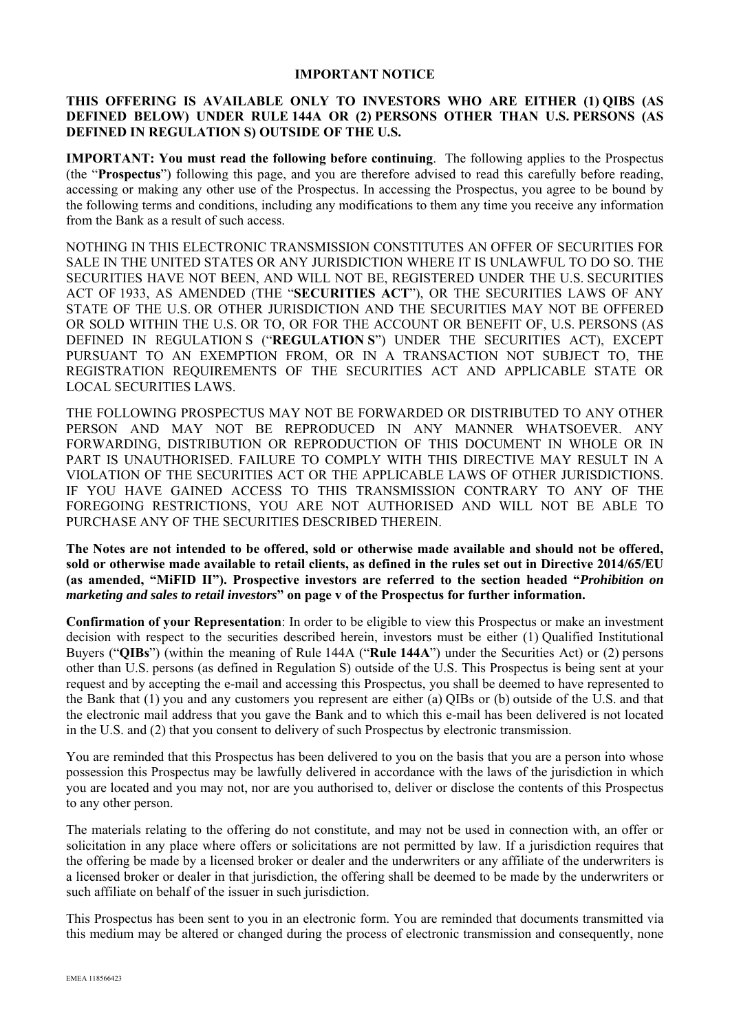# IMPORTANT NOTICE

**THIS OFFERING IS AVAILABLE ONLY TO INVESTORS WHO ARE EITHER (1) QIBS (AS DEFINED BELOW) UNDER RULE 144A OR (2) PERSONS OTHER THAN U.S. PERSONS (AS DEFINED IN REGULATION S) OUTSIDE OF THE U.S.**

**IMPORTANT: You must read the following before continuing**. The following applies to the Prospectus (the "**Prospectus**") following this page, and you are therefore advised to read this carefully before reading, accessing or making any other use of the Prospectus. In accessing the Prospectus, you agree to be bound by the following terms and conditions, including any modifications to them any time you receive any information from the Bank as a result of such access.

NOTHING IN THIS ELECTRONIC TRANSMISSION CONSTITUTES AN OFFER OF SECURITIES FOR SALE IN THE UNITED STATES OR ANY JURISDICTION WHERE IT IS UNLAWFUL TO DO SO. THE SECURITIES HAVE NOT BEEN, AND WILL NOT BE, REGISTERED UNDER THE U.S. SECURITIES ACT OF 1933, AS AMENDED (THE "**SECURITIES ACT**"), OR THE SECURITIES LAWS OF ANY STATE OF THE U.S. OR OTHER JURISDICTION AND THE SECURITIES MAY NOT BE OFFERED OR SOLD WITHIN THE U.S. OR TO, OR FOR THE ACCOUNT OR BENEFIT OF, U.S. PERSONS (AS DEFINED IN REGULATION S ("**REGULATION S**") UNDER THE SECURITIES ACT), EXCEPT PURSUANT TO AN EXEMPTION FROM, OR IN A TRANSACTION NOT SUBJECT TO, THE REGISTRATION REQUIREMENTS OF THE SECURITIES ACT AND APPLICABLE STATE OR LOCAL SECURITIES LAWS.

THE FOLLOWING PROSPECTUS MAY NOT BE FORWARDED OR DISTRIBUTED TO ANY OTHER PERSON AND MAY NOT BE REPRODUCED IN ANY MANNER WHATSOEVER. ANY FORWARDING, DISTRIBUTION OR REPRODUCTION OF THIS DOCUMENT IN WHOLE OR IN PART IS UNAUTHORISED. FAILURE TO COMPLY WITH THIS DIRECTIVE MAY RESULT IN A VIOLATION OF THE SECURITIES ACT OR THE APPLICABLE LAWS OF OTHER JURISDICTIONS. IF YOU HAVE GAINED ACCESS TO THIS TRANSMISSION CONTRARY TO ANY OF THE FOREGOING RESTRICTIONS, YOU ARE NOT AUTHORISED AND WILL NOT BE ABLE TO PURCHASE ANY OF THE SECURITIES DESCRIBED THEREIN.

**The Notes are not intended to be offered, sold or otherwise made available and should not be offered, sold or otherwise made available to retail clients, as defined in the rules set out in Directive 2014/65/EU (as amended, "MiFID II"). Prospective investors are referred to the section headed "*Prohibition on marketing and sales to retail investors*" on page v of the Prospectus for further information.**

**Confirmation of your Representation**: In order to be eligible to view this Prospectus or make an investment decision with respect to the securities described herein, investors must be either (1) Qualified Institutional Buyers ("**QIBs**") (within the meaning of Rule 144A ("**Rule 144A**") under the Securities Act) or (2) persons other than U.S. persons (as defined in Regulation S) outside of the U.S. This Prospectus is being sent at your request and by accepting the e-mail and accessing this Prospectus, you shall be deemed to have represented to the Bank that (1) you and any customers you represent are either (a) QIBs or (b) outside of the U.S. and that the electronic mail address that you gave the Bank and to which this e-mail has been delivered is not located in the U.S. and (2) that you consent to delivery of such Prospectus by electronic transmission.

You are reminded that this Prospectus has been delivered to you on the basis that you are a person into whose possession this Prospectus may be lawfully delivered in accordance with the laws of the jurisdiction in which you are located and you may not, nor are you authorised to, deliver or disclose the contents of this Prospectus to any other person.

The materials relating to the offering do not constitute, and may not be used in connection with, an offer or solicitation in any place where offers or solicitations are not permitted by law. If a jurisdiction requires that the offering be made by a licensed broker or dealer and the underwriters or any affiliate of the underwriters is a licensed broker or dealer in that jurisdiction, the offering shall be deemed to be made by the underwriters or such affiliate on behalf of the issuer in such jurisdiction.

This Prospectus has been sent to you in an electronic form. You are reminded that documents transmitted via this medium may be altered or changed during the process of electronic transmission and consequently, none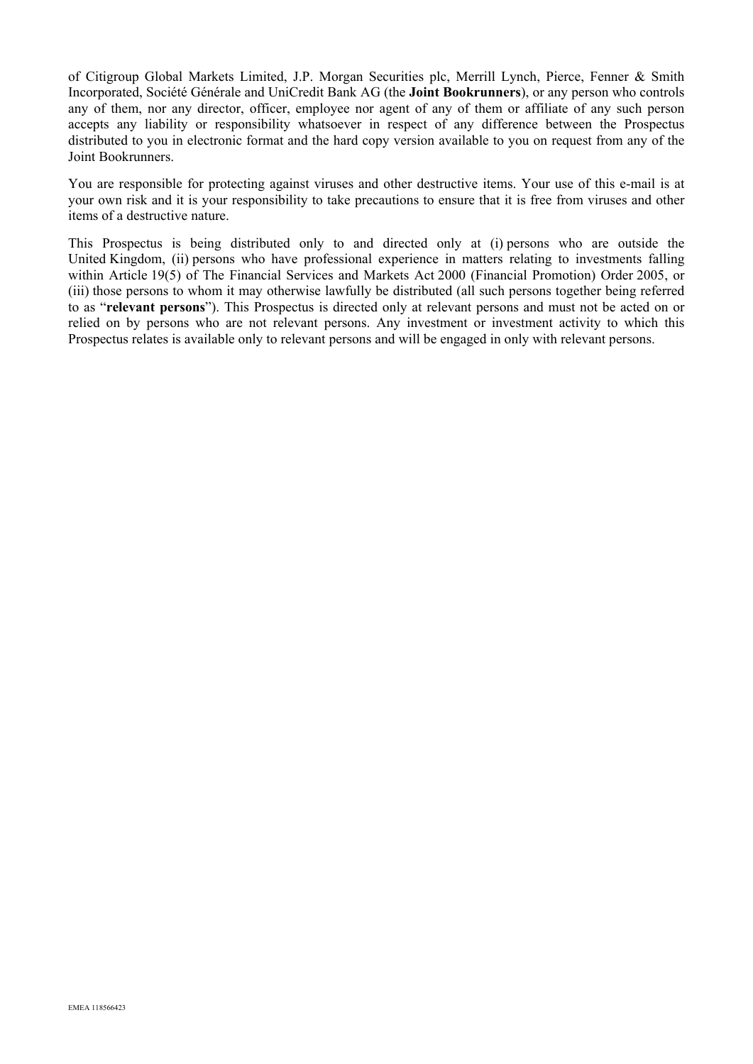of Citigroup Global Markets Limited, J.P. Morgan Securities plc, Merrill Lynch, Pierce, Fenner & Smith Incorporated, Société Générale and UniCredit Bank AG (the **Joint Bookrunners**), or any person who controls any of them, nor any director, officer, employee nor agent of any of them or affiliate of any such person accepts any liability or responsibility whatsoever in respect of any difference between the Prospectus distributed to you in electronic format and the hard copy version available to you on request from any of the Joint Bookrunners.

You are responsible for protecting against viruses and other destructive items. Your use of this e-mail is at your own risk and it is your responsibility to take precautions to ensure that it is free from viruses and other items of a destructive nature.

This Prospectus is being distributed only to and directed only at (i) persons who are outside the United Kingdom, (ii) persons who have professional experience in matters relating to investments falling within Article 19(5) of The Financial Services and Markets Act 2000 (Financial Promotion) Order 2005, or (iii) those persons to whom it may otherwise lawfully be distributed (all such persons together being referred to as "**relevant persons**"). This Prospectus is directed only at relevant persons and must not be acted on or relied on by persons who are not relevant persons. Any investment or investment activity to which this Prospectus relates is available only to relevant persons and will be engaged in only with relevant persons.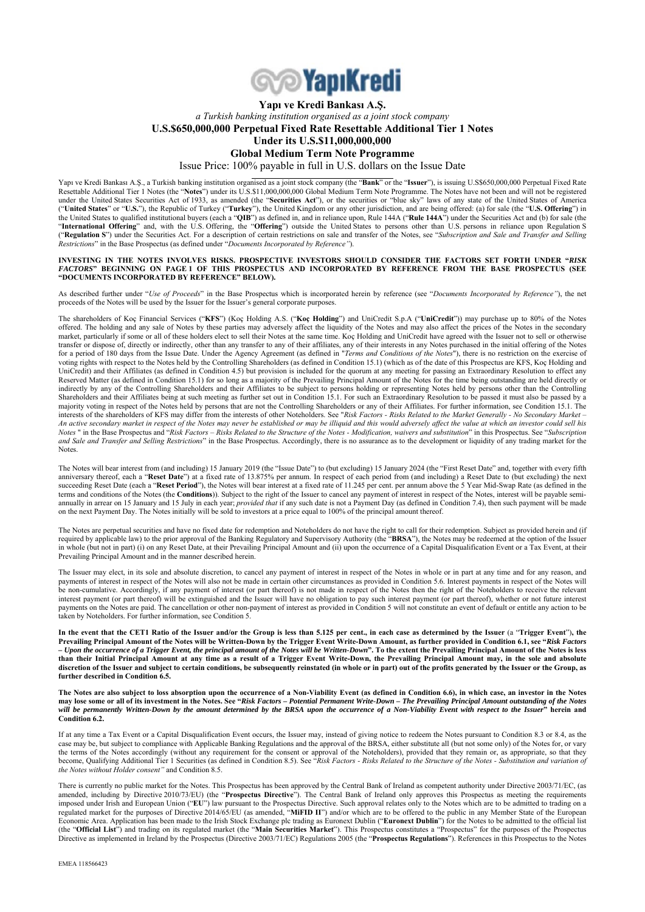# YapıKredi

**Yapı ve Kredi Bankası A.Ş.**

*a Turkish banking institution organised as a joint stock company*

**U.S.$650,000,000 Perpetual Fixed Rate Resettable Additional Tier 1 Notes**

**Under its U.S.$11,000,000,000**

**Global Medium Term Note Programme**

Issue Price: 100% payable in full in U.S. dollars on the Issue Date

Yapı ve Kredi Bankası A.Ş., a Turkish banking institution organised as a joint stock company (the "**Bank**" or the "**Issuer**"), is issuing U.S$650,000,000 Perpetual Fixed Rate Resettable Additional Tier 1 Notes (the "**Notes**") under its U.S.$11,000,000,000 Global Medium Term Note Programme. The Notes have not been and will not be registered under the United States Securities Act of 1933, as amended (the "**Securities Act**"), or the securities or "blue sky" laws of any state of the United States of America ("**United States**" or "**U.S.**"), the Republic of Turkey ("**Turkey**"), the United Kingdom or any other jurisdiction, and are being offered: (a) for sale (the "**U.S. Offering**") in the United States to qualified institutional buyers (each a "**QIB**") as defined in, and in reliance upon, Rule 144A ("**Rule 144A**") under the Securities Act and (b) for sale (the "**International Offering**" and, with the U.S. Offering, the "**Offering**") outside the United States to persons other than U.S. persons in reliance upon Regulation S ("**Regulation S**") under the Securities Act. For a description of certain restrictions on sale and transfer of the Notes, see "*Subscription and Sale and Transfer and Selling Restrictions*" in the Base Prospectus (as defined under "*Documents Incorporated by Reference"*).

**INVESTING IN THE NOTES INVOLVES RISKS. PROSPECTIVE INVESTORS SHOULD CONSIDER THE FACTORS SET FORTH UNDER "*RISK FACTORS*" BEGINNING ON PAGE 1 OF THIS PROSPECTUS AND INCORPORATED BY REFERENCE FROM THE BASE PROSPECTUS (SEE "DOCUMENTS INCORPORATED BY REFERENCE" BELOW).**

As described further under "*Use of Proceeds*" in the Base Prospectus which is incorporated herein by reference (see "*Documents Incorporated by Reference"*), the net proceeds of the Notes will be used by the Issuer for the Issuer's general corporate purposes.

The shareholders of Koç Financial Services ("**KFS**") (Koç Holding A.S. ("**Koç Holding**") and UniCredit S.p.A ("**UniCredit**")) may purchase up to 80% of the Notes offered. The holding and any sale of Notes by these parties may adversely affect the liquidity of the Notes and may also affect the prices of the Notes in the secondary market, particularly if some or all of these holders elect to sell their Notes at the same time. Koç Holding and UniCredit have agreed with the Issuer not to sell or otherwise transfer or dispose of, directly or indirectly, other than any transfer to any of their affiliates, any of their interests in any Notes purchased in the initial offering of the Notes for a period of 180 days from the Issue Date. Under the Agency Agreement (as defined in "*Terms and Conditions of the Notes*"), there is no restriction on the exercise of voting rights with respect to the Notes held by the Controlling Shareholders (as defined in Condition 15.1) (which as of the date of this Prospectus are KFS, Koç Holding and UniCredit) and their Affiliates (as defined in Condition 4.5) but provision is included for the quorum at any meeting for passing an Extraordinary Resolution to effect any Reserved Matter (as defined in Condition 15.1) for so long as a majority of the Prevailing Principal Amount of the Notes for the time being outstanding are held directly or indirectly by any of the Controlling Shareholders and their Affiliates to be subject to persons holding or representing Notes held by persons other than the Controlling Shareholders and their Affiliates being at such meeting as further set out in Condition 15.1. For such an Extraordinary Resolution to be passed it must also be passed by a majority voting in respect of the Notes held by persons that are not the Controlling Shareholders or any of their Affiliates. For further information, see Condition 15.1. The interests of the shareholders of KFS may differ from the interests of other Noteholders. See "*Risk Factors - Risks Related to the Market Generally - No Secondary Market – An active secondary market in respect of the Notes may never be established or may be illiquid and this would adversely affect the value at which an investor could sell his Notes* " in the Base Prospectus and "*Risk Factors – Risks Related to the Structure of the Notes - Modification, waivers and substitution*" in this Prospectus. See "*Subscription and Sale and Transfer and Selling Restrictions*" in the Base Prospectus. Accordingly, there is no assurance as to the development or liquidity of any trading market for the Notes.

The Notes will bear interest from (and including) 15 January 2019 (the "Issue Date") to (but excluding) 15 January 2024 (the "First Reset Date" and, together with every fifth anniversary thereof, each a "**Reset Date**") at a fixed rate of 13.875% per annum. In respect of each period from (and including) a Reset Date to (but excluding) the next succeeding Reset Date (each a "**Reset Period**"), the Notes will bear interest at a fixed rate of 11.245 per cent. per annum above the 5 Year Mid-Swap Rate (as defined in the terms and conditions of the Notes (the **Conditions**)). Subject to the right of the Issuer to cancel any payment of interest in respect of the Notes, interest will be payable semi-annually in arrear on 15 January and 15 July in each year; *provided that* if any such date is not a Payment Day (as defined in Condition 7.4), then such payment will be made on the next Payment Day. The Notes initially will be sold to investors at a price equal to 100% of the principal amount thereof.

The Notes are perpetual securities and have no fixed date for redemption and Noteholders do not have the right to call for their redemption. Subject as provided herein and (if required by applicable law) to the prior approval of the Banking Regulatory and Supervisory Authority (the "**BRSA**"), the Notes may be redeemed at the option of the Issuer in whole (but not in part) (i) on any Reset Date, at their Prevailing Principal Amount and (ii) upon the occurrence of a Capital Disqualification Event or a Tax Event, at their Prevailing Principal Amount and in the manner described herein.

The Issuer may elect, in its sole and absolute discretion, to cancel any payment of interest in respect of the Notes in whole or in part at any time and for any reason, and payments of interest in respect of the Notes will also not be made in certain other circumstances as provided in Condition 5.6. Interest payments in respect of the Notes will be non-cumulative. Accordingly, if any payment of interest (or part thereof) is not made in respect of the Notes then the right of the Noteholders to receive the relevant interest payment (or part thereof) will be extinguished and the Issuer will have no obligation to pay such interest payment (or part thereof), whether or not future interest payments on the Notes are paid. The cancellation or other non-payment of interest as provided in Condition 5 will not constitute an event of default or entitle any action to be taken by Noteholders. For further information, see Condition 5.

**In the event that the CET1 Ratio of the Issuer and/or the Group is less than 5.125 per cent., in each case as determined by the Issuer** (a "**Trigger Event**")**, the Prevailing Principal Amount of the Notes will be Written-Down by the Trigger Event Write-Down Amount, as further provided in Condition 6.1, see "*Risk Factors – Upon the occurrence of a Trigger Event, the principal amount of the Notes will be Written-Down*". To the extent the Prevailing Principal Amount of the Notes is less than their Initial Principal Amount at any time as a result of a Trigger Event Write-Down, the Prevailing Principal Amount may, in the sole and absolute discretion of the Issuer and subject to certain conditions, be subsequently reinstated (in whole or in part) out of the profits generated by the Issuer or the Group, as further described in Condition 6.5.**

**The Notes are also subject to loss absorption upon the occurrence of a Non-Viability Event (as defined in Condition 6.6), in which case, an investor in the Notes may lose some or all of its investment in the Notes. See "*Risk Factors – Potential Permanent Write-Down – The Prevailing Principal Amount outstanding of the Notes will be permanently Written-Down by the amount determined by the BRSA upon the occurrence of a Non-Viability Event with respect to the Issuer*" herein and Condition 6.2.**

If at any time a Tax Event or a Capital Disqualification Event occurs, the Issuer may, instead of giving notice to redeem the Notes pursuant to Condition 8.3 or 8.4, as the case may be, but subject to compliance with Applicable Banking Regulations and the approval of the BRSA, either substitute all (but not some only) of the Notes for, or vary the terms of the Notes accordingly (without any requirement for the consent or approval of the Noteholders), provided that they remain or, as appropriate, so that they become, Qualifying Additional Tier 1 Securities (as defined in Condition 8.5). See "*Risk Factors - Risks Related to the Structure of the Notes - Substitution and variation of the Notes without Holder consent"* and Condition 8.5.

There is currently no public market for the Notes. This Prospectus has been approved by the Central Bank of Ireland as competent authority under Directive 2003/71/EC, (as amended, including by Directive 2010/73/EU) (the "**Prospectus Directive**"). The Central Bank of Ireland only approves this Prospectus as meeting the requirements imposed under Irish and European Union ("**EU**") law pursuant to the Prospectus Directive. Such approval relates only to the Notes which are to be admitted to trading on a regulated market for the purposes of Directive 2014/65/EU (as amended, "**MiFID II**") and/or which are to be offered to the public in any Member State of the European Economic Area. Application has been made to the Irish Stock Exchange plc trading as Euronext Dublin ("**Euronext Dublin**") for the Notes to be admitted to the official list (the "**Official List**") and trading on its regulated market (the "**Main Securities Market**"). This Prospectus constitutes a "Prospectus" for the purposes of the Prospectus Directive as implemented in Ireland by the Prospectus (Directive 2003/71/EC) Regulations 2005 (the "**Prospectus Regulations**"). References in this Prospectus to the Notes

EMEA 118566423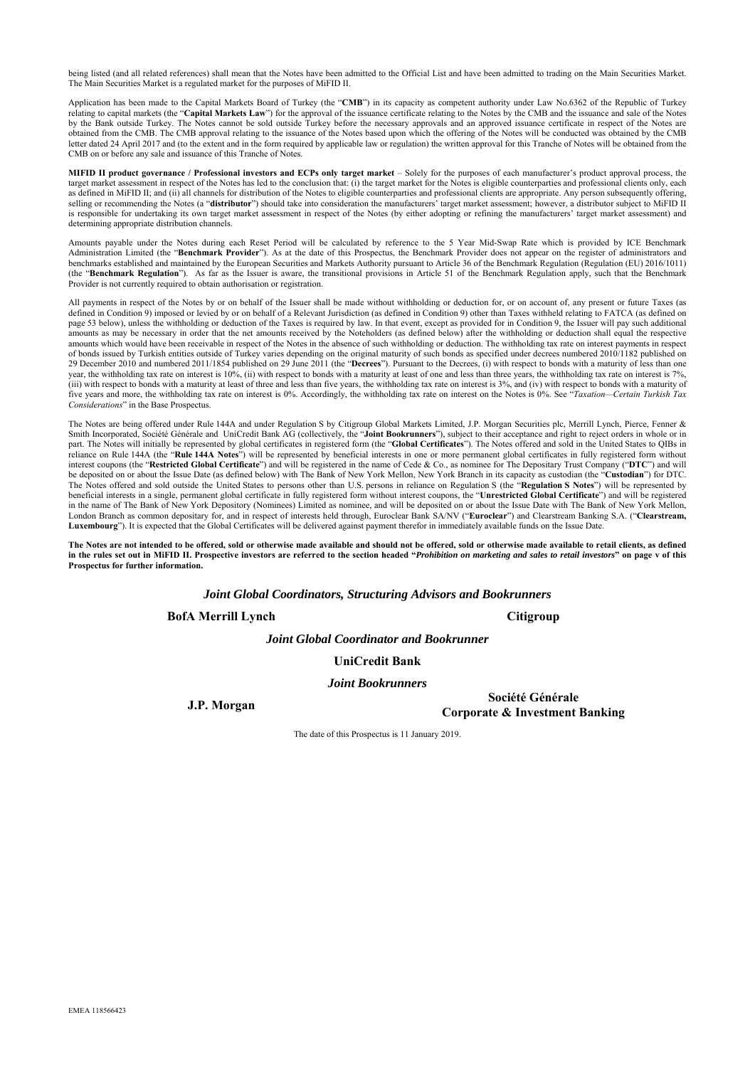being listed (and all related references) shall mean that the Notes have been admitted to the Official List and have been admitted to trading on the Main Securities Market. The Main Securities Market is a regulated market for the purposes of MiFID II.

Application has been made to the Capital Markets Board of Turkey (the "**CMB**") in its capacity as competent authority under Law No.6362 of the Republic of Turkey relating to capital markets (the "**Capital Markets Law**") for the approval of the issuance certificate relating to the Notes by the CMB and the issuance and sale of the Notes by the Bank outside Turkey. The Notes cannot be sold outside Turkey before the necessary approvals and an approved issuance certificate in respect of the Notes are obtained from the CMB. The CMB approval relating to the issuance of the Notes based upon which the offering of the Notes will be conducted was obtained by the CMB letter dated 24 April 2017 and (to the extent and in the form required by applicable law or regulation) the written approval for this Tranche of Notes will be obtained from the CMB on or before any sale and issuance of this Tranche of Notes.

**MIFID II product governance / Professional investors and ECPs only target market** – Solely for the purposes of each manufacturer's product approval process, the target market assessment in respect of the Notes has led to the conclusion that: (i) the target market for the Notes is eligible counterparties and professional clients only, each as defined in MiFID II; and (ii) all channels for distribution of the Notes to eligible counterparties and professional clients are appropriate. Any person subsequently offering, selling or recommending the Notes (a "**distributor**") should take into consideration the manufacturers' target market assessment; however, a distributor subject to MiFID II is responsible for undertaking its own target market assessment in respect of the Notes (by either adopting or refining the manufacturers' target market assessment) and determining appropriate distribution channels.

Amounts payable under the Notes during each Reset Period will be calculated by reference to the 5 Year Mid-Swap Rate which is provided by ICE Benchmark Administration Limited (the "**Benchmark Provider**"). As at the date of this Prospectus, the Benchmark Provider does not appear on the register of administrators and benchmarks established and maintained by the European Securities and Markets Authority pursuant to Article 36 of the Benchmark Regulation (Regulation (EU) 2016/1011) (the "**Benchmark Regulation**"). As far as the Issuer is aware, the transitional provisions in Article 51 of the Benchmark Regulation apply, such that the Benchmark Provider is not currently required to obtain authorisation or registration.

All payments in respect of the Notes by or on behalf of the Issuer shall be made without withholding or deduction for, or on account of, any present or future Taxes (as defined in Condition 9) imposed or levied by or on behalf of a Relevant Jurisdiction (as defined in Condition 9) other than Taxes withheld relating to FATCA (as defined on page 53 below), unless the withholding or deduction of the Taxes is required by law. In that event, except as provided for in Condition 9, the Issuer will pay such additional amounts as may be necessary in order that the net amounts received by the Noteholders (as defined below) after the withholding or deduction shall equal the respective amounts which would have been receivable in respect of the Notes in the absence of such withholding or deduction. The withholding tax rate on interest payments in respect of bonds issued by Turkish entities outside of Turkey varies depending on the original maturity of such bonds as specified under decrees numbered 2010/1182 published on 29 December 2010 and numbered 2011/1854 published on 29 June 2011 (the "**Decrees**"). Pursuant to the Decrees, (i) with respect to bonds with a maturity of less than one year, the withholding tax rate on interest is 10%, (ii) with respect to bonds with a maturity at least of one and less than three years, the withholding tax rate on interest is 7%, (iii) with respect to bonds with a maturity at least of three and less than five years, the withholding tax rate on interest is 3%, and (iv) with respect to bonds with a maturity of five years and more, the withholding tax rate on interest is 0%. Accordingly, the withholding tax rate on interest on the Notes is 0%. See "*Taxation—Certain Turkish Tax Considerations*" in the Base Prospectus.

The Notes are being offered under Rule 144A and under Regulation S by Citigroup Global Markets Limited, J.P. Morgan Securities plc, Merrill Lynch, Pierce, Fenner & Smith Incorporated, Société Générale and UniCredit Bank AG (collectively, the "**Joint Bookrunners**"), subject to their acceptance and right to reject orders in whole or in part. The Notes will initially be represented by global certificates in registered form (the "**Global Certificates**"). The Notes offered and sold in the United States to QIBs in reliance on Rule 144A (the "**Rule 144A Notes**") will be represented by beneficial interests in one or more permanent global certificates in fully registered form without interest coupons (the "**Restricted Global Certificate**") and will be registered in the name of Cede & Co., as nominee for The Depositary Trust Company ("**DTC**") and will be deposited on or about the Issue Date (as defined below) with The Bank of New York Mellon, New York Branch in its capacity as custodian (the "**Custodian**") for DTC. The Notes offered and sold outside the United States to persons other than U.S. persons in reliance on Regulation S (the "**Regulation S Notes**") will be represented by beneficial interests in a single, permanent global certificate in fully registered form without interest coupons, the "**Unrestricted Global Certificate**") and will be registered in the name of The Bank of New York Depository (Nominees) Limited as nominee, and will be deposited on or about the Issue Date with The Bank of New York Mellon, London Branch as common depositary for, and in respect of interests held through, Euroclear Bank SA/NV ("**Euroclear**") and Clearstream Banking S.A. ("**Clearstream, Luxembourg**"). It is expected that the Global Certificates will be delivered against payment therefor in immediately available funds on the Issue Date.

**The Notes are not intended to be offered, sold or otherwise made available and should not be offered, sold or otherwise made available to retail clients, as defined in the rules set out in MiFID II. Prospective investors are referred to the section headed "*Prohibition on marketing and sales to retail investors*" on page v of this Prospectus for further information.**

***Joint Global Coordinators, Structuring Advisors and Bookrunners***

**BofA Merrill Lynch** **Citigroup**

***Joint Global Coordinator and Bookrunner***

**UniCredit Bank**

***Joint Bookrunners***

**J.P. Morgan** **Société Générale Corporate & Investment Banking**

The date of this Prospectus is 11 January 2019.

EMEA 118566423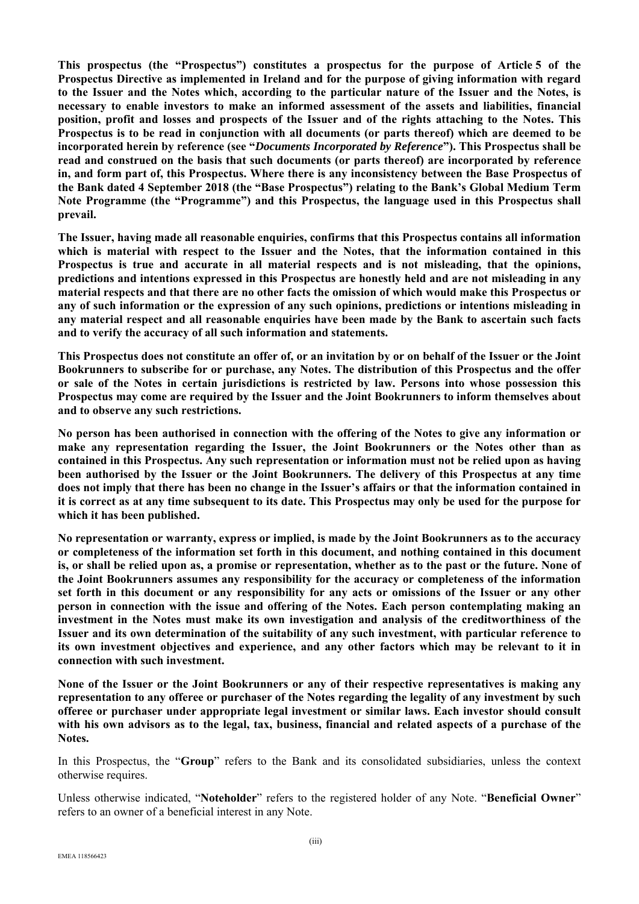**This prospectus (the "Prospectus") constitutes a prospectus for the purpose of Article 5 of the Prospectus Directive as implemented in Ireland and for the purpose of giving information with regard to the Issuer and the Notes which, according to the particular nature of the Issuer and the Notes, is necessary to enable investors to make an informed assessment of the assets and liabilities, financial position, profit and losses and prospects of the Issuer and of the rights attaching to the Notes. This Prospectus is to be read in conjunction with all documents (or parts thereof) which are deemed to be incorporated herein by reference (see "*Documents Incorporated by Reference*"). This Prospectus shall be read and construed on the basis that such documents (or parts thereof) are incorporated by reference in, and form part of, this Prospectus. Where there is any inconsistency between the Base Prospectus of the Bank dated 4 September 2018 (the "Base Prospectus") relating to the Bank's Global Medium Term Note Programme (the "Programme") and this Prospectus, the language used in this Prospectus shall prevail.**

**The Issuer, having made all reasonable enquiries, confirms that this Prospectus contains all information which is material with respect to the Issuer and the Notes, that the information contained in this Prospectus is true and accurate in all material respects and is not misleading, that the opinions, predictions and intentions expressed in this Prospectus are honestly held and are not misleading in any material respects and that there are no other facts the omission of which would make this Prospectus or any of such information or the expression of any such opinions, predictions or intentions misleading in any material respect and all reasonable enquiries have been made by the Bank to ascertain such facts and to verify the accuracy of all such information and statements.**

**This Prospectus does not constitute an offer of, or an invitation by or on behalf of the Issuer or the Joint Bookrunners to subscribe for or purchase, any Notes. The distribution of this Prospectus and the offer or sale of the Notes in certain jurisdictions is restricted by law. Persons into whose possession this Prospectus may come are required by the Issuer and the Joint Bookrunners to inform themselves about and to observe any such restrictions.**

**No person has been authorised in connection with the offering of the Notes to give any information or make any representation regarding the Issuer, the Joint Bookrunners or the Notes other than as contained in this Prospectus. Any such representation or information must not be relied upon as having been authorised by the Issuer or the Joint Bookrunners. The delivery of this Prospectus at any time does not imply that there has been no change in the Issuer's affairs or that the information contained in it is correct as at any time subsequent to its date. This Prospectus may only be used for the purpose for which it has been published.**

**No representation or warranty, express or implied, is made by the Joint Bookrunners as to the accuracy or completeness of the information set forth in this document, and nothing contained in this document is, or shall be relied upon as, a promise or representation, whether as to the past or the future. None of the Joint Bookrunners assumes any responsibility for the accuracy or completeness of the information set forth in this document or any responsibility for any acts or omissions of the Issuer or any other person in connection with the issue and offering of the Notes. Each person contemplating making an investment in the Notes must make its own investigation and analysis of the creditworthiness of the Issuer and its own determination of the suitability of any such investment, with particular reference to its own investment objectives and experience, and any other factors which may be relevant to it in connection with such investment.**

**None of the Issuer or the Joint Bookrunners or any of their respective representatives is making any representation to any offeree or purchaser of the Notes regarding the legality of any investment by such offeree or purchaser under appropriate legal investment or similar laws. Each investor should consult with his own advisors as to the legal, tax, business, financial and related aspects of a purchase of the Notes.**

In this Prospectus, the "**Group**" refers to the Bank and its consolidated subsidiaries, unless the context otherwise requires.

Unless otherwise indicated, "**Noteholder**" refers to the registered holder of any Note. "**Beneficial Owner**" refers to an owner of a beneficial interest in any Note.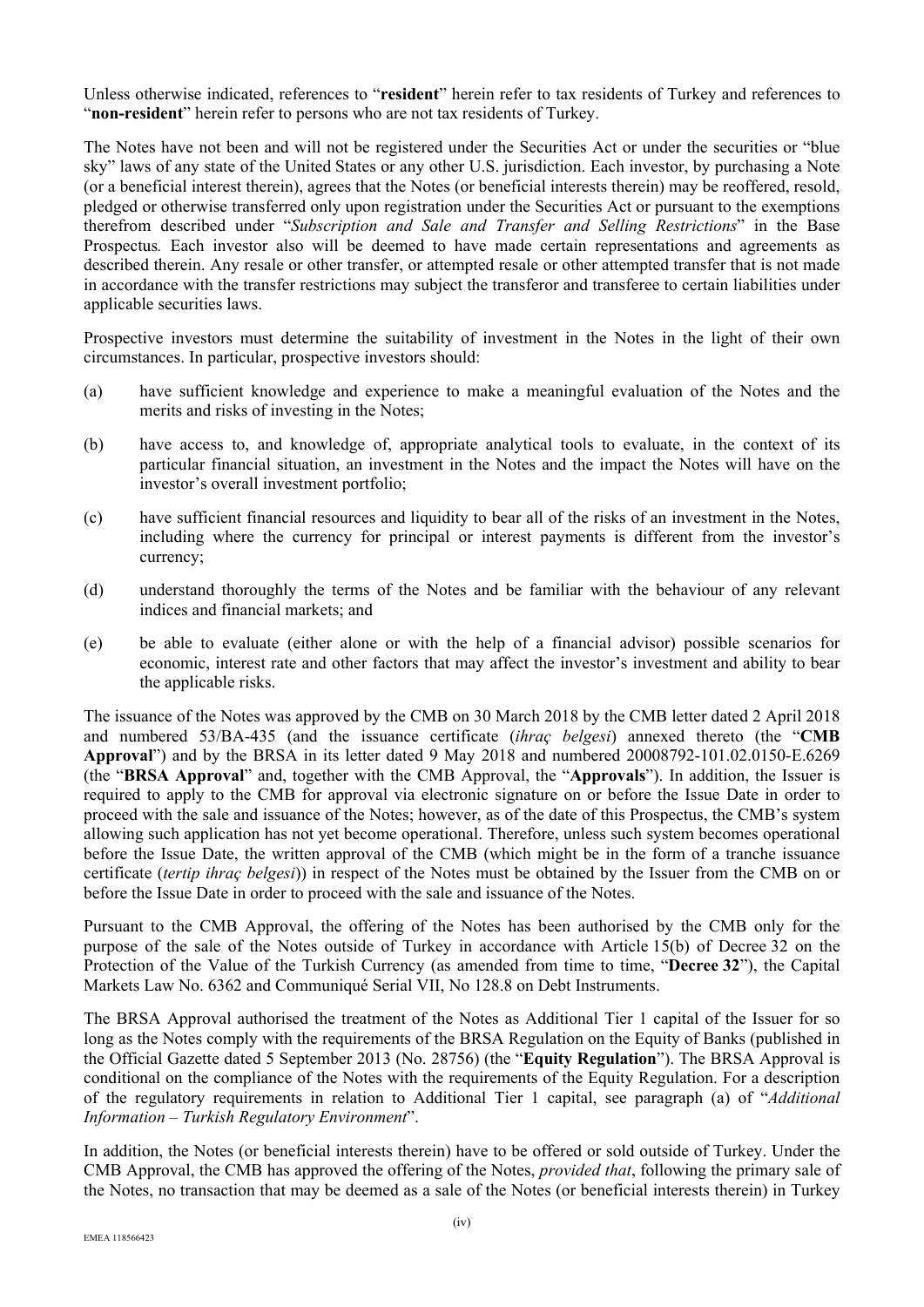Unless otherwise indicated, references to "**resident**" herein refer to tax residents of Turkey and references to "**non-resident**" herein refer to persons who are not tax residents of Turkey.

The Notes have not been and will not be registered under the Securities Act or under the securities or "blue sky" laws of any state of the United States or any other U.S. jurisdiction. Each investor, by purchasing a Note (or a beneficial interest therein), agrees that the Notes (or beneficial interests therein) may be reoffered, resold, pledged or otherwise transferred only upon registration under the Securities Act or pursuant to the exemptions therefrom described under "*Subscription and Sale and Transfer and Selling Restrictions*" in the Base Prospectus*.* Each investor also will be deemed to have made certain representations and agreements as described therein. Any resale or other transfer, or attempted resale or other attempted transfer that is not made in accordance with the transfer restrictions may subject the transferor and transferee to certain liabilities under applicable securities laws.

Prospective investors must determine the suitability of investment in the Notes in the light of their own circumstances. In particular, prospective investors should:

(a) have sufficient knowledge and experience to make a meaningful evaluation of the Notes and the merits and risks of investing in the Notes;

(b) have access to, and knowledge of, appropriate analytical tools to evaluate, in the context of its particular financial situation, an investment in the Notes and the impact the Notes will have on the investor's overall investment portfolio;

(c) have sufficient financial resources and liquidity to bear all of the risks of an investment in the Notes, including where the currency for principal or interest payments is different from the investor's currency;

(d) understand thoroughly the terms of the Notes and be familiar with the behaviour of any relevant indices and financial markets; and

(e) be able to evaluate (either alone or with the help of a financial advisor) possible scenarios for economic, interest rate and other factors that may affect the investor's investment and ability to bear the applicable risks.

The issuance of the Notes was approved by the CMB on 30 March 2018 by the CMB letter dated 2 April 2018 and numbered 53/BA-435 (and the issuance certificate (*ihraç belgesi*) annexed thereto (the "**CMB Approval**") and by the BRSA in its letter dated 9 May 2018 and numbered 20008792-101.02.0150-E.6269 (the "**BRSA Approval**" and, together with the CMB Approval, the "**Approvals**"). In addition, the Issuer is required to apply to the CMB for approval via electronic signature on or before the Issue Date in order to proceed with the sale and issuance of the Notes; however, as of the date of this Prospectus, the CMB's system allowing such application has not yet become operational. Therefore, unless such system becomes operational before the Issue Date, the written approval of the CMB (which might be in the form of a tranche issuance certificate (*tertip ihraç belgesi*)) in respect of the Notes must be obtained by the Issuer from the CMB on or before the Issue Date in order to proceed with the sale and issuance of the Notes.

Pursuant to the CMB Approval, the offering of the Notes has been authorised by the CMB only for the purpose of the sale of the Notes outside of Turkey in accordance with Article 15(b) of Decree 32 on the Protection of the Value of the Turkish Currency (as amended from time to time, "**Decree 32**"), the Capital Markets Law No. 6362 and Communiqué Serial VII, No 128.8 on Debt Instruments.

The BRSA Approval authorised the treatment of the Notes as Additional Tier 1 capital of the Issuer for so long as the Notes comply with the requirements of the BRSA Regulation on the Equity of Banks (published in the Official Gazette dated 5 September 2013 (No. 28756) (the "**Equity Regulation**"). The BRSA Approval is conditional on the compliance of the Notes with the requirements of the Equity Regulation. For a description of the regulatory requirements in relation to Additional Tier 1 capital, see paragraph (a) of "*Additional Information – Turkish Regulatory Environment*".

In addition, the Notes (or beneficial interests therein) have to be offered or sold outside of Turkey. Under the CMB Approval, the CMB has approved the offering of the Notes, *provided that*, following the primary sale of the Notes, no transaction that may be deemed as a sale of the Notes (or beneficial interests therein) in Turkey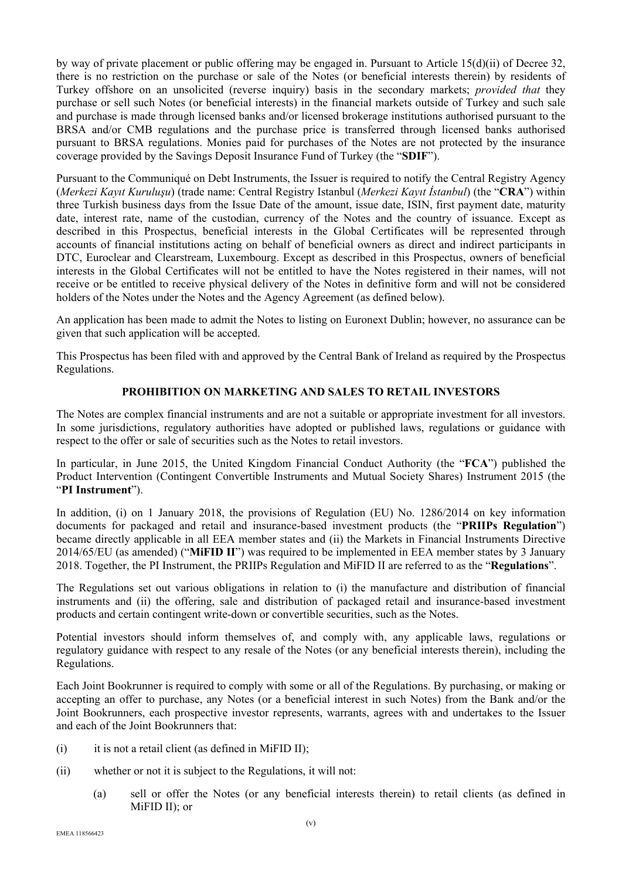by way of private placement or public offering may be engaged in. Pursuant to Article 15(d)(ii) of Decree 32, there is no restriction on the purchase or sale of the Notes (or beneficial interests therein) by residents of Turkey offshore on an unsolicited (reverse inquiry) basis in the secondary markets; *provided that* they purchase or sell such Notes (or beneficial interests) in the financial markets outside of Turkey and such sale and purchase is made through licensed banks and/or licensed brokerage institutions authorised pursuant to the BRSA and/or CMB regulations and the purchase price is transferred through licensed banks authorised pursuant to BRSA regulations. Monies paid for purchases of the Notes are not protected by the insurance coverage provided by the Savings Deposit Insurance Fund of Turkey (the "**SDIF**").

Pursuant to the Communiqué on Debt Instruments, the Issuer is required to notify the Central Registry Agency (*Merkezi Kayıt Kuruluşu*) (trade name: Central Registry Istanbul (*Merkezi Kayıt İstanbul*) (the "**CRA**") within three Turkish business days from the Issue Date of the amount, issue date, ISIN, first payment date, maturity date, interest rate, name of the custodian, currency of the Notes and the country of issuance. Except as described in this Prospectus, beneficial interests in the Global Certificates will be represented through accounts of financial institutions acting on behalf of beneficial owners as direct and indirect participants in DTC, Euroclear and Clearstream, Luxembourg. Except as described in this Prospectus, owners of beneficial interests in the Global Certificates will not be entitled to have the Notes registered in their names, will not receive or be entitled to receive physical delivery of the Notes in definitive form and will not be considered holders of the Notes under the Notes and the Agency Agreement (as defined below).

An application has been made to admit the Notes to listing on Euronext Dublin; however, no assurance can be given that such application will be accepted.

This Prospectus has been filed with and approved by the Central Bank of Ireland as required by the Prospectus Regulations.

## PROHIBITION ON MARKETING AND SALES TO RETAIL INVESTORS

The Notes are complex financial instruments and are not a suitable or appropriate investment for all investors. In some jurisdictions, regulatory authorities have adopted or published laws, regulations or guidance with respect to the offer or sale of securities such as the Notes to retail investors.

In particular, in June 2015, the United Kingdom Financial Conduct Authority (the "**FCA**") published the Product Intervention (Contingent Convertible Instruments and Mutual Society Shares) Instrument 2015 (the "**PI Instrument**").

In addition, (i) on 1 January 2018, the provisions of Regulation (EU) No. 1286/2014 on key information documents for packaged and retail and insurance-based investment products (the "**PRIIPs Regulation**") became directly applicable in all EEA member states and (ii) the Markets in Financial Instruments Directive 2014/65/EU (as amended) ("**MiFID II**") was required to be implemented in EEA member states by 3 January 2018. Together, the PI Instrument, the PRIIPs Regulation and MiFID II are referred to as the "**Regulations**".

The Regulations set out various obligations in relation to (i) the manufacture and distribution of financial instruments and (ii) the offering, sale and distribution of packaged retail and insurance-based investment products and certain contingent write-down or convertible securities, such as the Notes.

Potential investors should inform themselves of, and comply with, any applicable laws, regulations or regulatory guidance with respect to any resale of the Notes (or any beneficial interests therein), including the Regulations.

Each Joint Bookrunner is required to comply with some or all of the Regulations. By purchasing, or making or accepting an offer to purchase, any Notes (or a beneficial interest in such Notes) from the Bank and/or the Joint Bookrunners, each prospective investor represents, warrants, agrees with and undertakes to the Issuer and each of the Joint Bookrunners that:

(i) it is not a retail client (as defined in MiFID II);

(ii) whether or not it is subject to the Regulations, it will not:

   (a) sell or offer the Notes (or any beneficial interests therein) to retail clients (as defined in MiFID II); or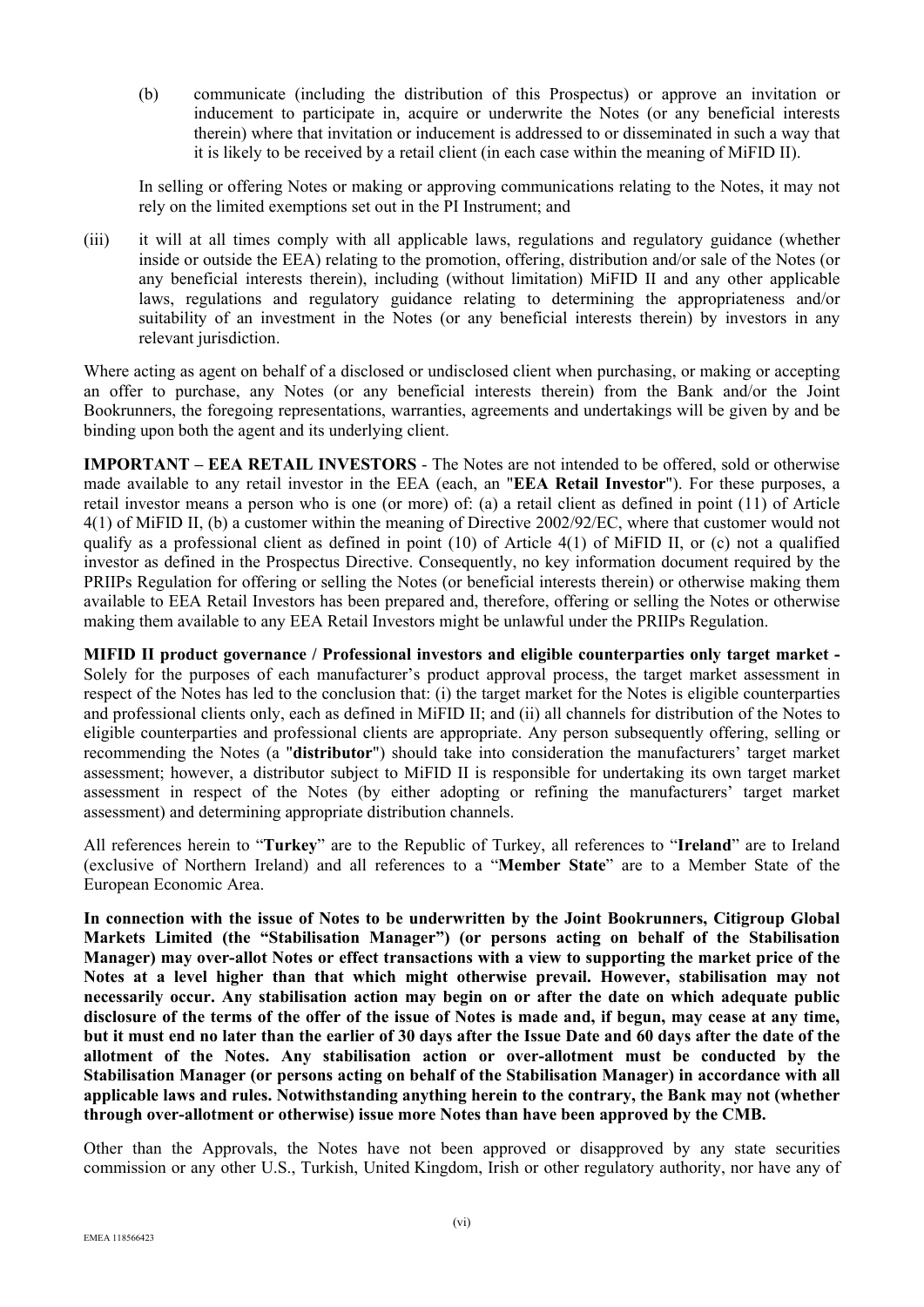(b) communicate (including the distribution of this Prospectus) or approve an invitation or inducement to participate in, acquire or underwrite the Notes (or any beneficial interests therein) where that invitation or inducement is addressed to or disseminated in such a way that it is likely to be received by a retail client (in each case within the meaning of MiFID II).

In selling or offering Notes or making or approving communications relating to the Notes, it may not rely on the limited exemptions set out in the PI Instrument; and

(iii) it will at all times comply with all applicable laws, regulations and regulatory guidance (whether inside or outside the EEA) relating to the promotion, offering, distribution and/or sale of the Notes (or any beneficial interests therein), including (without limitation) MiFID II and any other applicable laws, regulations and regulatory guidance relating to determining the appropriateness and/or suitability of an investment in the Notes (or any beneficial interests therein) by investors in any relevant jurisdiction.

Where acting as agent on behalf of a disclosed or undisclosed client when purchasing, or making or accepting an offer to purchase, any Notes (or any beneficial interests therein) from the Bank and/or the Joint Bookrunners, the foregoing representations, warranties, agreements and undertakings will be given by and be binding upon both the agent and its underlying client.

**IMPORTANT – EEA RETAIL INVESTORS** - The Notes are not intended to be offered, sold or otherwise made available to any retail investor in the EEA (each, an "**EEA Retail Investor**"). For these purposes, a retail investor means a person who is one (or more) of: (a) a retail client as defined in point (11) of Article 4(1) of MiFID II, (b) a customer within the meaning of Directive 2002/92/EC, where that customer would not qualify as a professional client as defined in point (10) of Article 4(1) of MiFID II, or (c) not a qualified investor as defined in the Prospectus Directive. Consequently, no key information document required by the PRIIPs Regulation for offering or selling the Notes (or beneficial interests therein) or otherwise making them available to EEA Retail Investors has been prepared and, therefore, offering or selling the Notes or otherwise making them available to any EEA Retail Investors might be unlawful under the PRIIPs Regulation.

**MIFID II product governance / Professional investors and eligible counterparties only target market -** Solely for the purposes of each manufacturer's product approval process, the target market assessment in respect of the Notes has led to the conclusion that: (i) the target market for the Notes is eligible counterparties and professional clients only, each as defined in MiFID II; and (ii) all channels for distribution of the Notes to eligible counterparties and professional clients are appropriate. Any person subsequently offering, selling or recommending the Notes (a "**distributor**") should take into consideration the manufacturers' target market assessment; however, a distributor subject to MiFID II is responsible for undertaking its own target market assessment in respect of the Notes (by either adopting or refining the manufacturers' target market assessment) and determining appropriate distribution channels.

All references herein to "**Turkey**" are to the Republic of Turkey, all references to "**Ireland**" are to Ireland (exclusive of Northern Ireland) and all references to a "**Member State**" are to a Member State of the European Economic Area.

**In connection with the issue of Notes to be underwritten by the Joint Bookrunners, Citigroup Global Markets Limited (the "Stabilisation Manager") (or persons acting on behalf of the Stabilisation Manager) may over-allot Notes or effect transactions with a view to supporting the market price of the Notes at a level higher than that which might otherwise prevail. However, stabilisation may not necessarily occur. Any stabilisation action may begin on or after the date on which adequate public disclosure of the terms of the offer of the issue of Notes is made and, if begun, may cease at any time, but it must end no later than the earlier of 30 days after the Issue Date and 60 days after the date of the allotment of the Notes. Any stabilisation action or over-allotment must be conducted by the Stabilisation Manager (or persons acting on behalf of the Stabilisation Manager) in accordance with all applicable laws and rules. Notwithstanding anything herein to the contrary, the Bank may not (whether through over-allotment or otherwise) issue more Notes than have been approved by the CMB.**

Other than the Approvals, the Notes have not been approved or disapproved by any state securities commission or any other U.S., Turkish, United Kingdom, Irish or other regulatory authority, nor have any of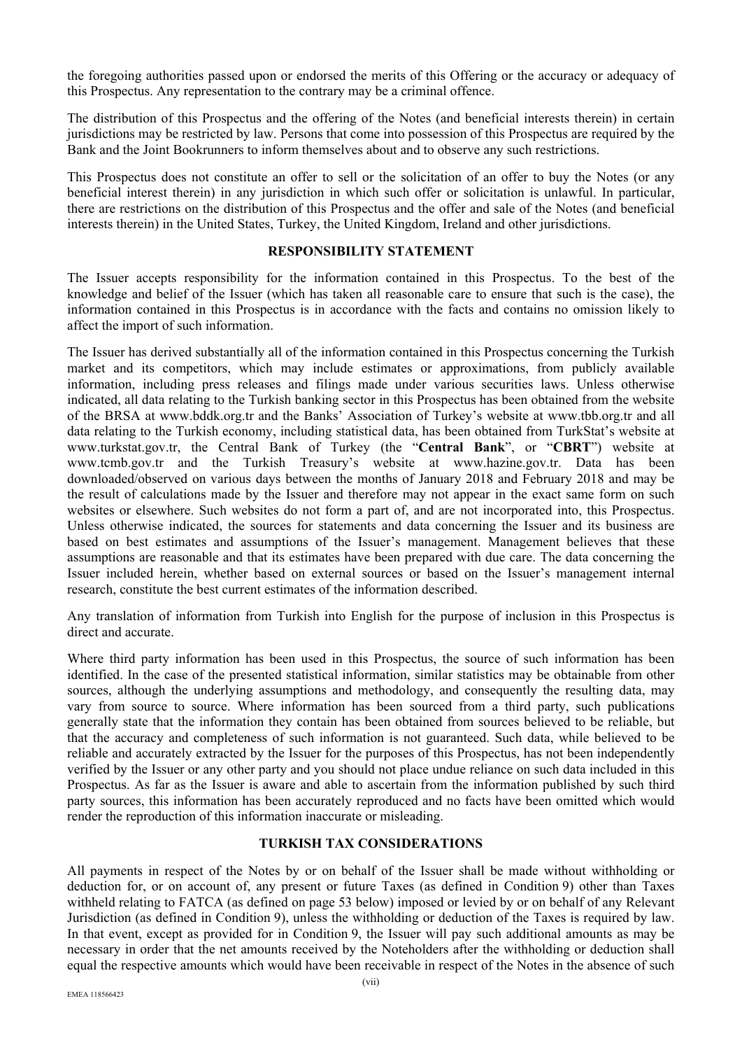the foregoing authorities passed upon or endorsed the merits of this Offering or the accuracy or adequacy of this Prospectus. Any representation to the contrary may be a criminal offence.

The distribution of this Prospectus and the offering of the Notes (and beneficial interests therein) in certain jurisdictions may be restricted by law. Persons that come into possession of this Prospectus are required by the Bank and the Joint Bookrunners to inform themselves about and to observe any such restrictions.

This Prospectus does not constitute an offer to sell or the solicitation of an offer to buy the Notes (or any beneficial interest therein) in any jurisdiction in which such offer or solicitation is unlawful. In particular, there are restrictions on the distribution of this Prospectus and the offer and sale of the Notes (and beneficial interests therein) in the United States, Turkey, the United Kingdom, Ireland and other jurisdictions.

## RESPONSIBILITY STATEMENT

The Issuer accepts responsibility for the information contained in this Prospectus. To the best of the knowledge and belief of the Issuer (which has taken all reasonable care to ensure that such is the case), the information contained in this Prospectus is in accordance with the facts and contains no omission likely to affect the import of such information.

The Issuer has derived substantially all of the information contained in this Prospectus concerning the Turkish market and its competitors, which may include estimates or approximations, from publicly available information, including press releases and filings made under various securities laws. Unless otherwise indicated, all data relating to the Turkish banking sector in this Prospectus has been obtained from the website of the BRSA at www.bddk.org.tr and the Banks' Association of Turkey's website at www.tbb.org.tr and all data relating to the Turkish economy, including statistical data, has been obtained from TurkStat's website at www.turkstat.gov.tr, the Central Bank of Turkey (the "**Central Bank**", or "**CBRT**") website at www.tcmb.gov.tr and the Turkish Treasury's website at www.hazine.gov.tr. Data has been downloaded/observed on various days between the months of January 2018 and February 2018 and may be the result of calculations made by the Issuer and therefore may not appear in the exact same form on such websites or elsewhere. Such websites do not form a part of, and are not incorporated into, this Prospectus. Unless otherwise indicated, the sources for statements and data concerning the Issuer and its business are based on best estimates and assumptions of the Issuer's management. Management believes that these assumptions are reasonable and that its estimates have been prepared with due care. The data concerning the Issuer included herein, whether based on external sources or based on the Issuer's management internal research, constitute the best current estimates of the information described.

Any translation of information from Turkish into English for the purpose of inclusion in this Prospectus is direct and accurate.

Where third party information has been used in this Prospectus, the source of such information has been identified. In the case of the presented statistical information, similar statistics may be obtainable from other sources, although the underlying assumptions and methodology, and consequently the resulting data, may vary from source to source. Where information has been sourced from a third party, such publications generally state that the information they contain has been obtained from sources believed to be reliable, but that the accuracy and completeness of such information is not guaranteed. Such data, while believed to be reliable and accurately extracted by the Issuer for the purposes of this Prospectus, has not been independently verified by the Issuer or any other party and you should not place undue reliance on such data included in this Prospectus. As far as the Issuer is aware and able to ascertain from the information published by such third party sources, this information has been accurately reproduced and no facts have been omitted which would render the reproduction of this information inaccurate or misleading.

## TURKISH TAX CONSIDERATIONS

All payments in respect of the Notes by or on behalf of the Issuer shall be made without withholding or deduction for, or on account of, any present or future Taxes (as defined in Condition 9) other than Taxes withheld relating to FATCA (as defined on page 53 below) imposed or levied by or on behalf of any Relevant Jurisdiction (as defined in Condition 9), unless the withholding or deduction of the Taxes is required by law. In that event, except as provided for in Condition 9, the Issuer will pay such additional amounts as may be necessary in order that the net amounts received by the Noteholders after the withholding or deduction shall equal the respective amounts which would have been receivable in respect of the Notes in the absence of such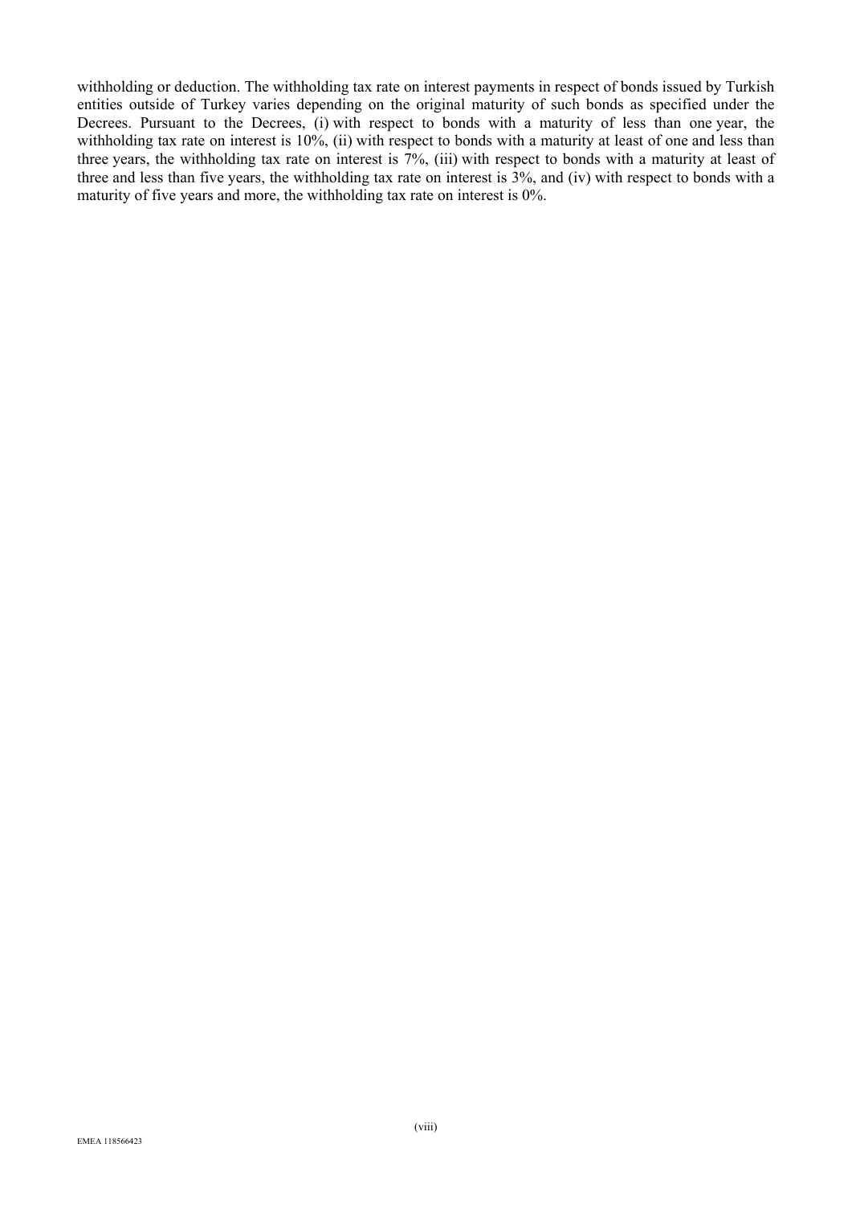withholding or deduction. The withholding tax rate on interest payments in respect of bonds issued by Turkish entities outside of Turkey varies depending on the original maturity of such bonds as specified under the Decrees. Pursuant to the Decrees, (i) with respect to bonds with a maturity of less than one year, the withholding tax rate on interest is 10%, (ii) with respect to bonds with a maturity at least of one and less than three years, the withholding tax rate on interest is 7%, (iii) with respect to bonds with a maturity at least of three and less than five years, the withholding tax rate on interest is 3%, and (iv) with respect to bonds with a maturity of five years and more, the withholding tax rate on interest is 0%.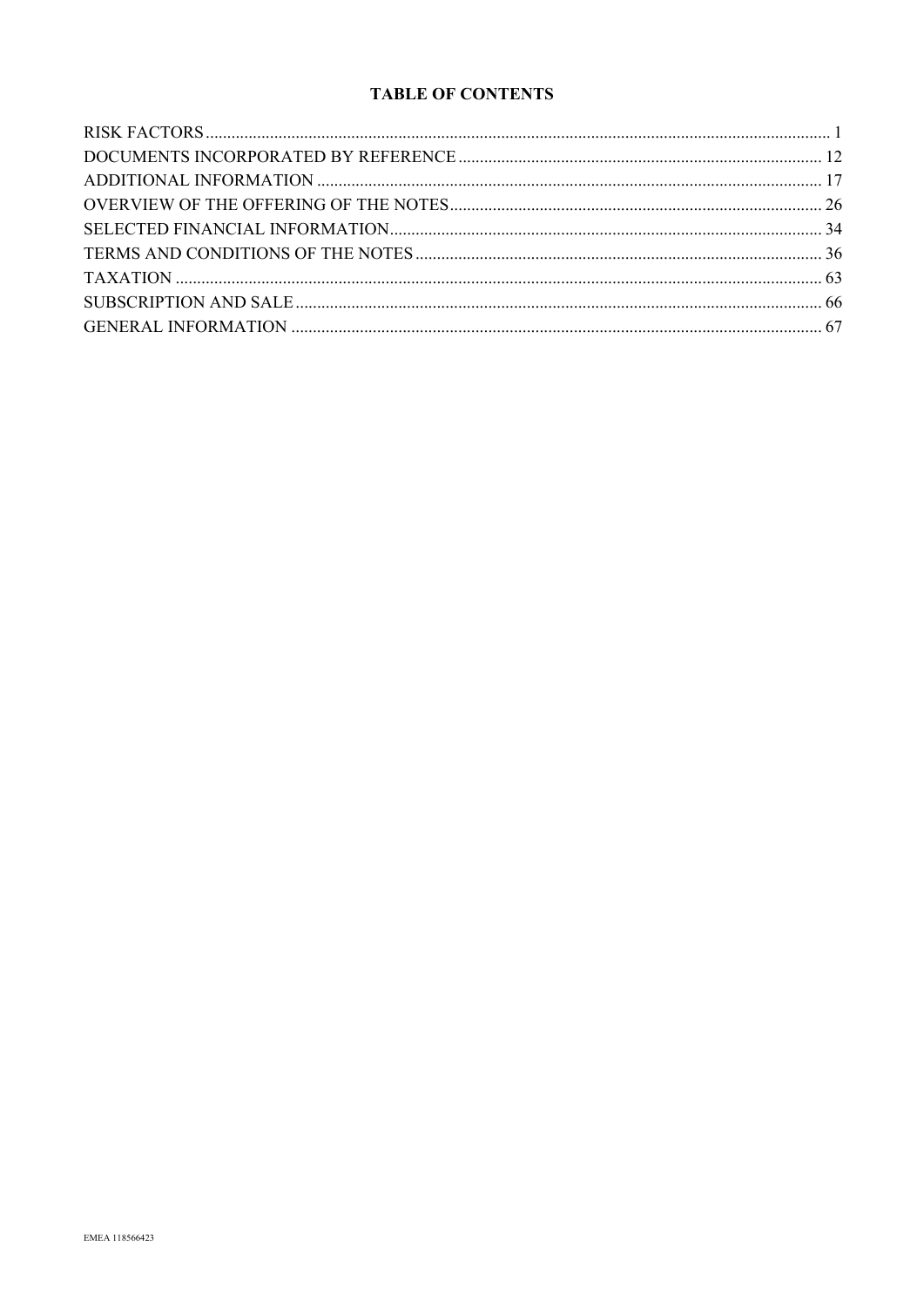# TABLE OF CONTENTS

| | |
|---|---|
| RISK FACTORS | 1 |
| DOCUMENTS INCORPORATED BY REFERENCE | 12 |
| ADDITIONAL INFORMATION | 17 |
| OVERVIEW OF THE OFFERING OF THE NOTES | 26 |
| SELECTED FINANCIAL INFORMATION | 34 |
| TERMS AND CONDITIONS OF THE NOTES | 36 |
| TAXATION | 63 |
| SUBSCRIPTION AND SALE | 66 |
| GENERAL INFORMATION | 67 |

EMEA 118566423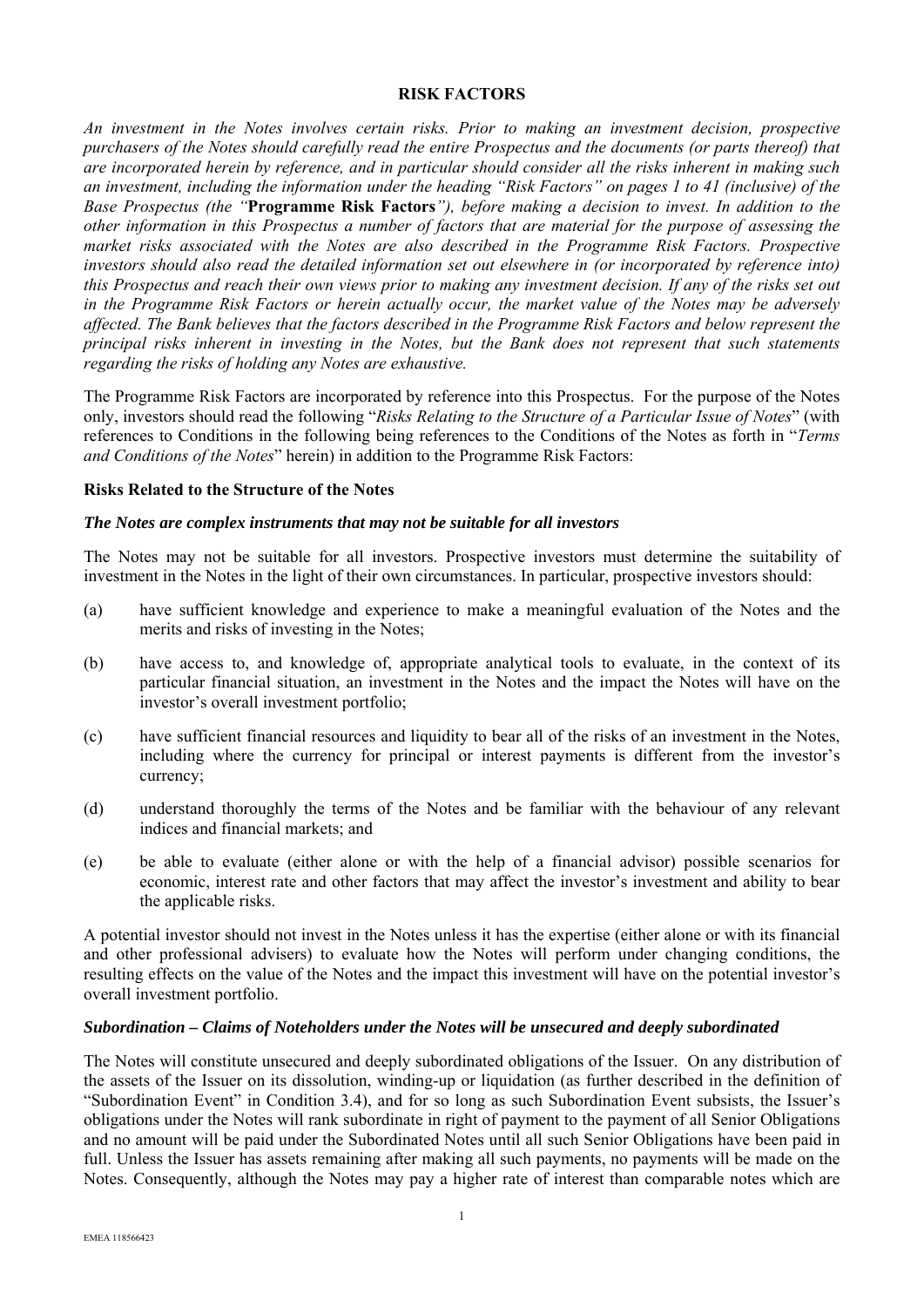# RISK FACTORS

*An investment in the Notes involves certain risks. Prior to making an investment decision, prospective purchasers of the Notes should carefully read the entire Prospectus and the documents (or parts thereof) that are incorporated herein by reference, and in particular should consider all the risks inherent in making such an investment, including the information under the heading "Risk Factors" on pages 1 to 41 (inclusive) of the Base Prospectus (the "***Programme Risk Factors***"), before making a decision to invest. In addition to the other information in this Prospectus a number of factors that are material for the purpose of assessing the market risks associated with the Notes are also described in the Programme Risk Factors. Prospective investors should also read the detailed information set out elsewhere in (or incorporated by reference into) this Prospectus and reach their own views prior to making any investment decision. If any of the risks set out in the Programme Risk Factors or herein actually occur, the market value of the Notes may be adversely affected. The Bank believes that the factors described in the Programme Risk Factors and below represent the principal risks inherent in investing in the Notes, but the Bank does not represent that such statements regarding the risks of holding any Notes are exhaustive.*

The Programme Risk Factors are incorporated by reference into this Prospectus. For the purpose of the Notes only, investors should read the following "*Risks Relating to the Structure of a Particular Issue of Notes*" (with references to Conditions in the following being references to the Conditions of the Notes as forth in "*Terms and Conditions of the Notes*" herein) in addition to the Programme Risk Factors:

## Risks Related to the Structure of the Notes

### *The Notes are complex instruments that may not be suitable for all investors*

The Notes may not be suitable for all investors. Prospective investors must determine the suitability of investment in the Notes in the light of their own circumstances. In particular, prospective investors should:

(a) have sufficient knowledge and experience to make a meaningful evaluation of the Notes and the merits and risks of investing in the Notes;

(b) have access to, and knowledge of, appropriate analytical tools to evaluate, in the context of its particular financial situation, an investment in the Notes and the impact the Notes will have on the investor's overall investment portfolio;

(c) have sufficient financial resources and liquidity to bear all of the risks of an investment in the Notes, including where the currency for principal or interest payments is different from the investor's currency;

(d) understand thoroughly the terms of the Notes and be familiar with the behaviour of any relevant indices and financial markets; and

(e) be able to evaluate (either alone or with the help of a financial advisor) possible scenarios for economic, interest rate and other factors that may affect the investor's investment and ability to bear the applicable risks.

A potential investor should not invest in the Notes unless it has the expertise (either alone or with its financial and other professional advisers) to evaluate how the Notes will perform under changing conditions, the resulting effects on the value of the Notes and the impact this investment will have on the potential investor's overall investment portfolio.

### *Subordination – Claims of Noteholders under the Notes will be unsecured and deeply subordinated*

The Notes will constitute unsecured and deeply subordinated obligations of the Issuer. On any distribution of the assets of the Issuer on its dissolution, winding-up or liquidation (as further described in the definition of "Subordination Event" in Condition 3.4), and for so long as such Subordination Event subsists, the Issuer's obligations under the Notes will rank subordinate in right of payment to the payment of all Senior Obligations and no amount will be paid under the Subordinated Notes until all such Senior Obligations have been paid in full. Unless the Issuer has assets remaining after making all such payments, no payments will be made on the Notes. Consequently, although the Notes may pay a higher rate of interest than comparable notes which are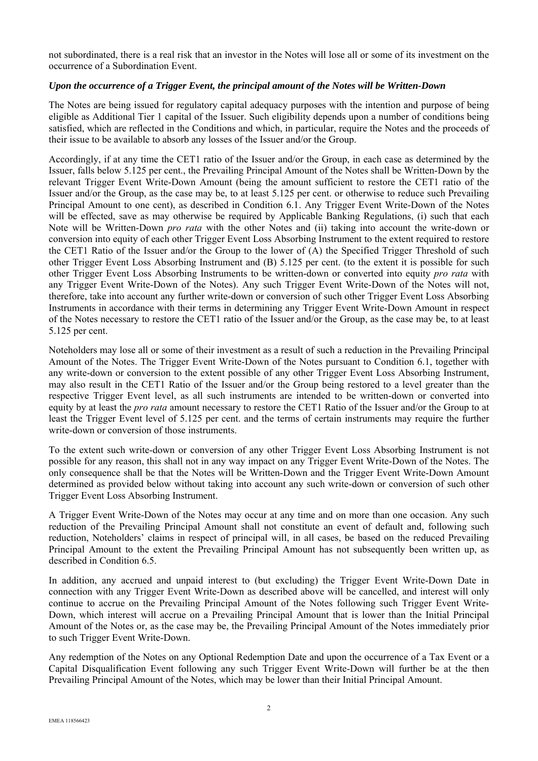not subordinated, there is a real risk that an investor in the Notes will lose all or some of its investment on the occurrence of a Subordination Event.

***Upon the occurrence of a Trigger Event, the principal amount of the Notes will be Written-Down***

The Notes are being issued for regulatory capital adequacy purposes with the intention and purpose of being eligible as Additional Tier 1 capital of the Issuer. Such eligibility depends upon a number of conditions being satisfied, which are reflected in the Conditions and which, in particular, require the Notes and the proceeds of their issue to be available to absorb any losses of the Issuer and/or the Group.

Accordingly, if at any time the CET1 ratio of the Issuer and/or the Group, in each case as determined by the Issuer, falls below 5.125 per cent., the Prevailing Principal Amount of the Notes shall be Written-Down by the relevant Trigger Event Write-Down Amount (being the amount sufficient to restore the CET1 ratio of the Issuer and/or the Group, as the case may be, to at least 5.125 per cent. or otherwise to reduce such Prevailing Principal Amount to one cent), as described in Condition 6.1. Any Trigger Event Write-Down of the Notes will be effected, save as may otherwise be required by Applicable Banking Regulations, (i) such that each Note will be Written-Down *pro rata* with the other Notes and (ii) taking into account the write-down or conversion into equity of each other Trigger Event Loss Absorbing Instrument to the extent required to restore the CET1 Ratio of the Issuer and/or the Group to the lower of (A) the Specified Trigger Threshold of such other Trigger Event Loss Absorbing Instrument and (B) 5.125 per cent. (to the extent it is possible for such other Trigger Event Loss Absorbing Instruments to be written-down or converted into equity *pro rata* with any Trigger Event Write-Down of the Notes). Any such Trigger Event Write-Down of the Notes will not, therefore, take into account any further write-down or conversion of such other Trigger Event Loss Absorbing Instruments in accordance with their terms in determining any Trigger Event Write-Down Amount in respect of the Notes necessary to restore the CET1 ratio of the Issuer and/or the Group, as the case may be, to at least 5.125 per cent.

Noteholders may lose all or some of their investment as a result of such a reduction in the Prevailing Principal Amount of the Notes. The Trigger Event Write-Down of the Notes pursuant to Condition 6.1, together with any write-down or conversion to the extent possible of any other Trigger Event Loss Absorbing Instrument, may also result in the CET1 Ratio of the Issuer and/or the Group being restored to a level greater than the respective Trigger Event level, as all such instruments are intended to be written-down or converted into equity by at least the *pro rata* amount necessary to restore the CET1 Ratio of the Issuer and/or the Group to at least the Trigger Event level of 5.125 per cent. and the terms of certain instruments may require the further write-down or conversion of those instruments.

To the extent such write-down or conversion of any other Trigger Event Loss Absorbing Instrument is not possible for any reason, this shall not in any way impact on any Trigger Event Write-Down of the Notes. The only consequence shall be that the Notes will be Written-Down and the Trigger Event Write-Down Amount determined as provided below without taking into account any such write-down or conversion of such other Trigger Event Loss Absorbing Instrument.

A Trigger Event Write-Down of the Notes may occur at any time and on more than one occasion. Any such reduction of the Prevailing Principal Amount shall not constitute an event of default and, following such reduction, Noteholders' claims in respect of principal will, in all cases, be based on the reduced Prevailing Principal Amount to the extent the Prevailing Principal Amount has not subsequently been written up, as described in Condition 6.5.

In addition, any accrued and unpaid interest to (but excluding) the Trigger Event Write-Down Date in connection with any Trigger Event Write-Down as described above will be cancelled, and interest will only continue to accrue on the Prevailing Principal Amount of the Notes following such Trigger Event Write-Down, which interest will accrue on a Prevailing Principal Amount that is lower than the Initial Principal Amount of the Notes or, as the case may be, the Prevailing Principal Amount of the Notes immediately prior to such Trigger Event Write-Down.

Any redemption of the Notes on any Optional Redemption Date and upon the occurrence of a Tax Event or a Capital Disqualification Event following any such Trigger Event Write-Down will further be at the then Prevailing Principal Amount of the Notes, which may be lower than their Initial Principal Amount.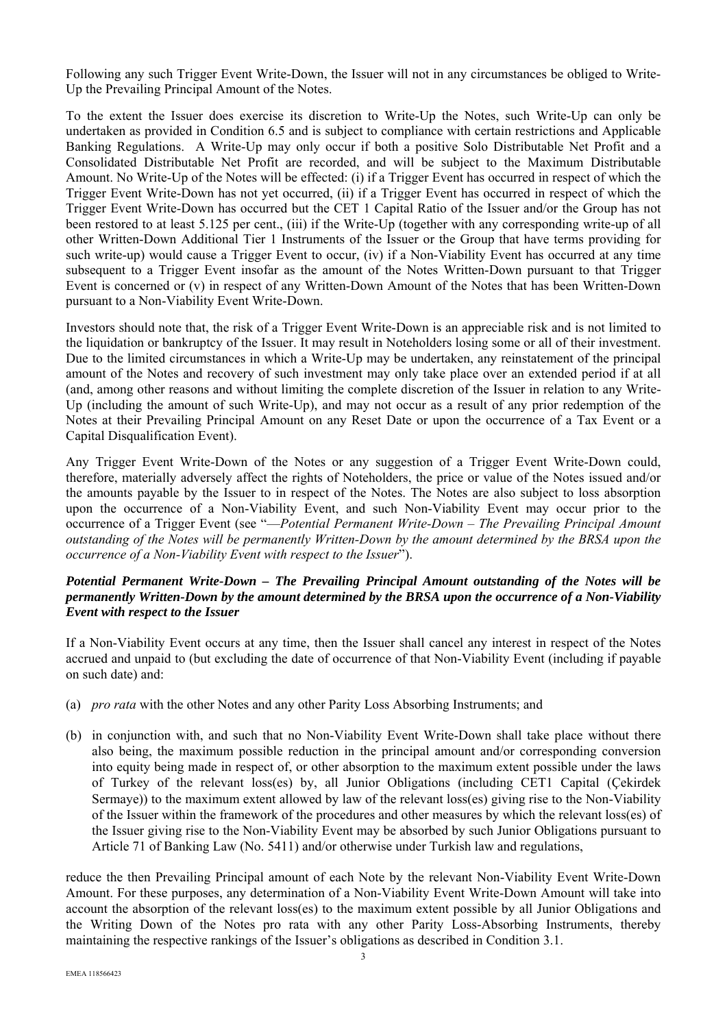Following any such Trigger Event Write-Down, the Issuer will not in any circumstances be obliged to Write-Up the Prevailing Principal Amount of the Notes.

To the extent the Issuer does exercise its discretion to Write-Up the Notes, such Write-Up can only be undertaken as provided in Condition 6.5 and is subject to compliance with certain restrictions and Applicable Banking Regulations. A Write-Up may only occur if both a positive Solo Distributable Net Profit and a Consolidated Distributable Net Profit are recorded, and will be subject to the Maximum Distributable Amount. No Write-Up of the Notes will be effected: (i) if a Trigger Event has occurred in respect of which the Trigger Event Write-Down has not yet occurred, (ii) if a Trigger Event has occurred in respect of which the Trigger Event Write-Down has occurred but the CET 1 Capital Ratio of the Issuer and/or the Group has not been restored to at least 5.125 per cent., (iii) if the Write-Up (together with any corresponding write-up of all other Written-Down Additional Tier 1 Instruments of the Issuer or the Group that have terms providing for such write-up) would cause a Trigger Event to occur, (iv) if a Non-Viability Event has occurred at any time subsequent to a Trigger Event insofar as the amount of the Notes Written-Down pursuant to that Trigger Event is concerned or (v) in respect of any Written-Down Amount of the Notes that has been Written-Down pursuant to a Non-Viability Event Write-Down.

Investors should note that, the risk of a Trigger Event Write-Down is an appreciable risk and is not limited to the liquidation or bankruptcy of the Issuer. It may result in Noteholders losing some or all of their investment. Due to the limited circumstances in which a Write-Up may be undertaken, any reinstatement of the principal amount of the Notes and recovery of such investment may only take place over an extended period if at all (and, among other reasons and without limiting the complete discretion of the Issuer in relation to any Write-Up (including the amount of such Write-Up), and may not occur as a result of any prior redemption of the Notes at their Prevailing Principal Amount on any Reset Date or upon the occurrence of a Tax Event or a Capital Disqualification Event).

Any Trigger Event Write-Down of the Notes or any suggestion of a Trigger Event Write-Down could, therefore, materially adversely affect the rights of Noteholders, the price or value of the Notes issued and/or the amounts payable by the Issuer to in respect of the Notes. The Notes are also subject to loss absorption upon the occurrence of a Non-Viability Event, and such Non-Viability Event may occur prior to the occurrence of a Trigger Event (see "—*Potential Permanent Write-Down – The Prevailing Principal Amount outstanding of the Notes will be permanently Written-Down by the amount determined by the BRSA upon the occurrence of a Non-Viability Event with respect to the Issuer*").

***Potential Permanent Write-Down – The Prevailing Principal Amount outstanding of the Notes will be permanently Written-Down by the amount determined by the BRSA upon the occurrence of a Non-Viability Event with respect to the Issuer***

If a Non-Viability Event occurs at any time, then the Issuer shall cancel any interest in respect of the Notes accrued and unpaid to (but excluding the date of occurrence of that Non-Viability Event (including if payable on such date) and:

(a) *pro rata* with the other Notes and any other Parity Loss Absorbing Instruments; and

(b) in conjunction with, and such that no Non-Viability Event Write-Down shall take place without there also being, the maximum possible reduction in the principal amount and/or corresponding conversion into equity being made in respect of, or other absorption to the maximum extent possible under the laws of Turkey of the relevant loss(es) by, all Junior Obligations (including CET1 Capital (Çekirdek Sermaye)) to the maximum extent allowed by law of the relevant loss(es) giving rise to the Non-Viability of the Issuer within the framework of the procedures and other measures by which the relevant loss(es) of the Issuer giving rise to the Non-Viability Event may be absorbed by such Junior Obligations pursuant to Article 71 of Banking Law (No. 5411) and/or otherwise under Turkish law and regulations,

reduce the then Prevailing Principal amount of each Note by the relevant Non-Viability Event Write-Down Amount. For these purposes, any determination of a Non-Viability Event Write-Down Amount will take into account the absorption of the relevant loss(es) to the maximum extent possible by all Junior Obligations and the Writing Down of the Notes pro rata with any other Parity Loss-Absorbing Instruments, thereby maintaining the respective rankings of the Issuer's obligations as described in Condition 3.1.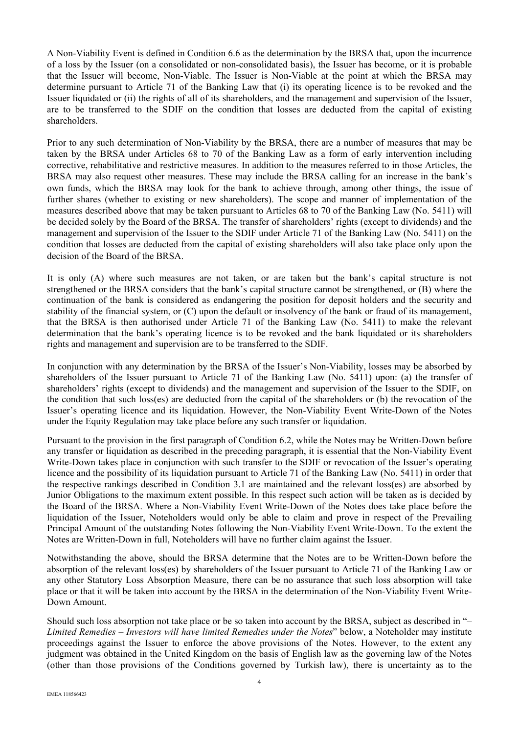A Non-Viability Event is defined in Condition 6.6 as the determination by the BRSA that, upon the incurrence of a loss by the Issuer (on a consolidated or non-consolidated basis), the Issuer has become, or it is probable that the Issuer will become, Non-Viable. The Issuer is Non-Viable at the point at which the BRSA may determine pursuant to Article 71 of the Banking Law that (i) its operating licence is to be revoked and the Issuer liquidated or (ii) the rights of all of its shareholders, and the management and supervision of the Issuer, are to be transferred to the SDIF on the condition that losses are deducted from the capital of existing shareholders.

Prior to any such determination of Non-Viability by the BRSA, there are a number of measures that may be taken by the BRSA under Articles 68 to 70 of the Banking Law as a form of early intervention including corrective, rehabilitative and restrictive measures. In addition to the measures referred to in those Articles, the BRSA may also request other measures. These may include the BRSA calling for an increase in the bank's own funds, which the BRSA may look for the bank to achieve through, among other things, the issue of further shares (whether to existing or new shareholders). The scope and manner of implementation of the measures described above that may be taken pursuant to Articles 68 to 70 of the Banking Law (No. 5411) will be decided solely by the Board of the BRSA. The transfer of shareholders' rights (except to dividends) and the management and supervision of the Issuer to the SDIF under Article 71 of the Banking Law (No. 5411) on the condition that losses are deducted from the capital of existing shareholders will also take place only upon the decision of the Board of the BRSA.

It is only (A) where such measures are not taken, or are taken but the bank's capital structure is not strengthened or the BRSA considers that the bank's capital structure cannot be strengthened, or (B) where the continuation of the bank is considered as endangering the position for deposit holders and the security and stability of the financial system, or (C) upon the default or insolvency of the bank or fraud of its management, that the BRSA is then authorised under Article 71 of the Banking Law (No. 5411) to make the relevant determination that the bank's operating licence is to be revoked and the bank liquidated or its shareholders rights and management and supervision are to be transferred to the SDIF.

In conjunction with any determination by the BRSA of the Issuer's Non-Viability, losses may be absorbed by shareholders of the Issuer pursuant to Article 71 of the Banking Law (No. 5411) upon: (a) the transfer of shareholders' rights (except to dividends) and the management and supervision of the Issuer to the SDIF, on the condition that such loss(es) are deducted from the capital of the shareholders or (b) the revocation of the Issuer's operating licence and its liquidation. However, the Non-Viability Event Write-Down of the Notes under the Equity Regulation may take place before any such transfer or liquidation.

Pursuant to the provision in the first paragraph of Condition 6.2, while the Notes may be Written-Down before any transfer or liquidation as described in the preceding paragraph, it is essential that the Non-Viability Event Write-Down takes place in conjunction with such transfer to the SDIF or revocation of the Issuer's operating licence and the possibility of its liquidation pursuant to Article 71 of the Banking Law (No. 5411) in order that the respective rankings described in Condition 3.1 are maintained and the relevant loss(es) are absorbed by Junior Obligations to the maximum extent possible. In this respect such action will be taken as is decided by the Board of the BRSA. Where a Non-Viability Event Write-Down of the Notes does take place before the liquidation of the Issuer, Noteholders would only be able to claim and prove in respect of the Prevailing Principal Amount of the outstanding Notes following the Non-Viability Event Write-Down. To the extent the Notes are Written-Down in full, Noteholders will have no further claim against the Issuer.

Notwithstanding the above, should the BRSA determine that the Notes are to be Written-Down before the absorption of the relevant loss(es) by shareholders of the Issuer pursuant to Article 71 of the Banking Law or any other Statutory Loss Absorption Measure, there can be no assurance that such loss absorption will take place or that it will be taken into account by the BRSA in the determination of the Non-Viability Event Write-Down Amount.

Should such loss absorption not take place or be so taken into account by the BRSA, subject as described in "*– Limited Remedies – Investors will have limited Remedies under the Notes*" below, a Noteholder may institute proceedings against the Issuer to enforce the above provisions of the Notes. However, to the extent any judgment was obtained in the United Kingdom on the basis of English law as the governing law of the Notes (other than those provisions of the Conditions governed by Turkish law), there is uncertainty as to the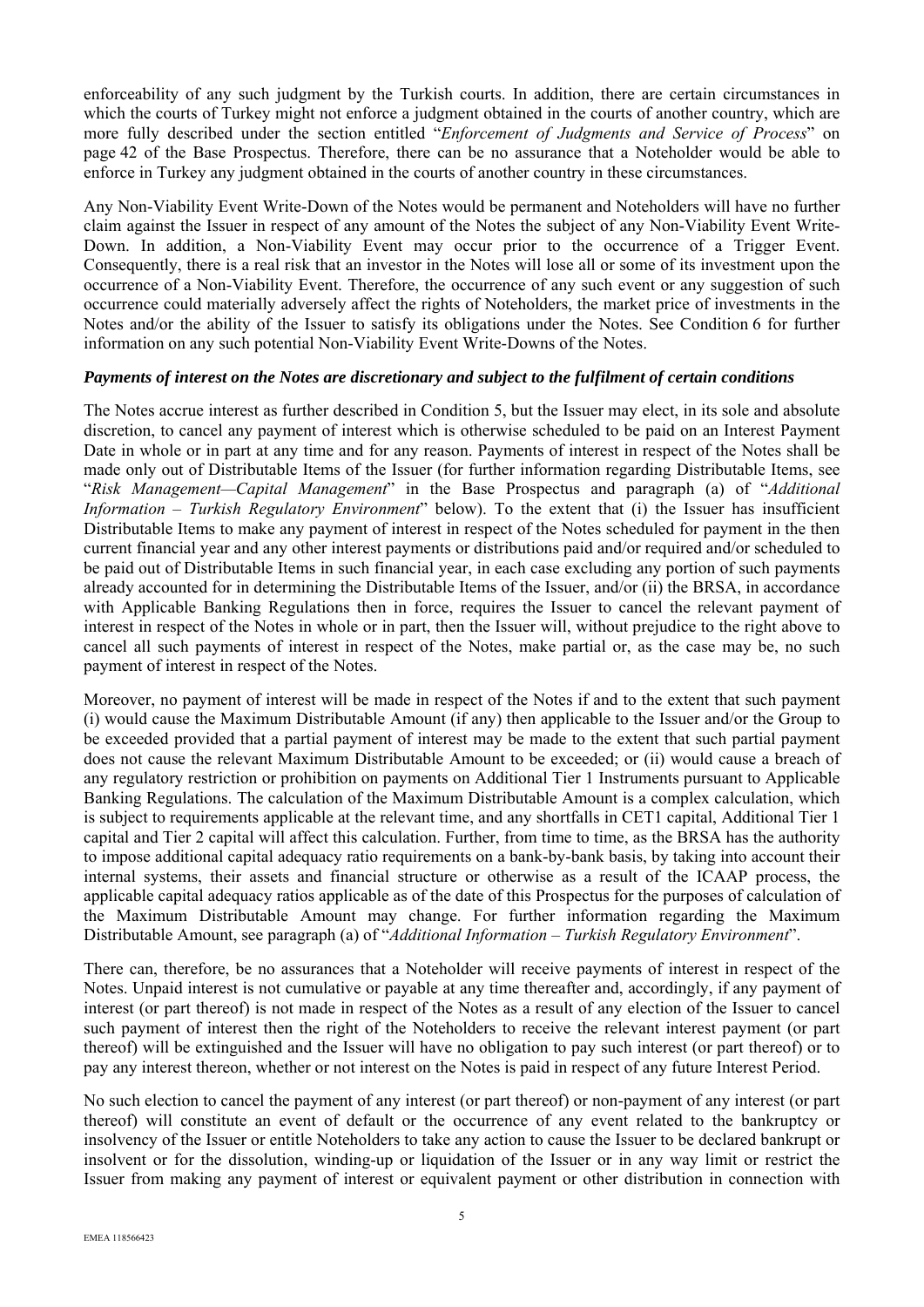enforceability of any such judgment by the Turkish courts. In addition, there are certain circumstances in which the courts of Turkey might not enforce a judgment obtained in the courts of another country, which are more fully described under the section entitled "*Enforcement of Judgments and Service of Process*" on page 42 of the Base Prospectus. Therefore, there can be no assurance that a Noteholder would be able to enforce in Turkey any judgment obtained in the courts of another country in these circumstances.

Any Non-Viability Event Write-Down of the Notes would be permanent and Noteholders will have no further claim against the Issuer in respect of any amount of the Notes the subject of any Non-Viability Event Write-Down. In addition, a Non-Viability Event may occur prior to the occurrence of a Trigger Event. Consequently, there is a real risk that an investor in the Notes will lose all or some of its investment upon the occurrence of a Non-Viability Event. Therefore, the occurrence of any such event or any suggestion of such occurrence could materially adversely affect the rights of Noteholders, the market price of investments in the Notes and/or the ability of the Issuer to satisfy its obligations under the Notes. See Condition 6 for further information on any such potential Non-Viability Event Write-Downs of the Notes.

***Payments of interest on the Notes are discretionary and subject to the fulfilment of certain conditions***

The Notes accrue interest as further described in Condition 5, but the Issuer may elect, in its sole and absolute discretion, to cancel any payment of interest which is otherwise scheduled to be paid on an Interest Payment Date in whole or in part at any time and for any reason. Payments of interest in respect of the Notes shall be made only out of Distributable Items of the Issuer (for further information regarding Distributable Items, see "*Risk Management—Capital Management*" in the Base Prospectus and paragraph (a) of "*Additional Information – Turkish Regulatory Environment*" below). To the extent that (i) the Issuer has insufficient Distributable Items to make any payment of interest in respect of the Notes scheduled for payment in the then current financial year and any other interest payments or distributions paid and/or required and/or scheduled to be paid out of Distributable Items in such financial year, in each case excluding any portion of such payments already accounted for in determining the Distributable Items of the Issuer, and/or (ii) the BRSA, in accordance with Applicable Banking Regulations then in force, requires the Issuer to cancel the relevant payment of interest in respect of the Notes in whole or in part, then the Issuer will, without prejudice to the right above to cancel all such payments of interest in respect of the Notes, make partial or, as the case may be, no such payment of interest in respect of the Notes.

Moreover, no payment of interest will be made in respect of the Notes if and to the extent that such payment (i) would cause the Maximum Distributable Amount (if any) then applicable to the Issuer and/or the Group to be exceeded provided that a partial payment of interest may be made to the extent that such partial payment does not cause the relevant Maximum Distributable Amount to be exceeded; or (ii) would cause a breach of any regulatory restriction or prohibition on payments on Additional Tier 1 Instruments pursuant to Applicable Banking Regulations. The calculation of the Maximum Distributable Amount is a complex calculation, which is subject to requirements applicable at the relevant time, and any shortfalls in CET1 capital, Additional Tier 1 capital and Tier 2 capital will affect this calculation. Further, from time to time, as the BRSA has the authority to impose additional capital adequacy ratio requirements on a bank-by-bank basis, by taking into account their internal systems, their assets and financial structure or otherwise as a result of the ICAAP process, the applicable capital adequacy ratios applicable as of the date of this Prospectus for the purposes of calculation of the Maximum Distributable Amount may change. For further information regarding the Maximum Distributable Amount, see paragraph (a) of "*Additional Information – Turkish Regulatory Environment*".

There can, therefore, be no assurances that a Noteholder will receive payments of interest in respect of the Notes. Unpaid interest is not cumulative or payable at any time thereafter and, accordingly, if any payment of interest (or part thereof) is not made in respect of the Notes as a result of any election of the Issuer to cancel such payment of interest then the right of the Noteholders to receive the relevant interest payment (or part thereof) will be extinguished and the Issuer will have no obligation to pay such interest (or part thereof) or to pay any interest thereon, whether or not interest on the Notes is paid in respect of any future Interest Period.

No such election to cancel the payment of any interest (or part thereof) or non-payment of any interest (or part thereof) will constitute an event of default or the occurrence of any event related to the bankruptcy or insolvency of the Issuer or entitle Noteholders to take any action to cause the Issuer to be declared bankrupt or insolvent or for the dissolution, winding-up or liquidation of the Issuer or in any way limit or restrict the Issuer from making any payment of interest or equivalent payment or other distribution in connection with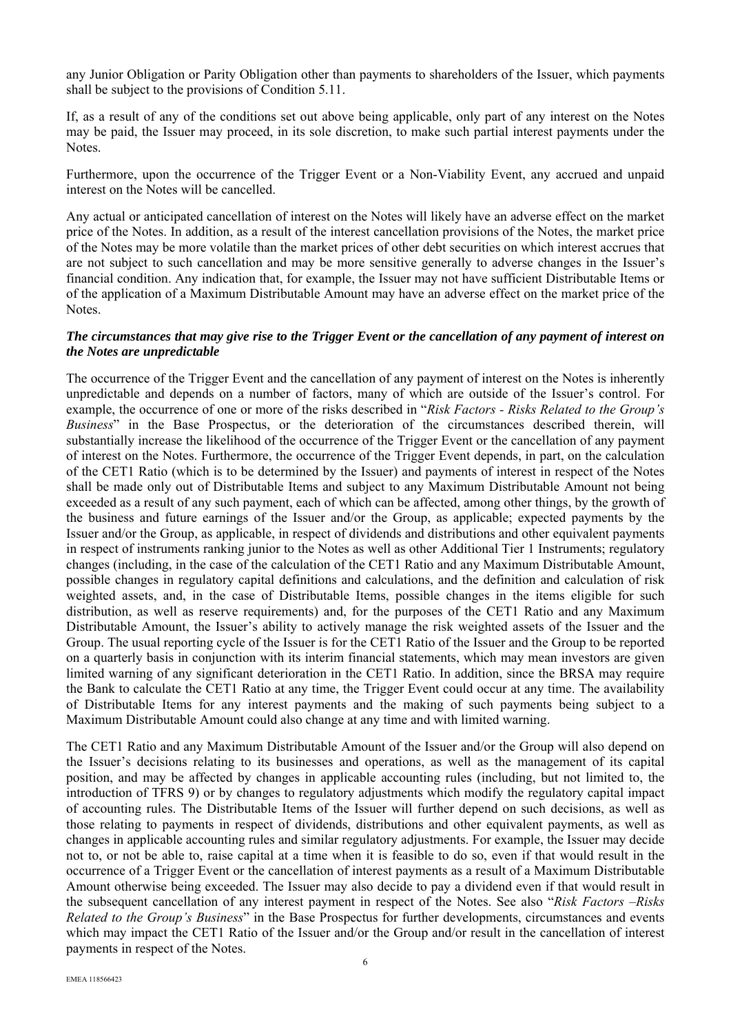any Junior Obligation or Parity Obligation other than payments to shareholders of the Issuer, which payments shall be subject to the provisions of Condition 5.11.

If, as a result of any of the conditions set out above being applicable, only part of any interest on the Notes may be paid, the Issuer may proceed, in its sole discretion, to make such partial interest payments under the Notes.

Furthermore, upon the occurrence of the Trigger Event or a Non-Viability Event, any accrued and unpaid interest on the Notes will be cancelled.

Any actual or anticipated cancellation of interest on the Notes will likely have an adverse effect on the market price of the Notes. In addition, as a result of the interest cancellation provisions of the Notes, the market price of the Notes may be more volatile than the market prices of other debt securities on which interest accrues that are not subject to such cancellation and may be more sensitive generally to adverse changes in the Issuer's financial condition. Any indication that, for example, the Issuer may not have sufficient Distributable Items or of the application of a Maximum Distributable Amount may have an adverse effect on the market price of the Notes.

***The circumstances that may give rise to the Trigger Event or the cancellation of any payment of interest on the Notes are unpredictable***

The occurrence of the Trigger Event and the cancellation of any payment of interest on the Notes is inherently unpredictable and depends on a number of factors, many of which are outside of the Issuer's control. For example, the occurrence of one or more of the risks described in "*Risk Factors - Risks Related to the Group's Business*" in the Base Prospectus, or the deterioration of the circumstances described therein, will substantially increase the likelihood of the occurrence of the Trigger Event or the cancellation of any payment of interest on the Notes. Furthermore, the occurrence of the Trigger Event depends, in part, on the calculation of the CET1 Ratio (which is to be determined by the Issuer) and payments of interest in respect of the Notes shall be made only out of Distributable Items and subject to any Maximum Distributable Amount not being exceeded as a result of any such payment, each of which can be affected, among other things, by the growth of the business and future earnings of the Issuer and/or the Group, as applicable; expected payments by the Issuer and/or the Group, as applicable, in respect of dividends and distributions and other equivalent payments in respect of instruments ranking junior to the Notes as well as other Additional Tier 1 Instruments; regulatory changes (including, in the case of the calculation of the CET1 Ratio and any Maximum Distributable Amount, possible changes in regulatory capital definitions and calculations, and the definition and calculation of risk weighted assets, and, in the case of Distributable Items, possible changes in the items eligible for such distribution, as well as reserve requirements) and, for the purposes of the CET1 Ratio and any Maximum Distributable Amount, the Issuer's ability to actively manage the risk weighted assets of the Issuer and the Group. The usual reporting cycle of the Issuer is for the CET1 Ratio of the Issuer and the Group to be reported on a quarterly basis in conjunction with its interim financial statements, which may mean investors are given limited warning of any significant deterioration in the CET1 Ratio. In addition, since the BRSA may require the Bank to calculate the CET1 Ratio at any time, the Trigger Event could occur at any time. The availability of Distributable Items for any interest payments and the making of such payments being subject to a Maximum Distributable Amount could also change at any time and with limited warning.

The CET1 Ratio and any Maximum Distributable Amount of the Issuer and/or the Group will also depend on the Issuer's decisions relating to its businesses and operations, as well as the management of its capital position, and may be affected by changes in applicable accounting rules (including, but not limited to, the introduction of TFRS 9) or by changes to regulatory adjustments which modify the regulatory capital impact of accounting rules. The Distributable Items of the Issuer will further depend on such decisions, as well as those relating to payments in respect of dividends, distributions and other equivalent payments, as well as changes in applicable accounting rules and similar regulatory adjustments. For example, the Issuer may decide not to, or not be able to, raise capital at a time when it is feasible to do so, even if that would result in the occurrence of a Trigger Event or the cancellation of interest payments as a result of a Maximum Distributable Amount otherwise being exceeded. The Issuer may also decide to pay a dividend even if that would result in the subsequent cancellation of any interest payment in respect of the Notes. See also "*Risk Factors –Risks Related to the Group's Business*" in the Base Prospectus for further developments, circumstances and events which may impact the CET1 Ratio of the Issuer and/or the Group and/or result in the cancellation of interest payments in respect of the Notes.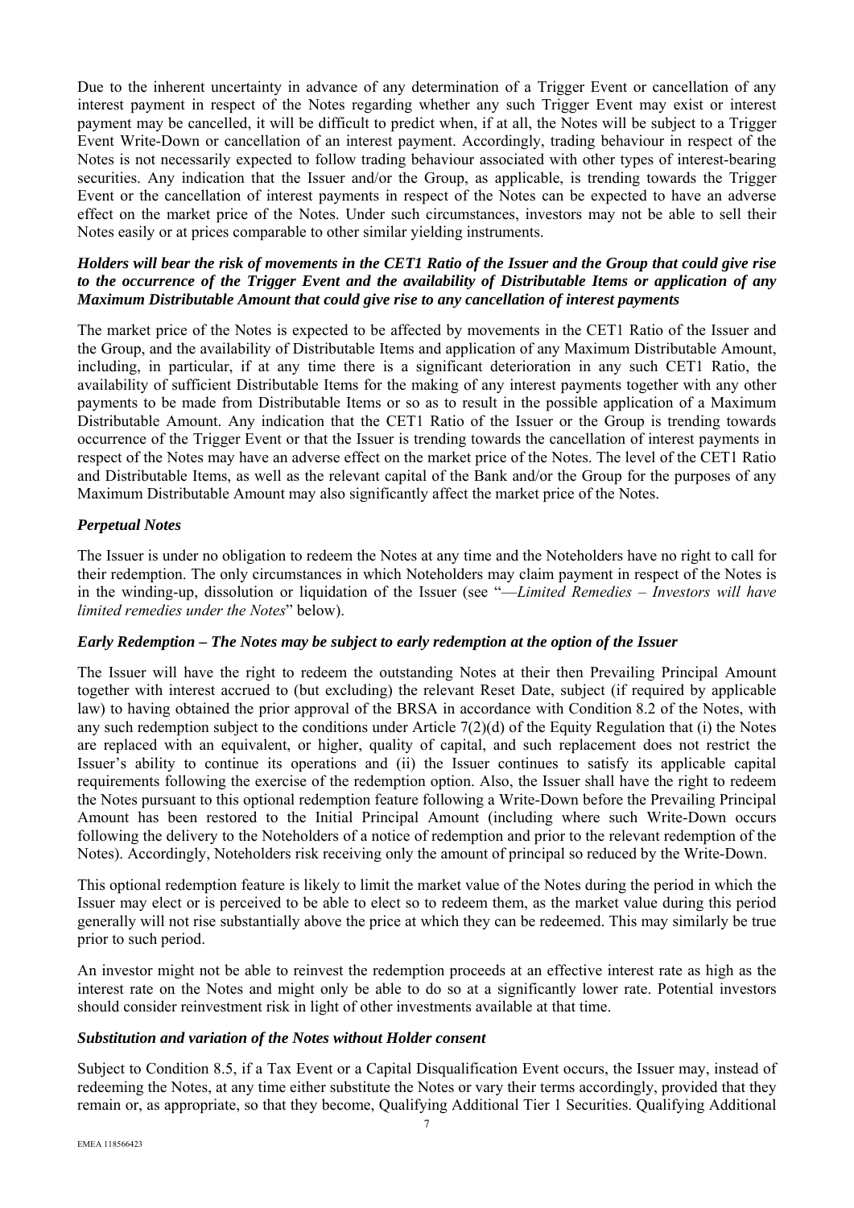Due to the inherent uncertainty in advance of any determination of a Trigger Event or cancellation of any interest payment in respect of the Notes regarding whether any such Trigger Event may exist or interest payment may be cancelled, it will be difficult to predict when, if at all, the Notes will be subject to a Trigger Event Write-Down or cancellation of an interest payment. Accordingly, trading behaviour in respect of the Notes is not necessarily expected to follow trading behaviour associated with other types of interest-bearing securities. Any indication that the Issuer and/or the Group, as applicable, is trending towards the Trigger Event or the cancellation of interest payments in respect of the Notes can be expected to have an adverse effect on the market price of the Notes. Under such circumstances, investors may not be able to sell their Notes easily or at prices comparable to other similar yielding instruments.

***Holders will bear the risk of movements in the CET1 Ratio of the Issuer and the Group that could give rise to the occurrence of the Trigger Event and the availability of Distributable Items or application of any Maximum Distributable Amount that could give rise to any cancellation of interest payments***

The market price of the Notes is expected to be affected by movements in the CET1 Ratio of the Issuer and the Group, and the availability of Distributable Items and application of any Maximum Distributable Amount, including, in particular, if at any time there is a significant deterioration in any such CET1 Ratio, the availability of sufficient Distributable Items for the making of any interest payments together with any other payments to be made from Distributable Items or so as to result in the possible application of a Maximum Distributable Amount. Any indication that the CET1 Ratio of the Issuer or the Group is trending towards occurrence of the Trigger Event or that the Issuer is trending towards the cancellation of interest payments in respect of the Notes may have an adverse effect on the market price of the Notes. The level of the CET1 Ratio and Distributable Items, as well as the relevant capital of the Bank and/or the Group for the purposes of any Maximum Distributable Amount may also significantly affect the market price of the Notes.

***Perpetual Notes***

The Issuer is under no obligation to redeem the Notes at any time and the Noteholders have no right to call for their redemption. The only circumstances in which Noteholders may claim payment in respect of the Notes is in the winding-up, dissolution or liquidation of the Issuer (see "—*Limited Remedies – Investors will have limited remedies under the Notes*" below).

***Early Redemption – The Notes may be subject to early redemption at the option of the Issuer***

The Issuer will have the right to redeem the outstanding Notes at their then Prevailing Principal Amount together with interest accrued to (but excluding) the relevant Reset Date, subject (if required by applicable law) to having obtained the prior approval of the BRSA in accordance with Condition 8.2 of the Notes, with any such redemption subject to the conditions under Article 7(2)(d) of the Equity Regulation that (i) the Notes are replaced with an equivalent, or higher, quality of capital, and such replacement does not restrict the Issuer's ability to continue its operations and (ii) the Issuer continues to satisfy its applicable capital requirements following the exercise of the redemption option. Also, the Issuer shall have the right to redeem the Notes pursuant to this optional redemption feature following a Write-Down before the Prevailing Principal Amount has been restored to the Initial Principal Amount (including where such Write-Down occurs following the delivery to the Noteholders of a notice of redemption and prior to the relevant redemption of the Notes). Accordingly, Noteholders risk receiving only the amount of principal so reduced by the Write-Down.

This optional redemption feature is likely to limit the market value of the Notes during the period in which the Issuer may elect or is perceived to be able to elect so to redeem them, as the market value during this period generally will not rise substantially above the price at which they can be redeemed. This may similarly be true prior to such period.

An investor might not be able to reinvest the redemption proceeds at an effective interest rate as high as the interest rate on the Notes and might only be able to do so at a significantly lower rate. Potential investors should consider reinvestment risk in light of other investments available at that time.

***Substitution and variation of the Notes without Holder consent***

Subject to Condition 8.5, if a Tax Event or a Capital Disqualification Event occurs, the Issuer may, instead of redeeming the Notes, at any time either substitute the Notes or vary their terms accordingly, provided that they remain or, as appropriate, so that they become, Qualifying Additional Tier 1 Securities. Qualifying Additional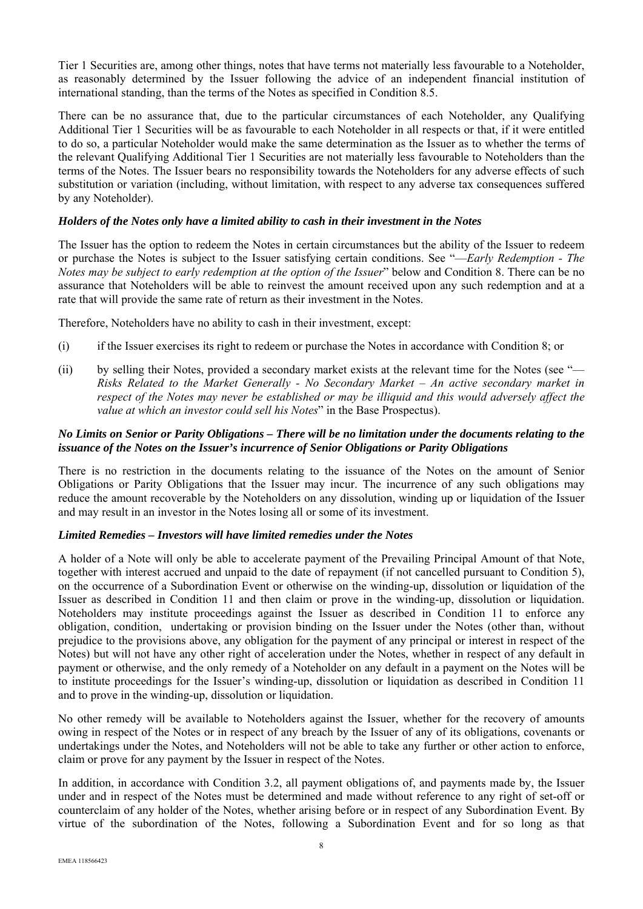Tier 1 Securities are, among other things, notes that have terms not materially less favourable to a Noteholder, as reasonably determined by the Issuer following the advice of an independent financial institution of international standing, than the terms of the Notes as specified in Condition 8.5.

There can be no assurance that, due to the particular circumstances of each Noteholder, any Qualifying Additional Tier 1 Securities will be as favourable to each Noteholder in all respects or that, if it were entitled to do so, a particular Noteholder would make the same determination as the Issuer as to whether the terms of the relevant Qualifying Additional Tier 1 Securities are not materially less favourable to Noteholders than the terms of the Notes. The Issuer bears no responsibility towards the Noteholders for any adverse effects of such substitution or variation (including, without limitation, with respect to any adverse tax consequences suffered by any Noteholder).

***Holders of the Notes only have a limited ability to cash in their investment in the Notes***

The Issuer has the option to redeem the Notes in certain circumstances but the ability of the Issuer to redeem or purchase the Notes is subject to the Issuer satisfying certain conditions. See "—*Early Redemption - The Notes may be subject to early redemption at the option of the Issuer*" below and Condition 8. There can be no assurance that Noteholders will be able to reinvest the amount received upon any such redemption and at a rate that will provide the same rate of return as their investment in the Notes.

Therefore, Noteholders have no ability to cash in their investment, except:

(i) if the Issuer exercises its right to redeem or purchase the Notes in accordance with Condition 8; or

(ii) by selling their Notes, provided a secondary market exists at the relevant time for the Notes (see "—*Risks Related to the Market Generally - No Secondary Market – An active secondary market in respect of the Notes may never be established or may be illiquid and this would adversely affect the value at which an investor could sell his Notes*" in the Base Prospectus).

***No Limits on Senior or Parity Obligations – There will be no limitation under the documents relating to the issuance of the Notes on the Issuer's incurrence of Senior Obligations or Parity Obligations***

There is no restriction in the documents relating to the issuance of the Notes on the amount of Senior Obligations or Parity Obligations that the Issuer may incur. The incurrence of any such obligations may reduce the amount recoverable by the Noteholders on any dissolution, winding up or liquidation of the Issuer and may result in an investor in the Notes losing all or some of its investment.

***Limited Remedies – Investors will have limited remedies under the Notes***

A holder of a Note will only be able to accelerate payment of the Prevailing Principal Amount of that Note, together with interest accrued and unpaid to the date of repayment (if not cancelled pursuant to Condition 5), on the occurrence of a Subordination Event or otherwise on the winding-up, dissolution or liquidation of the Issuer as described in Condition 11 and then claim or prove in the winding-up, dissolution or liquidation. Noteholders may institute proceedings against the Issuer as described in Condition 11 to enforce any obligation, condition, undertaking or provision binding on the Issuer under the Notes (other than, without prejudice to the provisions above, any obligation for the payment of any principal or interest in respect of the Notes) but will not have any other right of acceleration under the Notes, whether in respect of any default in payment or otherwise, and the only remedy of a Noteholder on any default in a payment on the Notes will be to institute proceedings for the Issuer's winding-up, dissolution or liquidation as described in Condition 11 and to prove in the winding-up, dissolution or liquidation.

No other remedy will be available to Noteholders against the Issuer, whether for the recovery of amounts owing in respect of the Notes or in respect of any breach by the Issuer of any of its obligations, covenants or undertakings under the Notes, and Noteholders will not be able to take any further or other action to enforce, claim or prove for any payment by the Issuer in respect of the Notes.

In addition, in accordance with Condition 3.2, all payment obligations of, and payments made by, the Issuer under and in respect of the Notes must be determined and made without reference to any right of set-off or counterclaim of any holder of the Notes, whether arising before or in respect of any Subordination Event. By virtue of the subordination of the Notes, following a Subordination Event and for so long as that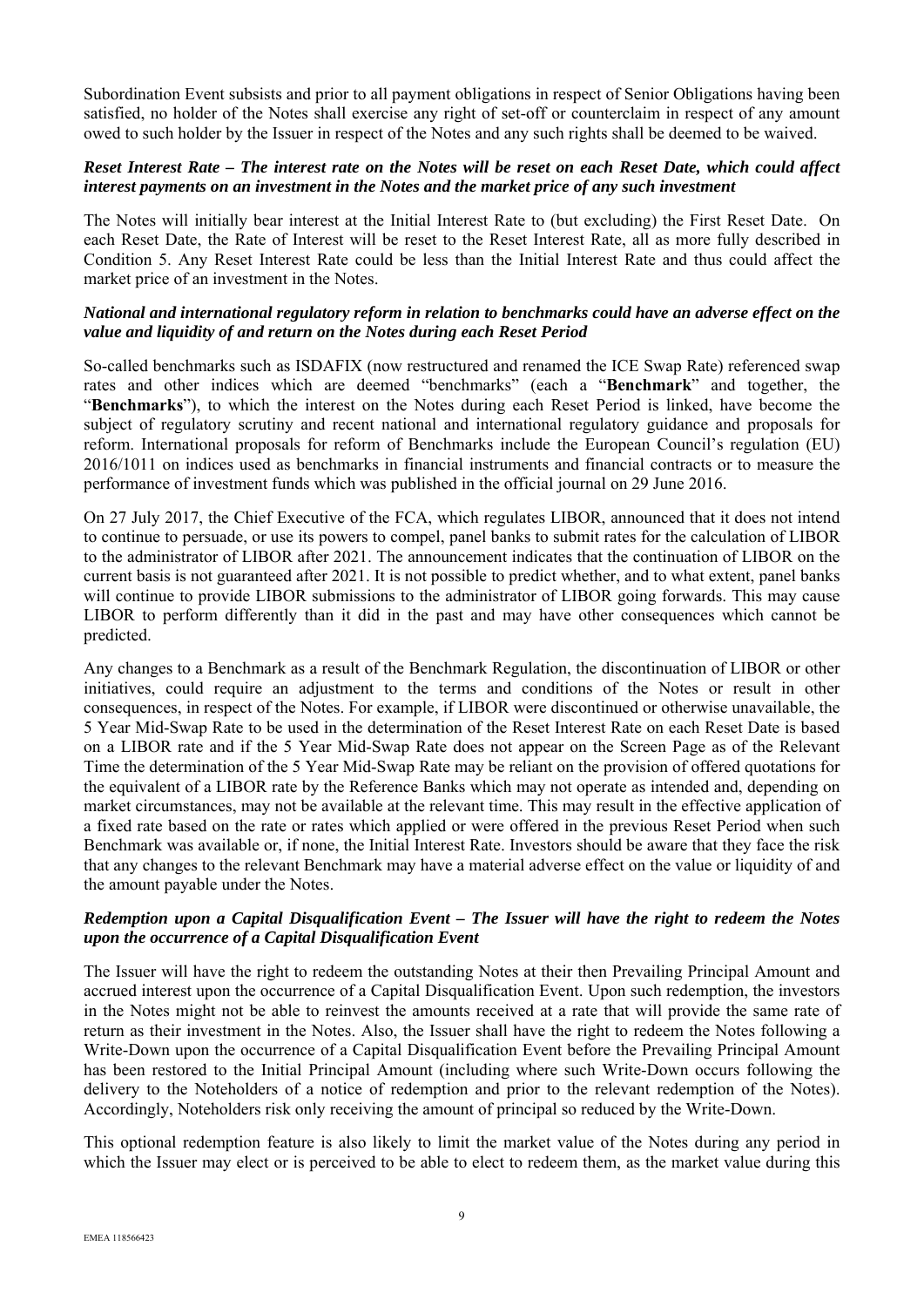Subordination Event subsists and prior to all payment obligations in respect of Senior Obligations having been satisfied, no holder of the Notes shall exercise any right of set-off or counterclaim in respect of any amount owed to such holder by the Issuer in respect of the Notes and any such rights shall be deemed to be waived.

***Reset Interest Rate – The interest rate on the Notes will be reset on each Reset Date, which could affect interest payments on an investment in the Notes and the market price of any such investment***

The Notes will initially bear interest at the Initial Interest Rate to (but excluding) the First Reset Date. On each Reset Date, the Rate of Interest will be reset to the Reset Interest Rate, all as more fully described in Condition 5. Any Reset Interest Rate could be less than the Initial Interest Rate and thus could affect the market price of an investment in the Notes.

***National and international regulatory reform in relation to benchmarks could have an adverse effect on the value and liquidity of and return on the Notes during each Reset Period***

So-called benchmarks such as ISDAFIX (now restructured and renamed the ICE Swap Rate) referenced swap rates and other indices which are deemed "benchmarks" (each a "**Benchmark**" and together, the "**Benchmarks**"), to which the interest on the Notes during each Reset Period is linked, have become the subject of regulatory scrutiny and recent national and international regulatory guidance and proposals for reform. International proposals for reform of Benchmarks include the European Council's regulation (EU) 2016/1011 on indices used as benchmarks in financial instruments and financial contracts or to measure the performance of investment funds which was published in the official journal on 29 June 2016.

On 27 July 2017, the Chief Executive of the FCA, which regulates LIBOR, announced that it does not intend to continue to persuade, or use its powers to compel, panel banks to submit rates for the calculation of LIBOR to the administrator of LIBOR after 2021. The announcement indicates that the continuation of LIBOR on the current basis is not guaranteed after 2021. It is not possible to predict whether, and to what extent, panel banks will continue to provide LIBOR submissions to the administrator of LIBOR going forwards. This may cause LIBOR to perform differently than it did in the past and may have other consequences which cannot be predicted.

Any changes to a Benchmark as a result of the Benchmark Regulation, the discontinuation of LIBOR or other initiatives, could require an adjustment to the terms and conditions of the Notes or result in other consequences, in respect of the Notes. For example, if LIBOR were discontinued or otherwise unavailable, the 5 Year Mid-Swap Rate to be used in the determination of the Reset Interest Rate on each Reset Date is based on a LIBOR rate and if the 5 Year Mid-Swap Rate does not appear on the Screen Page as of the Relevant Time the determination of the 5 Year Mid-Swap Rate may be reliant on the provision of offered quotations for the equivalent of a LIBOR rate by the Reference Banks which may not operate as intended and, depending on market circumstances, may not be available at the relevant time. This may result in the effective application of a fixed rate based on the rate or rates which applied or were offered in the previous Reset Period when such Benchmark was available or, if none, the Initial Interest Rate. Investors should be aware that they face the risk that any changes to the relevant Benchmark may have a material adverse effect on the value or liquidity of and the amount payable under the Notes.

***Redemption upon a Capital Disqualification Event – The Issuer will have the right to redeem the Notes upon the occurrence of a Capital Disqualification Event***

The Issuer will have the right to redeem the outstanding Notes at their then Prevailing Principal Amount and accrued interest upon the occurrence of a Capital Disqualification Event. Upon such redemption, the investors in the Notes might not be able to reinvest the amounts received at a rate that will provide the same rate of return as their investment in the Notes. Also, the Issuer shall have the right to redeem the Notes following a Write-Down upon the occurrence of a Capital Disqualification Event before the Prevailing Principal Amount has been restored to the Initial Principal Amount (including where such Write-Down occurs following the delivery to the Noteholders of a notice of redemption and prior to the relevant redemption of the Notes). Accordingly, Noteholders risk only receiving the amount of principal so reduced by the Write-Down.

This optional redemption feature is also likely to limit the market value of the Notes during any period in which the Issuer may elect or is perceived to be able to elect to redeem them, as the market value during this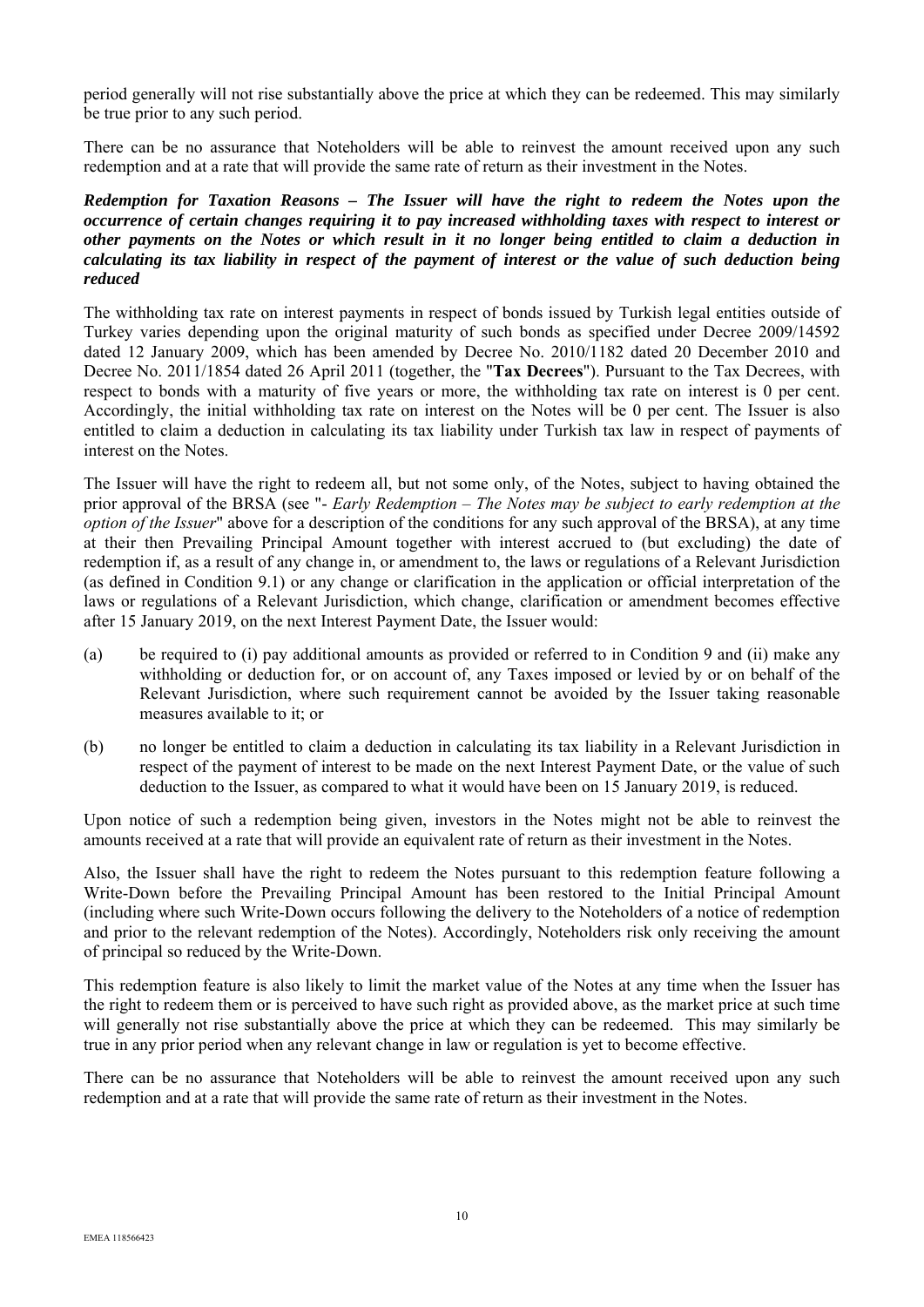period generally will not rise substantially above the price at which they can be redeemed. This may similarly be true prior to any such period.

There can be no assurance that Noteholders will be able to reinvest the amount received upon any such redemption and at a rate that will provide the same rate of return as their investment in the Notes.

***Redemption for Taxation Reasons – The Issuer will have the right to redeem the Notes upon the occurrence of certain changes requiring it to pay increased withholding taxes with respect to interest or other payments on the Notes or which result in it no longer being entitled to claim a deduction in calculating its tax liability in respect of the payment of interest or the value of such deduction being reduced***

The withholding tax rate on interest payments in respect of bonds issued by Turkish legal entities outside of Turkey varies depending upon the original maturity of such bonds as specified under Decree 2009/14592 dated 12 January 2009, which has been amended by Decree No. 2010/1182 dated 20 December 2010 and Decree No. 2011/1854 dated 26 April 2011 (together, the "**Tax Decrees**"). Pursuant to the Tax Decrees, with respect to bonds with a maturity of five years or more, the withholding tax rate on interest is 0 per cent. Accordingly, the initial withholding tax rate on interest on the Notes will be 0 per cent. The Issuer is also entitled to claim a deduction in calculating its tax liability under Turkish tax law in respect of payments of interest on the Notes.

The Issuer will have the right to redeem all, but not some only, of the Notes, subject to having obtained the prior approval of the BRSA (see "- *Early Redemption – The Notes may be subject to early redemption at the option of the Issuer*" above for a description of the conditions for any such approval of the BRSA), at any time at their then Prevailing Principal Amount together with interest accrued to (but excluding) the date of redemption if, as a result of any change in, or amendment to, the laws or regulations of a Relevant Jurisdiction (as defined in Condition 9.1) or any change or clarification in the application or official interpretation of the laws or regulations of a Relevant Jurisdiction, which change, clarification or amendment becomes effective after 15 January 2019, on the next Interest Payment Date, the Issuer would:

(a) be required to (i) pay additional amounts as provided or referred to in Condition 9 and (ii) make any withholding or deduction for, or on account of, any Taxes imposed or levied by or on behalf of the Relevant Jurisdiction, where such requirement cannot be avoided by the Issuer taking reasonable measures available to it; or

(b) no longer be entitled to claim a deduction in calculating its tax liability in a Relevant Jurisdiction in respect of the payment of interest to be made on the next Interest Payment Date, or the value of such deduction to the Issuer, as compared to what it would have been on 15 January 2019, is reduced.

Upon notice of such a redemption being given, investors in the Notes might not be able to reinvest the amounts received at a rate that will provide an equivalent rate of return as their investment in the Notes.

Also, the Issuer shall have the right to redeem the Notes pursuant to this redemption feature following a Write-Down before the Prevailing Principal Amount has been restored to the Initial Principal Amount (including where such Write-Down occurs following the delivery to the Noteholders of a notice of redemption and prior to the relevant redemption of the Notes). Accordingly, Noteholders risk only receiving the amount of principal so reduced by the Write-Down.

This redemption feature is also likely to limit the market value of the Notes at any time when the Issuer has the right to redeem them or is perceived to have such right as provided above, as the market price at such time will generally not rise substantially above the price at which they can be redeemed. This may similarly be true in any prior period when any relevant change in law or regulation is yet to become effective.

There can be no assurance that Noteholders will be able to reinvest the amount received upon any such redemption and at a rate that will provide the same rate of return as their investment in the Notes.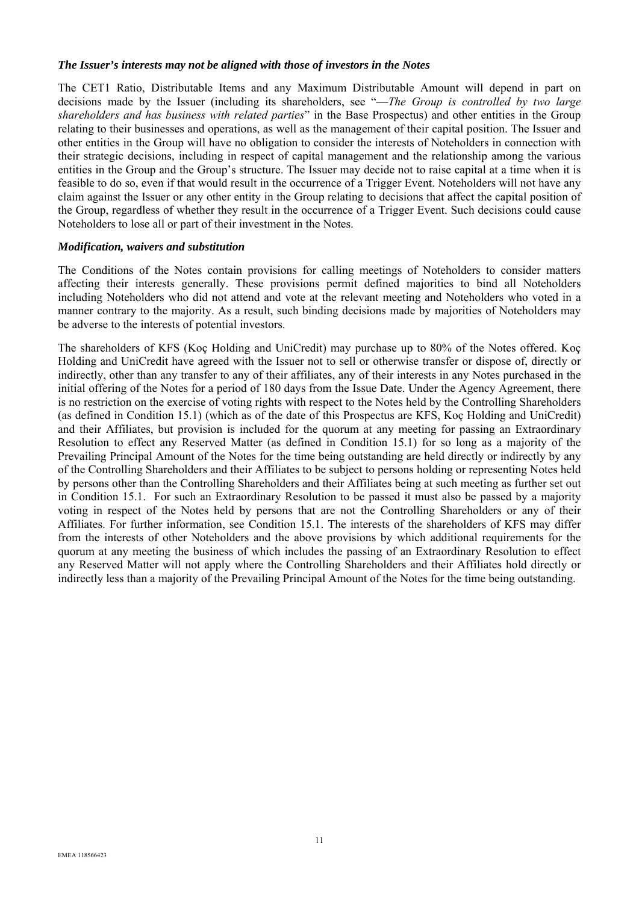***The Issuer's interests may not be aligned with those of investors in the Notes***

The CET1 Ratio, Distributable Items and any Maximum Distributable Amount will depend in part on decisions made by the Issuer (including its shareholders, see "—*The Group is controlled by two large shareholders and has business with related parties*" in the Base Prospectus) and other entities in the Group relating to their businesses and operations, as well as the management of their capital position. The Issuer and other entities in the Group will have no obligation to consider the interests of Noteholders in connection with their strategic decisions, including in respect of capital management and the relationship among the various entities in the Group and the Group's structure. The Issuer may decide not to raise capital at a time when it is feasible to do so, even if that would result in the occurrence of a Trigger Event. Noteholders will not have any claim against the Issuer or any other entity in the Group relating to decisions that affect the capital position of the Group, regardless of whether they result in the occurrence of a Trigger Event. Such decisions could cause Noteholders to lose all or part of their investment in the Notes.

***Modification, waivers and substitution***

The Conditions of the Notes contain provisions for calling meetings of Noteholders to consider matters affecting their interests generally. These provisions permit defined majorities to bind all Noteholders including Noteholders who did not attend and vote at the relevant meeting and Noteholders who voted in a manner contrary to the majority. As a result, such binding decisions made by majorities of Noteholders may be adverse to the interests of potential investors.

The shareholders of KFS (Koç Holding and UniCredit) may purchase up to 80% of the Notes offered. Koç Holding and UniCredit have agreed with the Issuer not to sell or otherwise transfer or dispose of, directly or indirectly, other than any transfer to any of their affiliates, any of their interests in any Notes purchased in the initial offering of the Notes for a period of 180 days from the Issue Date. Under the Agency Agreement, there is no restriction on the exercise of voting rights with respect to the Notes held by the Controlling Shareholders (as defined in Condition 15.1) (which as of the date of this Prospectus are KFS, Koç Holding and UniCredit) and their Affiliates, but provision is included for the quorum at any meeting for passing an Extraordinary Resolution to effect any Reserved Matter (as defined in Condition 15.1) for so long as a majority of the Prevailing Principal Amount of the Notes for the time being outstanding are held directly or indirectly by any of the Controlling Shareholders and their Affiliates to be subject to persons holding or representing Notes held by persons other than the Controlling Shareholders and their Affiliates being at such meeting as further set out in Condition 15.1. For such an Extraordinary Resolution to be passed it must also be passed by a majority voting in respect of the Notes held by persons that are not the Controlling Shareholders or any of their Affiliates. For further information, see Condition 15.1. The interests of the shareholders of KFS may differ from the interests of other Noteholders and the above provisions by which additional requirements for the quorum at any meeting the business of which includes the passing of an Extraordinary Resolution to effect any Reserved Matter will not apply where the Controlling Shareholders and their Affiliates hold directly or indirectly less than a majority of the Prevailing Principal Amount of the Notes for the time being outstanding.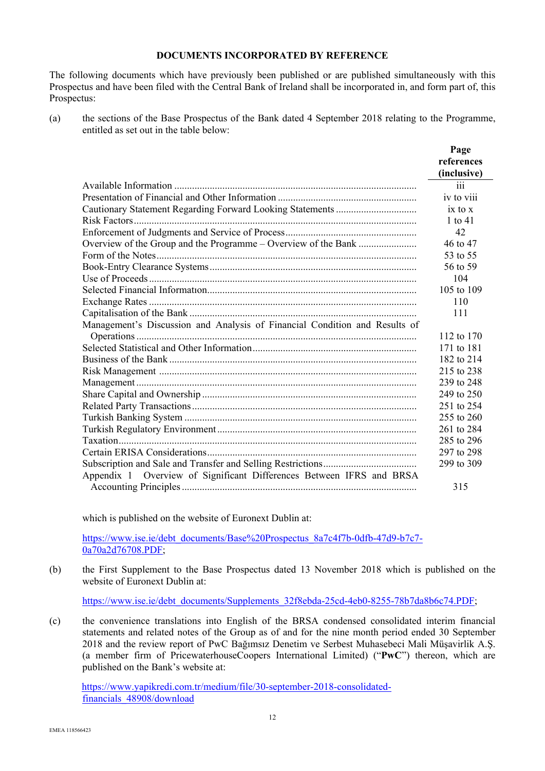## DOCUMENTS INCORPORATED BY REFERENCE

The following documents which have previously been published or are published simultaneously with this Prospectus and have been filed with the Central Bank of Ireland shall be incorporated in, and form part of, this Prospectus:

(a) the sections of the Base Prospectus of the Bank dated 4 September 2018 relating to the Programme, entitled as set out in the table below:

| | **Page references (inclusive)** |
|---|---|
| Available Information | iii |
| Presentation of Financial and Other Information | iv to viii |
| Cautionary Statement Regarding Forward Looking Statements | ix to x |
| Risk Factors | 1 to 41 |
| Enforcement of Judgments and Service of Process | 42 |
| Overview of the Group and the Programme – Overview of the Bank | 46 to 47 |
| Form of the Notes | 53 to 55 |
| Book-Entry Clearance Systems | 56 to 59 |
| Use of Proceeds | 104 |
| Selected Financial Information | 105 to 109 |
| Exchange Rates | 110 |
| Capitalisation of the Bank | 111 |
| Management's Discussion and Analysis of Financial Condition and Results of Operations | 112 to 170 |
| Selected Statistical and Other Information | 171 to 181 |
| Business of the Bank | 182 to 214 |
| Risk Management | 215 to 238 |
| Management | 239 to 248 |
| Share Capital and Ownership | 249 to 250 |
| Related Party Transactions | 251 to 254 |
| Turkish Banking System | 255 to 260 |
| Turkish Regulatory Environment | 261 to 284 |
| Taxation | 285 to 296 |
| Certain ERISA Considerations | 297 to 298 |
| Subscription and Sale and Transfer and Selling Restrictions | 299 to 309 |
| Appendix 1 Overview of Significant Differences Between IFRS and BRSA Accounting Principles | 315 |

which is published on the website of Euronext Dublin at:

https://www.ise.ie/debt_documents/Base%20Prospectus_8a7c4f7b-0dfb-47d9-b7c7-0a70a2d76708.PDF;

(b) the First Supplement to the Base Prospectus dated 13 November 2018 which is published on the website of Euronext Dublin at:

https://www.ise.ie/debt_documents/Supplements_32f8ebda-25cd-4eb0-8255-78b7da8b6c74.PDF;

(c) the convenience translations into English of the BRSA condensed consolidated interim financial statements and related notes of the Group as of and for the nine month period ended 30 September 2018 and the review report of PwC Bağımsız Denetim ve Serbest Muhasebeci Mali Müşavirlik A.Ş. (a member firm of PricewaterhouseCoopers International Limited) ("**PwC**") thereon, which are published on the Bank's website at:

https://www.yapikredi.com.tr/medium/file/30-september-2018-consolidated-financials_48908/download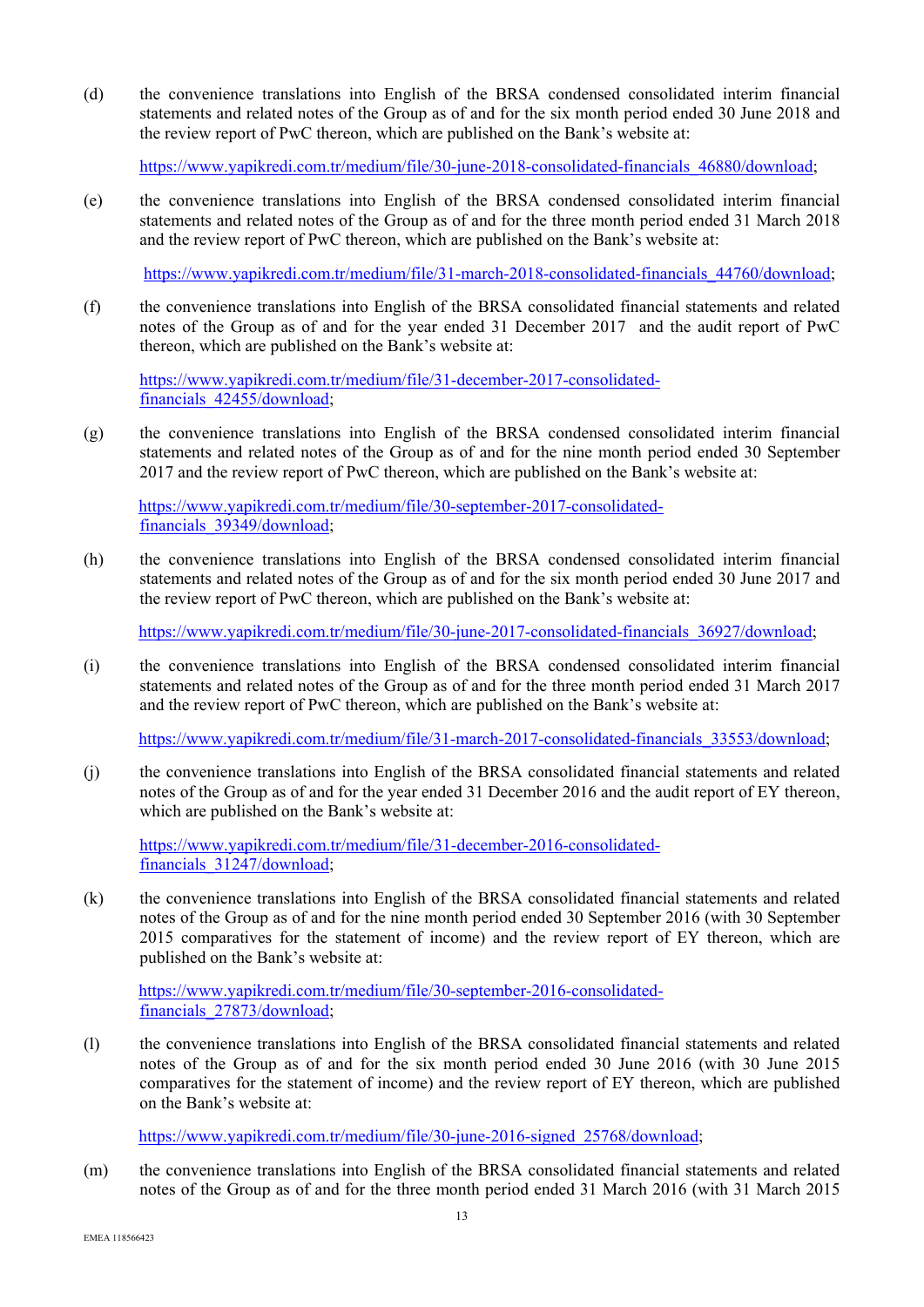(d) the convenience translations into English of the BRSA condensed consolidated interim financial statements and related notes of the Group as of and for the six month period ended 30 June 2018 and the review report of PwC thereon, which are published on the Bank's website at:

https://www.yapikredi.com.tr/medium/file/30-june-2018-consolidated-financials_46880/download;

(e) the convenience translations into English of the BRSA condensed consolidated interim financial statements and related notes of the Group as of and for the three month period ended 31 March 2018 and the review report of PwC thereon, which are published on the Bank's website at:

https://www.yapikredi.com.tr/medium/file/31-march-2018-consolidated-financials_44760/download;

(f) the convenience translations into English of the BRSA consolidated financial statements and related notes of the Group as of and for the year ended 31 December 2017 and the audit report of PwC thereon, which are published on the Bank's website at:

https://www.yapikredi.com.tr/medium/file/31-december-2017-consolidated-financials_42455/download;

(g) the convenience translations into English of the BRSA condensed consolidated interim financial statements and related notes of the Group as of and for the nine month period ended 30 September 2017 and the review report of PwC thereon, which are published on the Bank's website at:

https://www.yapikredi.com.tr/medium/file/30-september-2017-consolidated-financials_39349/download;

(h) the convenience translations into English of the BRSA condensed consolidated interim financial statements and related notes of the Group as of and for the six month period ended 30 June 2017 and the review report of PwC thereon, which are published on the Bank's website at:

https://www.yapikredi.com.tr/medium/file/30-june-2017-consolidated-financials_36927/download;

(i) the convenience translations into English of the BRSA condensed consolidated interim financial statements and related notes of the Group as of and for the three month period ended 31 March 2017 and the review report of PwC thereon, which are published on the Bank's website at:

https://www.yapikredi.com.tr/medium/file/31-march-2017-consolidated-financials_33553/download;

(j) the convenience translations into English of the BRSA consolidated financial statements and related notes of the Group as of and for the year ended 31 December 2016 and the audit report of EY thereon, which are published on the Bank's website at:

https://www.yapikredi.com.tr/medium/file/31-december-2016-consolidated-financials_31247/download;

(k) the convenience translations into English of the BRSA consolidated financial statements and related notes of the Group as of and for the nine month period ended 30 September 2016 (with 30 September 2015 comparatives for the statement of income) and the review report of EY thereon, which are published on the Bank's website at:

https://www.yapikredi.com.tr/medium/file/30-september-2016-consolidated-financials_27873/download;

(l) the convenience translations into English of the BRSA consolidated financial statements and related notes of the Group as of and for the six month period ended 30 June 2016 (with 30 June 2015 comparatives for the statement of income) and the review report of EY thereon, which are published on the Bank's website at:

https://www.yapikredi.com.tr/medium/file/30-june-2016-signed_25768/download;

(m) the convenience translations into English of the BRSA consolidated financial statements and related notes of the Group as of and for the three month period ended 31 March 2016 (with 31 March 2015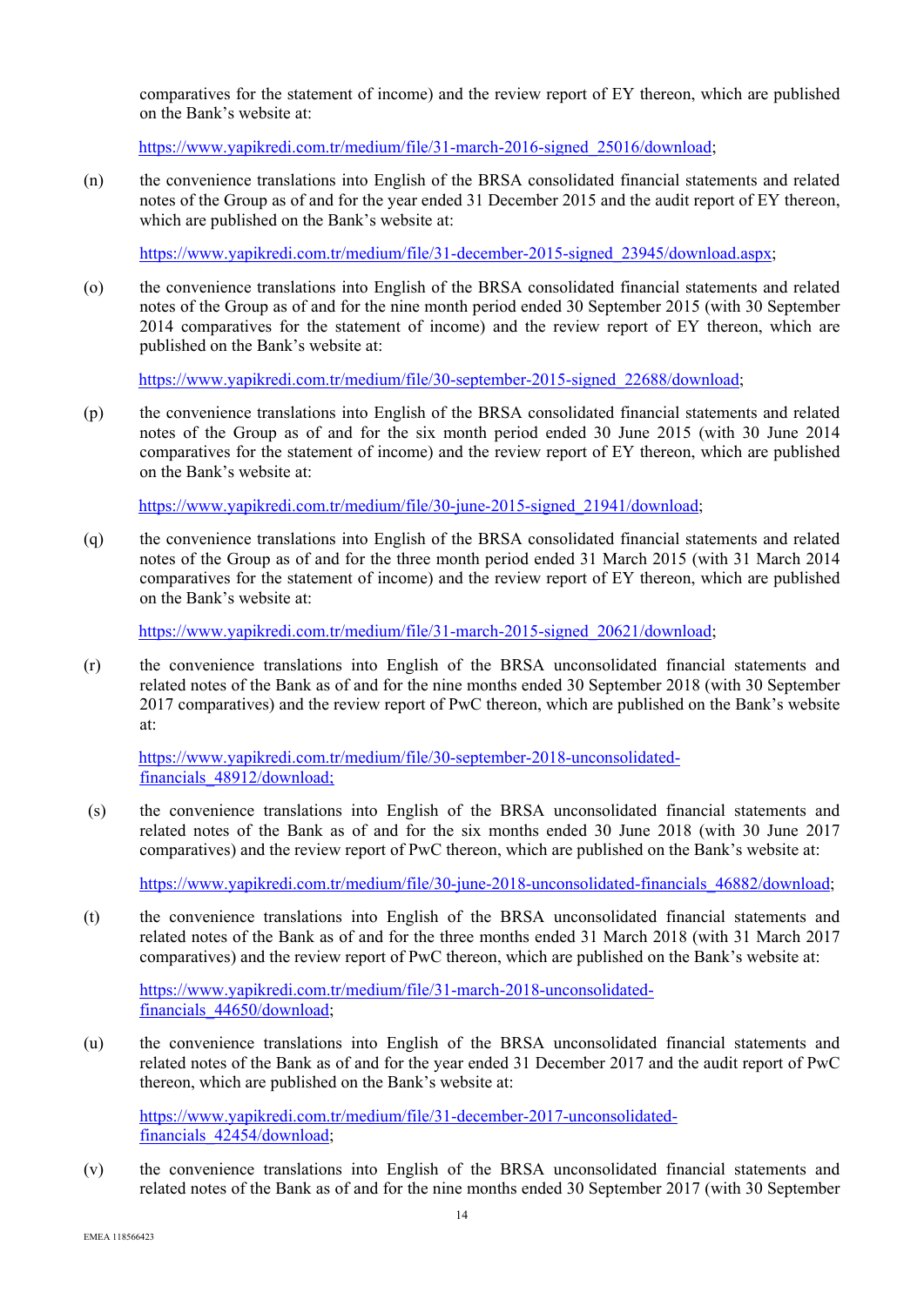comparatives for the statement of income) and the review report of EY thereon, which are published on the Bank's website at:

https://www.yapikredi.com.tr/medium/file/31-march-2016-signed_25016/download;

(n) the convenience translations into English of the BRSA consolidated financial statements and related notes of the Group as of and for the year ended 31 December 2015 and the audit report of EY thereon, which are published on the Bank's website at:

https://www.yapikredi.com.tr/medium/file/31-december-2015-signed_23945/download.aspx;

(o) the convenience translations into English of the BRSA consolidated financial statements and related notes of the Group as of and for the nine month period ended 30 September 2015 (with 30 September 2014 comparatives for the statement of income) and the review report of EY thereon, which are published on the Bank's website at:

https://www.yapikredi.com.tr/medium/file/30-september-2015-signed_22688/download;

(p) the convenience translations into English of the BRSA consolidated financial statements and related notes of the Group as of and for the six month period ended 30 June 2015 (with 30 June 2014 comparatives for the statement of income) and the review report of EY thereon, which are published on the Bank's website at:

https://www.yapikredi.com.tr/medium/file/30-june-2015-signed_21941/download;

(q) the convenience translations into English of the BRSA consolidated financial statements and related notes of the Group as of and for the three month period ended 31 March 2015 (with 31 March 2014 comparatives for the statement of income) and the review report of EY thereon, which are published on the Bank's website at:

https://www.yapikredi.com.tr/medium/file/31-march-2015-signed_20621/download;

(r) the convenience translations into English of the BRSA unconsolidated financial statements and related notes of the Bank as of and for the nine months ended 30 September 2018 (with 30 September 2017 comparatives) and the review report of PwC thereon, which are published on the Bank's website at:

https://www.yapikredi.com.tr/medium/file/30-september-2018-unconsolidated-financials_48912/download;

(s) the convenience translations into English of the BRSA unconsolidated financial statements and related notes of the Bank as of and for the six months ended 30 June 2018 (with 30 June 2017 comparatives) and the review report of PwC thereon, which are published on the Bank's website at:

https://www.yapikredi.com.tr/medium/file/30-june-2018-unconsolidated-financials_46882/download;

(t) the convenience translations into English of the BRSA unconsolidated financial statements and related notes of the Bank as of and for the three months ended 31 March 2018 (with 31 March 2017 comparatives) and the review report of PwC thereon, which are published on the Bank's website at:

https://www.yapikredi.com.tr/medium/file/31-march-2018-unconsolidated-financials_44650/download;

(u) the convenience translations into English of the BRSA unconsolidated financial statements and related notes of the Bank as of and for the year ended 31 December 2017 and the audit report of PwC thereon, which are published on the Bank's website at:

https://www.yapikredi.com.tr/medium/file/31-december-2017-unconsolidated-financials_42454/download;

(v) the convenience translations into English of the BRSA unconsolidated financial statements and related notes of the Bank as of and for the nine months ended 30 September 2017 (with 30 September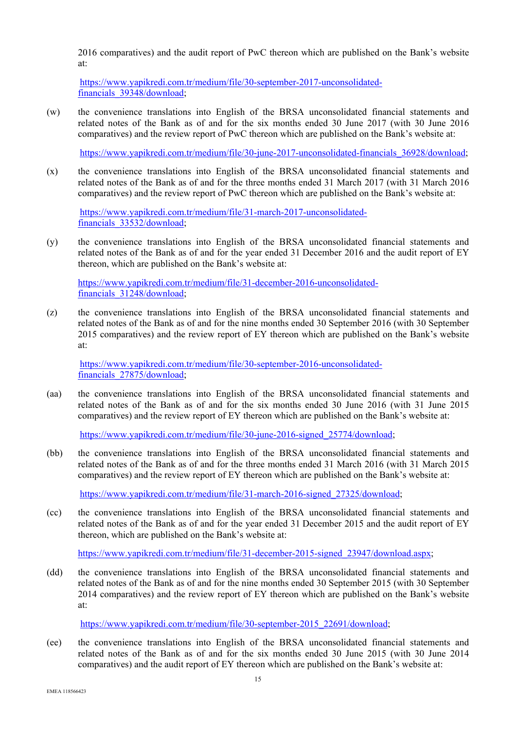2016 comparatives) and the audit report of PwC thereon which are published on the Bank's website at:

https://www.yapikredi.com.tr/medium/file/30-september-2017-unconsolidated-financials_39348/download;

(w) the convenience translations into English of the BRSA unconsolidated financial statements and related notes of the Bank as of and for the six months ended 30 June 2017 (with 30 June 2016 comparatives) and the review report of PwC thereon which are published on the Bank's website at:

https://www.yapikredi.com.tr/medium/file/30-june-2017-unconsolidated-financials_36928/download;

(x) the convenience translations into English of the BRSA unconsolidated financial statements and related notes of the Bank as of and for the three months ended 31 March 2017 (with 31 March 2016 comparatives) and the review report of PwC thereon which are published on the Bank's website at:

https://www.yapikredi.com.tr/medium/file/31-march-2017-unconsolidated-financials_33532/download;

(y) the convenience translations into English of the BRSA unconsolidated financial statements and related notes of the Bank as of and for the year ended 31 December 2016 and the audit report of EY thereon, which are published on the Bank's website at:

https://www.yapikredi.com.tr/medium/file/31-december-2016-unconsolidated-financials_31248/download;

(z) the convenience translations into English of the BRSA unconsolidated financial statements and related notes of the Bank as of and for the nine months ended 30 September 2016 (with 30 September 2015 comparatives) and the review report of EY thereon which are published on the Bank's website at:

https://www.yapikredi.com.tr/medium/file/30-september-2016-unconsolidated-financials_27875/download;

(aa) the convenience translations into English of the BRSA unconsolidated financial statements and related notes of the Bank as of and for the six months ended 30 June 2016 (with 31 June 2015 comparatives) and the review report of EY thereon which are published on the Bank's website at:

https://www.yapikredi.com.tr/medium/file/30-june-2016-signed_25774/download;

(bb) the convenience translations into English of the BRSA unconsolidated financial statements and related notes of the Bank as of and for the three months ended 31 March 2016 (with 31 March 2015 comparatives) and the review report of EY thereon which are published on the Bank's website at:

https://www.yapikredi.com.tr/medium/file/31-march-2016-signed_27325/download;

(cc) the convenience translations into English of the BRSA unconsolidated financial statements and related notes of the Bank as of and for the year ended 31 December 2015 and the audit report of EY thereon, which are published on the Bank's website at:

https://www.yapikredi.com.tr/medium/file/31-december-2015-signed_23947/download.aspx;

(dd) the convenience translations into English of the BRSA unconsolidated financial statements and related notes of the Bank as of and for the nine months ended 30 September 2015 (with 30 September 2014 comparatives) and the review report of EY thereon which are published on the Bank's website at:

https://www.yapikredi.com.tr/medium/file/30-september-2015_22691/download;

(ee) the convenience translations into English of the BRSA unconsolidated financial statements and related notes of the Bank as of and for the six months ended 30 June 2015 (with 30 June 2014 comparatives) and the audit report of EY thereon which are published on the Bank's website at: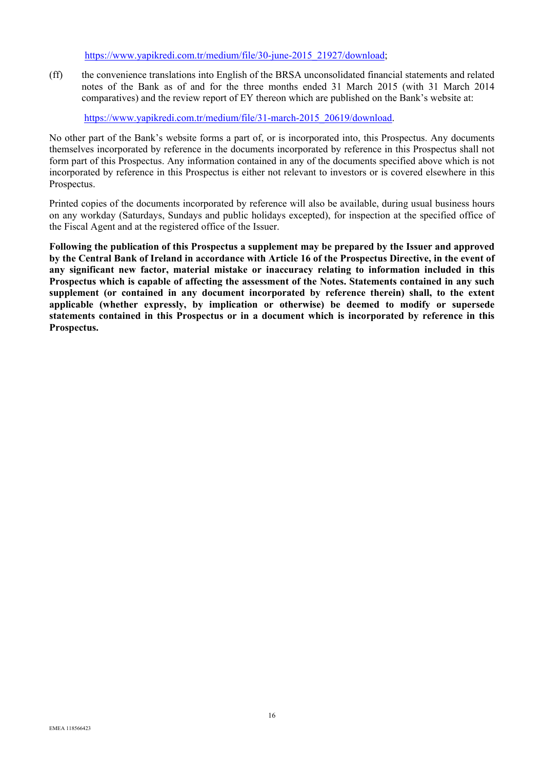https://www.yapikredi.com.tr/medium/file/30-june-2015_21927/download;

(ff) the convenience translations into English of the BRSA unconsolidated financial statements and related notes of the Bank as of and for the three months ended 31 March 2015 (with 31 March 2014 comparatives) and the review report of EY thereon which are published on the Bank's website at:

https://www.yapikredi.com.tr/medium/file/31-march-2015_20619/download.

No other part of the Bank's website forms a part of, or is incorporated into, this Prospectus. Any documents themselves incorporated by reference in the documents incorporated by reference in this Prospectus shall not form part of this Prospectus. Any information contained in any of the documents specified above which is not incorporated by reference in this Prospectus is either not relevant to investors or is covered elsewhere in this Prospectus.

Printed copies of the documents incorporated by reference will also be available, during usual business hours on any workday (Saturdays, Sundays and public holidays excepted), for inspection at the specified office of the Fiscal Agent and at the registered office of the Issuer.

**Following the publication of this Prospectus a supplement may be prepared by the Issuer and approved by the Central Bank of Ireland in accordance with Article 16 of the Prospectus Directive, in the event of any significant new factor, material mistake or inaccuracy relating to information included in this Prospectus which is capable of affecting the assessment of the Notes. Statements contained in any such supplement (or contained in any document incorporated by reference therein) shall, to the extent applicable (whether expressly, by implication or otherwise) be deemed to modify or supersede statements contained in this Prospectus or in a document which is incorporated by reference in this Prospectus.**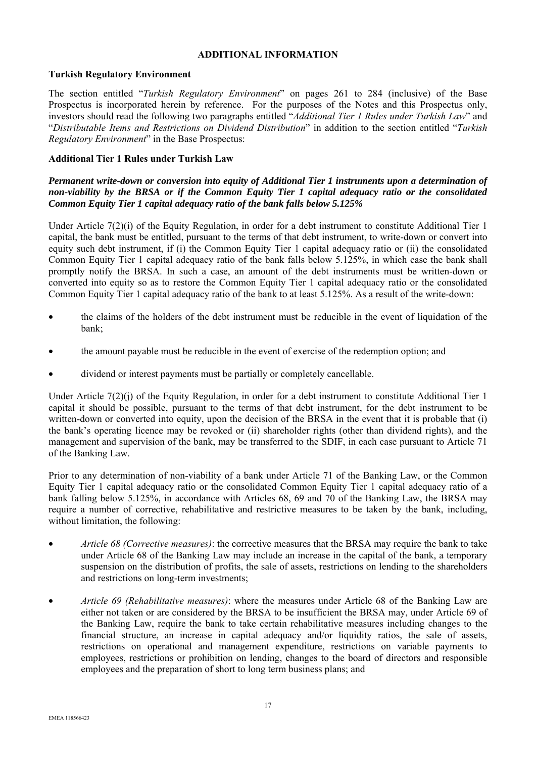## ADDITIONAL INFORMATION

### Turkish Regulatory Environment

The section entitled "*Turkish Regulatory Environment*" on pages 261 to 284 (inclusive) of the Base Prospectus is incorporated herein by reference. For the purposes of the Notes and this Prospectus only, investors should read the following two paragraphs entitled "*Additional Tier 1 Rules under Turkish Law*" and "*Distributable Items and Restrictions on Dividend Distribution*" in addition to the section entitled "*Turkish Regulatory Environment*" in the Base Prospectus:

### Additional Tier 1 Rules under Turkish Law

***Permanent write-down or conversion into equity of Additional Tier 1 instruments upon a determination of non-viability by the BRSA or if the Common Equity Tier 1 capital adequacy ratio or the consolidated Common Equity Tier 1 capital adequacy ratio of the bank falls below 5.125%***

Under Article 7(2)(i) of the Equity Regulation, in order for a debt instrument to constitute Additional Tier 1 capital, the bank must be entitled, pursuant to the terms of that debt instrument, to write-down or convert into equity such debt instrument, if (i) the Common Equity Tier 1 capital adequacy ratio or (ii) the consolidated Common Equity Tier 1 capital adequacy ratio of the bank falls below 5.125%, in which case the bank shall promptly notify the BRSA. In such a case, an amount of the debt instruments must be written-down or converted into equity so as to restore the Common Equity Tier 1 capital adequacy ratio or the consolidated Common Equity Tier 1 capital adequacy ratio of the bank to at least 5.125%. As a result of the write-down:

- the claims of the holders of the debt instrument must be reducible in the event of liquidation of the bank;
- the amount payable must be reducible in the event of exercise of the redemption option; and
- dividend or interest payments must be partially or completely cancellable.

Under Article 7(2)(j) of the Equity Regulation, in order for a debt instrument to constitute Additional Tier 1 capital it should be possible, pursuant to the terms of that debt instrument, for the debt instrument to be written-down or converted into equity, upon the decision of the BRSA in the event that it is probable that (i) the bank's operating licence may be revoked or (ii) shareholder rights (other than dividend rights), and the management and supervision of the bank, may be transferred to the SDIF, in each case pursuant to Article 71 of the Banking Law.

Prior to any determination of non-viability of a bank under Article 71 of the Banking Law, or the Common Equity Tier 1 capital adequacy ratio or the consolidated Common Equity Tier 1 capital adequacy ratio of a bank falling below 5.125%, in accordance with Articles 68, 69 and 70 of the Banking Law, the BRSA may require a number of corrective, rehabilitative and restrictive measures to be taken by the bank, including, without limitation, the following:

- *Article 68 (Corrective measures)*: the corrective measures that the BRSA may require the bank to take under Article 68 of the Banking Law may include an increase in the capital of the bank, a temporary suspension on the distribution of profits, the sale of assets, restrictions on lending to the shareholders and restrictions on long-term investments;
- *Article 69 (Rehabilitative measures)*: where the measures under Article 68 of the Banking Law are either not taken or are considered by the BRSA to be insufficient the BRSA may, under Article 69 of the Banking Law, require the bank to take certain rehabilitative measures including changes to the financial structure, an increase in capital adequacy and/or liquidity ratios, the sale of assets, restrictions on operational and management expenditure, restrictions on variable payments to employees, restrictions or prohibition on lending, changes to the board of directors and responsible employees and the preparation of short to long term business plans; and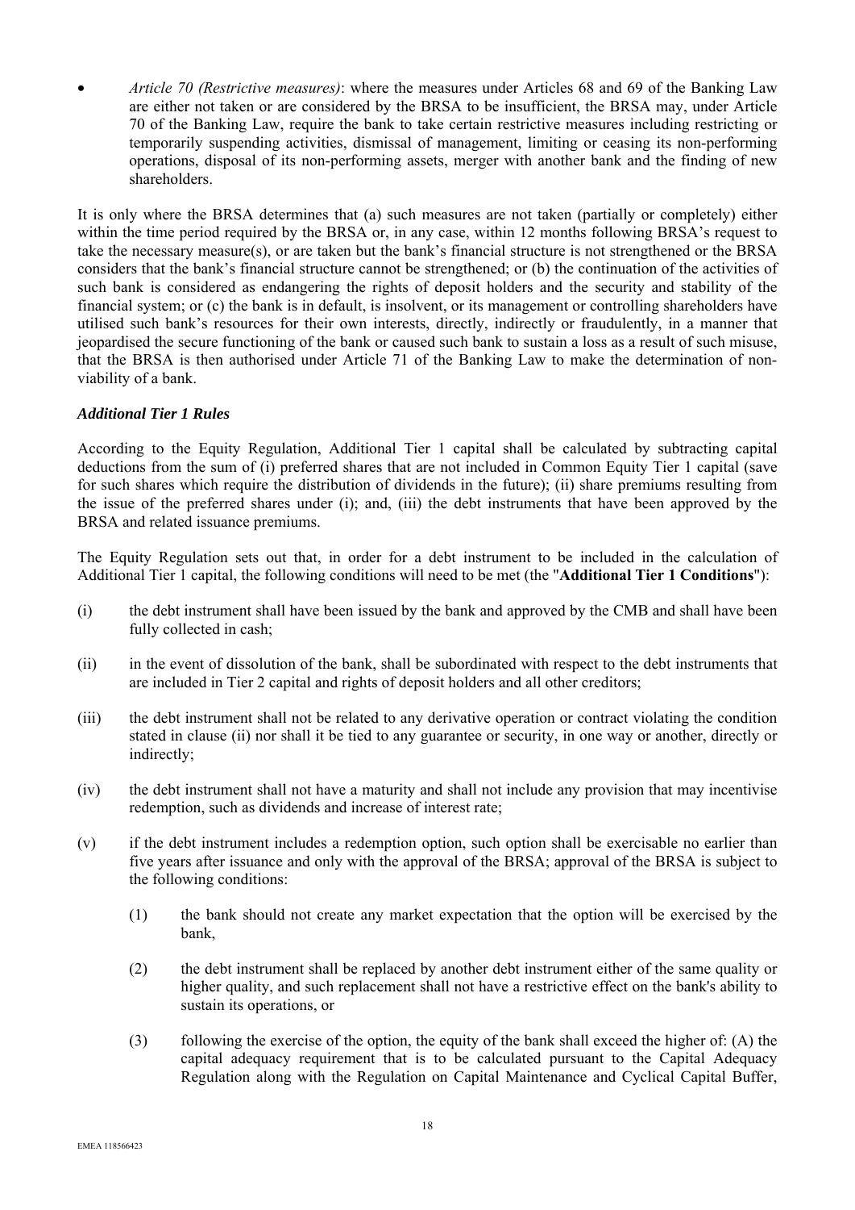- *Article 70 (Restrictive measures)*: where the measures under Articles 68 and 69 of the Banking Law are either not taken or are considered by the BRSA to be insufficient, the BRSA may, under Article 70 of the Banking Law, require the bank to take certain restrictive measures including restricting or temporarily suspending activities, dismissal of management, limiting or ceasing its non-performing operations, disposal of its non-performing assets, merger with another bank and the finding of new shareholders.

It is only where the BRSA determines that (a) such measures are not taken (partially or completely) either within the time period required by the BRSA or, in any case, within 12 months following BRSA's request to take the necessary measure(s), or are taken but the bank's financial structure is not strengthened or the BRSA considers that the bank's financial structure cannot be strengthened; or (b) the continuation of the activities of such bank is considered as endangering the rights of deposit holders and the security and stability of the financial system; or (c) the bank is in default, is insolvent, or its management or controlling shareholders have utilised such bank's resources for their own interests, directly, indirectly or fraudulently, in a manner that jeopardised the secure functioning of the bank or caused such bank to sustain a loss as a result of such misuse, that the BRSA is then authorised under Article 71 of the Banking Law to make the determination of non-viability of a bank.

### *Additional Tier 1 Rules*

According to the Equity Regulation, Additional Tier 1 capital shall be calculated by subtracting capital deductions from the sum of (i) preferred shares that are not included in Common Equity Tier 1 capital (save for such shares which require the distribution of dividends in the future); (ii) share premiums resulting from the issue of the preferred shares under (i); and, (iii) the debt instruments that have been approved by the BRSA and related issuance premiums.

The Equity Regulation sets out that, in order for a debt instrument to be included in the calculation of Additional Tier 1 capital, the following conditions will need to be met (the "**Additional Tier 1 Conditions**"):

(i) the debt instrument shall have been issued by the bank and approved by the CMB and shall have been fully collected in cash;

(ii) in the event of dissolution of the bank, shall be subordinated with respect to the debt instruments that are included in Tier 2 capital and rights of deposit holders and all other creditors;

(iii) the debt instrument shall not be related to any derivative operation or contract violating the condition stated in clause (ii) nor shall it be tied to any guarantee or security, in one way or another, directly or indirectly;

(iv) the debt instrument shall not have a maturity and shall not include any provision that may incentivise redemption, such as dividends and increase of interest rate;

(v) if the debt instrument includes a redemption option, such option shall be exercisable no earlier than five years after issuance and only with the approval of the BRSA; approval of the BRSA is subject to the following conditions:

    (1) the bank should not create any market expectation that the option will be exercised by the bank,

    (2) the debt instrument shall be replaced by another debt instrument either of the same quality or higher quality, and such replacement shall not have a restrictive effect on the bank's ability to sustain its operations, or

    (3) following the exercise of the option, the equity of the bank shall exceed the higher of: (A) the capital adequacy requirement that is to be calculated pursuant to the Capital Adequacy Regulation along with the Regulation on Capital Maintenance and Cyclical Capital Buffer,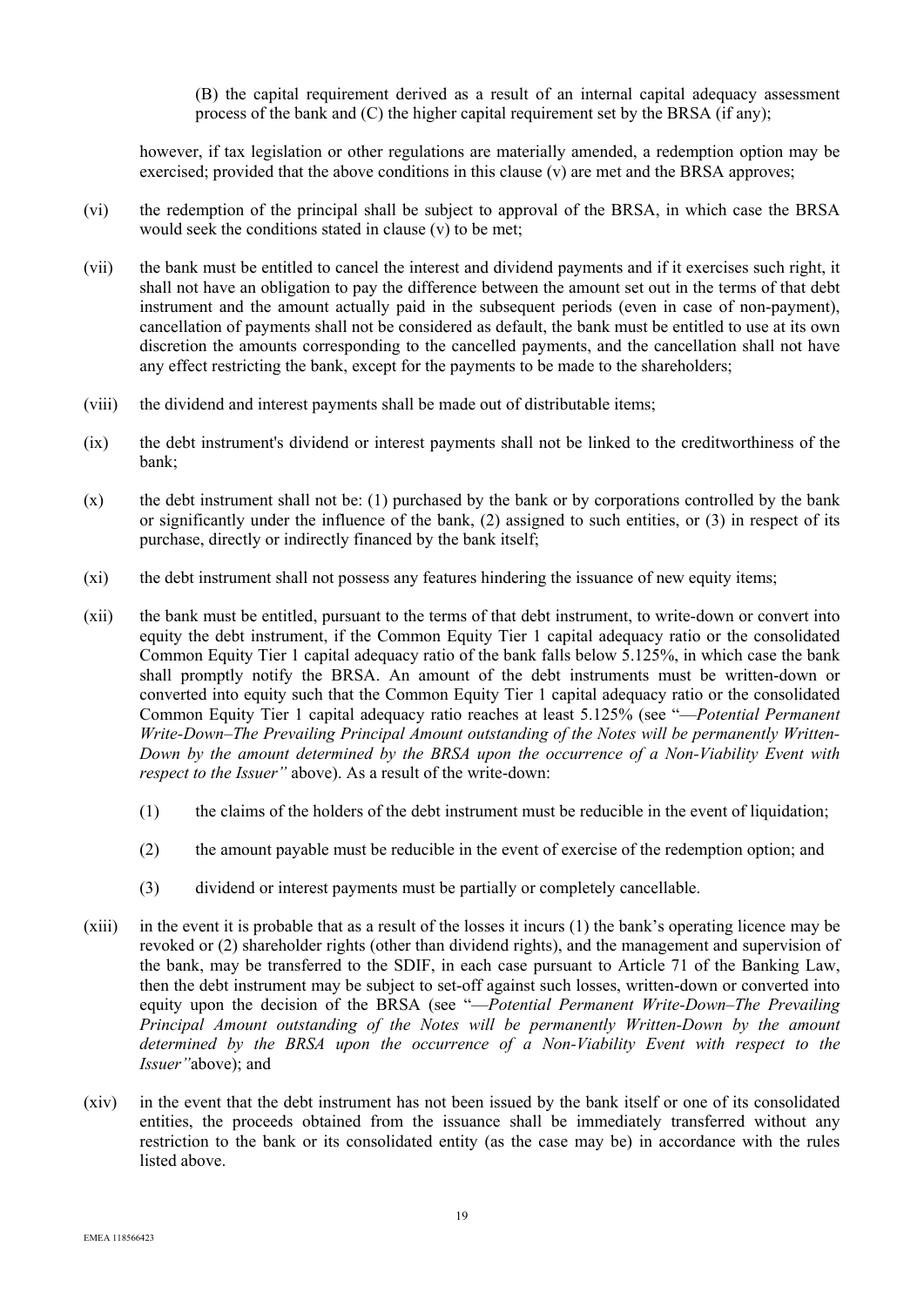(B) the capital requirement derived as a result of an internal capital adequacy assessment process of the bank and (C) the higher capital requirement set by the BRSA (if any);

however, if tax legislation or other regulations are materially amended, a redemption option may be exercised; provided that the above conditions in this clause (v) are met and the BRSA approves;

(vi) the redemption of the principal shall be subject to approval of the BRSA, in which case the BRSA would seek the conditions stated in clause (v) to be met;

(vii) the bank must be entitled to cancel the interest and dividend payments and if it exercises such right, it shall not have an obligation to pay the difference between the amount set out in the terms of that debt instrument and the amount actually paid in the subsequent periods (even in case of non-payment), cancellation of payments shall not be considered as default, the bank must be entitled to use at its own discretion the amounts corresponding to the cancelled payments, and the cancellation shall not have any effect restricting the bank, except for the payments to be made to the shareholders;

(viii) the dividend and interest payments shall be made out of distributable items;

(ix) the debt instrument's dividend or interest payments shall not be linked to the creditworthiness of the bank;

(x) the debt instrument shall not be: (1) purchased by the bank or by corporations controlled by the bank or significantly under the influence of the bank, (2) assigned to such entities, or (3) in respect of its purchase, directly or indirectly financed by the bank itself;

(xi) the debt instrument shall not possess any features hindering the issuance of new equity items;

(xii) the bank must be entitled, pursuant to the terms of that debt instrument, to write-down or convert into equity the debt instrument, if the Common Equity Tier 1 capital adequacy ratio or the consolidated Common Equity Tier 1 capital adequacy ratio of the bank falls below 5.125%, in which case the bank shall promptly notify the BRSA. An amount of the debt instruments must be written-down or converted into equity such that the Common Equity Tier 1 capital adequacy ratio or the consolidated Common Equity Tier 1 capital adequacy ratio reaches at least 5.125% (see "—*Potential Permanent Write-Down–The Prevailing Principal Amount outstanding of the Notes will be permanently Written-Down by the amount determined by the BRSA upon the occurrence of a Non-Viability Event with respect to the Issuer"* above). As a result of the write-down:

  (1) the claims of the holders of the debt instrument must be reducible in the event of liquidation;

  (2) the amount payable must be reducible in the event of exercise of the redemption option; and

  (3) dividend or interest payments must be partially or completely cancellable.

(xiii) in the event it is probable that as a result of the losses it incurs (1) the bank's operating licence may be revoked or (2) shareholder rights (other than dividend rights), and the management and supervision of the bank, may be transferred to the SDIF, in each case pursuant to Article 71 of the Banking Law, then the debt instrument may be subject to set-off against such losses, written-down or converted into equity upon the decision of the BRSA (see "—*Potential Permanent Write-Down–The Prevailing Principal Amount outstanding of the Notes will be permanently Written-Down by the amount determined by the BRSA upon the occurrence of a Non-Viability Event with respect to the Issuer"*above); and

(xiv) in the event that the debt instrument has not been issued by the bank itself or one of its consolidated entities, the proceeds obtained from the issuance shall be immediately transferred without any restriction to the bank or its consolidated entity (as the case may be) in accordance with the rules listed above.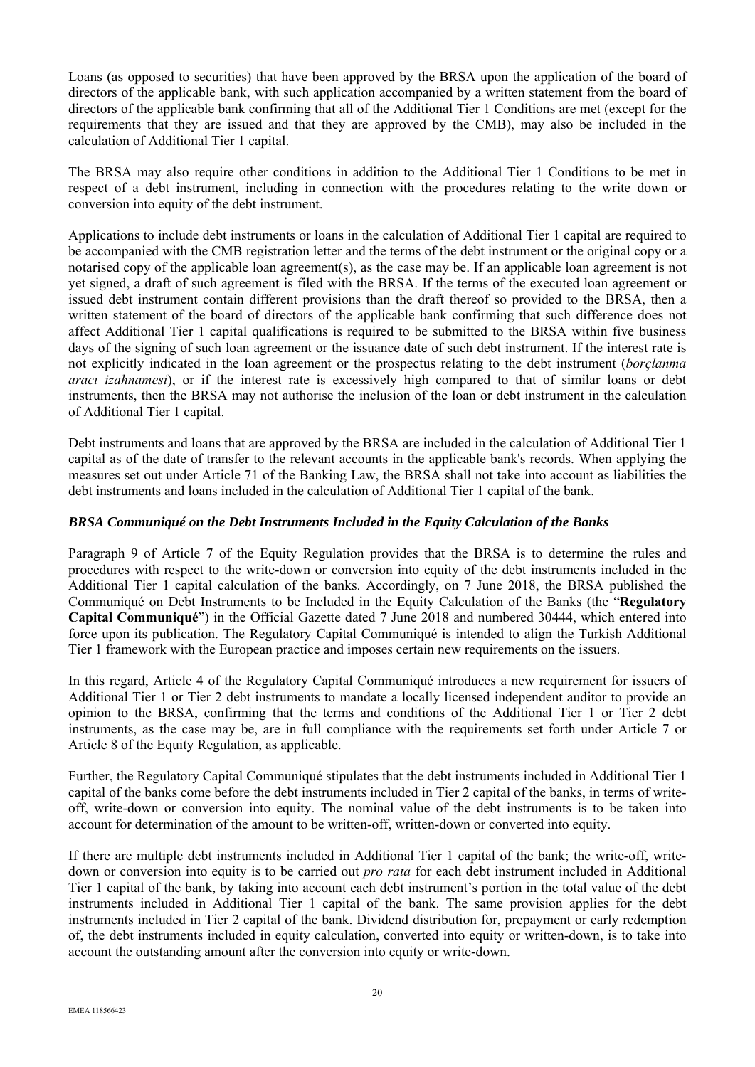Loans (as opposed to securities) that have been approved by the BRSA upon the application of the board of directors of the applicable bank, with such application accompanied by a written statement from the board of directors of the applicable bank confirming that all of the Additional Tier 1 Conditions are met (except for the requirements that they are issued and that they are approved by the CMB), may also be included in the calculation of Additional Tier 1 capital.

The BRSA may also require other conditions in addition to the Additional Tier 1 Conditions to be met in respect of a debt instrument, including in connection with the procedures relating to the write down or conversion into equity of the debt instrument.

Applications to include debt instruments or loans in the calculation of Additional Tier 1 capital are required to be accompanied with the CMB registration letter and the terms of the debt instrument or the original copy or a notarised copy of the applicable loan agreement(s), as the case may be. If an applicable loan agreement is not yet signed, a draft of such agreement is filed with the BRSA. If the terms of the executed loan agreement or issued debt instrument contain different provisions than the draft thereof so provided to the BRSA, then a written statement of the board of directors of the applicable bank confirming that such difference does not affect Additional Tier 1 capital qualifications is required to be submitted to the BRSA within five business days of the signing of such loan agreement or the issuance date of such debt instrument. If the interest rate is not explicitly indicated in the loan agreement or the prospectus relating to the debt instrument (*borçlanma aracı izahnamesi*), or if the interest rate is excessively high compared to that of similar loans or debt instruments, then the BRSA may not authorise the inclusion of the loan or debt instrument in the calculation of Additional Tier 1 capital.

Debt instruments and loans that are approved by the BRSA are included in the calculation of Additional Tier 1 capital as of the date of transfer to the relevant accounts in the applicable bank's records. When applying the measures set out under Article 71 of the Banking Law, the BRSA shall not take into account as liabilities the debt instruments and loans included in the calculation of Additional Tier 1 capital of the bank.

***BRSA Communiqué on the Debt Instruments Included in the Equity Calculation of the Banks***

Paragraph 9 of Article 7 of the Equity Regulation provides that the BRSA is to determine the rules and procedures with respect to the write-down or conversion into equity of the debt instruments included in the Additional Tier 1 capital calculation of the banks. Accordingly, on 7 June 2018, the BRSA published the Communiqué on Debt Instruments to be Included in the Equity Calculation of the Banks (the "**Regulatory Capital Communiqué**") in the Official Gazette dated 7 June 2018 and numbered 30444, which entered into force upon its publication. The Regulatory Capital Communiqué is intended to align the Turkish Additional Tier 1 framework with the European practice and imposes certain new requirements on the issuers.

In this regard, Article 4 of the Regulatory Capital Communiqué introduces a new requirement for issuers of Additional Tier 1 or Tier 2 debt instruments to mandate a locally licensed independent auditor to provide an opinion to the BRSA, confirming that the terms and conditions of the Additional Tier 1 or Tier 2 debt instruments, as the case may be, are in full compliance with the requirements set forth under Article 7 or Article 8 of the Equity Regulation, as applicable.

Further, the Regulatory Capital Communiqué stipulates that the debt instruments included in Additional Tier 1 capital of the banks come before the debt instruments included in Tier 2 capital of the banks, in terms of write-off, write-down or conversion into equity. The nominal value of the debt instruments is to be taken into account for determination of the amount to be written-off, written-down or converted into equity.

If there are multiple debt instruments included in Additional Tier 1 capital of the bank; the write-off, write-down or conversion into equity is to be carried out *pro rata* for each debt instrument included in Additional Tier 1 capital of the bank, by taking into account each debt instrument's portion in the total value of the debt instruments included in Additional Tier 1 capital of the bank. The same provision applies for the debt instruments included in Tier 2 capital of the bank. Dividend distribution for, prepayment or early redemption of, the debt instruments included in equity calculation, converted into equity or written-down, is to take into account the outstanding amount after the conversion into equity or write-down.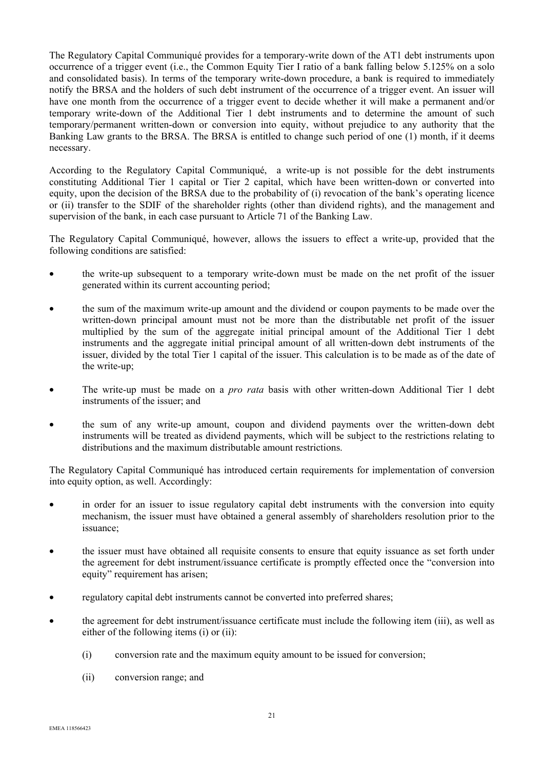The Regulatory Capital Communiqué provides for a temporary-write down of the AT1 debt instruments upon occurrence of a trigger event (i.e., the Common Equity Tier I ratio of a bank falling below 5.125% on a solo and consolidated basis). In terms of the temporary write-down procedure, a bank is required to immediately notify the BRSA and the holders of such debt instrument of the occurrence of a trigger event. An issuer will have one month from the occurrence of a trigger event to decide whether it will make a permanent and/or temporary write-down of the Additional Tier 1 debt instruments and to determine the amount of such temporary/permanent written-down or conversion into equity, without prejudice to any authority that the Banking Law grants to the BRSA. The BRSA is entitled to change such period of one (1) month, if it deems necessary.

According to the Regulatory Capital Communiqué, a write-up is not possible for the debt instruments constituting Additional Tier 1 capital or Tier 2 capital, which have been written-down or converted into equity, upon the decision of the BRSA due to the probability of (i) revocation of the bank's operating licence or (ii) transfer to the SDIF of the shareholder rights (other than dividend rights), and the management and supervision of the bank, in each case pursuant to Article 71 of the Banking Law.

The Regulatory Capital Communiqué, however, allows the issuers to effect a write-up, provided that the following conditions are satisfied:

- the write-up subsequent to a temporary write-down must be made on the net profit of the issuer generated within its current accounting period;
- the sum of the maximum write-up amount and the dividend or coupon payments to be made over the written-down principal amount must not be more than the distributable net profit of the issuer multiplied by the sum of the aggregate initial principal amount of the Additional Tier 1 debt instruments and the aggregate initial principal amount of all written-down debt instruments of the issuer, divided by the total Tier 1 capital of the issuer. This calculation is to be made as of the date of the write-up;
- The write-up must be made on a *pro rata* basis with other written-down Additional Tier 1 debt instruments of the issuer; and
- the sum of any write-up amount, coupon and dividend payments over the written-down debt instruments will be treated as dividend payments, which will be subject to the restrictions relating to distributions and the maximum distributable amount restrictions.

The Regulatory Capital Communiqué has introduced certain requirements for implementation of conversion into equity option, as well. Accordingly:

- in order for an issuer to issue regulatory capital debt instruments with the conversion into equity mechanism, the issuer must have obtained a general assembly of shareholders resolution prior to the issuance;
- the issuer must have obtained all requisite consents to ensure that equity issuance as set forth under the agreement for debt instrument/issuance certificate is promptly effected once the "conversion into equity" requirement has arisen;
- regulatory capital debt instruments cannot be converted into preferred shares;
- the agreement for debt instrument/issuance certificate must include the following item (iii), as well as either of the following items (i) or (ii):
  - (i) conversion rate and the maximum equity amount to be issued for conversion;
  - (ii) conversion range; and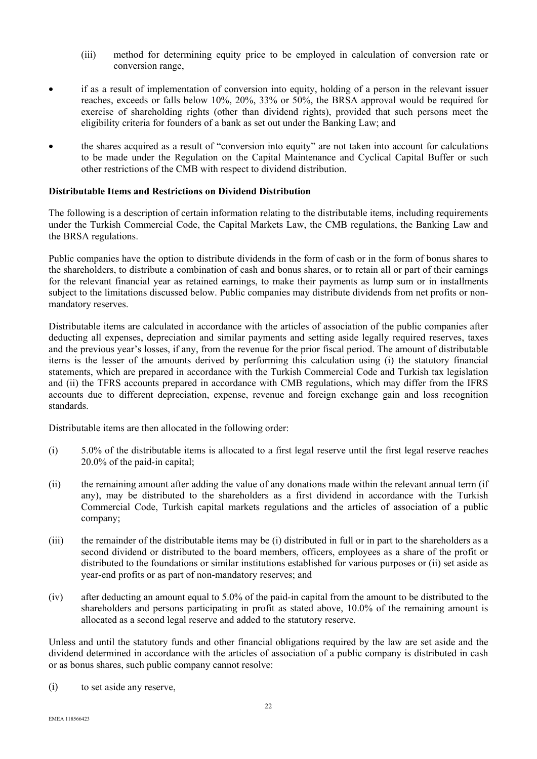(iii) method for determining equity price to be employed in calculation of conversion rate or conversion range,

- if as a result of implementation of conversion into equity, holding of a person in the relevant issuer reaches, exceeds or falls below 10%, 20%, 33% or 50%, the BRSA approval would be required for exercise of shareholding rights (other than dividend rights), provided that such persons meet the eligibility criteria for founders of a bank as set out under the Banking Law; and
- the shares acquired as a result of "conversion into equity" are not taken into account for calculations to be made under the Regulation on the Capital Maintenance and Cyclical Capital Buffer or such other restrictions of the CMB with respect to dividend distribution.

**Distributable Items and Restrictions on Dividend Distribution**

The following is a description of certain information relating to the distributable items, including requirements under the Turkish Commercial Code, the Capital Markets Law, the CMB regulations, the Banking Law and the BRSA regulations.

Public companies have the option to distribute dividends in the form of cash or in the form of bonus shares to the shareholders, to distribute a combination of cash and bonus shares, or to retain all or part of their earnings for the relevant financial year as retained earnings, to make their payments as lump sum or in installments subject to the limitations discussed below. Public companies may distribute dividends from net profits or non-mandatory reserves.

Distributable items are calculated in accordance with the articles of association of the public companies after deducting all expenses, depreciation and similar payments and setting aside legally required reserves, taxes and the previous year's losses, if any, from the revenue for the prior fiscal period. The amount of distributable items is the lesser of the amounts derived by performing this calculation using (i) the statutory financial statements, which are prepared in accordance with the Turkish Commercial Code and Turkish tax legislation and (ii) the TFRS accounts prepared in accordance with CMB regulations, which may differ from the IFRS accounts due to different depreciation, expense, revenue and foreign exchange gain and loss recognition standards.

Distributable items are then allocated in the following order:

(i) 5.0% of the distributable items is allocated to a first legal reserve until the first legal reserve reaches 20.0% of the paid-in capital;

(ii) the remaining amount after adding the value of any donations made within the relevant annual term (if any), may be distributed to the shareholders as a first dividend in accordance with the Turkish Commercial Code, Turkish capital markets regulations and the articles of association of a public company;

(iii) the remainder of the distributable items may be (i) distributed in full or in part to the shareholders as a second dividend or distributed to the board members, officers, employees as a share of the profit or distributed to the foundations or similar institutions established for various purposes or (ii) set aside as year-end profits or as part of non-mandatory reserves; and

(iv) after deducting an amount equal to 5.0% of the paid-in capital from the amount to be distributed to the shareholders and persons participating in profit as stated above, 10.0% of the remaining amount is allocated as a second legal reserve and added to the statutory reserve.

Unless and until the statutory funds and other financial obligations required by the law are set aside and the dividend determined in accordance with the articles of association of a public company is distributed in cash or as bonus shares, such public company cannot resolve:

(i) to set aside any reserve,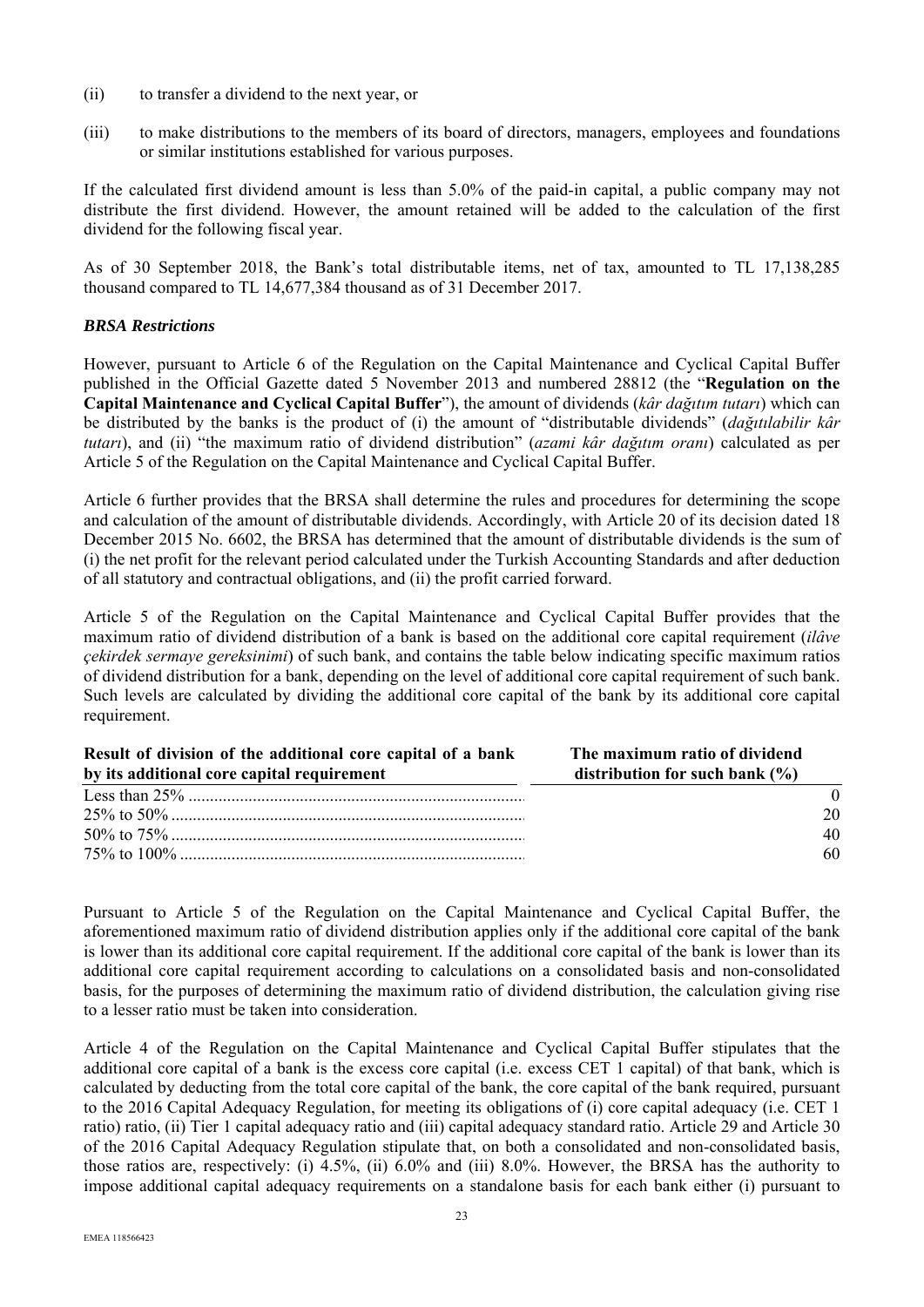(ii) to transfer a dividend to the next year, or

(iii) to make distributions to the members of its board of directors, managers, employees and foundations or similar institutions established for various purposes.

If the calculated first dividend amount is less than 5.0% of the paid-in capital, a public company may not distribute the first dividend. However, the amount retained will be added to the calculation of the first dividend for the following fiscal year.

As of 30 September 2018, the Bank's total distributable items, net of tax, amounted to TL 17,138,285 thousand compared to TL 14,677,384 thousand as of 31 December 2017.

### *BRSA Restrictions*

However, pursuant to Article 6 of the Regulation on the Capital Maintenance and Cyclical Capital Buffer published in the Official Gazette dated 5 November 2013 and numbered 28812 (the "**Regulation on the Capital Maintenance and Cyclical Capital Buffer**"), the amount of dividends (*kâr dağıtım tutarı*) which can be distributed by the banks is the product of (i) the amount of "distributable dividends" (*dağıtılabilir kâr tutarı*), and (ii) "the maximum ratio of dividend distribution" (*azami kâr dağıtım oranı*) calculated as per Article 5 of the Regulation on the Capital Maintenance and Cyclical Capital Buffer.

Article 6 further provides that the BRSA shall determine the rules and procedures for determining the scope and calculation of the amount of distributable dividends. Accordingly, with Article 20 of its decision dated 18 December 2015 No. 6602, the BRSA has determined that the amount of distributable dividends is the sum of (i) the net profit for the relevant period calculated under the Turkish Accounting Standards and after deduction of all statutory and contractual obligations, and (ii) the profit carried forward.

Article 5 of the Regulation on the Capital Maintenance and Cyclical Capital Buffer provides that the maximum ratio of dividend distribution of a bank is based on the additional core capital requirement (*ilâve çekirdek sermaye gereksinimi*) of such bank, and contains the table below indicating specific maximum ratios of dividend distribution for a bank, depending on the level of additional core capital requirement of such bank. Such levels are calculated by dividing the additional core capital of the bank by its additional core capital requirement.

| Result of division of the additional core capital of a bank by its additional core capital requirement | The maximum ratio of dividend distribution for such bank (%) |
|---|---|
| Less than 25% | 0 |
| 25% to 50% | 20 |
| 50% to 75% | 40 |
| 75% to 100% | 60 |

Pursuant to Article 5 of the Regulation on the Capital Maintenance and Cyclical Capital Buffer, the aforementioned maximum ratio of dividend distribution applies only if the additional core capital of the bank is lower than its additional core capital requirement. If the additional core capital of the bank is lower than its additional core capital requirement according to calculations on a consolidated basis and non-consolidated basis, for the purposes of determining the maximum ratio of dividend distribution, the calculation giving rise to a lesser ratio must be taken into consideration.

Article 4 of the Regulation on the Capital Maintenance and Cyclical Capital Buffer stipulates that the additional core capital of a bank is the excess core capital (i.e. excess CET 1 capital) of that bank, which is calculated by deducting from the total core capital of the bank, the core capital of the bank required, pursuant to the 2016 Capital Adequacy Regulation, for meeting its obligations of (i) core capital adequacy (i.e. CET 1 ratio) ratio, (ii) Tier 1 capital adequacy ratio and (iii) capital adequacy standard ratio. Article 29 and Article 30 of the 2016 Capital Adequacy Regulation stipulate that, on both a consolidated and non-consolidated basis, those ratios are, respectively: (i) 4.5%, (ii) 6.0% and (iii) 8.0%. However, the BRSA has the authority to impose additional capital adequacy requirements on a standalone basis for each bank either (i) pursuant to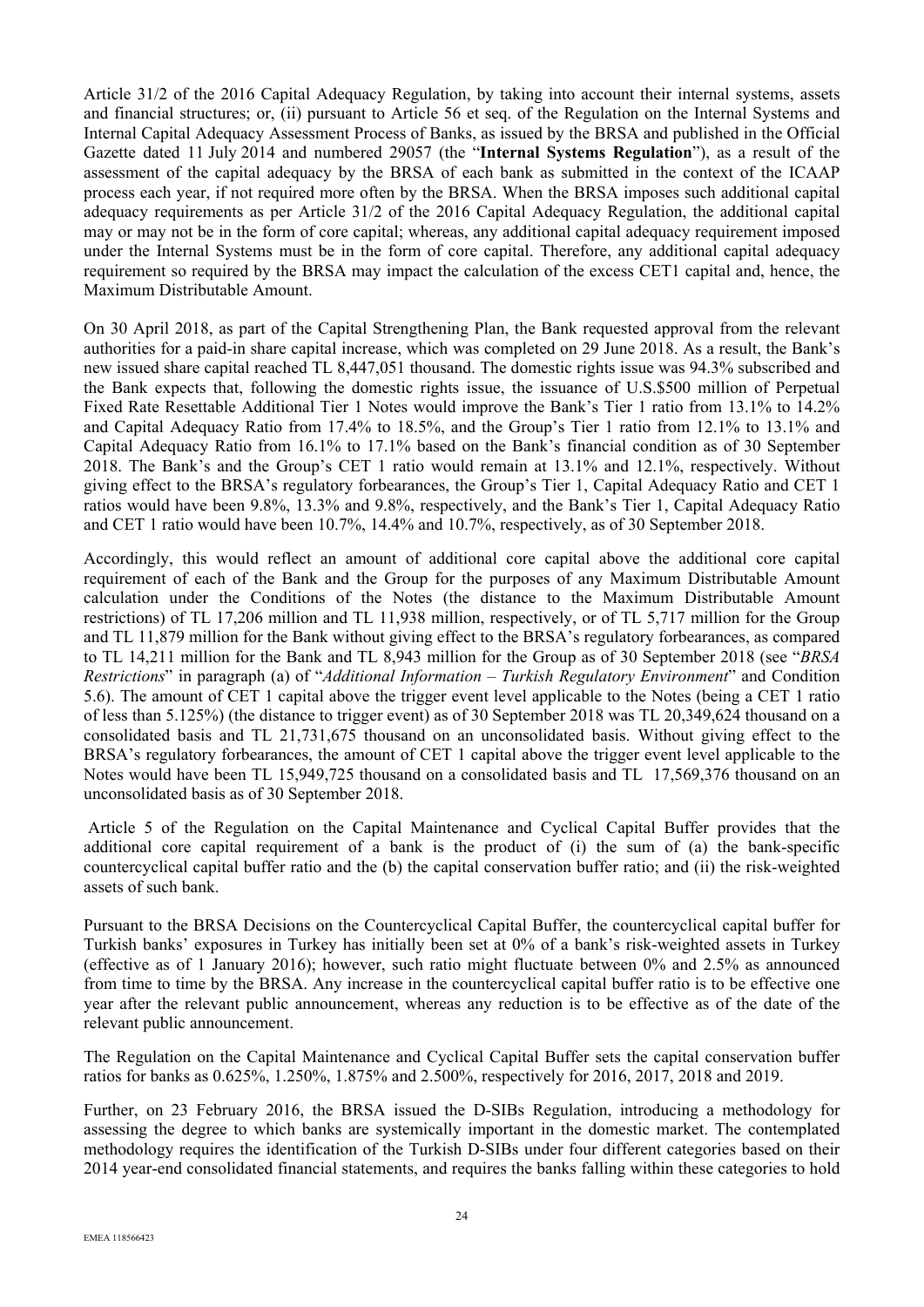Article 31/2 of the 2016 Capital Adequacy Regulation, by taking into account their internal systems, assets and financial structures; or, (ii) pursuant to Article 56 et seq. of the Regulation on the Internal Systems and Internal Capital Adequacy Assessment Process of Banks, as issued by the BRSA and published in the Official Gazette dated 11 July 2014 and numbered 29057 (the "**Internal Systems Regulation**"), as a result of the assessment of the capital adequacy by the BRSA of each bank as submitted in the context of the ICAAP process each year, if not required more often by the BRSA. When the BRSA imposes such additional capital adequacy requirements as per Article 31/2 of the 2016 Capital Adequacy Regulation, the additional capital may or may not be in the form of core capital; whereas, any additional capital adequacy requirement imposed under the Internal Systems must be in the form of core capital. Therefore, any additional capital adequacy requirement so required by the BRSA may impact the calculation of the excess CET1 capital and, hence, the Maximum Distributable Amount.

On 30 April 2018, as part of the Capital Strengthening Plan, the Bank requested approval from the relevant authorities for a paid-in share capital increase, which was completed on 29 June 2018. As a result, the Bank's new issued share capital reached TL 8,447,051 thousand. The domestic rights issue was 94.3% subscribed and the Bank expects that, following the domestic rights issue, the issuance of U.S.$500 million of Perpetual Fixed Rate Resettable Additional Tier 1 Notes would improve the Bank's Tier 1 ratio from 13.1% to 14.2% and Capital Adequacy Ratio from 17.4% to 18.5%, and the Group's Tier 1 ratio from 12.1% to 13.1% and Capital Adequacy Ratio from 16.1% to 17.1% based on the Bank's financial condition as of 30 September 2018. The Bank's and the Group's CET 1 ratio would remain at 13.1% and 12.1%, respectively. Without giving effect to the BRSA's regulatory forbearances, the Group's Tier 1, Capital Adequacy Ratio and CET 1 ratios would have been 9.8%, 13.3% and 9.8%, respectively, and the Bank's Tier 1, Capital Adequacy Ratio and CET 1 ratio would have been 10.7%, 14.4% and 10.7%, respectively, as of 30 September 2018.

Accordingly, this would reflect an amount of additional core capital above the additional core capital requirement of each of the Bank and the Group for the purposes of any Maximum Distributable Amount calculation under the Conditions of the Notes (the distance to the Maximum Distributable Amount restrictions) of TL 17,206 million and TL 11,938 million, respectively, or of TL 5,717 million for the Group and TL 11,879 million for the Bank without giving effect to the BRSA's regulatory forbearances, as compared to TL 14,211 million for the Bank and TL 8,943 million for the Group as of 30 September 2018 (see "*BRSA Restrictions*" in paragraph (a) of "*Additional Information – Turkish Regulatory Environment*" and Condition 5.6). The amount of CET 1 capital above the trigger event level applicable to the Notes (being a CET 1 ratio of less than 5.125%) (the distance to trigger event) as of 30 September 2018 was TL 20,349,624 thousand on a consolidated basis and TL 21,731,675 thousand on an unconsolidated basis. Without giving effect to the BRSA's regulatory forbearances, the amount of CET 1 capital above the trigger event level applicable to the Notes would have been TL 15,949,725 thousand on a consolidated basis and TL 17,569,376 thousand on an unconsolidated basis as of 30 September 2018.

Article 5 of the Regulation on the Capital Maintenance and Cyclical Capital Buffer provides that the additional core capital requirement of a bank is the product of (i) the sum of (a) the bank-specific countercyclical capital buffer ratio and the (b) the capital conservation buffer ratio; and (ii) the risk-weighted assets of such bank.

Pursuant to the BRSA Decisions on the Countercyclical Capital Buffer, the countercyclical capital buffer for Turkish banks' exposures in Turkey has initially been set at 0% of a bank's risk-weighted assets in Turkey (effective as of 1 January 2016); however, such ratio might fluctuate between 0% and 2.5% as announced from time to time by the BRSA. Any increase in the countercyclical capital buffer ratio is to be effective one year after the relevant public announcement, whereas any reduction is to be effective as of the date of the relevant public announcement.

The Regulation on the Capital Maintenance and Cyclical Capital Buffer sets the capital conservation buffer ratios for banks as 0.625%, 1.250%, 1.875% and 2.500%, respectively for 2016, 2017, 2018 and 2019.

Further, on 23 February 2016, the BRSA issued the D-SIBs Regulation, introducing a methodology for assessing the degree to which banks are systemically important in the domestic market. The contemplated methodology requires the identification of the Turkish D-SIBs under four different categories based on their 2014 year-end consolidated financial statements, and requires the banks falling within these categories to hold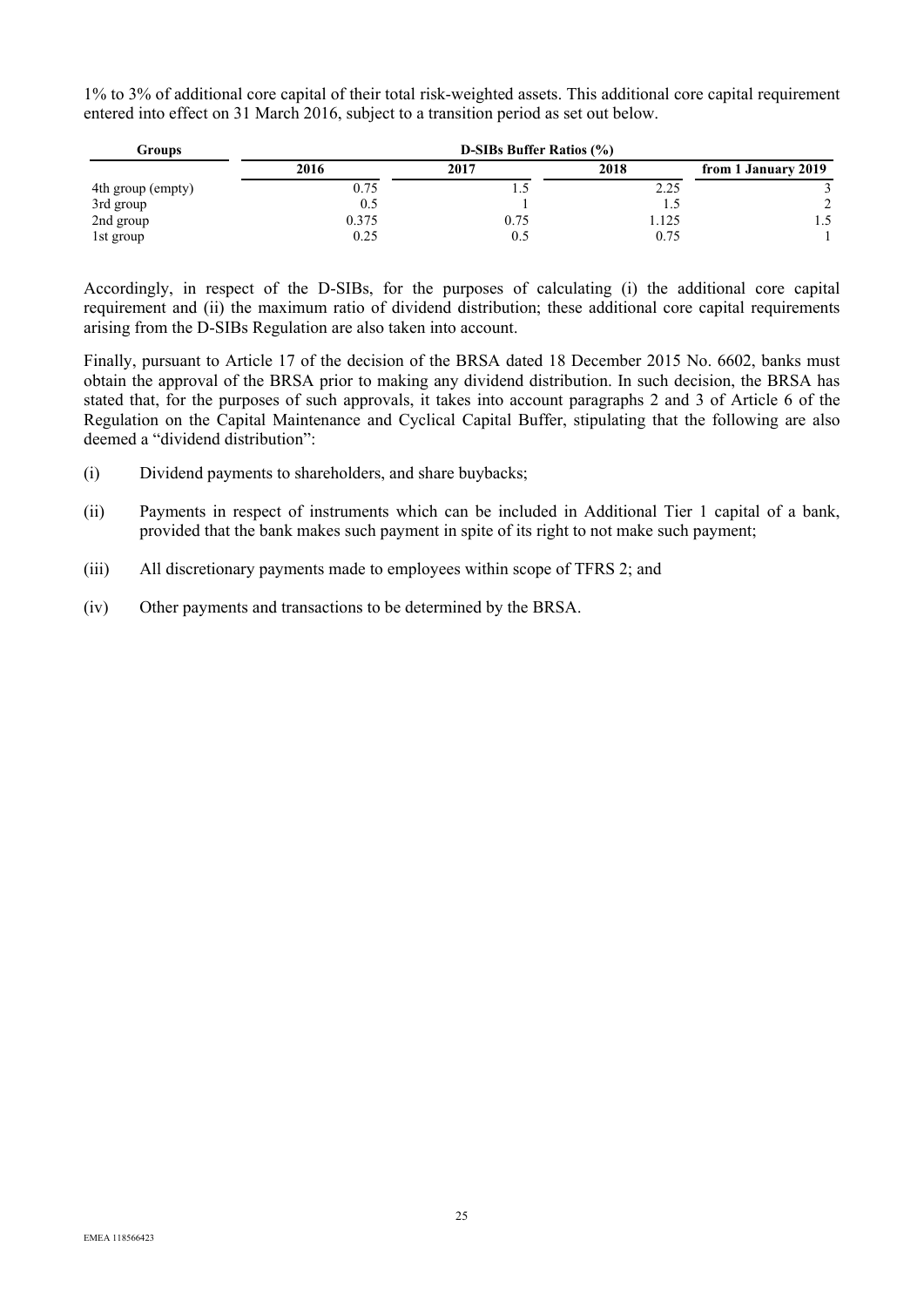1% to 3% of additional core capital of their total risk-weighted assets. This additional core capital requirement entered into effect on 31 March 2016, subject to a transition period as set out below.

| Groups | D-SIBs Buffer Ratios (%) | | | |
|---|---|---|---|---|
| | 2016 | 2017 | 2018 | from 1 January 2019 |
| 4th group (empty) | 0.75 | 1.5 | 2.25 | 3 |
| 3rd group | 0.5 | 1 | 1.5 | 2 |
| 2nd group | 0.375 | 0.75 | 1.125 | 1.5 |
| 1st group | 0.25 | 0.5 | 0.75 | 1 |

Accordingly, in respect of the D-SIBs, for the purposes of calculating (i) the additional core capital requirement and (ii) the maximum ratio of dividend distribution; these additional core capital requirements arising from the D-SIBs Regulation are also taken into account.

Finally, pursuant to Article 17 of the decision of the BRSA dated 18 December 2015 No. 6602, banks must obtain the approval of the BRSA prior to making any dividend distribution. In such decision, the BRSA has stated that, for the purposes of such approvals, it takes into account paragraphs 2 and 3 of Article 6 of the Regulation on the Capital Maintenance and Cyclical Capital Buffer, stipulating that the following are also deemed a "dividend distribution":

(i) Dividend payments to shareholders, and share buybacks;

(ii) Payments in respect of instruments which can be included in Additional Tier 1 capital of a bank, provided that the bank makes such payment in spite of its right to not make such payment;

(iii) All discretionary payments made to employees within scope of TFRS 2; and

(iv) Other payments and transactions to be determined by the BRSA.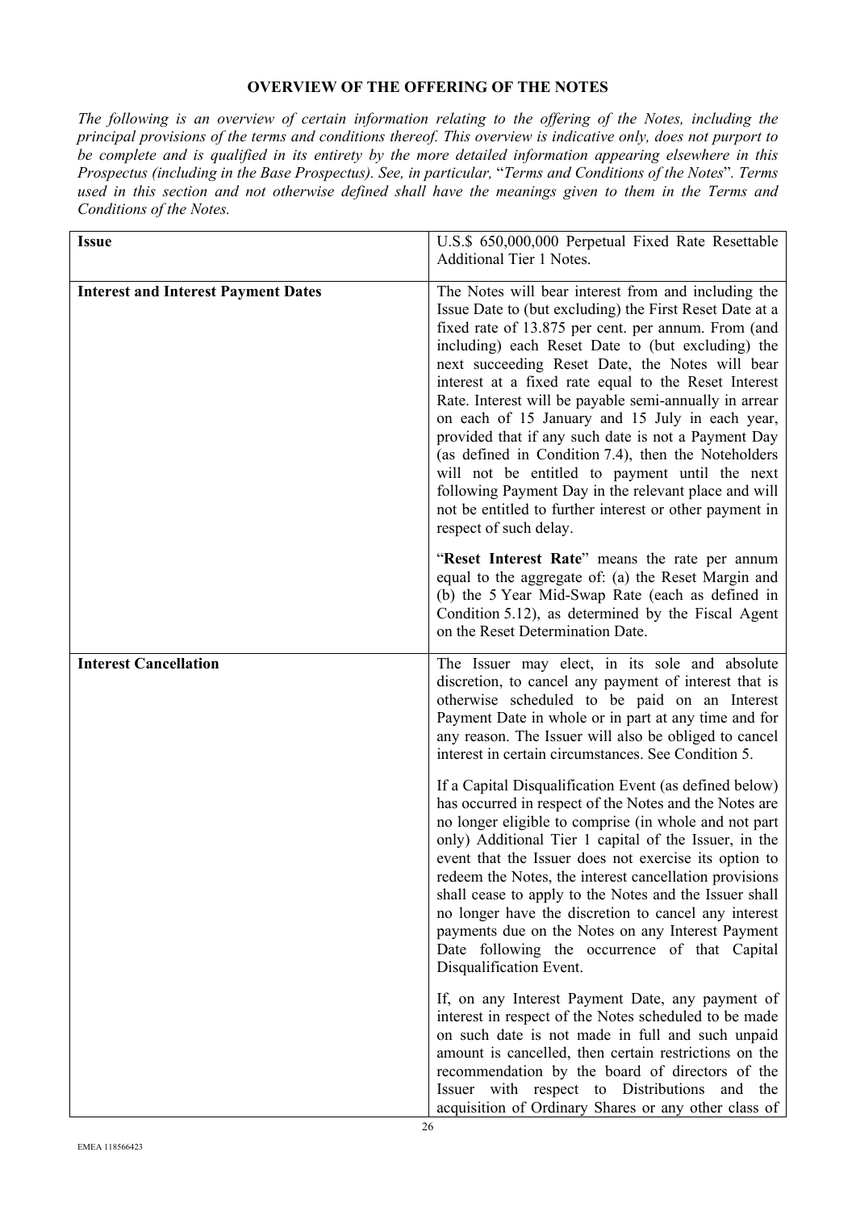## OVERVIEW OF THE OFFERING OF THE NOTES

*The following is an overview of certain information relating to the offering of the Notes, including the principal provisions of the terms and conditions thereof. This overview is indicative only, does not purport to be complete and is qualified in its entirety by the more detailed information appearing elsewhere in this Prospectus (including in the Base Prospectus). See, in particular,* "*Terms and Conditions of the Notes*"*. Terms used in this section and not otherwise defined shall have the meanings given to them in the Terms and Conditions of the Notes.*

| | |
|---|---|
| **Issue** | U.S.$ 650,000,000 Perpetual Fixed Rate Resettable Additional Tier 1 Notes. |
| **Interest and Interest Payment Dates** | The Notes will bear interest from and including the Issue Date to (but excluding) the First Reset Date at a fixed rate of 13.875 per cent. per annum. From (and including) each Reset Date to (but excluding) the next succeeding Reset Date, the Notes will bear interest at a fixed rate equal to the Reset Interest Rate. Interest will be payable semi-annually in arrear on each of 15 January and 15 July in each year, provided that if any such date is not a Payment Day (as defined in Condition 7.4), then the Noteholders will not be entitled to payment until the next following Payment Day in the relevant place and will not be entitled to further interest or other payment in respect of such delay.<br><br>"**Reset Interest Rate**" means the rate per annum equal to the aggregate of: (a) the Reset Margin and (b) the 5 Year Mid-Swap Rate (each as defined in Condition 5.12), as determined by the Fiscal Agent on the Reset Determination Date. |
| **Interest Cancellation** | The Issuer may elect, in its sole and absolute discretion, to cancel any payment of interest that is otherwise scheduled to be paid on an Interest Payment Date in whole or in part at any time and for any reason. The Issuer will also be obliged to cancel interest in certain circumstances. See Condition 5.<br><br>If a Capital Disqualification Event (as defined below) has occurred in respect of the Notes and the Notes are no longer eligible to comprise (in whole and not part only) Additional Tier 1 capital of the Issuer, in the event that the Issuer does not exercise its option to redeem the Notes, the interest cancellation provisions shall cease to apply to the Notes and the Issuer shall no longer have the discretion to cancel any interest payments due on the Notes on any Interest Payment Date following the occurrence of that Capital Disqualification Event.<br><br>If, on any Interest Payment Date, any payment of interest in respect of the Notes scheduled to be made on such date is not made in full and such unpaid amount is cancelled, then certain restrictions on the recommendation by the board of directors of the Issuer with respect to Distributions and the acquisition of Ordinary Shares or any other class of |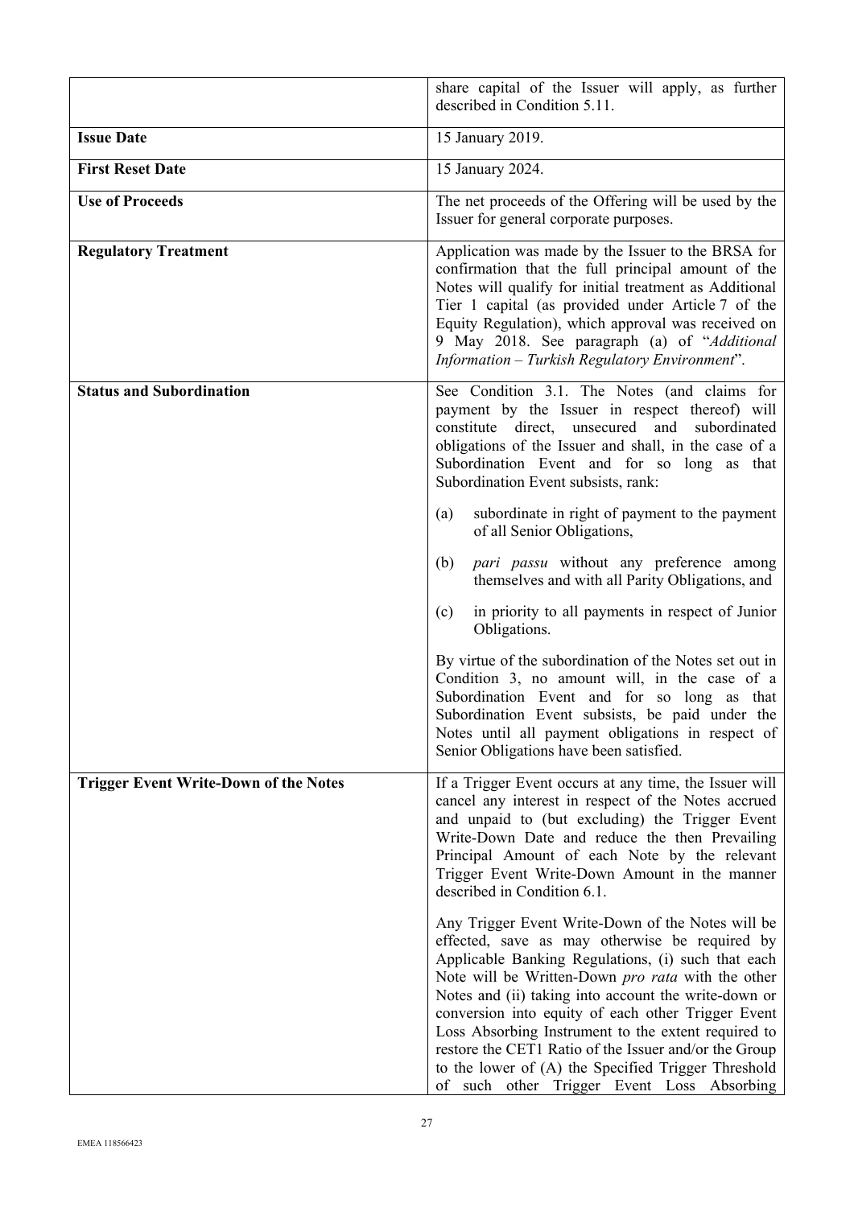| | |
|---|---|
| | share capital of the Issuer will apply, as further described in Condition 5.11. |
| **Issue Date** | 15 January 2019. |
| **First Reset Date** | 15 January 2024. |
| **Use of Proceeds** | The net proceeds of the Offering will be used by the Issuer for general corporate purposes. |
| **Regulatory Treatment** | Application was made by the Issuer to the BRSA for confirmation that the full principal amount of the Notes will qualify for initial treatment as Additional Tier 1 capital (as provided under Article 7 of the Equity Regulation), which approval was received on 9 May 2018. See paragraph (a) of "*Additional Information – Turkish Regulatory Environment*". |
| **Status and Subordination** | See Condition 3.1. The Notes (and claims for payment by the Issuer in respect thereof) will constitute direct, unsecured and subordinated obligations of the Issuer and shall, in the case of a Subordination Event and for so long as that Subordination Event subsists, rank:<br><br>(a) subordinate in right of payment to the payment of all Senior Obligations,<br><br>(b) *pari passu* without any preference among themselves and with all Parity Obligations, and<br><br>(c) in priority to all payments in respect of Junior Obligations.<br><br>By virtue of the subordination of the Notes set out in Condition 3, no amount will, in the case of a Subordination Event and for so long as that Subordination Event subsists, be paid under the Notes until all payment obligations in respect of Senior Obligations have been satisfied. |
| **Trigger Event Write-Down of the Notes** | If a Trigger Event occurs at any time, the Issuer will cancel any interest in respect of the Notes accrued and unpaid to (but excluding) the Trigger Event Write-Down Date and reduce the then Prevailing Principal Amount of each Note by the relevant Trigger Event Write-Down Amount in the manner described in Condition 6.1.<br><br>Any Trigger Event Write-Down of the Notes will be effected, save as may otherwise be required by Applicable Banking Regulations, (i) such that each Note will be Written-Down *pro rata* with the other Notes and (ii) taking into account the write-down or conversion into equity of each other Trigger Event Loss Absorbing Instrument to the extent required to restore the CET1 Ratio of the Issuer and/or the Group to the lower of (A) the Specified Trigger Threshold of such other Trigger Event Loss Absorbing |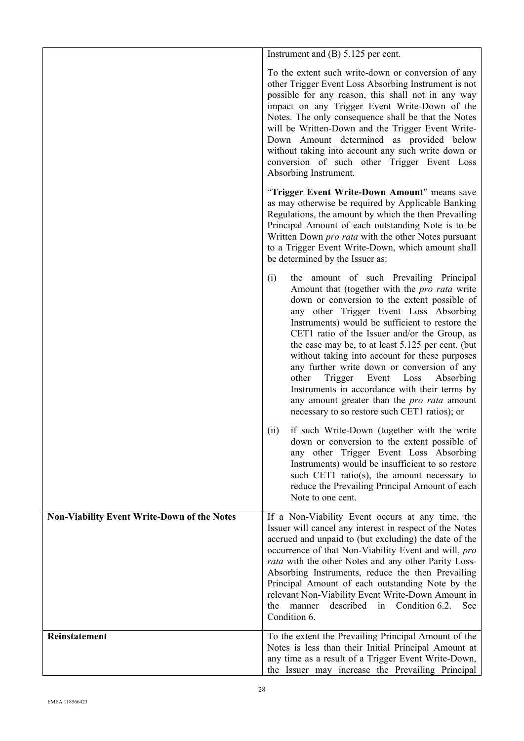| | |
|---|---|
| | Instrument and (B) 5.125 per cent.<br><br>To the extent such write-down or conversion of any other Trigger Event Loss Absorbing Instrument is not possible for any reason, this shall not in any way impact on any Trigger Event Write-Down of the Notes. The only consequence shall be that the Notes will be Written-Down and the Trigger Event Write-Down Amount determined as provided below without taking into account any such write down or conversion of such other Trigger Event Loss Absorbing Instrument.<br><br>"**Trigger Event Write-Down Amount**" means save as may otherwise be required by Applicable Banking Regulations, the amount by which the then Prevailing Principal Amount of each outstanding Note is to be Written Down *pro rata* with the other Notes pursuant to a Trigger Event Write-Down, which amount shall be determined by the Issuer as:<br><br>(i) the amount of such Prevailing Principal Amount that (together with the *pro rata* write down or conversion to the extent possible of any other Trigger Event Loss Absorbing Instruments) would be sufficient to restore the CET1 ratio of the Issuer and/or the Group, as the case may be, to at least 5.125 per cent. (but without taking into account for these purposes any further write down or conversion of any other Trigger Event Loss Absorbing Instruments in accordance with their terms by any amount greater than the *pro rata* amount necessary to so restore such CET1 ratios); or<br><br>(ii) if such Write-Down (together with the write down or conversion to the extent possible of any other Trigger Event Loss Absorbing Instruments) would be insufficient to so restore such CET1 ratio(s), the amount necessary to reduce the Prevailing Principal Amount of each Note to one cent. |
| **Non-Viability Event Write-Down of the Notes** | If a Non-Viability Event occurs at any time, the Issuer will cancel any interest in respect of the Notes accrued and unpaid to (but excluding) the date of the occurrence of that Non-Viability Event and will, *pro rata* with the other Notes and any other Parity Loss-Absorbing Instruments, reduce the then Prevailing Principal Amount of each outstanding Note by the relevant Non-Viability Event Write-Down Amount in the manner described in Condition 6.2. See Condition 6. |
| **Reinstatement** | To the extent the Prevailing Principal Amount of the Notes is less than their Initial Principal Amount at any time as a result of a Trigger Event Write-Down, the Issuer may increase the Prevailing Principal |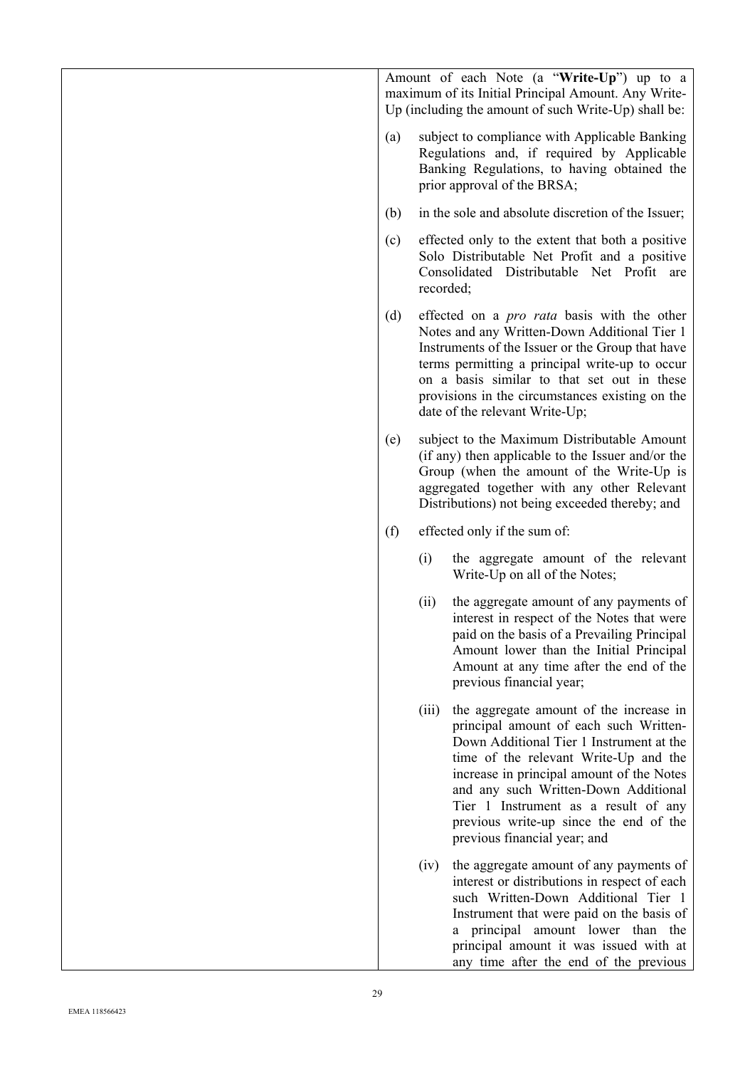| | Amount of each Note (a "**Write-Up**") up to a maximum of its Initial Principal Amount. Any Write-Up (including the amount of such Write-Up) shall be:<br><br>(a) subject to compliance with Applicable Banking Regulations and, if required by Applicable Banking Regulations, to having obtained the prior approval of the BRSA;<br><br>(b) in the sole and absolute discretion of the Issuer;<br><br>(c) effected only to the extent that both a positive Solo Distributable Net Profit and a positive Consolidated Distributable Net Profit are recorded;<br><br>(d) effected on a *pro rata* basis with the other Notes and any Written-Down Additional Tier 1 Instruments of the Issuer or the Group that have terms permitting a principal write-up to occur on a basis similar to that set out in these provisions in the circumstances existing on the date of the relevant Write-Up;<br><br>(e) subject to the Maximum Distributable Amount (if any) then applicable to the Issuer and/or the Group (when the amount of the Write-Up is aggregated together with any other Relevant Distributions) not being exceeded thereby; and<br><br>(f) effected only if the sum of:<br><br>(i) the aggregate amount of the relevant Write-Up on all of the Notes;<br><br>(ii) the aggregate amount of any payments of interest in respect of the Notes that were paid on the basis of a Prevailing Principal Amount lower than the Initial Principal Amount at any time after the end of the previous financial year;<br><br>(iii) the aggregate amount of the increase in principal amount of each such Written-Down Additional Tier 1 Instrument at the time of the relevant Write-Up and the increase in principal amount of the Notes and any such Written-Down Additional Tier 1 Instrument as a result of any previous write-up since the end of the previous financial year; and<br><br>(iv) the aggregate amount of any payments of interest or distributions in respect of each such Written-Down Additional Tier 1 Instrument that were paid on the basis of a principal amount lower than the principal amount it was issued with at any time after the end of the previous |
|---|---|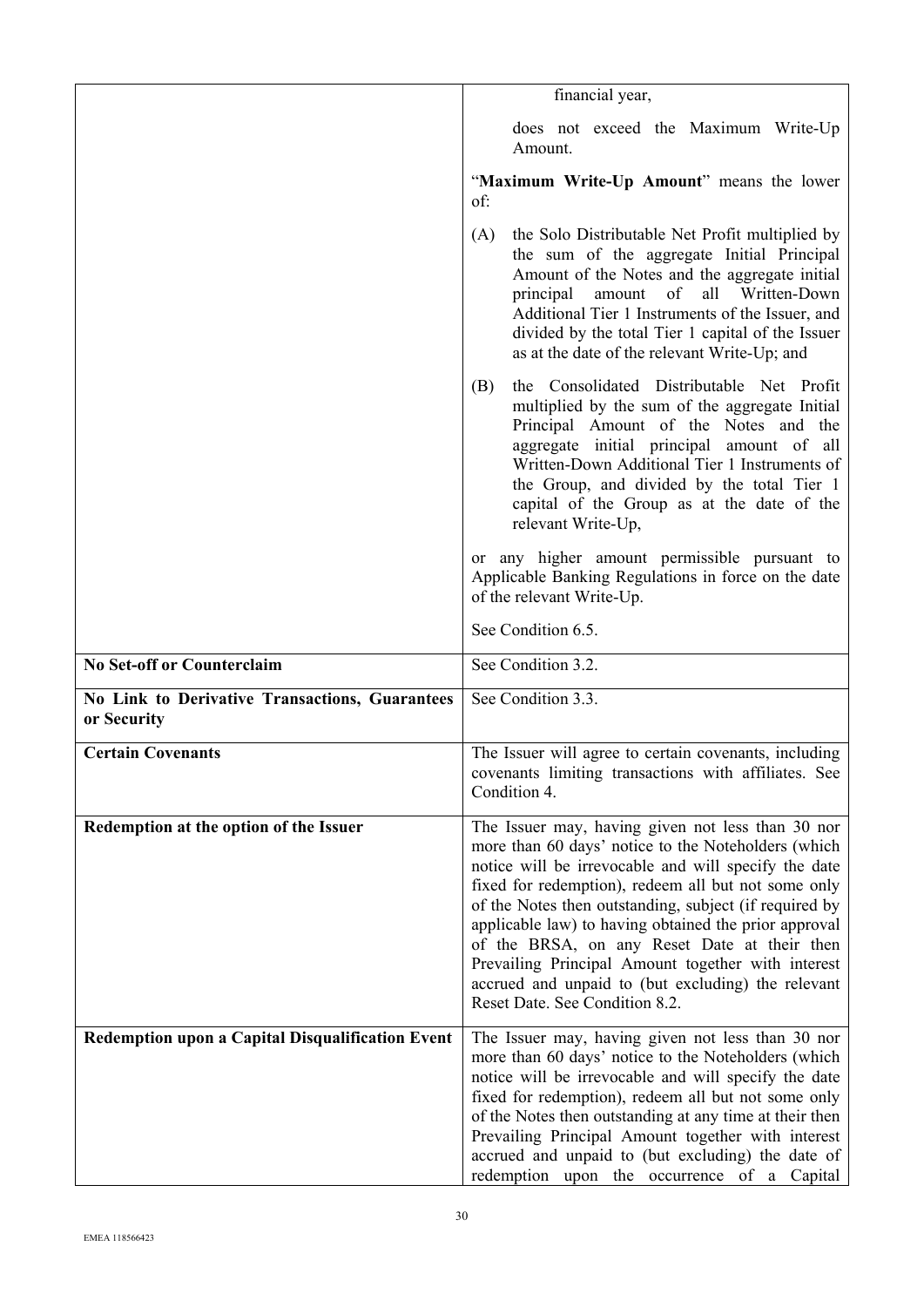| | |
|---|---|
| | financial year,<br><br>does not exceed the Maximum Write-Up Amount.<br><br>"**Maximum Write-Up Amount**" means the lower of:<br><br>(A) the Solo Distributable Net Profit multiplied by the sum of the aggregate Initial Principal Amount of the Notes and the aggregate initial principal amount of all Written-Down Additional Tier 1 Instruments of the Issuer, and divided by the total Tier 1 capital of the Issuer as at the date of the relevant Write-Up; and<br><br>(B) the Consolidated Distributable Net Profit multiplied by the sum of the aggregate Initial Principal Amount of the Notes and the aggregate initial principal amount of all Written-Down Additional Tier 1 Instruments of the Group, and divided by the total Tier 1 capital of the Group as at the date of the relevant Write-Up,<br><br>or any higher amount permissible pursuant to Applicable Banking Regulations in force on the date of the relevant Write-Up.<br><br>See Condition 6.5. |
| **No Set-off or Counterclaim** | See Condition 3.2. |
| **No Link to Derivative Transactions, Guarantees or Security** | See Condition 3.3. |
| **Certain Covenants** | The Issuer will agree to certain covenants, including covenants limiting transactions with affiliates. See Condition 4. |
| **Redemption at the option of the Issuer** | The Issuer may, having given not less than 30 nor more than 60 days' notice to the Noteholders (which notice will be irrevocable and will specify the date fixed for redemption), redeem all but not some only of the Notes then outstanding, subject (if required by applicable law) to having obtained the prior approval of the BRSA, on any Reset Date at their then Prevailing Principal Amount together with interest accrued and unpaid to (but excluding) the relevant Reset Date. See Condition 8.2. |
| **Redemption upon a Capital Disqualification Event** | The Issuer may, having given not less than 30 nor more than 60 days' notice to the Noteholders (which notice will be irrevocable and will specify the date fixed for redemption), redeem all but not some only of the Notes then outstanding at any time at their then Prevailing Principal Amount together with interest accrued and unpaid to (but excluding) the date of redemption upon the occurrence of a Capital |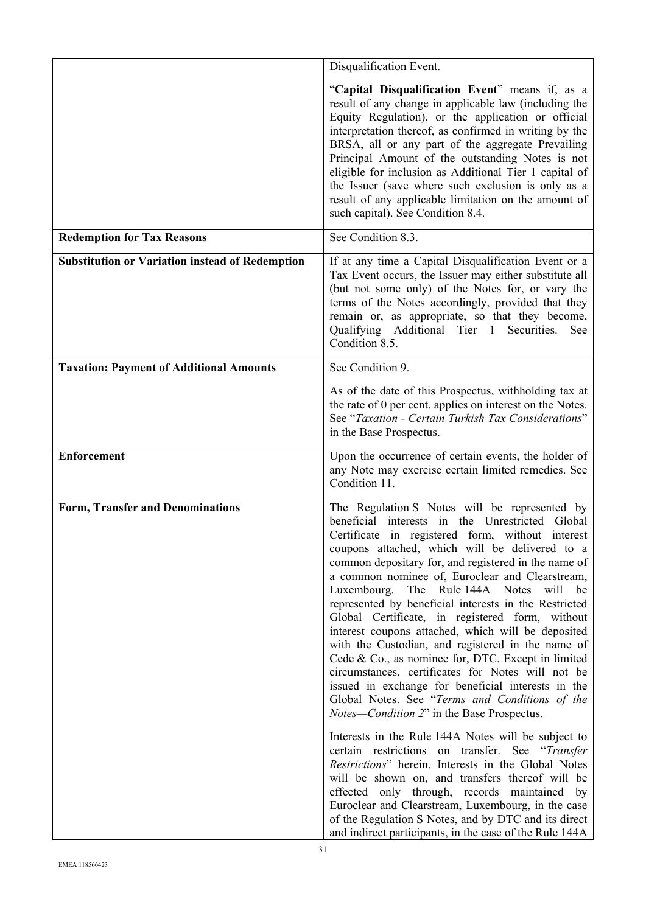| | |
|---|---|
| | Disqualification Event.<br><br>"**Capital Disqualification Event**" means if, as a result of any change in applicable law (including the Equity Regulation), or the application or official interpretation thereof, as confirmed in writing by the BRSA, all or any part of the aggregate Prevailing Principal Amount of the outstanding Notes is not eligible for inclusion as Additional Tier 1 capital of the Issuer (save where such exclusion is only as a result of any applicable limitation on the amount of such capital). See Condition 8.4. |
| **Redemption for Tax Reasons** | See Condition 8.3. |
| **Substitution or Variation instead of Redemption** | If at any time a Capital Disqualification Event or a Tax Event occurs, the Issuer may either substitute all (but not some only) of the Notes for, or vary the terms of the Notes accordingly, provided that they remain or, as appropriate, so that they become, Qualifying Additional Tier 1 Securities. See Condition 8.5. |
| **Taxation; Payment of Additional Amounts** | See Condition 9.<br><br>As of the date of this Prospectus, withholding tax at the rate of 0 per cent. applies on interest on the Notes. See "*Taxation - Certain Turkish Tax Considerations*" in the Base Prospectus. |
| **Enforcement** | Upon the occurrence of certain events, the holder of any Note may exercise certain limited remedies. See Condition 11. |
| **Form, Transfer and Denominations** | The Regulation S Notes will be represented by beneficial interests in the Unrestricted Global Certificate in registered form, without interest coupons attached, which will be delivered to a common depositary for, and registered in the name of a common nominee of, Euroclear and Clearstream, Luxembourg. The Rule 144A Notes will be represented by beneficial interests in the Restricted Global Certificate, in registered form, without interest coupons attached, which will be deposited with the Custodian, and registered in the name of Cede & Co., as nominee for, DTC. Except in limited circumstances, certificates for Notes will not be issued in exchange for beneficial interests in the Global Notes. See "*Terms and Conditions of the Notes—Condition 2*" in the Base Prospectus.<br><br>Interests in the Rule 144A Notes will be subject to certain restrictions on transfer. See "*Transfer Restrictions*" herein. Interests in the Global Notes will be shown on, and transfers thereof will be effected only through, records maintained by Euroclear and Clearstream, Luxembourg, in the case of the Regulation S Notes, and by DTC and its direct and indirect participants, in the case of the Rule 144A |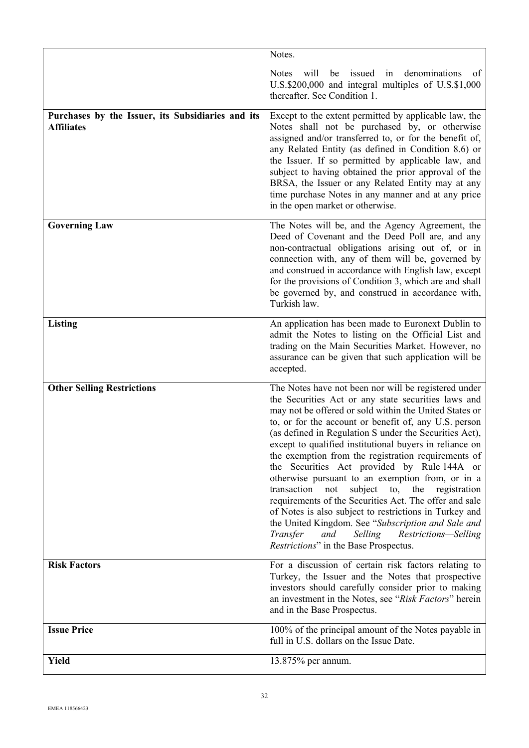| | |
|---|---|
| | Notes.<br><br>Notes will be issued in denominations of U.S.$200,000 and integral multiples of U.S.$1,000 thereafter. See Condition 1. |
| **Purchases by the Issuer, its Subsidiaries and its Affiliates** | Except to the extent permitted by applicable law, the Notes shall not be purchased by, or otherwise assigned and/or transferred to, or for the benefit of, any Related Entity (as defined in Condition 8.6) or the Issuer. If so permitted by applicable law, and subject to having obtained the prior approval of the BRSA, the Issuer or any Related Entity may at any time purchase Notes in any manner and at any price in the open market or otherwise. |
| **Governing Law** | The Notes will be, and the Agency Agreement, the Deed of Covenant and the Deed Poll are, and any non-contractual obligations arising out of, or in connection with, any of them will be, governed by and construed in accordance with English law, except for the provisions of Condition 3, which are and shall be governed by, and construed in accordance with, Turkish law. |
| **Listing** | An application has been made to Euronext Dublin to admit the Notes to listing on the Official List and trading on the Main Securities Market. However, no assurance can be given that such application will be accepted. |
| **Other Selling Restrictions** | The Notes have not been nor will be registered under the Securities Act or any state securities laws and may not be offered or sold within the United States or to, or for the account or benefit of, any U.S. person (as defined in Regulation S under the Securities Act), except to qualified institutional buyers in reliance on the exemption from the registration requirements of the Securities Act provided by Rule 144A or otherwise pursuant to an exemption from, or in a transaction not subject to, the registration requirements of the Securities Act. The offer and sale of Notes is also subject to restrictions in Turkey and the United Kingdom. See "*Subscription and Sale and Transfer and Selling Restrictions—Selling Restrictions*" in the Base Prospectus. |
| **Risk Factors** | For a discussion of certain risk factors relating to Turkey, the Issuer and the Notes that prospective investors should carefully consider prior to making an investment in the Notes, see "*Risk Factors*" herein and in the Base Prospectus. |
| **Issue Price** | 100% of the principal amount of the Notes payable in full in U.S. dollars on the Issue Date. |
| **Yield** | 13.875% per annum. |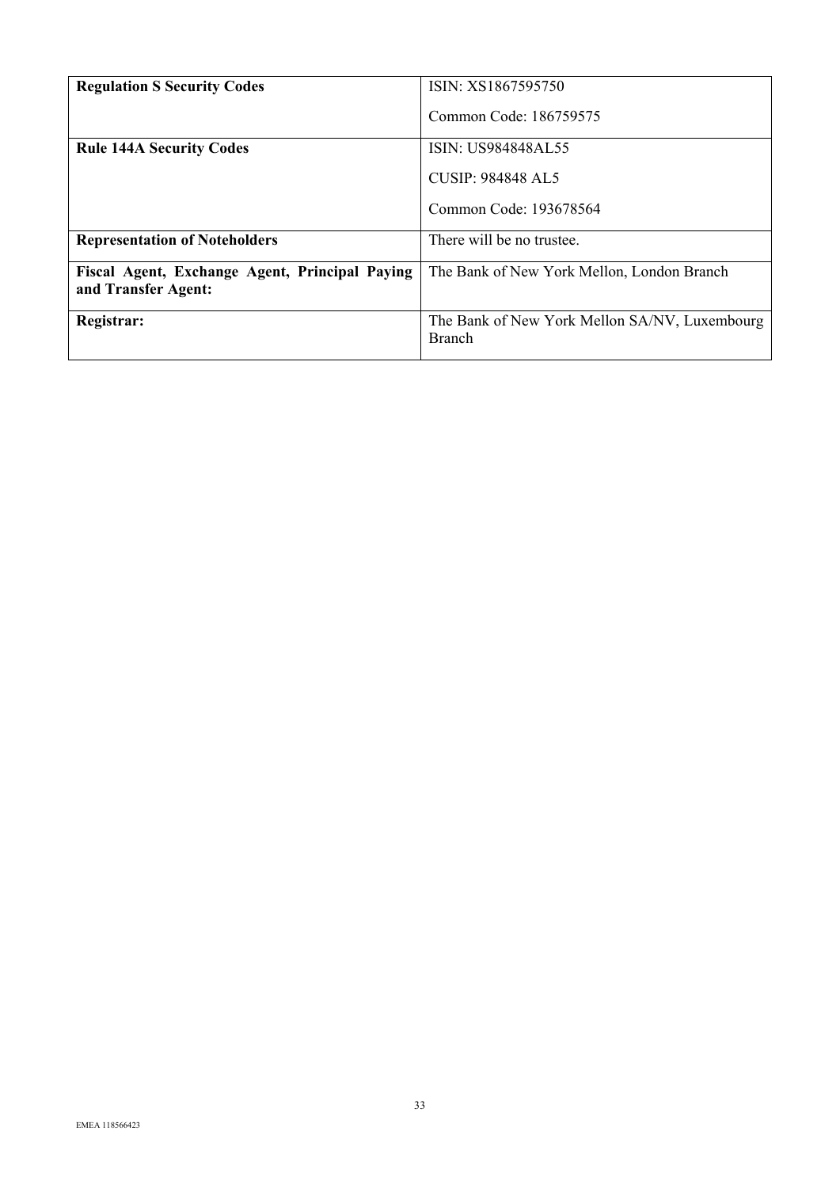| | |
|---|---|
| **Regulation S Security Codes** | ISIN: XS1867595750<br><br>Common Code: 186759575 |
| **Rule 144A Security Codes** | ISIN: US984848AL55<br><br>CUSIP: 984848 AL5<br><br>Common Code: 193678564 |
| **Representation of Noteholders** | There will be no trustee. |
| **Fiscal Agent, Exchange Agent, Principal Paying and Transfer Agent:** | The Bank of New York Mellon, London Branch |
| **Registrar:** | The Bank of New York Mellon SA/NV, Luxembourg Branch |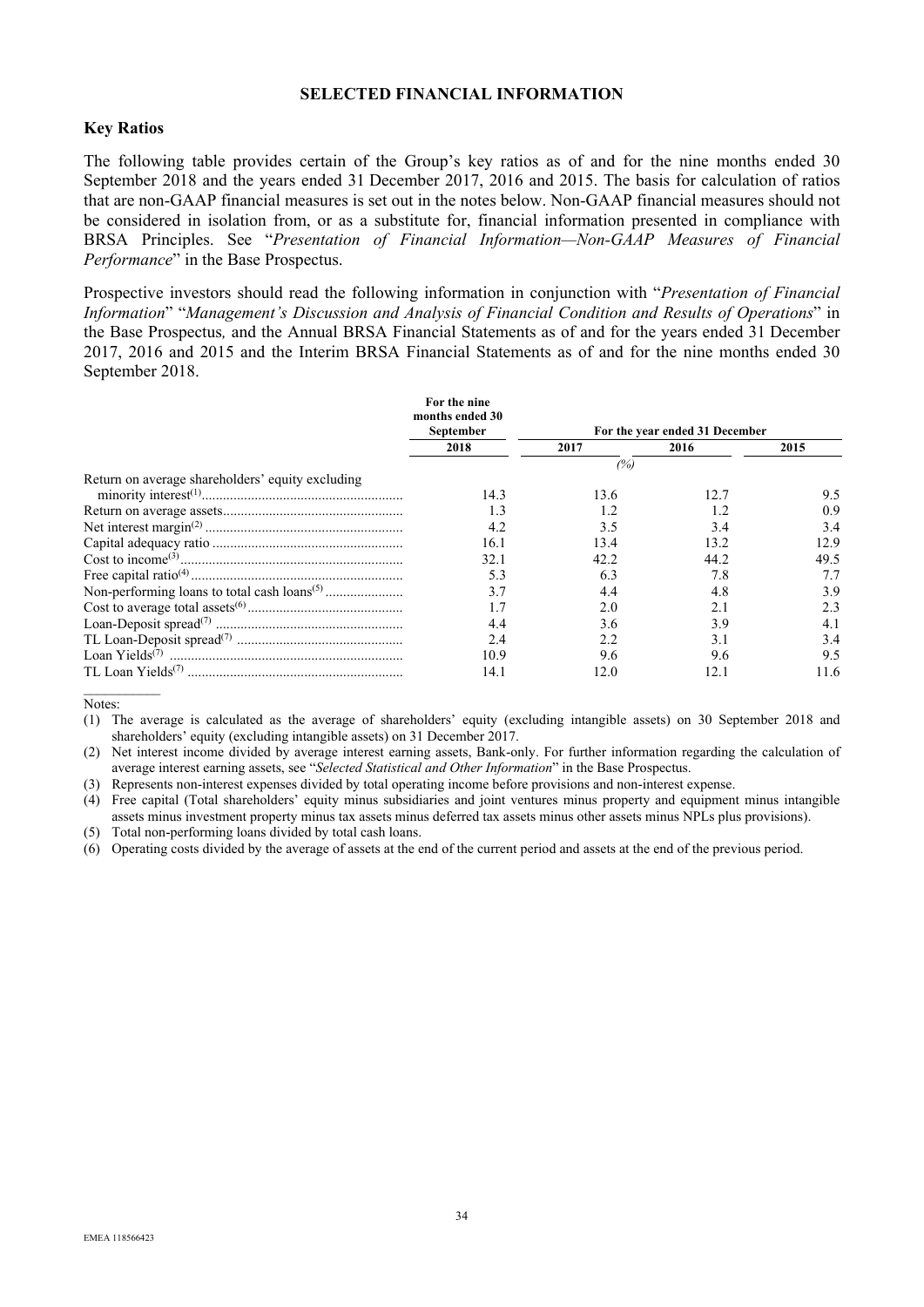# SELECTED FINANCIAL INFORMATION

## Key Ratios

The following table provides certain of the Group's key ratios as of and for the nine months ended 30 September 2018 and the years ended 31 December 2017, 2016 and 2015. The basis for calculation of ratios that are non-GAAP financial measures is set out in the notes below. Non-GAAP financial measures should not be considered in isolation from, or as a substitute for, financial information presented in compliance with BRSA Principles. See "*Presentation of Financial Information—Non-GAAP Measures of Financial Performance*" in the Base Prospectus.

Prospective investors should read the following information in conjunction with "*Presentation of Financial Information*" "*Management's Discussion and Analysis of Financial Condition and Results of Operations*" in the Base Prospectus*,* and the Annual BRSA Financial Statements as of and for the years ended 31 December 2017, 2016 and 2015 and the Interim BRSA Financial Statements as of and for the nine months ended 30 September 2018.

| | For the nine months ended 30 September | For the year ended 31 December | | |
|---|---|---|---|---|
| | 2018 | 2017 | 2016 | 2015 |
| | | *(%)* | | |
| Return on average shareholders' equity excluding minority interest[(1)] | 14.3 | 13.6 | 12.7 | 9.5 |
| Return on average assets | 1.3 | 1.2 | 1.2 | 0.9 |
| Net interest margin[(2)] | 4.2 | 3.5 | 3.4 | 3.4 |
| Capital adequacy ratio | 16.1 | 13.4 | 13.2 | 12.9 |
| Cost to income[(3)] | 32.1 | 42.2 | 44.2 | 49.5 |
| Free capital ratio[(4)] | 5.3 | 6.3 | 7.8 | 7.7 |
| Non-performing loans to total cash loans[(5)] | 3.7 | 4.4 | 4.8 | 3.9 |
| Cost to average total assets[(6)] | 1.7 | 2.0 | 2.1 | 2.3 |
| Loan-Deposit spread[(7)] | 4.4 | 3.6 | 3.9 | 4.1 |
| TL Loan-Deposit spread[(7)] | 2.4 | 2.2 | 3.1 | 3.4 |
| Loan Yields[(7)] | 10.9 | 9.6 | 9.6 | 9.5 |
| TL Loan Yields[(7)] | 14.1 | 12.0 | 12.1 | 11.6 |

Notes:

(1) The average is calculated as the average of shareholders' equity (excluding intangible assets) on 30 September 2018 and shareholders' equity (excluding intangible assets) on 31 December 2017.

(2) Net interest income divided by average interest earning assets, Bank-only. For further information regarding the calculation of average interest earning assets, see "*Selected Statistical and Other Information*" in the Base Prospectus.

(3) Represents non-interest expenses divided by total operating income before provisions and non-interest expense.

(4) Free capital (Total shareholders' equity minus subsidiaries and joint ventures minus property and equipment minus intangible assets minus investment property minus tax assets minus deferred tax assets minus other assets minus NPLs plus provisions).

(5) Total non-performing loans divided by total cash loans.

(6) Operating costs divided by the average of assets at the end of the current period and assets at the end of the previous period.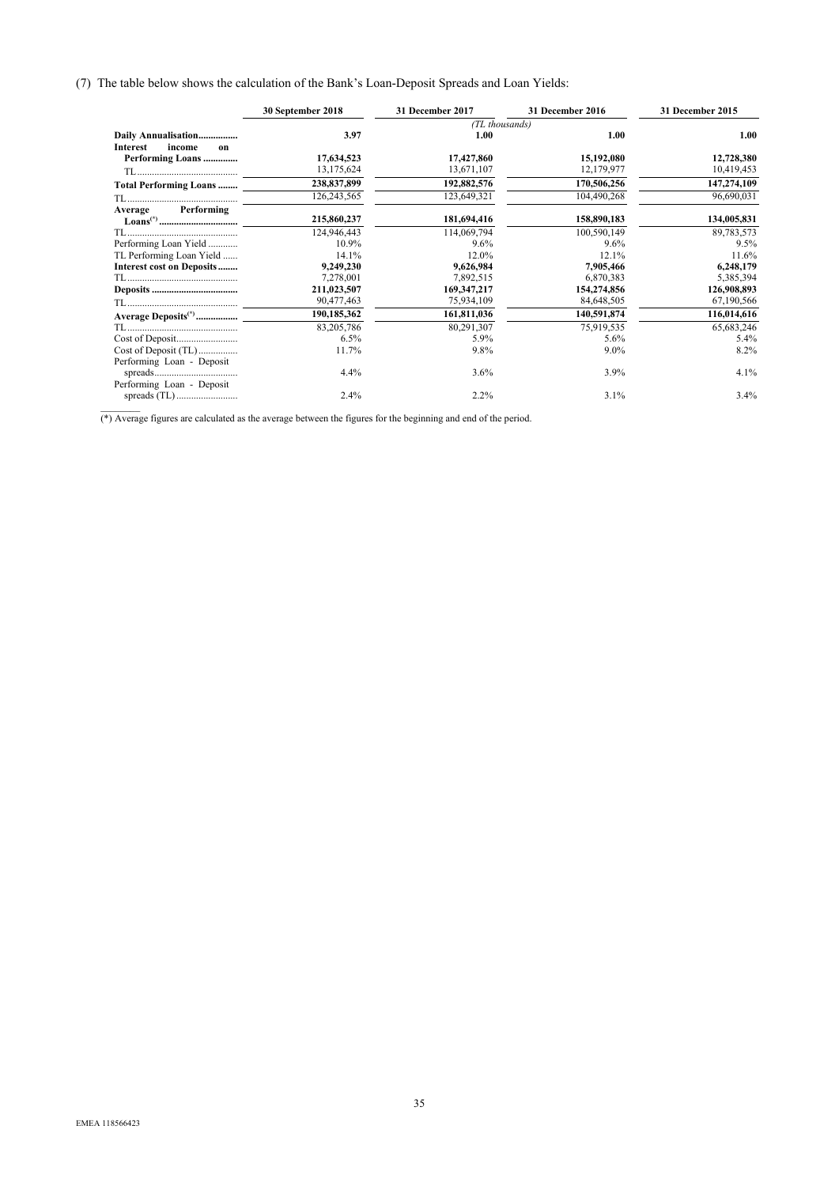(7) The table below shows the calculation of the Bank's Loan-Deposit Spreads and Loan Yields:

| | 30 September 2018 | 31 December 2017 | 31 December 2016 | 31 December 2015 |
|---|---|---|---|---|
| | | *(TL thousands)* | | |
| **Daily Annualisation** | **3.97** | **1.00** | **1.00** | **1.00** |
| **Interest income on Performing Loans** | **17,634,523** | **17,427,860** | **15,192,080** | **12,728,380** |
| TL | 13,175,624 | 13,671,107 | 12,179,977 | 10,419,453 |
| **Total Performing Loans** | **238,837,899** | **192,882,576** | **170,506,256** | **147,274,109** |
| TL | 126,243,565 | 123,649,321 | 104,490,268 | 96,690,031 |
| **Average Performing Loans(*)** | **215,860,237** | **181,694,416** | **158,890,183** | **134,005,831** |
| TL | 124,946,443 | 114,069,794 | 100,590,149 | 89,783,573 |
| Performing Loan Yield | 10.9% | 9.6% | 9.6% | 9.5% |
| TL Performing Loan Yield | 14.1% | 12.0% | 12.1% | 11.6% |
| **Interest cost on Deposits** | **9,249,230** | **9,626,984** | **7,905,466** | **6,248,179** |
| TL | 7,278,001 | 7,892,515 | 6,870,383 | 5,385,394 |
| **Deposits** | **211,023,507** | **169,347,217** | **154,274,856** | **126,908,893** |
| TL | 90,477,463 | 75,934,109 | 84,648,505 | 67,190,566 |
| **Average Deposits(*)** | **190,185,362** | **161,811,036** | **140,591,874** | **116,014,616** |
| TL | 83,205,786 | 80,291,307 | 75,919,535 | 65,683,246 |
| Cost of Deposit | 6.5% | 5.9% | 5.6% | 5.4% |
| Cost of Deposit (TL) | 11.7% | 9.8% | 9.0% | 8.2% |
| Performing Loan - Deposit spreads | 4.4% | 3.6% | 3.9% | 4.1% |
| Performing Loan - Deposit spreads (TL) | 2.4% | 2.2% | 3.1% | 3.4% |

(*) Average figures are calculated as the average between the figures for the beginning and end of the period.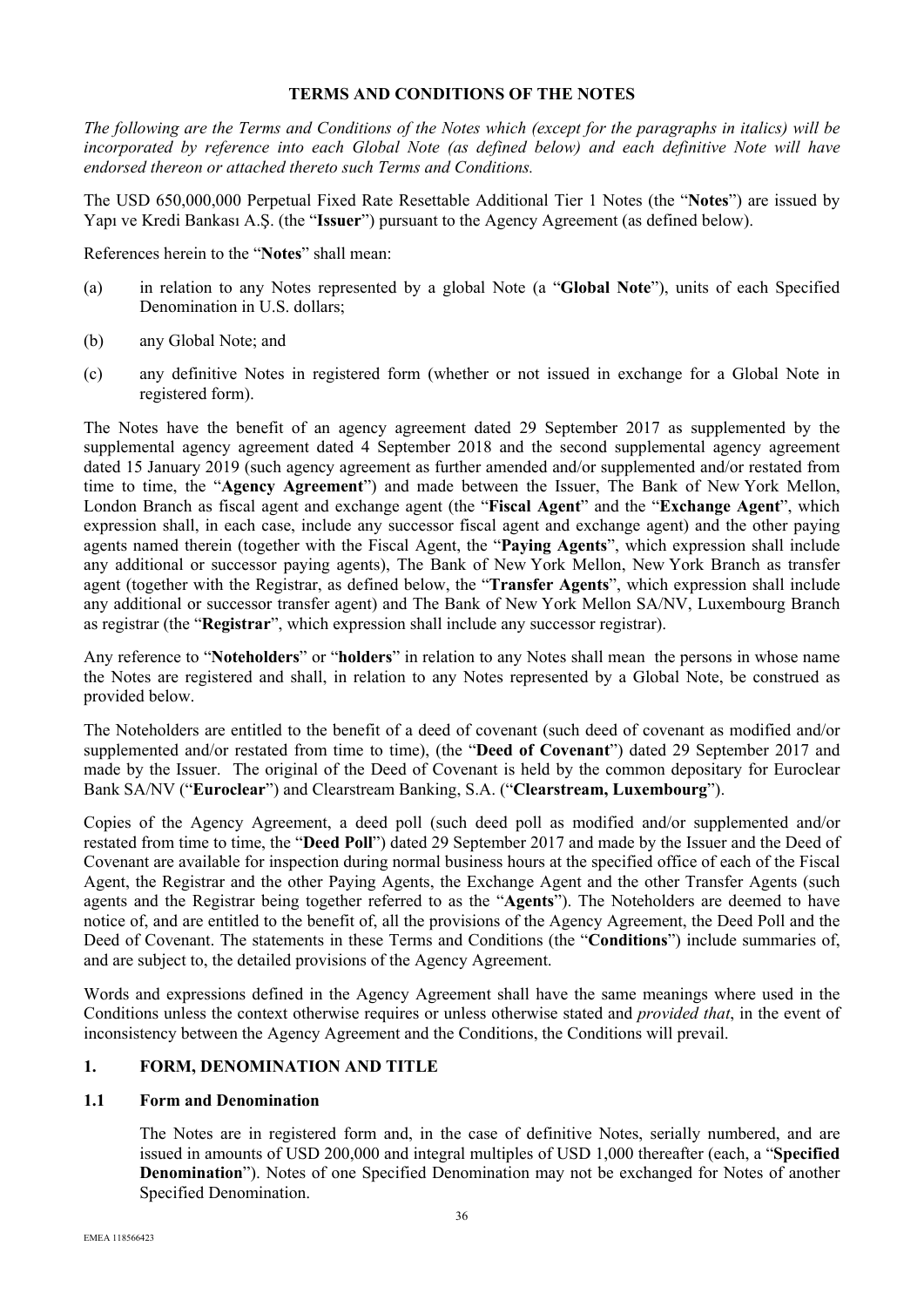## TERMS AND CONDITIONS OF THE NOTES

*The following are the Terms and Conditions of the Notes which (except for the paragraphs in italics) will be incorporated by reference into each Global Note (as defined below) and each definitive Note will have endorsed thereon or attached thereto such Terms and Conditions.*

The USD 650,000,000 Perpetual Fixed Rate Resettable Additional Tier 1 Notes (the "**Notes**") are issued by Yapı ve Kredi Bankası A.Ş. (the "**Issuer**") pursuant to the Agency Agreement (as defined below).

References herein to the "**Notes**" shall mean:

(a) in relation to any Notes represented by a global Note (a "**Global Note**"), units of each Specified Denomination in U.S. dollars;

(b) any Global Note; and

(c) any definitive Notes in registered form (whether or not issued in exchange for a Global Note in registered form).

The Notes have the benefit of an agency agreement dated 29 September 2017 as supplemented by the supplemental agency agreement dated 4 September 2018 and the second supplemental agency agreement dated 15 January 2019 (such agency agreement as further amended and/or supplemented and/or restated from time to time, the "**Agency Agreement**") and made between the Issuer, The Bank of New York Mellon, London Branch as fiscal agent and exchange agent (the "**Fiscal Agent**" and the "**Exchange Agent**", which expression shall, in each case, include any successor fiscal agent and exchange agent) and the other paying agents named therein (together with the Fiscal Agent, the "**Paying Agents**", which expression shall include any additional or successor paying agents), The Bank of New York Mellon, New York Branch as transfer agent (together with the Registrar, as defined below, the "**Transfer Agents**", which expression shall include any additional or successor transfer agent) and The Bank of New York Mellon SA/NV, Luxembourg Branch as registrar (the "**Registrar**", which expression shall include any successor registrar).

Any reference to "**Noteholders**" or "**holders**" in relation to any Notes shall mean the persons in whose name the Notes are registered and shall, in relation to any Notes represented by a Global Note, be construed as provided below.

The Noteholders are entitled to the benefit of a deed of covenant (such deed of covenant as modified and/or supplemented and/or restated from time to time), (the "**Deed of Covenant**") dated 29 September 2017 and made by the Issuer. The original of the Deed of Covenant is held by the common depositary for Euroclear Bank SA/NV ("**Euroclear**") and Clearstream Banking, S.A. ("**Clearstream, Luxembourg**").

Copies of the Agency Agreement, a deed poll (such deed poll as modified and/or supplemented and/or restated from time to time, the "**Deed Poll**") dated 29 September 2017 and made by the Issuer and the Deed of Covenant are available for inspection during normal business hours at the specified office of each of the Fiscal Agent, the Registrar and the other Paying Agents, the Exchange Agent and the other Transfer Agents (such agents and the Registrar being together referred to as the "**Agents**"). The Noteholders are deemed to have notice of, and are entitled to the benefit of, all the provisions of the Agency Agreement, the Deed Poll and the Deed of Covenant. The statements in these Terms and Conditions (the "**Conditions**") include summaries of, and are subject to, the detailed provisions of the Agency Agreement.

Words and expressions defined in the Agency Agreement shall have the same meanings where used in the Conditions unless the context otherwise requires or unless otherwise stated and *provided that*, in the event of inconsistency between the Agency Agreement and the Conditions, the Conditions will prevail.

### 1. FORM, DENOMINATION AND TITLE

#### 1.1 Form and Denomination

The Notes are in registered form and, in the case of definitive Notes, serially numbered, and are issued in amounts of USD 200,000 and integral multiples of USD 1,000 thereafter (each, a "**Specified Denomination**"). Notes of one Specified Denomination may not be exchanged for Notes of another Specified Denomination.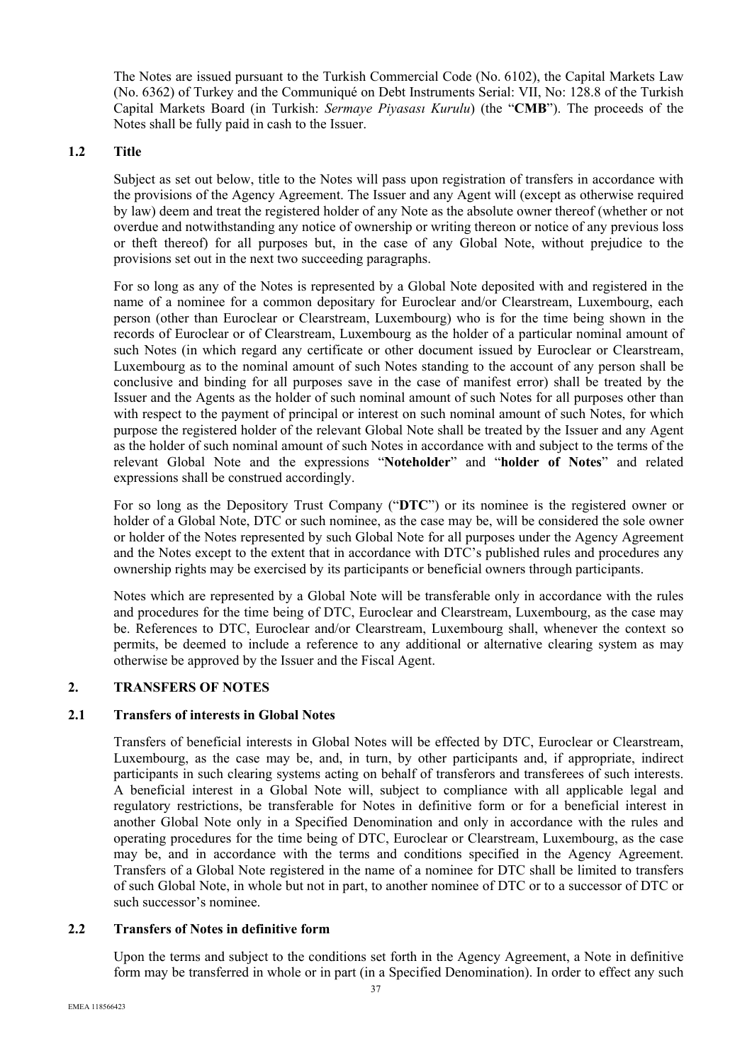The Notes are issued pursuant to the Turkish Commercial Code (No. 6102), the Capital Markets Law (No. 6362) of Turkey and the Communiqué on Debt Instruments Serial: VII, No: 128.8 of the Turkish Capital Markets Board (in Turkish: *Sermaye Piyasası Kurulu*) (the "**CMB**"). The proceeds of the Notes shall be fully paid in cash to the Issuer.

### 1.2 Title

Subject as set out below, title to the Notes will pass upon registration of transfers in accordance with the provisions of the Agency Agreement. The Issuer and any Agent will (except as otherwise required by law) deem and treat the registered holder of any Note as the absolute owner thereof (whether or not overdue and notwithstanding any notice of ownership or writing thereon or notice of any previous loss or theft thereof) for all purposes but, in the case of any Global Note, without prejudice to the provisions set out in the next two succeeding paragraphs.

For so long as any of the Notes is represented by a Global Note deposited with and registered in the name of a nominee for a common depositary for Euroclear and/or Clearstream, Luxembourg, each person (other than Euroclear or Clearstream, Luxembourg) who is for the time being shown in the records of Euroclear or of Clearstream, Luxembourg as the holder of a particular nominal amount of such Notes (in which regard any certificate or other document issued by Euroclear or Clearstream, Luxembourg as to the nominal amount of such Notes standing to the account of any person shall be conclusive and binding for all purposes save in the case of manifest error) shall be treated by the Issuer and the Agents as the holder of such nominal amount of such Notes for all purposes other than with respect to the payment of principal or interest on such nominal amount of such Notes, for which purpose the registered holder of the relevant Global Note shall be treated by the Issuer and any Agent as the holder of such nominal amount of such Notes in accordance with and subject to the terms of the relevant Global Note and the expressions "**Noteholder**" and "**holder of Notes**" and related expressions shall be construed accordingly.

For so long as the Depository Trust Company ("**DTC**") or its nominee is the registered owner or holder of a Global Note, DTC or such nominee, as the case may be, will be considered the sole owner or holder of the Notes represented by such Global Note for all purposes under the Agency Agreement and the Notes except to the extent that in accordance with DTC's published rules and procedures any ownership rights may be exercised by its participants or beneficial owners through participants.

Notes which are represented by a Global Note will be transferable only in accordance with the rules and procedures for the time being of DTC, Euroclear and Clearstream, Luxembourg, as the case may be. References to DTC, Euroclear and/or Clearstream, Luxembourg shall, whenever the context so permits, be deemed to include a reference to any additional or alternative clearing system as may otherwise be approved by the Issuer and the Fiscal Agent.

## 2. TRANSFERS OF NOTES

### 2.1 Transfers of interests in Global Notes

Transfers of beneficial interests in Global Notes will be effected by DTC, Euroclear or Clearstream, Luxembourg, as the case may be, and, in turn, by other participants and, if appropriate, indirect participants in such clearing systems acting on behalf of transferors and transferees of such interests. A beneficial interest in a Global Note will, subject to compliance with all applicable legal and regulatory restrictions, be transferable for Notes in definitive form or for a beneficial interest in another Global Note only in a Specified Denomination and only in accordance with the rules and operating procedures for the time being of DTC, Euroclear or Clearstream, Luxembourg, as the case may be, and in accordance with the terms and conditions specified in the Agency Agreement. Transfers of a Global Note registered in the name of a nominee for DTC shall be limited to transfers of such Global Note, in whole but not in part, to another nominee of DTC or to a successor of DTC or such successor's nominee.

### 2.2 Transfers of Notes in definitive form

Upon the terms and subject to the conditions set forth in the Agency Agreement, a Note in definitive form may be transferred in whole or in part (in a Specified Denomination). In order to effect any such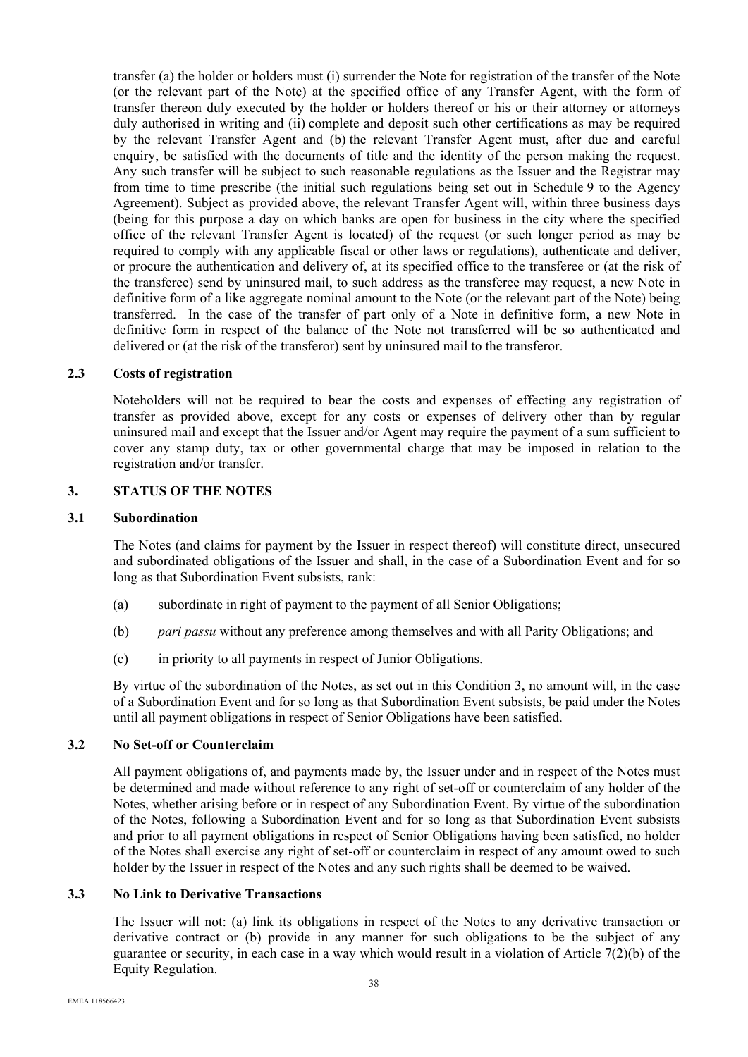transfer (a) the holder or holders must (i) surrender the Note for registration of the transfer of the Note (or the relevant part of the Note) at the specified office of any Transfer Agent, with the form of transfer thereon duly executed by the holder or holders thereof or his or their attorney or attorneys duly authorised in writing and (ii) complete and deposit such other certifications as may be required by the relevant Transfer Agent and (b) the relevant Transfer Agent must, after due and careful enquiry, be satisfied with the documents of title and the identity of the person making the request. Any such transfer will be subject to such reasonable regulations as the Issuer and the Registrar may from time to time prescribe (the initial such regulations being set out in Schedule 9 to the Agency Agreement). Subject as provided above, the relevant Transfer Agent will, within three business days (being for this purpose a day on which banks are open for business in the city where the specified office of the relevant Transfer Agent is located) of the request (or such longer period as may be required to comply with any applicable fiscal or other laws or regulations), authenticate and deliver, or procure the authentication and delivery of, at its specified office to the transferee or (at the risk of the transferee) send by uninsured mail, to such address as the transferee may request, a new Note in definitive form of a like aggregate nominal amount to the Note (or the relevant part of the Note) being transferred. In the case of the transfer of part only of a Note in definitive form, a new Note in definitive form in respect of the balance of the Note not transferred will be so authenticated and delivered or (at the risk of the transferor) sent by uninsured mail to the transferor.

### 2.3 Costs of registration

Noteholders will not be required to bear the costs and expenses of effecting any registration of transfer as provided above, except for any costs or expenses of delivery other than by regular uninsured mail and except that the Issuer and/or Agent may require the payment of a sum sufficient to cover any stamp duty, tax or other governmental charge that may be imposed in relation to the registration and/or transfer.

## 3. STATUS OF THE NOTES

### 3.1 Subordination

The Notes (and claims for payment by the Issuer in respect thereof) will constitute direct, unsecured and subordinated obligations of the Issuer and shall, in the case of a Subordination Event and for so long as that Subordination Event subsists, rank:

(a) subordinate in right of payment to the payment of all Senior Obligations;

(b) *pari passu* without any preference among themselves and with all Parity Obligations; and

(c) in priority to all payments in respect of Junior Obligations.

By virtue of the subordination of the Notes, as set out in this Condition 3, no amount will, in the case of a Subordination Event and for so long as that Subordination Event subsists, be paid under the Notes until all payment obligations in respect of Senior Obligations have been satisfied.

### 3.2 No Set-off or Counterclaim

All payment obligations of, and payments made by, the Issuer under and in respect of the Notes must be determined and made without reference to any right of set-off or counterclaim of any holder of the Notes, whether arising before or in respect of any Subordination Event. By virtue of the subordination of the Notes, following a Subordination Event and for so long as that Subordination Event subsists and prior to all payment obligations in respect of Senior Obligations having been satisfied, no holder of the Notes shall exercise any right of set-off or counterclaim in respect of any amount owed to such holder by the Issuer in respect of the Notes and any such rights shall be deemed to be waived.

### 3.3 No Link to Derivative Transactions

The Issuer will not: (a) link its obligations in respect of the Notes to any derivative transaction or derivative contract or (b) provide in any manner for such obligations to be the subject of any guarantee or security, in each case in a way which would result in a violation of Article 7(2)(b) of the Equity Regulation.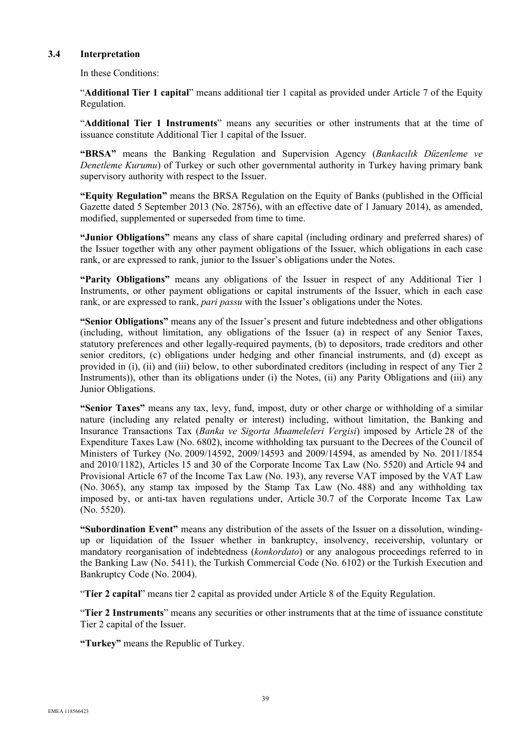### 3.4 Interpretation

In these Conditions:

"**Additional Tier 1 capital**" means additional tier 1 capital as provided under Article 7 of the Equity Regulation.

"**Additional Tier 1 Instruments**" means any securities or other instruments that at the time of issuance constitute Additional Tier 1 capital of the Issuer.

**"BRSA"** means the Banking Regulation and Supervision Agency (*Bankacılık Düzenleme ve Denetleme Kurumu*) of Turkey or such other governmental authority in Turkey having primary bank supervisory authority with respect to the Issuer.

**"Equity Regulation"** means the BRSA Regulation on the Equity of Banks (published in the Official Gazette dated 5 September 2013 (No. 28756), with an effective date of 1 January 2014), as amended, modified, supplemented or superseded from time to time.

**"Junior Obligations"** means any class of share capital (including ordinary and preferred shares) of the Issuer together with any other payment obligations of the Issuer, which obligations in each case rank, or are expressed to rank, junior to the Issuer's obligations under the Notes.

**"Parity Obligations"** means any obligations of the Issuer in respect of any Additional Tier 1 Instruments, or other payment obligations or capital instruments of the Issuer, which in each case rank, or are expressed to rank, *pari passu* with the Issuer's obligations under the Notes.

**"Senior Obligations"** means any of the Issuer's present and future indebtedness and other obligations (including, without limitation, any obligations of the Issuer (a) in respect of any Senior Taxes, statutory preferences and other legally-required payments, (b) to depositors, trade creditors and other senior creditors, (c) obligations under hedging and other financial instruments, and (d) except as provided in (i), (ii) and (iii) below, to other subordinated creditors (including in respect of any Tier 2 Instruments)), other than its obligations under (i) the Notes, (ii) any Parity Obligations and (iii) any Junior Obligations.

**"Senior Taxes"** means any tax, levy, fund, impost, duty or other charge or withholding of a similar nature (including any related penalty or interest) including, without limitation, the Banking and Insurance Transactions Tax (*Banka ve Sigorta Muameleleri Vergisi*) imposed by Article 28 of the Expenditure Taxes Law (No. 6802), income withholding tax pursuant to the Decrees of the Council of Ministers of Turkey (No. 2009/14592, 2009/14593 and 2009/14594, as amended by No. 2011/1854 and 2010/1182), Articles 15 and 30 of the Corporate Income Tax Law (No. 5520) and Article 94 and Provisional Article 67 of the Income Tax Law (No. 193), any reverse VAT imposed by the VAT Law (No. 3065), any stamp tax imposed by the Stamp Tax Law (No. 488) and any withholding tax imposed by, or anti-tax haven regulations under, Article 30.7 of the Corporate Income Tax Law (No. 5520).

**"Subordination Event"** means any distribution of the assets of the Issuer on a dissolution, winding-up or liquidation of the Issuer whether in bankruptcy, insolvency, receivership, voluntary or mandatory reorganisation of indebtedness (*konkordato*) or any analogous proceedings referred to in the Banking Law (No. 5411), the Turkish Commercial Code (No. 6102) or the Turkish Execution and Bankruptcy Code (No. 2004).

"**Tier 2 capital**" means tier 2 capital as provided under Article 8 of the Equity Regulation.

"**Tier 2 Instruments**" means any securities or other instruments that at the time of issuance constitute Tier 2 capital of the Issuer.

**"Turkey"** means the Republic of Turkey.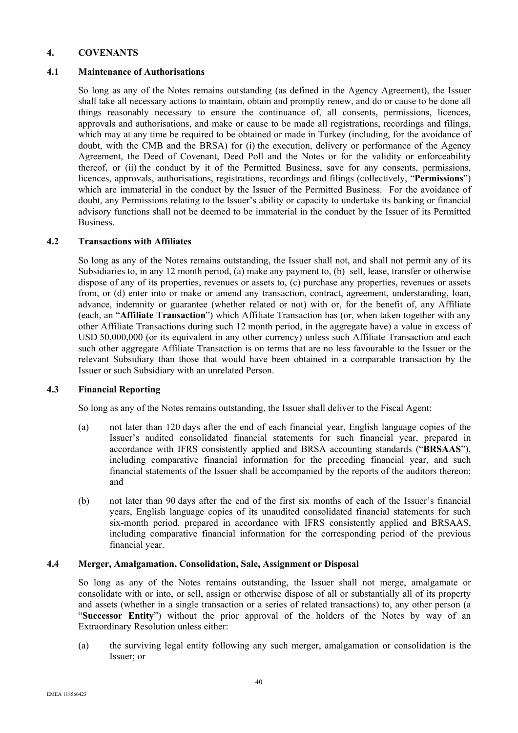## 4. COVENANTS

### 4.1 Maintenance of Authorisations

So long as any of the Notes remains outstanding (as defined in the Agency Agreement), the Issuer shall take all necessary actions to maintain, obtain and promptly renew, and do or cause to be done all things reasonably necessary to ensure the continuance of, all consents, permissions, licences, approvals and authorisations, and make or cause to be made all registrations, recordings and filings, which may at any time be required to be obtained or made in Turkey (including, for the avoidance of doubt, with the CMB and the BRSA) for (i) the execution, delivery or performance of the Agency Agreement, the Deed of Covenant, Deed Poll and the Notes or for the validity or enforceability thereof, or (ii) the conduct by it of the Permitted Business, save for any consents, permissions, licences, approvals, authorisations, registrations, recordings and filings (collectively, "**Permissions**") which are immaterial in the conduct by the Issuer of the Permitted Business. For the avoidance of doubt, any Permissions relating to the Issuer's ability or capacity to undertake its banking or financial advisory functions shall not be deemed to be immaterial in the conduct by the Issuer of its Permitted Business.

### 4.2 Transactions with Affiliates

So long as any of the Notes remains outstanding, the Issuer shall not, and shall not permit any of its Subsidiaries to, in any 12 month period, (a) make any payment to, (b) sell, lease, transfer or otherwise dispose of any of its properties, revenues or assets to, (c) purchase any properties, revenues or assets from, or (d) enter into or make or amend any transaction, contract, agreement, understanding, loan, advance, indemnity or guarantee (whether related or not) with or, for the benefit of, any Affiliate (each, an "**Affiliate Transaction**") which Affiliate Transaction has (or, when taken together with any other Affiliate Transactions during such 12 month period, in the aggregate have) a value in excess of USD 50,000,000 (or its equivalent in any other currency) unless such Affiliate Transaction and each such other aggregate Affiliate Transaction is on terms that are no less favourable to the Issuer or the relevant Subsidiary than those that would have been obtained in a comparable transaction by the Issuer or such Subsidiary with an unrelated Person.

### 4.3 Financial Reporting

So long as any of the Notes remains outstanding, the Issuer shall deliver to the Fiscal Agent:

(a) not later than 120 days after the end of each financial year, English language copies of the Issuer's audited consolidated financial statements for such financial year, prepared in accordance with IFRS consistently applied and BRSA accounting standards ("**BRSAAS**"), including comparative financial information for the preceding financial year, and such financial statements of the Issuer shall be accompanied by the reports of the auditors thereon; and

(b) not later than 90 days after the end of the first six months of each of the Issuer's financial years, English language copies of its unaudited consolidated financial statements for such six-month period, prepared in accordance with IFRS consistently applied and BRSAAS, including comparative financial information for the corresponding period of the previous financial year.

### 4.4 Merger, Amalgamation, Consolidation, Sale, Assignment or Disposal

So long as any of the Notes remains outstanding, the Issuer shall not merge, amalgamate or consolidate with or into, or sell, assign or otherwise dispose of all or substantially all of its property and assets (whether in a single transaction or a series of related transactions) to, any other person (a "**Successor Entity**") without the prior approval of the holders of the Notes by way of an Extraordinary Resolution unless either:

(a) the surviving legal entity following any such merger, amalgamation or consolidation is the Issuer; or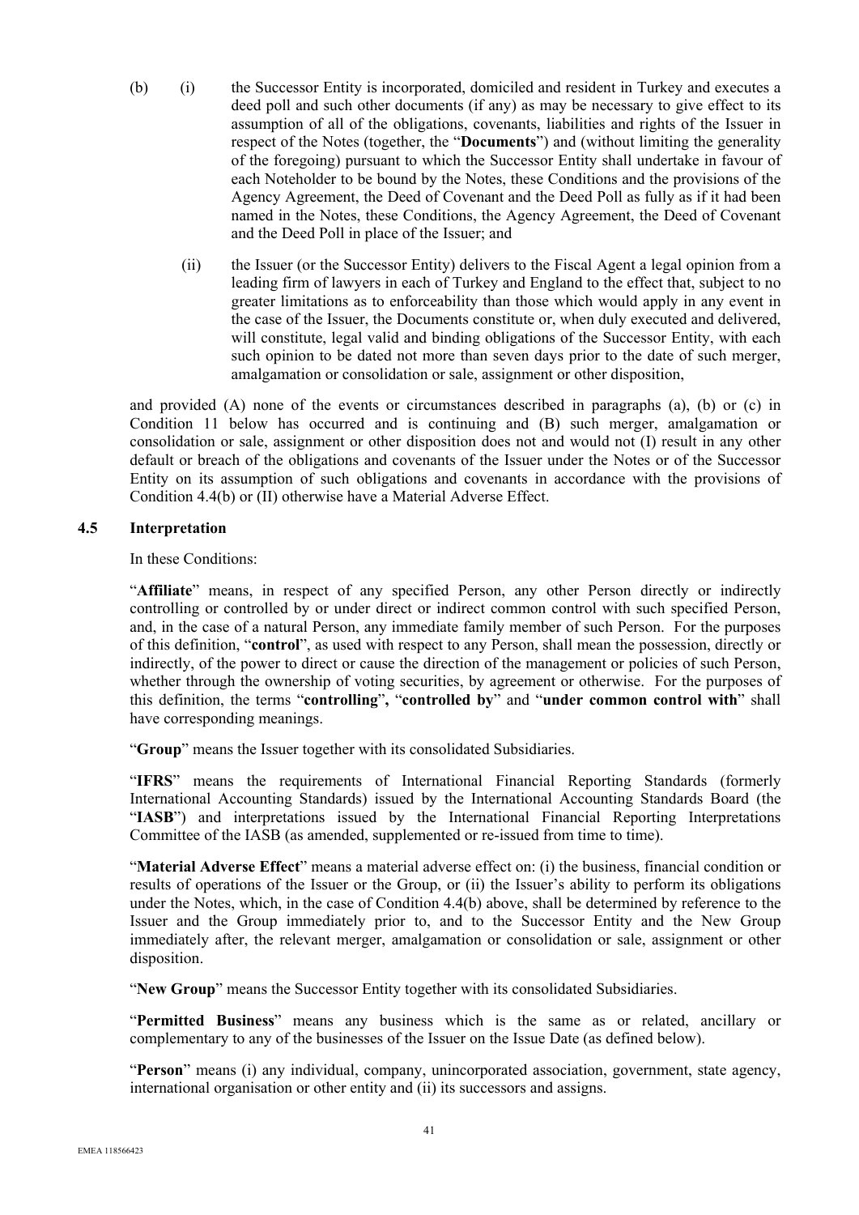(b) (i) the Successor Entity is incorporated, domiciled and resident in Turkey and executes a deed poll and such other documents (if any) as may be necessary to give effect to its assumption of all of the obligations, covenants, liabilities and rights of the Issuer in respect of the Notes (together, the "**Documents**") and (without limiting the generality of the foregoing) pursuant to which the Successor Entity shall undertake in favour of each Noteholder to be bound by the Notes, these Conditions and the provisions of the Agency Agreement, the Deed of Covenant and the Deed Poll as fully as if it had been named in the Notes, these Conditions, the Agency Agreement, the Deed of Covenant and the Deed Poll in place of the Issuer; and

(ii) the Issuer (or the Successor Entity) delivers to the Fiscal Agent a legal opinion from a leading firm of lawyers in each of Turkey and England to the effect that, subject to no greater limitations as to enforceability than those which would apply in any event in the case of the Issuer, the Documents constitute or, when duly executed and delivered, will constitute, legal valid and binding obligations of the Successor Entity, with each such opinion to be dated not more than seven days prior to the date of such merger, amalgamation or consolidation or sale, assignment or other disposition,

and provided (A) none of the events or circumstances described in paragraphs (a), (b) or (c) in Condition 11 below has occurred and is continuing and (B) such merger, amalgamation or consolidation or sale, assignment or other disposition does not and would not (I) result in any other default or breach of the obligations and covenants of the Issuer under the Notes or of the Successor Entity on its assumption of such obligations and covenants in accordance with the provisions of Condition 4.4(b) or (II) otherwise have a Material Adverse Effect.

### 4.5 Interpretation

In these Conditions:

"**Affiliate**" means, in respect of any specified Person, any other Person directly or indirectly controlling or controlled by or under direct or indirect common control with such specified Person, and, in the case of a natural Person, any immediate family member of such Person. For the purposes of this definition, "**control**", as used with respect to any Person, shall mean the possession, directly or indirectly, of the power to direct or cause the direction of the management or policies of such Person, whether through the ownership of voting securities, by agreement or otherwise. For the purposes of this definition, the terms "**controlling**", "**controlled by**" and "**under common control with**" shall have corresponding meanings.

"**Group**" means the Issuer together with its consolidated Subsidiaries.

"**IFRS**" means the requirements of International Financial Reporting Standards (formerly International Accounting Standards) issued by the International Accounting Standards Board (the "**IASB**") and interpretations issued by the International Financial Reporting Interpretations Committee of the IASB (as amended, supplemented or re-issued from time to time).

"**Material Adverse Effect**" means a material adverse effect on: (i) the business, financial condition or results of operations of the Issuer or the Group, or (ii) the Issuer's ability to perform its obligations under the Notes, which, in the case of Condition 4.4(b) above, shall be determined by reference to the Issuer and the Group immediately prior to, and to the Successor Entity and the New Group immediately after, the relevant merger, amalgamation or consolidation or sale, assignment or other disposition.

"**New Group**" means the Successor Entity together with its consolidated Subsidiaries.

"**Permitted Business**" means any business which is the same as or related, ancillary or complementary to any of the businesses of the Issuer on the Issue Date (as defined below).

"**Person**" means (i) any individual, company, unincorporated association, government, state agency, international organisation or other entity and (ii) its successors and assigns.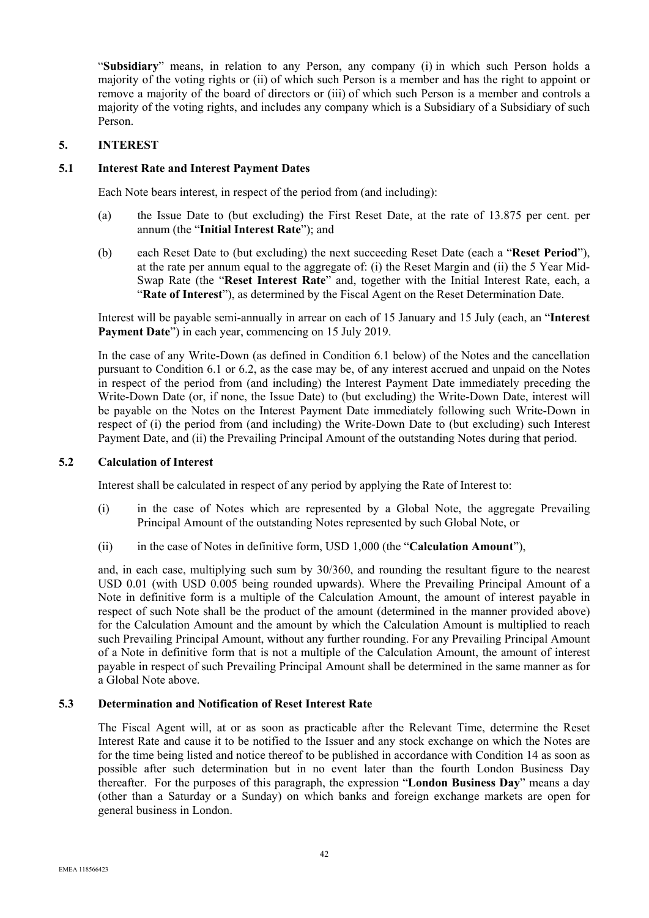"**Subsidiary**" means, in relation to any Person, any company (i) in which such Person holds a majority of the voting rights or (ii) of which such Person is a member and has the right to appoint or remove a majority of the board of directors or (iii) of which such Person is a member and controls a majority of the voting rights, and includes any company which is a Subsidiary of a Subsidiary of such Person.

## 5. INTEREST

### 5.1 Interest Rate and Interest Payment Dates

Each Note bears interest, in respect of the period from (and including):

(a) the Issue Date to (but excluding) the First Reset Date, at the rate of 13.875 per cent. per annum (the "**Initial Interest Rate**"); and

(b) each Reset Date to (but excluding) the next succeeding Reset Date (each a "**Reset Period**"), at the rate per annum equal to the aggregate of: (i) the Reset Margin and (ii) the 5 Year Mid-Swap Rate (the "**Reset Interest Rate**" and, together with the Initial Interest Rate, each, a "**Rate of Interest**"), as determined by the Fiscal Agent on the Reset Determination Date.

Interest will be payable semi-annually in arrear on each of 15 January and 15 July (each, an "**Interest Payment Date**") in each year, commencing on 15 July 2019.

In the case of any Write-Down (as defined in Condition 6.1 below) of the Notes and the cancellation pursuant to Condition 6.1 or 6.2, as the case may be, of any interest accrued and unpaid on the Notes in respect of the period from (and including) the Interest Payment Date immediately preceding the Write-Down Date (or, if none, the Issue Date) to (but excluding) the Write-Down Date, interest will be payable on the Notes on the Interest Payment Date immediately following such Write-Down in respect of (i) the period from (and including) the Write-Down Date to (but excluding) such Interest Payment Date, and (ii) the Prevailing Principal Amount of the outstanding Notes during that period.

### 5.2 Calculation of Interest

Interest shall be calculated in respect of any period by applying the Rate of Interest to:

(i) in the case of Notes which are represented by a Global Note, the aggregate Prevailing Principal Amount of the outstanding Notes represented by such Global Note, or

(ii) in the case of Notes in definitive form, USD 1,000 (the "**Calculation Amount**"),

and, in each case, multiplying such sum by 30/360, and rounding the resultant figure to the nearest USD 0.01 (with USD 0.005 being rounded upwards). Where the Prevailing Principal Amount of a Note in definitive form is a multiple of the Calculation Amount, the amount of interest payable in respect of such Note shall be the product of the amount (determined in the manner provided above) for the Calculation Amount and the amount by which the Calculation Amount is multiplied to reach such Prevailing Principal Amount, without any further rounding. For any Prevailing Principal Amount of a Note in definitive form that is not a multiple of the Calculation Amount, the amount of interest payable in respect of such Prevailing Principal Amount shall be determined in the same manner as for a Global Note above.

### 5.3 Determination and Notification of Reset Interest Rate

The Fiscal Agent will, at or as soon as practicable after the Relevant Time, determine the Reset Interest Rate and cause it to be notified to the Issuer and any stock exchange on which the Notes are for the time being listed and notice thereof to be published in accordance with Condition 14 as soon as possible after such determination but in no event later than the fourth London Business Day thereafter. For the purposes of this paragraph, the expression "**London Business Day**" means a day (other than a Saturday or a Sunday) on which banks and foreign exchange markets are open for general business in London.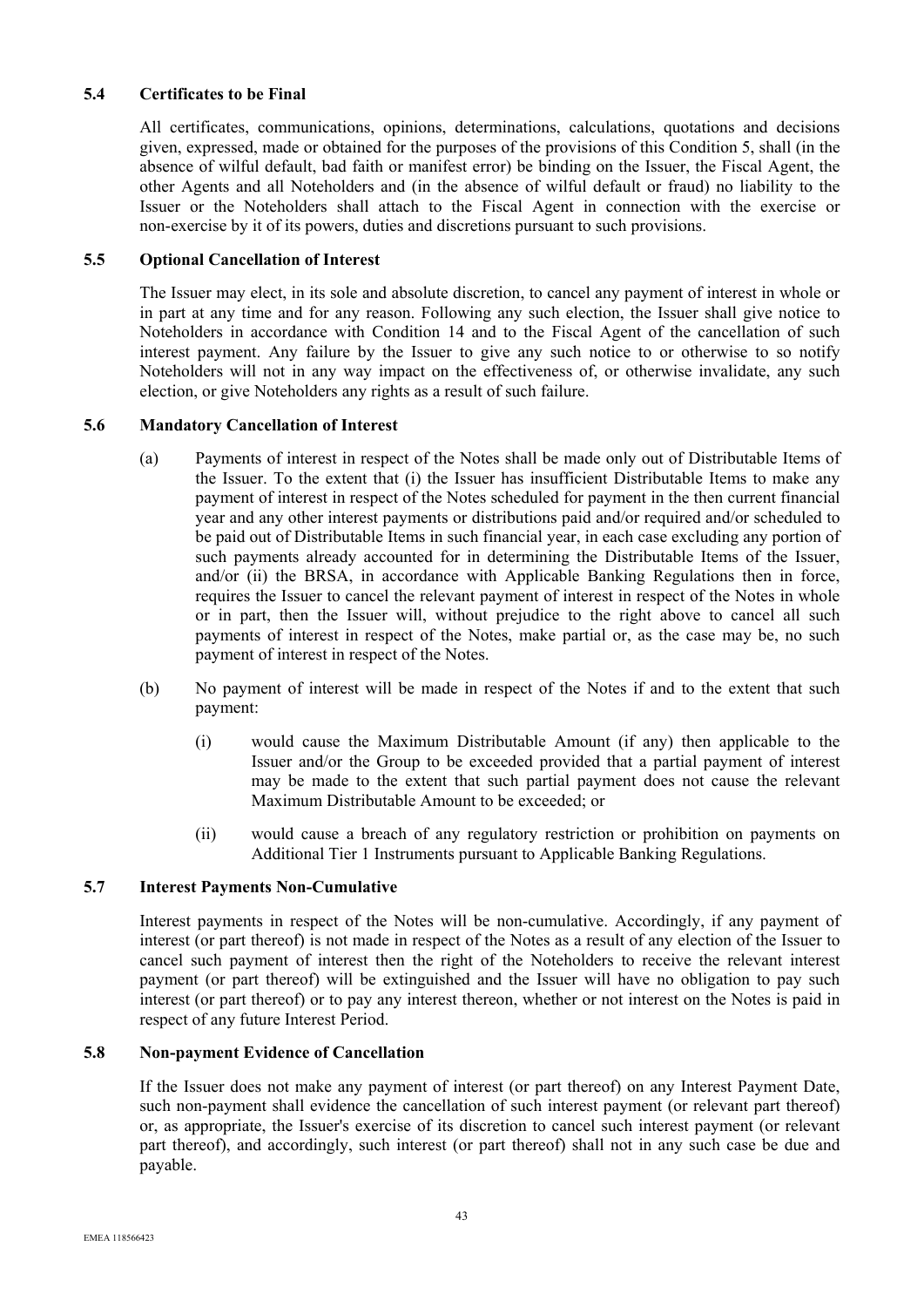### 5.4 Certificates to be Final

All certificates, communications, opinions, determinations, calculations, quotations and decisions given, expressed, made or obtained for the purposes of the provisions of this Condition 5, shall (in the absence of wilful default, bad faith or manifest error) be binding on the Issuer, the Fiscal Agent, the other Agents and all Noteholders and (in the absence of wilful default or fraud) no liability to the Issuer or the Noteholders shall attach to the Fiscal Agent in connection with the exercise or non-exercise by it of its powers, duties and discretions pursuant to such provisions.

### 5.5 Optional Cancellation of Interest

The Issuer may elect, in its sole and absolute discretion, to cancel any payment of interest in whole or in part at any time and for any reason. Following any such election, the Issuer shall give notice to Noteholders in accordance with Condition 14 and to the Fiscal Agent of the cancellation of such interest payment. Any failure by the Issuer to give any such notice to or otherwise to so notify Noteholders will not in any way impact on the effectiveness of, or otherwise invalidate, any such election, or give Noteholders any rights as a result of such failure.

### 5.6 Mandatory Cancellation of Interest

(a) Payments of interest in respect of the Notes shall be made only out of Distributable Items of the Issuer. To the extent that (i) the Issuer has insufficient Distributable Items to make any payment of interest in respect of the Notes scheduled for payment in the then current financial year and any other interest payments or distributions paid and/or required and/or scheduled to be paid out of Distributable Items in such financial year, in each case excluding any portion of such payments already accounted for in determining the Distributable Items of the Issuer, and/or (ii) the BRSA, in accordance with Applicable Banking Regulations then in force, requires the Issuer to cancel the relevant payment of interest in respect of the Notes in whole or in part, then the Issuer will, without prejudice to the right above to cancel all such payments of interest in respect of the Notes, make partial or, as the case may be, no such payment of interest in respect of the Notes.

(b) No payment of interest will be made in respect of the Notes if and to the extent that such payment:

(i) would cause the Maximum Distributable Amount (if any) then applicable to the Issuer and/or the Group to be exceeded provided that a partial payment of interest may be made to the extent that such partial payment does not cause the relevant Maximum Distributable Amount to be exceeded; or

(ii) would cause a breach of any regulatory restriction or prohibition on payments on Additional Tier 1 Instruments pursuant to Applicable Banking Regulations.

### 5.7 Interest Payments Non-Cumulative

Interest payments in respect of the Notes will be non-cumulative. Accordingly, if any payment of interest (or part thereof) is not made in respect of the Notes as a result of any election of the Issuer to cancel such payment of interest then the right of the Noteholders to receive the relevant interest payment (or part thereof) will be extinguished and the Issuer will have no obligation to pay such interest (or part thereof) or to pay any interest thereon, whether or not interest on the Notes is paid in respect of any future Interest Period.

### 5.8 Non-payment Evidence of Cancellation

If the Issuer does not make any payment of interest (or part thereof) on any Interest Payment Date, such non-payment shall evidence the cancellation of such interest payment (or relevant part thereof) or, as appropriate, the Issuer's exercise of its discretion to cancel such interest payment (or relevant part thereof), and accordingly, such interest (or part thereof) shall not in any such case be due and payable.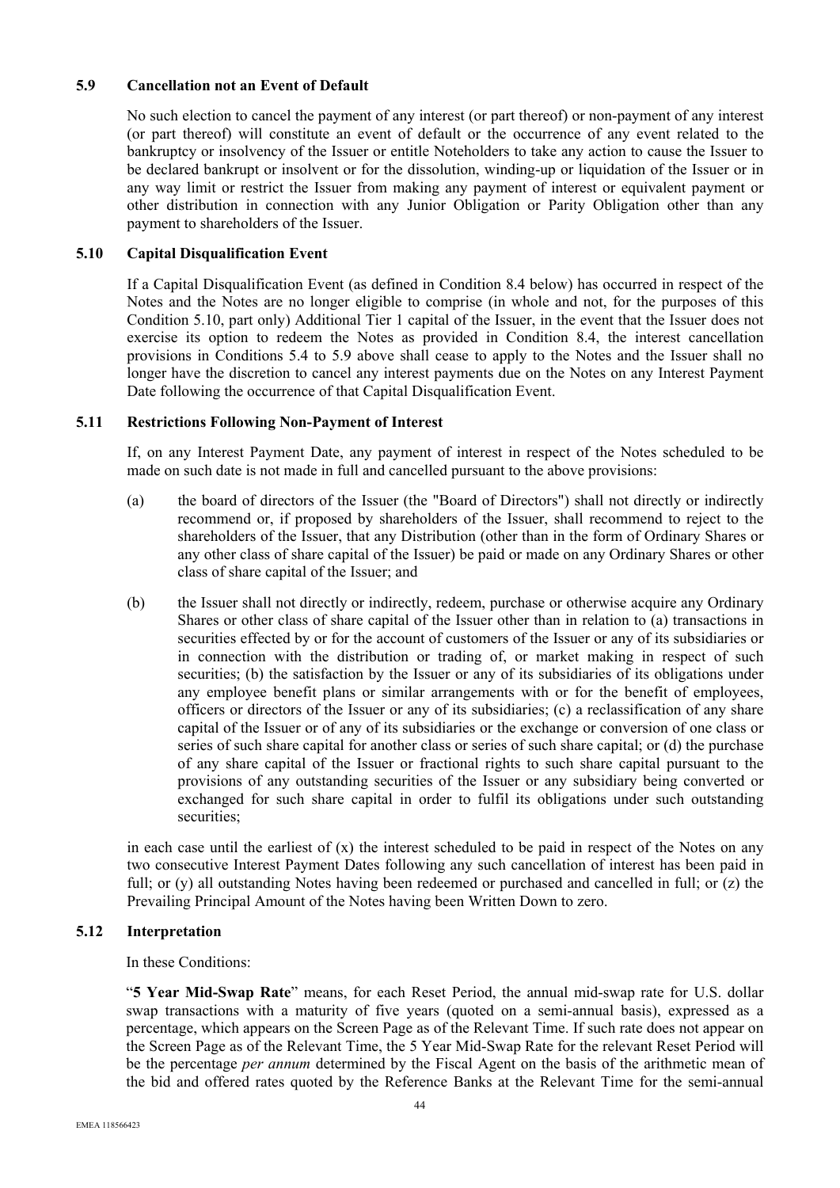### 5.9 Cancellation not an Event of Default

No such election to cancel the payment of any interest (or part thereof) or non-payment of any interest (or part thereof) will constitute an event of default or the occurrence of any event related to the bankruptcy or insolvency of the Issuer or entitle Noteholders to take any action to cause the Issuer to be declared bankrupt or insolvent or for the dissolution, winding-up or liquidation of the Issuer or in any way limit or restrict the Issuer from making any payment of interest or equivalent payment or other distribution in connection with any Junior Obligation or Parity Obligation other than any payment to shareholders of the Issuer.

### 5.10 Capital Disqualification Event

If a Capital Disqualification Event (as defined in Condition 8.4 below) has occurred in respect of the Notes and the Notes are no longer eligible to comprise (in whole and not, for the purposes of this Condition 5.10, part only) Additional Tier 1 capital of the Issuer, in the event that the Issuer does not exercise its option to redeem the Notes as provided in Condition 8.4, the interest cancellation provisions in Conditions 5.4 to 5.9 above shall cease to apply to the Notes and the Issuer shall no longer have the discretion to cancel any interest payments due on the Notes on any Interest Payment Date following the occurrence of that Capital Disqualification Event.

### 5.11 Restrictions Following Non-Payment of Interest

If, on any Interest Payment Date, any payment of interest in respect of the Notes scheduled to be made on such date is not made in full and cancelled pursuant to the above provisions:

(a) the board of directors of the Issuer (the "Board of Directors") shall not directly or indirectly recommend or, if proposed by shareholders of the Issuer, shall recommend to reject to the shareholders of the Issuer, that any Distribution (other than in the form of Ordinary Shares or any other class of share capital of the Issuer) be paid or made on any Ordinary Shares or other class of share capital of the Issuer; and

(b) the Issuer shall not directly or indirectly, redeem, purchase or otherwise acquire any Ordinary Shares or other class of share capital of the Issuer other than in relation to (a) transactions in securities effected by or for the account of customers of the Issuer or any of its subsidiaries or in connection with the distribution or trading of, or market making in respect of such securities; (b) the satisfaction by the Issuer or any of its subsidiaries of its obligations under any employee benefit plans or similar arrangements with or for the benefit of employees, officers or directors of the Issuer or any of its subsidiaries; (c) a reclassification of any share capital of the Issuer or of any of its subsidiaries or the exchange or conversion of one class or series of such share capital for another class or series of such share capital; or (d) the purchase of any share capital of the Issuer or fractional rights to such share capital pursuant to the provisions of any outstanding securities of the Issuer or any subsidiary being converted or exchanged for such share capital in order to fulfil its obligations under such outstanding securities;

in each case until the earliest of (x) the interest scheduled to be paid in respect of the Notes on any two consecutive Interest Payment Dates following any such cancellation of interest has been paid in full; or (y) all outstanding Notes having been redeemed or purchased and cancelled in full; or (z) the Prevailing Principal Amount of the Notes having been Written Down to zero.

### 5.12 Interpretation

In these Conditions:

"**5 Year Mid-Swap Rate**" means, for each Reset Period, the annual mid-swap rate for U.S. dollar swap transactions with a maturity of five years (quoted on a semi-annual basis), expressed as a percentage, which appears on the Screen Page as of the Relevant Time. If such rate does not appear on the Screen Page as of the Relevant Time, the 5 Year Mid-Swap Rate for the relevant Reset Period will be the percentage *per annum* determined by the Fiscal Agent on the basis of the arithmetic mean of the bid and offered rates quoted by the Reference Banks at the Relevant Time for the semi-annual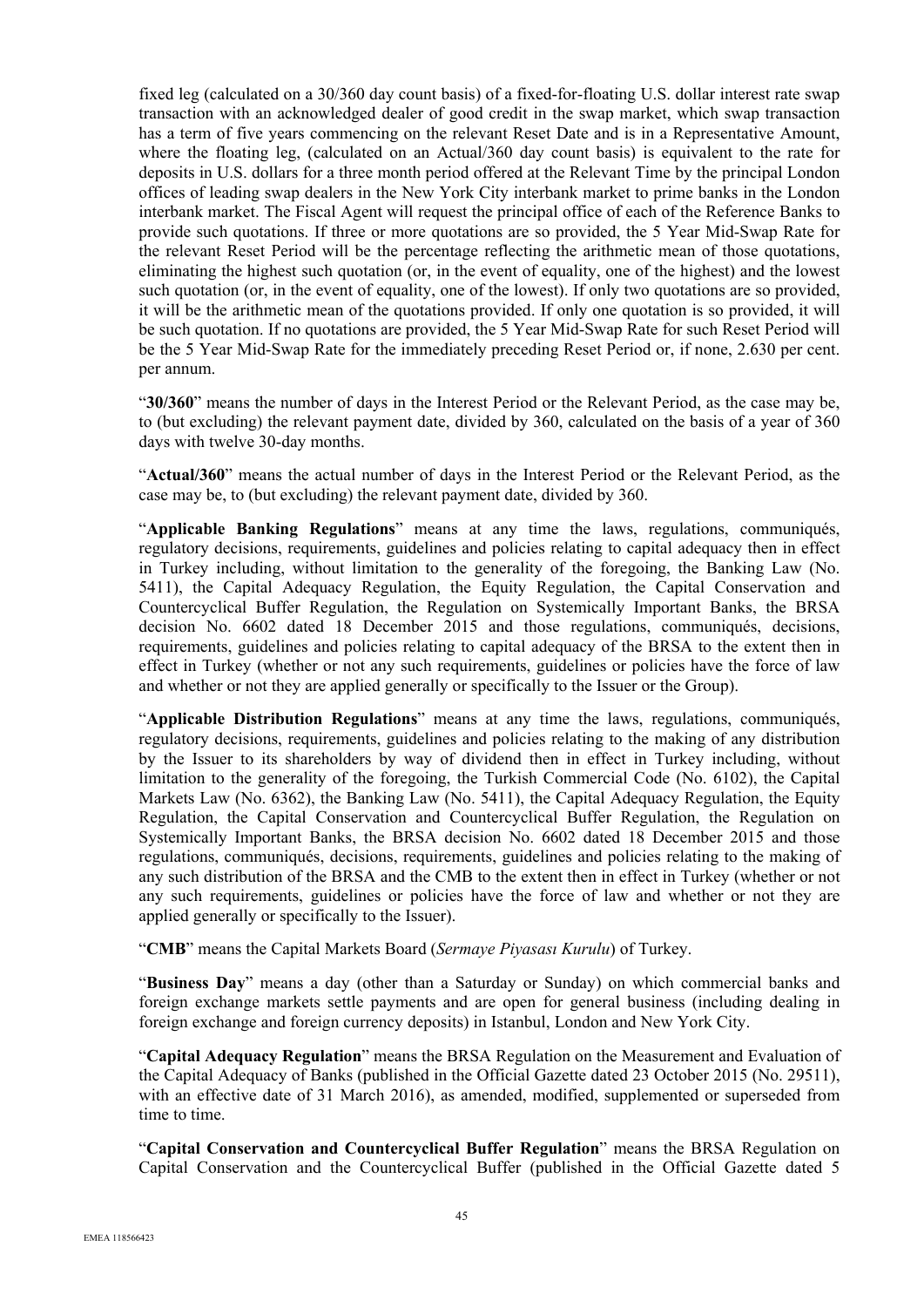fixed leg (calculated on a 30/360 day count basis) of a fixed-for-floating U.S. dollar interest rate swap transaction with an acknowledged dealer of good credit in the swap market, which swap transaction has a term of five years commencing on the relevant Reset Date and is in a Representative Amount, where the floating leg, (calculated on an Actual/360 day count basis) is equivalent to the rate for deposits in U.S. dollars for a three month period offered at the Relevant Time by the principal London offices of leading swap dealers in the New York City interbank market to prime banks in the London interbank market. The Fiscal Agent will request the principal office of each of the Reference Banks to provide such quotations. If three or more quotations are so provided, the 5 Year Mid-Swap Rate for the relevant Reset Period will be the percentage reflecting the arithmetic mean of those quotations, eliminating the highest such quotation (or, in the event of equality, one of the highest) and the lowest such quotation (or, in the event of equality, one of the lowest). If only two quotations are so provided, it will be the arithmetic mean of the quotations provided. If only one quotation is so provided, it will be such quotation. If no quotations are provided, the 5 Year Mid-Swap Rate for such Reset Period will be the 5 Year Mid-Swap Rate for the immediately preceding Reset Period or, if none, 2.630 per cent. per annum.

"**30/360**" means the number of days in the Interest Period or the Relevant Period, as the case may be, to (but excluding) the relevant payment date, divided by 360, calculated on the basis of a year of 360 days with twelve 30-day months.

"**Actual/360**" means the actual number of days in the Interest Period or the Relevant Period, as the case may be, to (but excluding) the relevant payment date, divided by 360.

"**Applicable Banking Regulations**" means at any time the laws, regulations, communiqués, regulatory decisions, requirements, guidelines and policies relating to capital adequacy then in effect in Turkey including, without limitation to the generality of the foregoing, the Banking Law (No. 5411), the Capital Adequacy Regulation, the Equity Regulation, the Capital Conservation and Countercyclical Buffer Regulation, the Regulation on Systemically Important Banks, the BRSA decision No. 6602 dated 18 December 2015 and those regulations, communiqués, decisions, requirements, guidelines and policies relating to capital adequacy of the BRSA to the extent then in effect in Turkey (whether or not any such requirements, guidelines or policies have the force of law and whether or not they are applied generally or specifically to the Issuer or the Group).

"**Applicable Distribution Regulations**" means at any time the laws, regulations, communiqués, regulatory decisions, requirements, guidelines and policies relating to the making of any distribution by the Issuer to its shareholders by way of dividend then in effect in Turkey including, without limitation to the generality of the foregoing, the Turkish Commercial Code (No. 6102), the Capital Markets Law (No. 6362), the Banking Law (No. 5411), the Capital Adequacy Regulation, the Equity Regulation, the Capital Conservation and Countercyclical Buffer Regulation, the Regulation on Systemically Important Banks, the BRSA decision No. 6602 dated 18 December 2015 and those regulations, communiqués, decisions, requirements, guidelines and policies relating to the making of any such distribution of the BRSA and the CMB to the extent then in effect in Turkey (whether or not any such requirements, guidelines or policies have the force of law and whether or not they are applied generally or specifically to the Issuer).

"**CMB**" means the Capital Markets Board (*Sermaye Piyasası Kurulu*) of Turkey.

"**Business Day**" means a day (other than a Saturday or Sunday) on which commercial banks and foreign exchange markets settle payments and are open for general business (including dealing in foreign exchange and foreign currency deposits) in Istanbul, London and New York City.

"**Capital Adequacy Regulation**" means the BRSA Regulation on the Measurement and Evaluation of the Capital Adequacy of Banks (published in the Official Gazette dated 23 October 2015 (No. 29511), with an effective date of 31 March 2016), as amended, modified, supplemented or superseded from time to time.

"**Capital Conservation and Countercyclical Buffer Regulation**" means the BRSA Regulation on Capital Conservation and the Countercyclical Buffer (published in the Official Gazette dated 5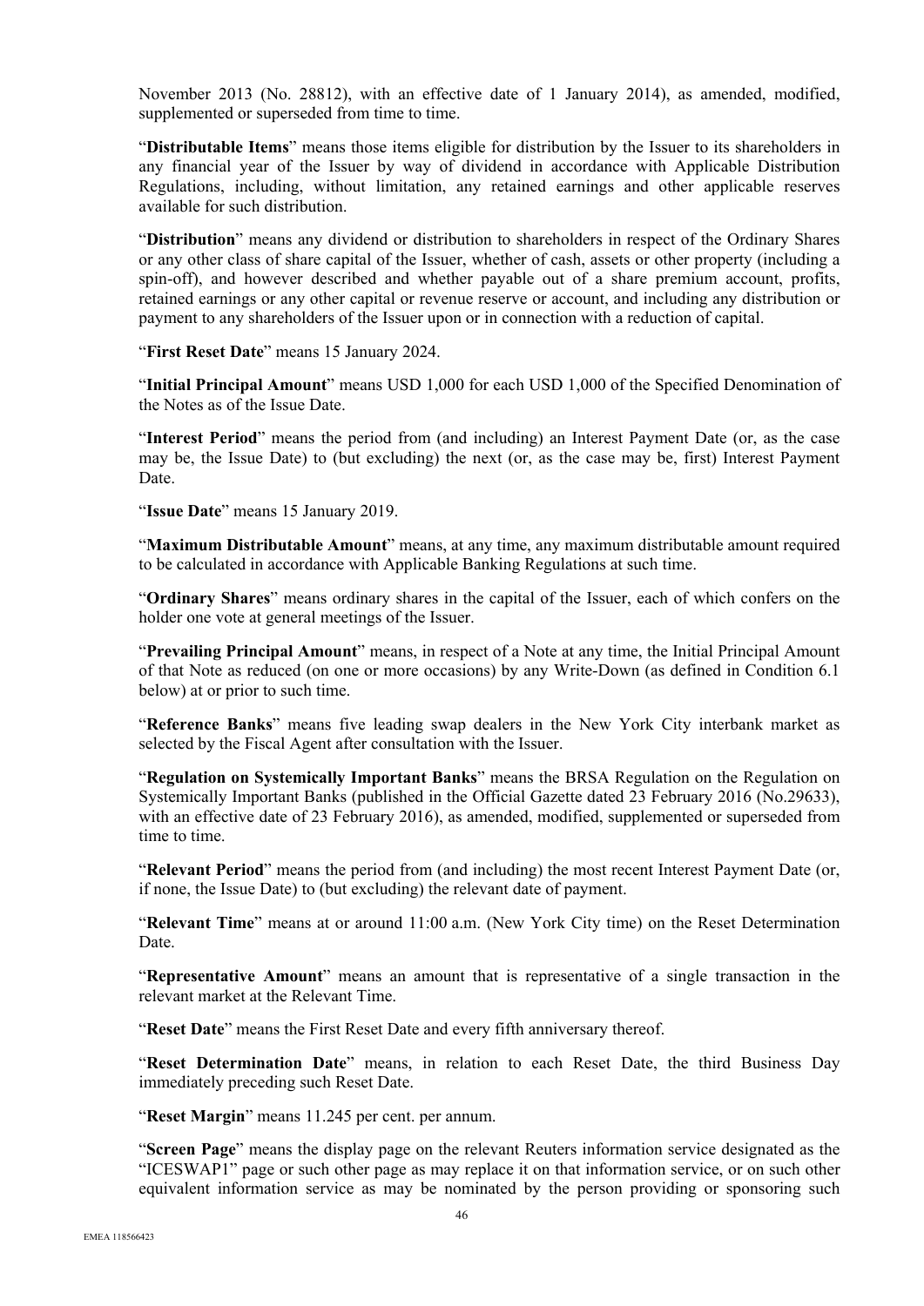November 2013 (No. 28812), with an effective date of 1 January 2014), as amended, modified, supplemented or superseded from time to time.

"**Distributable Items**" means those items eligible for distribution by the Issuer to its shareholders in any financial year of the Issuer by way of dividend in accordance with Applicable Distribution Regulations, including, without limitation, any retained earnings and other applicable reserves available for such distribution.

"**Distribution**" means any dividend or distribution to shareholders in respect of the Ordinary Shares or any other class of share capital of the Issuer, whether of cash, assets or other property (including a spin-off), and however described and whether payable out of a share premium account, profits, retained earnings or any other capital or revenue reserve or account, and including any distribution or payment to any shareholders of the Issuer upon or in connection with a reduction of capital.

"**First Reset Date**" means 15 January 2024.

"**Initial Principal Amount**" means USD 1,000 for each USD 1,000 of the Specified Denomination of the Notes as of the Issue Date.

"**Interest Period**" means the period from (and including) an Interest Payment Date (or, as the case may be, the Issue Date) to (but excluding) the next (or, as the case may be, first) Interest Payment Date.

"**Issue Date**" means 15 January 2019.

"**Maximum Distributable Amount**" means, at any time, any maximum distributable amount required to be calculated in accordance with Applicable Banking Regulations at such time.

"**Ordinary Shares**" means ordinary shares in the capital of the Issuer, each of which confers on the holder one vote at general meetings of the Issuer.

"**Prevailing Principal Amount**" means, in respect of a Note at any time, the Initial Principal Amount of that Note as reduced (on one or more occasions) by any Write-Down (as defined in Condition 6.1 below) at or prior to such time.

"**Reference Banks**" means five leading swap dealers in the New York City interbank market as selected by the Fiscal Agent after consultation with the Issuer.

"**Regulation on Systemically Important Banks**" means the BRSA Regulation on the Regulation on Systemically Important Banks (published in the Official Gazette dated 23 February 2016 (No.29633), with an effective date of 23 February 2016), as amended, modified, supplemented or superseded from time to time.

"**Relevant Period**" means the period from (and including) the most recent Interest Payment Date (or, if none, the Issue Date) to (but excluding) the relevant date of payment.

"**Relevant Time**" means at or around 11:00 a.m. (New York City time) on the Reset Determination Date.

"**Representative Amount**" means an amount that is representative of a single transaction in the relevant market at the Relevant Time.

"**Reset Date**" means the First Reset Date and every fifth anniversary thereof.

"**Reset Determination Date**" means, in relation to each Reset Date, the third Business Day immediately preceding such Reset Date.

"**Reset Margin**" means 11.245 per cent. per annum.

"**Screen Page**" means the display page on the relevant Reuters information service designated as the "ICESWAP1" page or such other page as may replace it on that information service, or on such other equivalent information service as may be nominated by the person providing or sponsoring such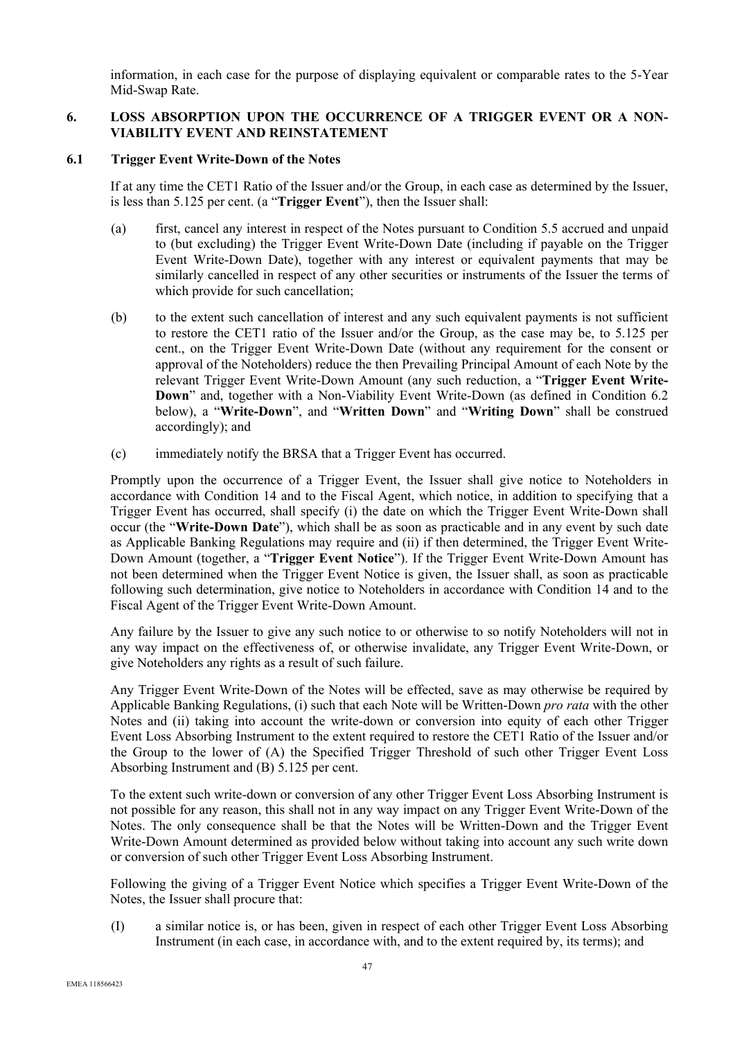information, in each case for the purpose of displaying equivalent or comparable rates to the 5-Year Mid-Swap Rate.

## 6. LOSS ABSORPTION UPON THE OCCURRENCE OF A TRIGGER EVENT OR A NON-VIABILITY EVENT AND REINSTATEMENT

### 6.1 Trigger Event Write-Down of the Notes

If at any time the CET1 Ratio of the Issuer and/or the Group, in each case as determined by the Issuer, is less than 5.125 per cent. (a "**Trigger Event**"), then the Issuer shall:

(a) first, cancel any interest in respect of the Notes pursuant to Condition 5.5 accrued and unpaid to (but excluding) the Trigger Event Write-Down Date (including if payable on the Trigger Event Write-Down Date), together with any interest or equivalent payments that may be similarly cancelled in respect of any other securities or instruments of the Issuer the terms of which provide for such cancellation;

(b) to the extent such cancellation of interest and any such equivalent payments is not sufficient to restore the CET1 ratio of the Issuer and/or the Group, as the case may be, to 5.125 per cent., on the Trigger Event Write-Down Date (without any requirement for the consent or approval of the Noteholders) reduce the then Prevailing Principal Amount of each Note by the relevant Trigger Event Write-Down Amount (any such reduction, a "**Trigger Event Write-Down**" and, together with a Non-Viability Event Write-Down (as defined in Condition 6.2 below), a "**Write-Down**", and "**Written Down**" and "**Writing Down**" shall be construed accordingly); and

(c) immediately notify the BRSA that a Trigger Event has occurred.

Promptly upon the occurrence of a Trigger Event, the Issuer shall give notice to Noteholders in accordance with Condition 14 and to the Fiscal Agent, which notice, in addition to specifying that a Trigger Event has occurred, shall specify (i) the date on which the Trigger Event Write-Down shall occur (the "**Write-Down Date**"), which shall be as soon as practicable and in any event by such date as Applicable Banking Regulations may require and (ii) if then determined, the Trigger Event Write-Down Amount (together, a "**Trigger Event Notice**"). If the Trigger Event Write-Down Amount has not been determined when the Trigger Event Notice is given, the Issuer shall, as soon as practicable following such determination, give notice to Noteholders in accordance with Condition 14 and to the Fiscal Agent of the Trigger Event Write-Down Amount.

Any failure by the Issuer to give any such notice to or otherwise to so notify Noteholders will not in any way impact on the effectiveness of, or otherwise invalidate, any Trigger Event Write-Down, or give Noteholders any rights as a result of such failure.

Any Trigger Event Write-Down of the Notes will be effected, save as may otherwise be required by Applicable Banking Regulations, (i) such that each Note will be Written-Down *pro rata* with the other Notes and (ii) taking into account the write-down or conversion into equity of each other Trigger Event Loss Absorbing Instrument to the extent required to restore the CET1 Ratio of the Issuer and/or the Group to the lower of (A) the Specified Trigger Threshold of such other Trigger Event Loss Absorbing Instrument and (B) 5.125 per cent.

To the extent such write-down or conversion of any other Trigger Event Loss Absorbing Instrument is not possible for any reason, this shall not in any way impact on any Trigger Event Write-Down of the Notes. The only consequence shall be that the Notes will be Written-Down and the Trigger Event Write-Down Amount determined as provided below without taking into account any such write down or conversion of such other Trigger Event Loss Absorbing Instrument.

Following the giving of a Trigger Event Notice which specifies a Trigger Event Write-Down of the Notes, the Issuer shall procure that:

(I) a similar notice is, or has been, given in respect of each other Trigger Event Loss Absorbing Instrument (in each case, in accordance with, and to the extent required by, its terms); and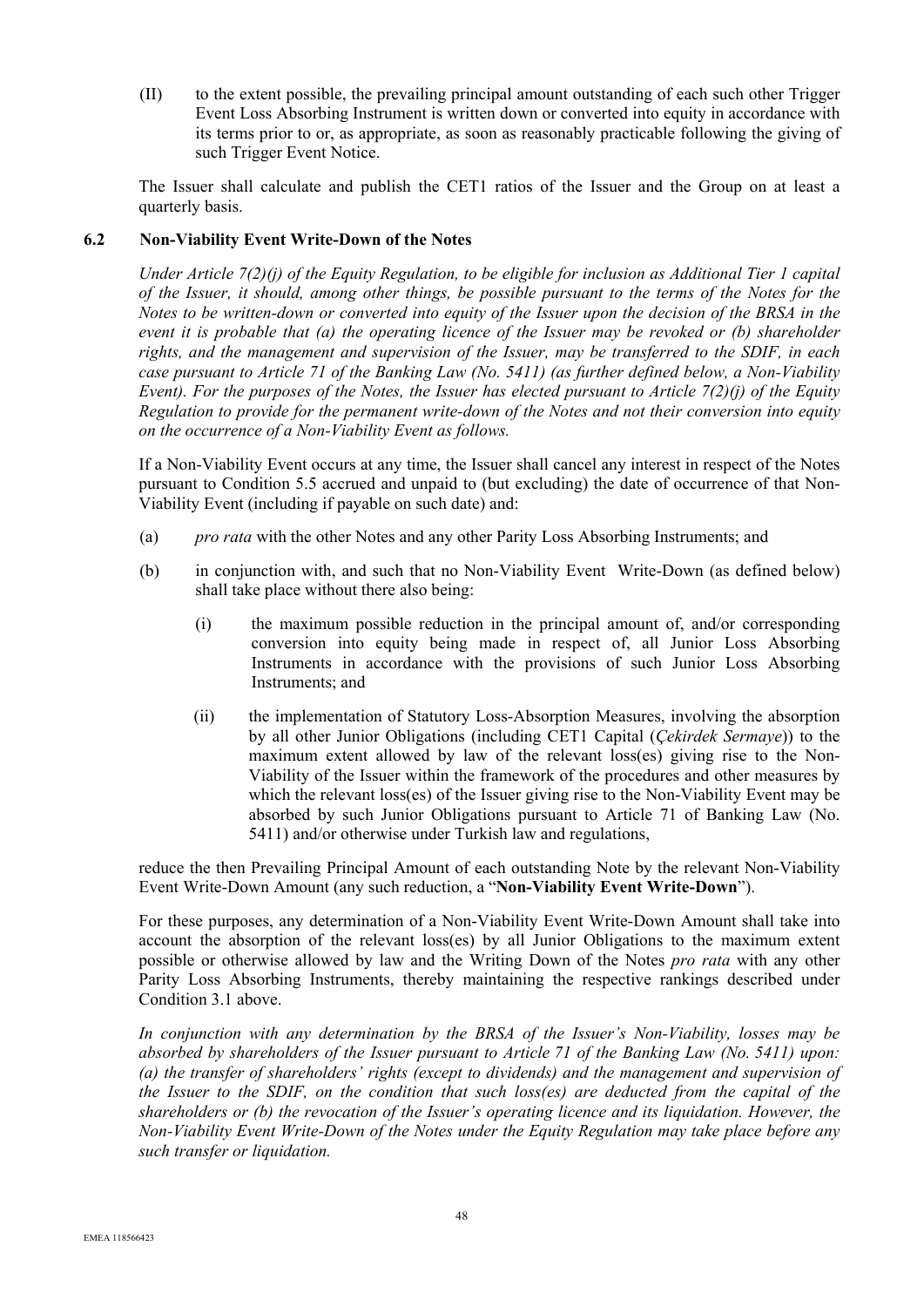(II) to the extent possible, the prevailing principal amount outstanding of each such other Trigger Event Loss Absorbing Instrument is written down or converted into equity in accordance with its terms prior to or, as appropriate, as soon as reasonably practicable following the giving of such Trigger Event Notice.

The Issuer shall calculate and publish the CET1 ratios of the Issuer and the Group on at least a quarterly basis.

### 6.2 Non-Viability Event Write-Down of the Notes

*Under Article 7(2)(j) of the Equity Regulation, to be eligible for inclusion as Additional Tier 1 capital of the Issuer, it should, among other things, be possible pursuant to the terms of the Notes for the Notes to be written-down or converted into equity of the Issuer upon the decision of the BRSA in the event it is probable that (a) the operating licence of the Issuer may be revoked or (b) shareholder rights, and the management and supervision of the Issuer, may be transferred to the SDIF, in each case pursuant to Article 71 of the Banking Law (No. 5411) (as further defined below, a Non-Viability Event). For the purposes of the Notes, the Issuer has elected pursuant to Article 7(2)(j) of the Equity Regulation to provide for the permanent write-down of the Notes and not their conversion into equity on the occurrence of a Non-Viability Event as follows.*

If a Non-Viability Event occurs at any time, the Issuer shall cancel any interest in respect of the Notes pursuant to Condition 5.5 accrued and unpaid to (but excluding) the date of occurrence of that Non-Viability Event (including if payable on such date) and:

(a) *pro rata* with the other Notes and any other Parity Loss Absorbing Instruments; and

(b) in conjunction with, and such that no Non-Viability Event Write-Down (as defined below) shall take place without there also being:

  (i) the maximum possible reduction in the principal amount of, and/or corresponding conversion into equity being made in respect of, all Junior Loss Absorbing Instruments in accordance with the provisions of such Junior Loss Absorbing Instruments; and

  (ii) the implementation of Statutory Loss-Absorption Measures, involving the absorption by all other Junior Obligations (including CET1 Capital (*Çekirdek Sermaye*)) to the maximum extent allowed by law of the relevant loss(es) giving rise to the Non-Viability of the Issuer within the framework of the procedures and other measures by which the relevant loss(es) of the Issuer giving rise to the Non-Viability Event may be absorbed by such Junior Obligations pursuant to Article 71 of Banking Law (No. 5411) and/or otherwise under Turkish law and regulations,

reduce the then Prevailing Principal Amount of each outstanding Note by the relevant Non-Viability Event Write-Down Amount (any such reduction, a "**Non-Viability Event Write-Down**").

For these purposes, any determination of a Non-Viability Event Write-Down Amount shall take into account the absorption of the relevant loss(es) by all Junior Obligations to the maximum extent possible or otherwise allowed by law and the Writing Down of the Notes *pro rata* with any other Parity Loss Absorbing Instruments, thereby maintaining the respective rankings described under Condition 3.1 above.

*In conjunction with any determination by the BRSA of the Issuer's Non-Viability, losses may be absorbed by shareholders of the Issuer pursuant to Article 71 of the Banking Law (No. 5411) upon: (a) the transfer of shareholders' rights (except to dividends) and the management and supervision of the Issuer to the SDIF, on the condition that such loss(es) are deducted from the capital of the shareholders or (b) the revocation of the Issuer's operating licence and its liquidation. However, the Non-Viability Event Write-Down of the Notes under the Equity Regulation may take place before any such transfer or liquidation.*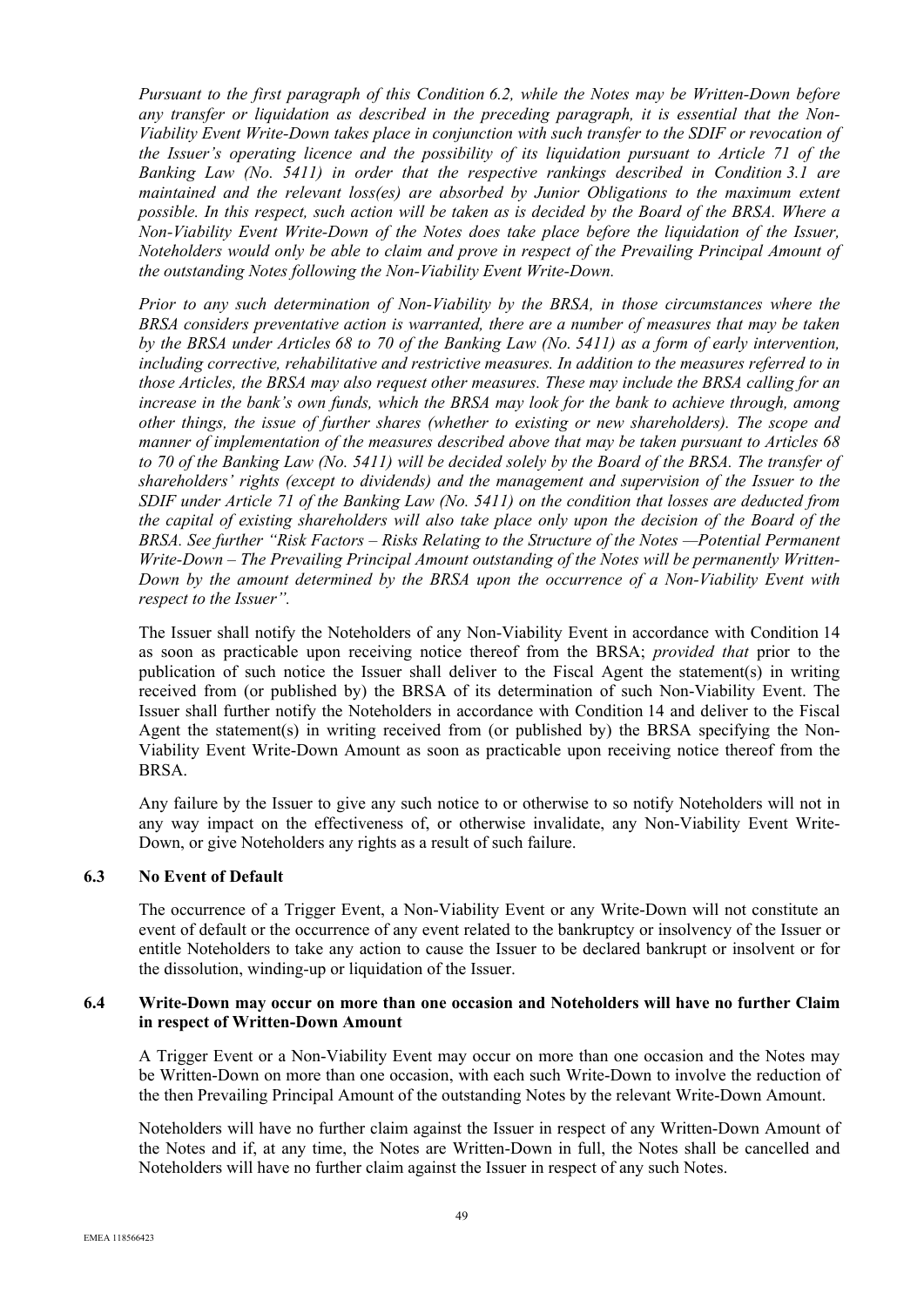*Pursuant to the first paragraph of this Condition 6.2, while the Notes may be Written-Down before any transfer or liquidation as described in the preceding paragraph, it is essential that the Non-Viability Event Write-Down takes place in conjunction with such transfer to the SDIF or revocation of the Issuer's operating licence and the possibility of its liquidation pursuant to Article 71 of the Banking Law (No. 5411) in order that the respective rankings described in Condition 3.1 are maintained and the relevant loss(es) are absorbed by Junior Obligations to the maximum extent possible. In this respect, such action will be taken as is decided by the Board of the BRSA. Where a Non-Viability Event Write-Down of the Notes does take place before the liquidation of the Issuer, Noteholders would only be able to claim and prove in respect of the Prevailing Principal Amount of the outstanding Notes following the Non-Viability Event Write-Down.*

*Prior to any such determination of Non-Viability by the BRSA, in those circumstances where the BRSA considers preventative action is warranted, there are a number of measures that may be taken by the BRSA under Articles 68 to 70 of the Banking Law (No. 5411) as a form of early intervention, including corrective, rehabilitative and restrictive measures. In addition to the measures referred to in those Articles, the BRSA may also request other measures. These may include the BRSA calling for an increase in the bank's own funds, which the BRSA may look for the bank to achieve through, among other things, the issue of further shares (whether to existing or new shareholders). The scope and manner of implementation of the measures described above that may be taken pursuant to Articles 68 to 70 of the Banking Law (No. 5411) will be decided solely by the Board of the BRSA. The transfer of shareholders' rights (except to dividends) and the management and supervision of the Issuer to the SDIF under Article 71 of the Banking Law (No. 5411) on the condition that losses are deducted from the capital of existing shareholders will also take place only upon the decision of the Board of the BRSA. See further "Risk Factors – Risks Relating to the Structure of the Notes —Potential Permanent Write-Down – The Prevailing Principal Amount outstanding of the Notes will be permanently Written-Down by the amount determined by the BRSA upon the occurrence of a Non-Viability Event with respect to the Issuer".*

The Issuer shall notify the Noteholders of any Non-Viability Event in accordance with Condition 14 as soon as practicable upon receiving notice thereof from the BRSA; *provided that* prior to the publication of such notice the Issuer shall deliver to the Fiscal Agent the statement(s) in writing received from (or published by) the BRSA of its determination of such Non-Viability Event. The Issuer shall further notify the Noteholders in accordance with Condition 14 and deliver to the Fiscal Agent the statement(s) in writing received from (or published by) the BRSA specifying the Non-Viability Event Write-Down Amount as soon as practicable upon receiving notice thereof from the BRSA.

Any failure by the Issuer to give any such notice to or otherwise to so notify Noteholders will not in any way impact on the effectiveness of, or otherwise invalidate, any Non-Viability Event Write-Down, or give Noteholders any rights as a result of such failure.

### 6.3 No Event of Default

The occurrence of a Trigger Event, a Non-Viability Event or any Write-Down will not constitute an event of default or the occurrence of any event related to the bankruptcy or insolvency of the Issuer or entitle Noteholders to take any action to cause the Issuer to be declared bankrupt or insolvent or for the dissolution, winding-up or liquidation of the Issuer.

### 6.4 Write-Down may occur on more than one occasion and Noteholders will have no further Claim in respect of Written-Down Amount

A Trigger Event or a Non-Viability Event may occur on more than one occasion and the Notes may be Written-Down on more than one occasion, with each such Write-Down to involve the reduction of the then Prevailing Principal Amount of the outstanding Notes by the relevant Write-Down Amount.

Noteholders will have no further claim against the Issuer in respect of any Written-Down Amount of the Notes and if, at any time, the Notes are Written-Down in full, the Notes shall be cancelled and Noteholders will have no further claim against the Issuer in respect of any such Notes.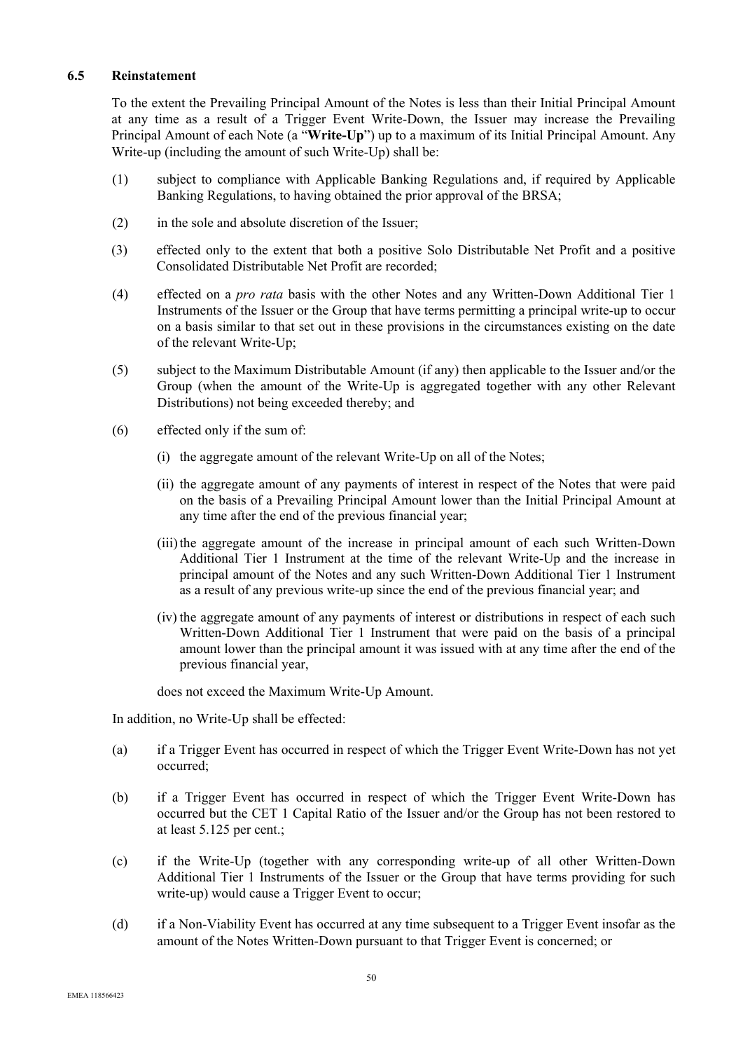### 6.5 Reinstatement

To the extent the Prevailing Principal Amount of the Notes is less than their Initial Principal Amount at any time as a result of a Trigger Event Write-Down, the Issuer may increase the Prevailing Principal Amount of each Note (a "**Write-Up**") up to a maximum of its Initial Principal Amount. Any Write-up (including the amount of such Write-Up) shall be:

(1) subject to compliance with Applicable Banking Regulations and, if required by Applicable Banking Regulations, to having obtained the prior approval of the BRSA;

(2) in the sole and absolute discretion of the Issuer;

(3) effected only to the extent that both a positive Solo Distributable Net Profit and a positive Consolidated Distributable Net Profit are recorded;

(4) effected on a *pro rata* basis with the other Notes and any Written-Down Additional Tier 1 Instruments of the Issuer or the Group that have terms permitting a principal write-up to occur on a basis similar to that set out in these provisions in the circumstances existing on the date of the relevant Write-Up;

(5) subject to the Maximum Distributable Amount (if any) then applicable to the Issuer and/or the Group (when the amount of the Write-Up is aggregated together with any other Relevant Distributions) not being exceeded thereby; and

(6) effected only if the sum of:

   (i) the aggregate amount of the relevant Write-Up on all of the Notes;

   (ii) the aggregate amount of any payments of interest in respect of the Notes that were paid on the basis of a Prevailing Principal Amount lower than the Initial Principal Amount at any time after the end of the previous financial year;

   (iii) the aggregate amount of the increase in principal amount of each such Written-Down Additional Tier 1 Instrument at the time of the relevant Write-Up and the increase in principal amount of the Notes and any such Written-Down Additional Tier 1 Instrument as a result of any previous write-up since the end of the previous financial year; and

   (iv) the aggregate amount of any payments of interest or distributions in respect of each such Written-Down Additional Tier 1 Instrument that were paid on the basis of a principal amount lower than the principal amount it was issued with at any time after the end of the previous financial year,

   does not exceed the Maximum Write-Up Amount.

In addition, no Write-Up shall be effected:

(a) if a Trigger Event has occurred in respect of which the Trigger Event Write-Down has not yet occurred;

(b) if a Trigger Event has occurred in respect of which the Trigger Event Write-Down has occurred but the CET 1 Capital Ratio of the Issuer and/or the Group has not been restored to at least 5.125 per cent.;

(c) if the Write-Up (together with any corresponding write-up of all other Written-Down Additional Tier 1 Instruments of the Issuer or the Group that have terms providing for such write-up) would cause a Trigger Event to occur;

(d) if a Non-Viability Event has occurred at any time subsequent to a Trigger Event insofar as the amount of the Notes Written-Down pursuant to that Trigger Event is concerned; or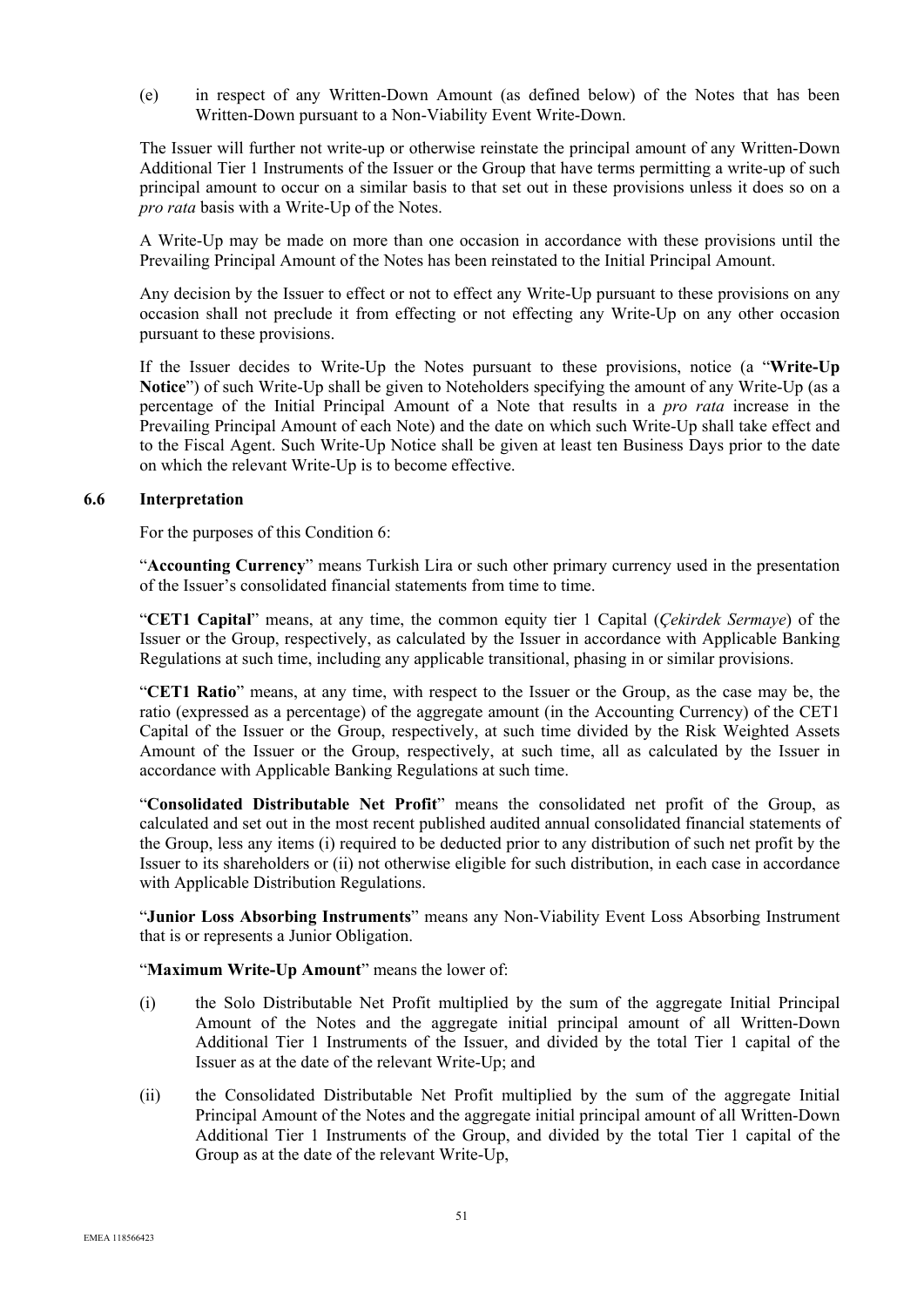(e) in respect of any Written-Down Amount (as defined below) of the Notes that has been Written-Down pursuant to a Non-Viability Event Write-Down.

The Issuer will further not write-up or otherwise reinstate the principal amount of any Written-Down Additional Tier 1 Instruments of the Issuer or the Group that have terms permitting a write-up of such principal amount to occur on a similar basis to that set out in these provisions unless it does so on a *pro rata* basis with a Write-Up of the Notes.

A Write-Up may be made on more than one occasion in accordance with these provisions until the Prevailing Principal Amount of the Notes has been reinstated to the Initial Principal Amount.

Any decision by the Issuer to effect or not to effect any Write-Up pursuant to these provisions on any occasion shall not preclude it from effecting or not effecting any Write-Up on any other occasion pursuant to these provisions.

If the Issuer decides to Write-Up the Notes pursuant to these provisions, notice (a "**Write-Up Notice**") of such Write-Up shall be given to Noteholders specifying the amount of any Write-Up (as a percentage of the Initial Principal Amount of a Note that results in a *pro rata* increase in the Prevailing Principal Amount of each Note) and the date on which such Write-Up shall take effect and to the Fiscal Agent. Such Write-Up Notice shall be given at least ten Business Days prior to the date on which the relevant Write-Up is to become effective.

### 6.6 Interpretation

For the purposes of this Condition 6:

"**Accounting Currency**" means Turkish Lira or such other primary currency used in the presentation of the Issuer's consolidated financial statements from time to time.

"**CET1 Capital**" means, at any time, the common equity tier 1 Capital (*Çekirdek Sermaye*) of the Issuer or the Group, respectively, as calculated by the Issuer in accordance with Applicable Banking Regulations at such time, including any applicable transitional, phasing in or similar provisions.

"**CET1 Ratio**" means, at any time, with respect to the Issuer or the Group, as the case may be, the ratio (expressed as a percentage) of the aggregate amount (in the Accounting Currency) of the CET1 Capital of the Issuer or the Group, respectively, at such time divided by the Risk Weighted Assets Amount of the Issuer or the Group, respectively, at such time, all as calculated by the Issuer in accordance with Applicable Banking Regulations at such time.

"**Consolidated Distributable Net Profit**" means the consolidated net profit of the Group, as calculated and set out in the most recent published audited annual consolidated financial statements of the Group, less any items (i) required to be deducted prior to any distribution of such net profit by the Issuer to its shareholders or (ii) not otherwise eligible for such distribution, in each case in accordance with Applicable Distribution Regulations.

"**Junior Loss Absorbing Instruments**" means any Non-Viability Event Loss Absorbing Instrument that is or represents a Junior Obligation.

"**Maximum Write-Up Amount**" means the lower of:

(i) the Solo Distributable Net Profit multiplied by the sum of the aggregate Initial Principal Amount of the Notes and the aggregate initial principal amount of all Written-Down Additional Tier 1 Instruments of the Issuer, and divided by the total Tier 1 capital of the Issuer as at the date of the relevant Write-Up; and

(ii) the Consolidated Distributable Net Profit multiplied by the sum of the aggregate Initial Principal Amount of the Notes and the aggregate initial principal amount of all Written-Down Additional Tier 1 Instruments of the Group, and divided by the total Tier 1 capital of the Group as at the date of the relevant Write-Up,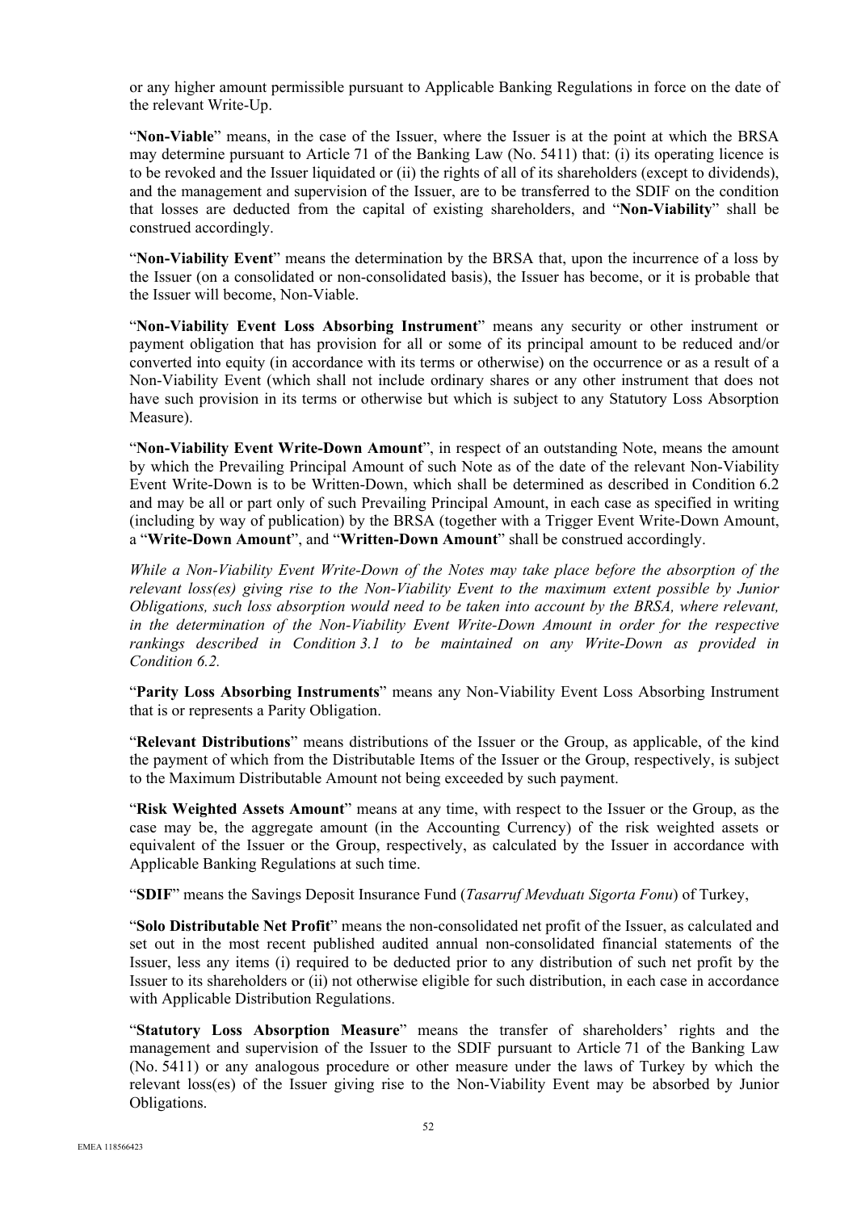or any higher amount permissible pursuant to Applicable Banking Regulations in force on the date of the relevant Write-Up.

"**Non-Viable**" means, in the case of the Issuer, where the Issuer is at the point at which the BRSA may determine pursuant to Article 71 of the Banking Law (No. 5411) that: (i) its operating licence is to be revoked and the Issuer liquidated or (ii) the rights of all of its shareholders (except to dividends), and the management and supervision of the Issuer, are to be transferred to the SDIF on the condition that losses are deducted from the capital of existing shareholders, and "**Non-Viability**" shall be construed accordingly.

"**Non-Viability Event**" means the determination by the BRSA that, upon the incurrence of a loss by the Issuer (on a consolidated or non-consolidated basis), the Issuer has become, or it is probable that the Issuer will become, Non-Viable.

"**Non-Viability Event Loss Absorbing Instrument**" means any security or other instrument or payment obligation that has provision for all or some of its principal amount to be reduced and/or converted into equity (in accordance with its terms or otherwise) on the occurrence or as a result of a Non-Viability Event (which shall not include ordinary shares or any other instrument that does not have such provision in its terms or otherwise but which is subject to any Statutory Loss Absorption Measure).

"**Non-Viability Event Write-Down Amount**", in respect of an outstanding Note, means the amount by which the Prevailing Principal Amount of such Note as of the date of the relevant Non-Viability Event Write-Down is to be Written-Down, which shall be determined as described in Condition 6.2 and may be all or part only of such Prevailing Principal Amount, in each case as specified in writing (including by way of publication) by the BRSA (together with a Trigger Event Write-Down Amount, a "**Write-Down Amount**", and "**Written-Down Amount**" shall be construed accordingly.

*While a Non-Viability Event Write-Down of the Notes may take place before the absorption of the relevant loss(es) giving rise to the Non-Viability Event to the maximum extent possible by Junior Obligations, such loss absorption would need to be taken into account by the BRSA, where relevant, in the determination of the Non-Viability Event Write-Down Amount in order for the respective rankings described in Condition 3.1 to be maintained on any Write-Down as provided in Condition 6.2.*

"**Parity Loss Absorbing Instruments**" means any Non-Viability Event Loss Absorbing Instrument that is or represents a Parity Obligation.

"**Relevant Distributions**" means distributions of the Issuer or the Group, as applicable, of the kind the payment of which from the Distributable Items of the Issuer or the Group, respectively, is subject to the Maximum Distributable Amount not being exceeded by such payment.

"**Risk Weighted Assets Amount**" means at any time, with respect to the Issuer or the Group, as the case may be, the aggregate amount (in the Accounting Currency) of the risk weighted assets or equivalent of the Issuer or the Group, respectively, as calculated by the Issuer in accordance with Applicable Banking Regulations at such time.

"**SDIF**" means the Savings Deposit Insurance Fund (*Tasarruf Mevduatı Sigorta Fonu*) of Turkey,

"**Solo Distributable Net Profit**" means the non-consolidated net profit of the Issuer, as calculated and set out in the most recent published audited annual non-consolidated financial statements of the Issuer, less any items (i) required to be deducted prior to any distribution of such net profit by the Issuer to its shareholders or (ii) not otherwise eligible for such distribution, in each case in accordance with Applicable Distribution Regulations.

"**Statutory Loss Absorption Measure**" means the transfer of shareholders' rights and the management and supervision of the Issuer to the SDIF pursuant to Article 71 of the Banking Law (No. 5411) or any analogous procedure or other measure under the laws of Turkey by which the relevant loss(es) of the Issuer giving rise to the Non-Viability Event may be absorbed by Junior Obligations.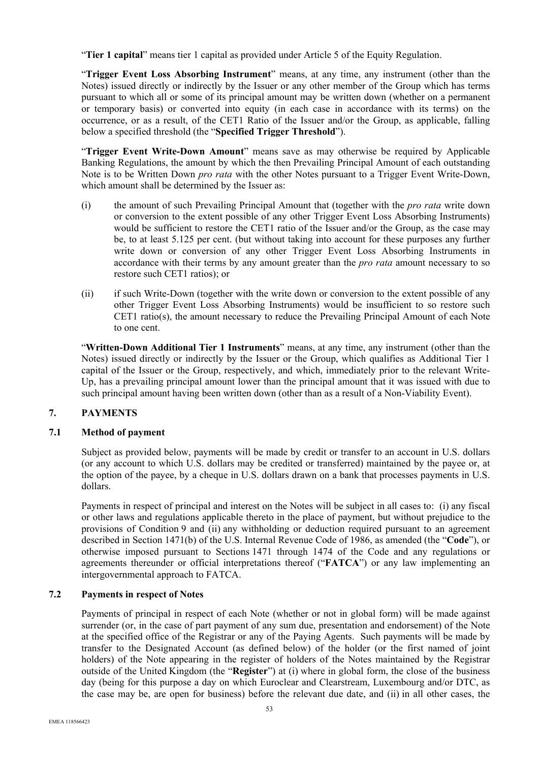"**Tier 1 capital**" means tier 1 capital as provided under Article 5 of the Equity Regulation.

"**Trigger Event Loss Absorbing Instrument**" means, at any time, any instrument (other than the Notes) issued directly or indirectly by the Issuer or any other member of the Group which has terms pursuant to which all or some of its principal amount may be written down (whether on a permanent or temporary basis) or converted into equity (in each case in accordance with its terms) on the occurrence, or as a result, of the CET1 Ratio of the Issuer and/or the Group, as applicable, falling below a specified threshold (the "**Specified Trigger Threshold**").

"**Trigger Event Write-Down Amount**" means save as may otherwise be required by Applicable Banking Regulations, the amount by which the then Prevailing Principal Amount of each outstanding Note is to be Written Down *pro rata* with the other Notes pursuant to a Trigger Event Write-Down, which amount shall be determined by the Issuer as:

(i) the amount of such Prevailing Principal Amount that (together with the *pro rata* write down or conversion to the extent possible of any other Trigger Event Loss Absorbing Instruments) would be sufficient to restore the CET1 ratio of the Issuer and/or the Group, as the case may be, to at least 5.125 per cent. (but without taking into account for these purposes any further write down or conversion of any other Trigger Event Loss Absorbing Instruments in accordance with their terms by any amount greater than the *pro rata* amount necessary to so restore such CET1 ratios); or

(ii) if such Write-Down (together with the write down or conversion to the extent possible of any other Trigger Event Loss Absorbing Instruments) would be insufficient to so restore such CET1 ratio(s), the amount necessary to reduce the Prevailing Principal Amount of each Note to one cent.

"**Written-Down Additional Tier 1 Instruments**" means, at any time, any instrument (other than the Notes) issued directly or indirectly by the Issuer or the Group, which qualifies as Additional Tier 1 capital of the Issuer or the Group, respectively, and which, immediately prior to the relevant Write-Up, has a prevailing principal amount lower than the principal amount that it was issued with due to such principal amount having been written down (other than as a result of a Non-Viability Event).

## 7. PAYMENTS

### 7.1 Method of payment

Subject as provided below, payments will be made by credit or transfer to an account in U.S. dollars (or any account to which U.S. dollars may be credited or transferred) maintained by the payee or, at the option of the payee, by a cheque in U.S. dollars drawn on a bank that processes payments in U.S. dollars.

Payments in respect of principal and interest on the Notes will be subject in all cases to: (i) any fiscal or other laws and regulations applicable thereto in the place of payment, but without prejudice to the provisions of Condition 9 and (ii) any withholding or deduction required pursuant to an agreement described in Section 1471(b) of the U.S. Internal Revenue Code of 1986, as amended (the "**Code**"), or otherwise imposed pursuant to Sections 1471 through 1474 of the Code and any regulations or agreements thereunder or official interpretations thereof ("**FATCA**") or any law implementing an intergovernmental approach to FATCA.

### 7.2 Payments in respect of Notes

Payments of principal in respect of each Note (whether or not in global form) will be made against surrender (or, in the case of part payment of any sum due, presentation and endorsement) of the Note at the specified office of the Registrar or any of the Paying Agents. Such payments will be made by transfer to the Designated Account (as defined below) of the holder (or the first named of joint holders) of the Note appearing in the register of holders of the Notes maintained by the Registrar outside of the United Kingdom (the "**Register**") at (i) where in global form, the close of the business day (being for this purpose a day on which Euroclear and Clearstream, Luxembourg and/or DTC, as the case may be, are open for business) before the relevant due date, and (ii) in all other cases, the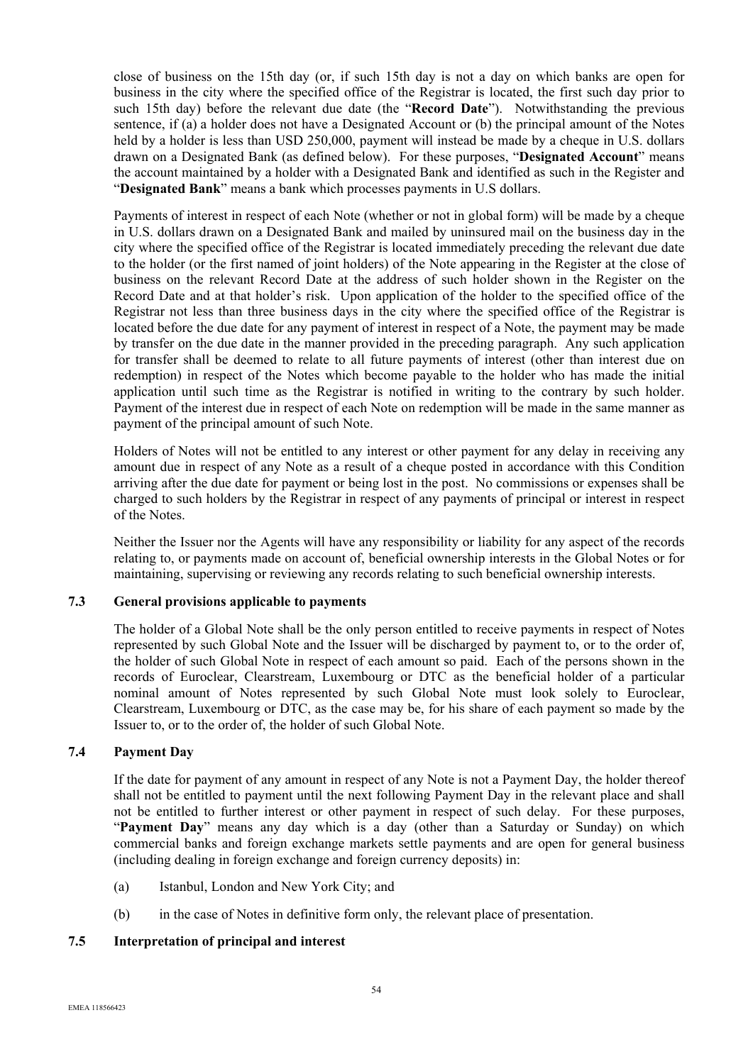close of business on the 15th day (or, if such 15th day is not a day on which banks are open for business in the city where the specified office of the Registrar is located, the first such day prior to such 15th day) before the relevant due date (the "**Record Date**"). Notwithstanding the previous sentence, if (a) a holder does not have a Designated Account or (b) the principal amount of the Notes held by a holder is less than USD 250,000, payment will instead be made by a cheque in U.S. dollars drawn on a Designated Bank (as defined below). For these purposes, "**Designated Account**" means the account maintained by a holder with a Designated Bank and identified as such in the Register and "**Designated Bank**" means a bank which processes payments in U.S dollars.

Payments of interest in respect of each Note (whether or not in global form) will be made by a cheque in U.S. dollars drawn on a Designated Bank and mailed by uninsured mail on the business day in the city where the specified office of the Registrar is located immediately preceding the relevant due date to the holder (or the first named of joint holders) of the Note appearing in the Register at the close of business on the relevant Record Date at the address of such holder shown in the Register on the Record Date and at that holder's risk. Upon application of the holder to the specified office of the Registrar not less than three business days in the city where the specified office of the Registrar is located before the due date for any payment of interest in respect of a Note, the payment may be made by transfer on the due date in the manner provided in the preceding paragraph. Any such application for transfer shall be deemed to relate to all future payments of interest (other than interest due on redemption) in respect of the Notes which become payable to the holder who has made the initial application until such time as the Registrar is notified in writing to the contrary by such holder. Payment of the interest due in respect of each Note on redemption will be made in the same manner as payment of the principal amount of such Note.

Holders of Notes will not be entitled to any interest or other payment for any delay in receiving any amount due in respect of any Note as a result of a cheque posted in accordance with this Condition arriving after the due date for payment or being lost in the post. No commissions or expenses shall be charged to such holders by the Registrar in respect of any payments of principal or interest in respect of the Notes.

Neither the Issuer nor the Agents will have any responsibility or liability for any aspect of the records relating to, or payments made on account of, beneficial ownership interests in the Global Notes or for maintaining, supervising or reviewing any records relating to such beneficial ownership interests.

### 7.3 General provisions applicable to payments

The holder of a Global Note shall be the only person entitled to receive payments in respect of Notes represented by such Global Note and the Issuer will be discharged by payment to, or to the order of, the holder of such Global Note in respect of each amount so paid. Each of the persons shown in the records of Euroclear, Clearstream, Luxembourg or DTC as the beneficial holder of a particular nominal amount of Notes represented by such Global Note must look solely to Euroclear, Clearstream, Luxembourg or DTC, as the case may be, for his share of each payment so made by the Issuer to, or to the order of, the holder of such Global Note.

### 7.4 Payment Day

If the date for payment of any amount in respect of any Note is not a Payment Day, the holder thereof shall not be entitled to payment until the next following Payment Day in the relevant place and shall not be entitled to further interest or other payment in respect of such delay. For these purposes, "**Payment Day**" means any day which is a day (other than a Saturday or Sunday) on which commercial banks and foreign exchange markets settle payments and are open for general business (including dealing in foreign exchange and foreign currency deposits) in:

(a) Istanbul, London and New York City; and

(b) in the case of Notes in definitive form only, the relevant place of presentation.

### 7.5 Interpretation of principal and interest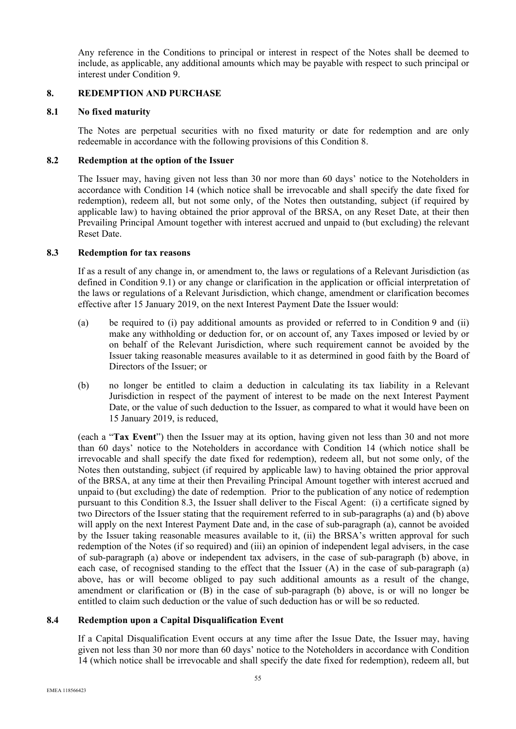Any reference in the Conditions to principal or interest in respect of the Notes shall be deemed to include, as applicable, any additional amounts which may be payable with respect to such principal or interest under Condition 9.

## 8. REDEMPTION AND PURCHASE

### 8.1 No fixed maturity

The Notes are perpetual securities with no fixed maturity or date for redemption and are only redeemable in accordance with the following provisions of this Condition 8.

### 8.2 Redemption at the option of the Issuer

The Issuer may, having given not less than 30 nor more than 60 days' notice to the Noteholders in accordance with Condition 14 (which notice shall be irrevocable and shall specify the date fixed for redemption), redeem all, but not some only, of the Notes then outstanding, subject (if required by applicable law) to having obtained the prior approval of the BRSA, on any Reset Date, at their then Prevailing Principal Amount together with interest accrued and unpaid to (but excluding) the relevant Reset Date.

### 8.3 Redemption for tax reasons

If as a result of any change in, or amendment to, the laws or regulations of a Relevant Jurisdiction (as defined in Condition 9.1) or any change or clarification in the application or official interpretation of the laws or regulations of a Relevant Jurisdiction, which change, amendment or clarification becomes effective after 15 January 2019, on the next Interest Payment Date the Issuer would:

(a) be required to (i) pay additional amounts as provided or referred to in Condition 9 and (ii) make any withholding or deduction for, or on account of, any Taxes imposed or levied by or on behalf of the Relevant Jurisdiction, where such requirement cannot be avoided by the Issuer taking reasonable measures available to it as determined in good faith by the Board of Directors of the Issuer; or

(b) no longer be entitled to claim a deduction in calculating its tax liability in a Relevant Jurisdiction in respect of the payment of interest to be made on the next Interest Payment Date, or the value of such deduction to the Issuer, as compared to what it would have been on 15 January 2019, is reduced,

(each a "**Tax Event**") then the Issuer may at its option, having given not less than 30 and not more than 60 days' notice to the Noteholders in accordance with Condition 14 (which notice shall be irrevocable and shall specify the date fixed for redemption), redeem all, but not some only, of the Notes then outstanding, subject (if required by applicable law) to having obtained the prior approval of the BRSA, at any time at their then Prevailing Principal Amount together with interest accrued and unpaid to (but excluding) the date of redemption. Prior to the publication of any notice of redemption pursuant to this Condition 8.3, the Issuer shall deliver to the Fiscal Agent: (i) a certificate signed by two Directors of the Issuer stating that the requirement referred to in sub-paragraphs (a) and (b) above will apply on the next Interest Payment Date and, in the case of sub-paragraph (a), cannot be avoided by the Issuer taking reasonable measures available to it, (ii) the BRSA's written approval for such redemption of the Notes (if so required) and (iii) an opinion of independent legal advisers, in the case of sub-paragraph (a) above or independent tax advisers, in the case of sub-paragraph (b) above, in each case, of recognised standing to the effect that the Issuer (A) in the case of sub-paragraph (a) above, has or will become obliged to pay such additional amounts as a result of the change, amendment or clarification or (B) in the case of sub-paragraph (b) above, is or will no longer be entitled to claim such deduction or the value of such deduction has or will be so reducted.

### 8.4 Redemption upon a Capital Disqualification Event

If a Capital Disqualification Event occurs at any time after the Issue Date, the Issuer may, having given not less than 30 nor more than 60 days' notice to the Noteholders in accordance with Condition 14 (which notice shall be irrevocable and shall specify the date fixed for redemption), redeem all, but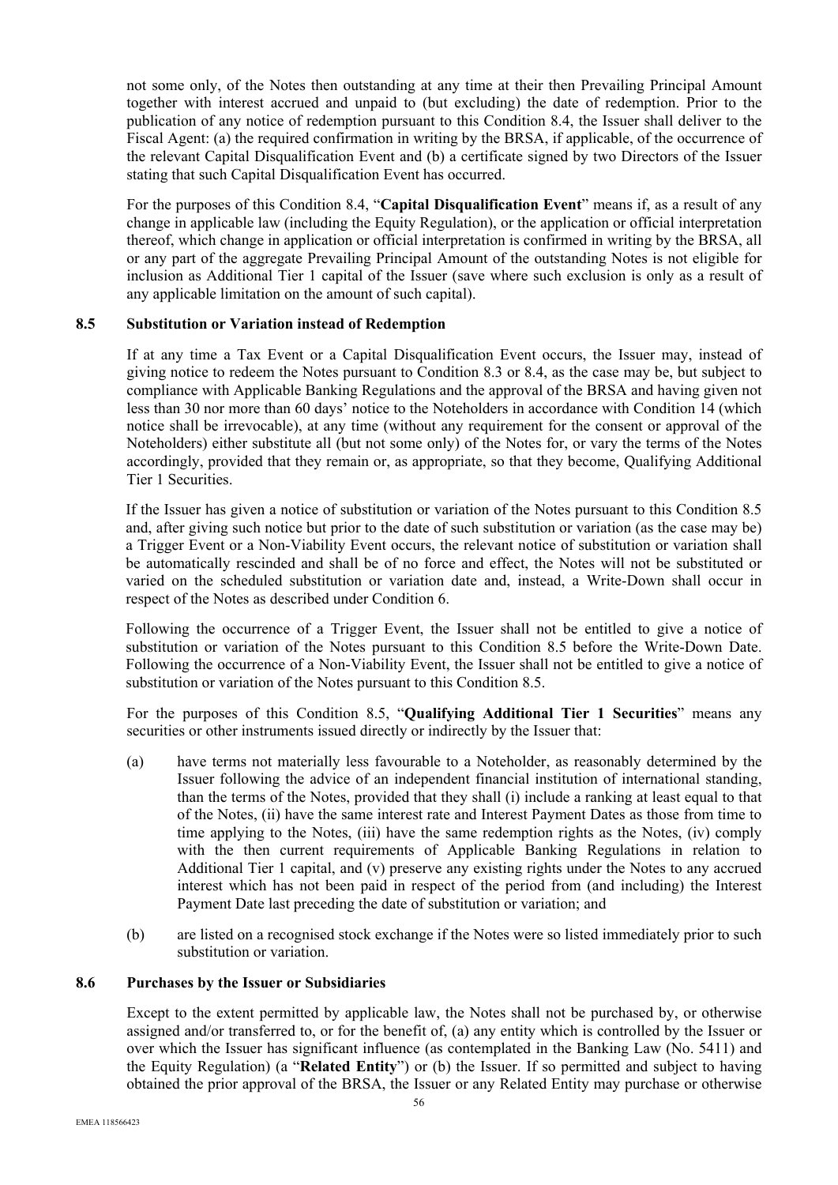not some only, of the Notes then outstanding at any time at their then Prevailing Principal Amount together with interest accrued and unpaid to (but excluding) the date of redemption. Prior to the publication of any notice of redemption pursuant to this Condition 8.4, the Issuer shall deliver to the Fiscal Agent: (a) the required confirmation in writing by the BRSA, if applicable, of the occurrence of the relevant Capital Disqualification Event and (b) a certificate signed by two Directors of the Issuer stating that such Capital Disqualification Event has occurred.

For the purposes of this Condition 8.4, "**Capital Disqualification Event**" means if, as a result of any change in applicable law (including the Equity Regulation), or the application or official interpretation thereof, which change in application or official interpretation is confirmed in writing by the BRSA, all or any part of the aggregate Prevailing Principal Amount of the outstanding Notes is not eligible for inclusion as Additional Tier 1 capital of the Issuer (save where such exclusion is only as a result of any applicable limitation on the amount of such capital).

### 8.5 Substitution or Variation instead of Redemption

If at any time a Tax Event or a Capital Disqualification Event occurs, the Issuer may, instead of giving notice to redeem the Notes pursuant to Condition 8.3 or 8.4, as the case may be, but subject to compliance with Applicable Banking Regulations and the approval of the BRSA and having given not less than 30 nor more than 60 days' notice to the Noteholders in accordance with Condition 14 (which notice shall be irrevocable), at any time (without any requirement for the consent or approval of the Noteholders) either substitute all (but not some only) of the Notes for, or vary the terms of the Notes accordingly, provided that they remain or, as appropriate, so that they become, Qualifying Additional Tier 1 Securities.

If the Issuer has given a notice of substitution or variation of the Notes pursuant to this Condition 8.5 and, after giving such notice but prior to the date of such substitution or variation (as the case may be) a Trigger Event or a Non-Viability Event occurs, the relevant notice of substitution or variation shall be automatically rescinded and shall be of no force and effect, the Notes will not be substituted or varied on the scheduled substitution or variation date and, instead, a Write-Down shall occur in respect of the Notes as described under Condition 6.

Following the occurrence of a Trigger Event, the Issuer shall not be entitled to give a notice of substitution or variation of the Notes pursuant to this Condition 8.5 before the Write-Down Date. Following the occurrence of a Non-Viability Event, the Issuer shall not be entitled to give a notice of substitution or variation of the Notes pursuant to this Condition 8.5.

For the purposes of this Condition 8.5, "**Qualifying Additional Tier 1 Securities**" means any securities or other instruments issued directly or indirectly by the Issuer that:

(a) have terms not materially less favourable to a Noteholder, as reasonably determined by the Issuer following the advice of an independent financial institution of international standing, than the terms of the Notes, provided that they shall (i) include a ranking at least equal to that of the Notes, (ii) have the same interest rate and Interest Payment Dates as those from time to time applying to the Notes, (iii) have the same redemption rights as the Notes, (iv) comply with the then current requirements of Applicable Banking Regulations in relation to Additional Tier 1 capital, and (v) preserve any existing rights under the Notes to any accrued interest which has not been paid in respect of the period from (and including) the Interest Payment Date last preceding the date of substitution or variation; and

(b) are listed on a recognised stock exchange if the Notes were so listed immediately prior to such substitution or variation.

### 8.6 Purchases by the Issuer or Subsidiaries

Except to the extent permitted by applicable law, the Notes shall not be purchased by, or otherwise assigned and/or transferred to, or for the benefit of, (a) any entity which is controlled by the Issuer or over which the Issuer has significant influence (as contemplated in the Banking Law (No. 5411) and the Equity Regulation) (a "**Related Entity**") or (b) the Issuer. If so permitted and subject to having obtained the prior approval of the BRSA, the Issuer or any Related Entity may purchase or otherwise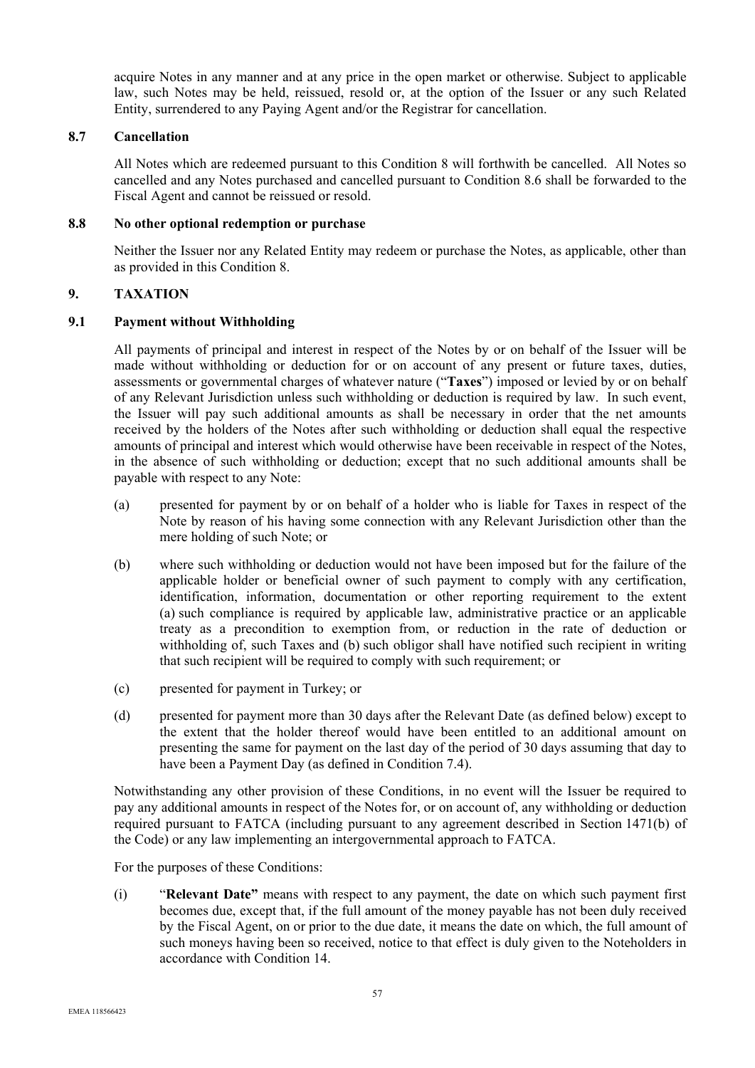acquire Notes in any manner and at any price in the open market or otherwise. Subject to applicable law, such Notes may be held, reissued, resold or, at the option of the Issuer or any such Related Entity, surrendered to any Paying Agent and/or the Registrar for cancellation.

### 8.7 Cancellation

All Notes which are redeemed pursuant to this Condition 8 will forthwith be cancelled. All Notes so cancelled and any Notes purchased and cancelled pursuant to Condition 8.6 shall be forwarded to the Fiscal Agent and cannot be reissued or resold.

### 8.8 No other optional redemption or purchase

Neither the Issuer nor any Related Entity may redeem or purchase the Notes, as applicable, other than as provided in this Condition 8.

## 9. TAXATION

### 9.1 Payment without Withholding

All payments of principal and interest in respect of the Notes by or on behalf of the Issuer will be made without withholding or deduction for or on account of any present or future taxes, duties, assessments or governmental charges of whatever nature ("**Taxes**") imposed or levied by or on behalf of any Relevant Jurisdiction unless such withholding or deduction is required by law. In such event, the Issuer will pay such additional amounts as shall be necessary in order that the net amounts received by the holders of the Notes after such withholding or deduction shall equal the respective amounts of principal and interest which would otherwise have been receivable in respect of the Notes, in the absence of such withholding or deduction; except that no such additional amounts shall be payable with respect to any Note:

(a) presented for payment by or on behalf of a holder who is liable for Taxes in respect of the Note by reason of his having some connection with any Relevant Jurisdiction other than the mere holding of such Note; or

(b) where such withholding or deduction would not have been imposed but for the failure of the applicable holder or beneficial owner of such payment to comply with any certification, identification, information, documentation or other reporting requirement to the extent (a) such compliance is required by applicable law, administrative practice or an applicable treaty as a precondition to exemption from, or reduction in the rate of deduction or withholding of, such Taxes and (b) such obligor shall have notified such recipient in writing that such recipient will be required to comply with such requirement; or

(c) presented for payment in Turkey; or

(d) presented for payment more than 30 days after the Relevant Date (as defined below) except to the extent that the holder thereof would have been entitled to an additional amount on presenting the same for payment on the last day of the period of 30 days assuming that day to have been a Payment Day (as defined in Condition 7.4).

Notwithstanding any other provision of these Conditions, in no event will the Issuer be required to pay any additional amounts in respect of the Notes for, or on account of, any withholding or deduction required pursuant to FATCA (including pursuant to any agreement described in Section 1471(b) of the Code) or any law implementing an intergovernmental approach to FATCA.

For the purposes of these Conditions:

(i) "**Relevant Date**" means with respect to any payment, the date on which such payment first becomes due, except that, if the full amount of the money payable has not been duly received by the Fiscal Agent, on or prior to the due date, it means the date on which, the full amount of such moneys having been so received, notice to that effect is duly given to the Noteholders in accordance with Condition 14.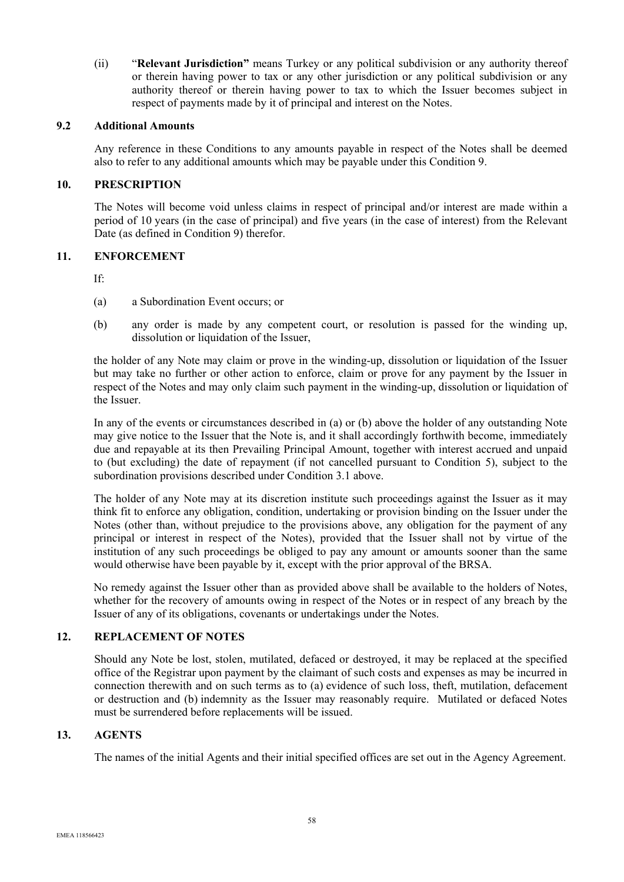(ii) "**Relevant Jurisdiction**" means Turkey or any political subdivision or any authority thereof or therein having power to tax or any other jurisdiction or any political subdivision or any authority thereof or therein having power to tax to which the Issuer becomes subject in respect of payments made by it of principal and interest on the Notes.

### 9.2 Additional Amounts

Any reference in these Conditions to any amounts payable in respect of the Notes shall be deemed also to refer to any additional amounts which may be payable under this Condition 9.

## 10. PRESCRIPTION

The Notes will become void unless claims in respect of principal and/or interest are made within a period of 10 years (in the case of principal) and five years (in the case of interest) from the Relevant Date (as defined in Condition 9) therefor.

## 11. ENFORCEMENT

If:

(a) a Subordination Event occurs; or

(b) any order is made by any competent court, or resolution is passed for the winding up, dissolution or liquidation of the Issuer,

the holder of any Note may claim or prove in the winding-up, dissolution or liquidation of the Issuer but may take no further or other action to enforce, claim or prove for any payment by the Issuer in respect of the Notes and may only claim such payment in the winding-up, dissolution or liquidation of the Issuer.

In any of the events or circumstances described in (a) or (b) above the holder of any outstanding Note may give notice to the Issuer that the Note is, and it shall accordingly forthwith become, immediately due and repayable at its then Prevailing Principal Amount, together with interest accrued and unpaid to (but excluding) the date of repayment (if not cancelled pursuant to Condition 5), subject to the subordination provisions described under Condition 3.1 above.

The holder of any Note may at its discretion institute such proceedings against the Issuer as it may think fit to enforce any obligation, condition, undertaking or provision binding on the Issuer under the Notes (other than, without prejudice to the provisions above, any obligation for the payment of any principal or interest in respect of the Notes), provided that the Issuer shall not by virtue of the institution of any such proceedings be obliged to pay any amount or amounts sooner than the same would otherwise have been payable by it, except with the prior approval of the BRSA.

No remedy against the Issuer other than as provided above shall be available to the holders of Notes, whether for the recovery of amounts owing in respect of the Notes or in respect of any breach by the Issuer of any of its obligations, covenants or undertakings under the Notes.

## 12. REPLACEMENT OF NOTES

Should any Note be lost, stolen, mutilated, defaced or destroyed, it may be replaced at the specified office of the Registrar upon payment by the claimant of such costs and expenses as may be incurred in connection therewith and on such terms as to (a) evidence of such loss, theft, mutilation, defacement or destruction and (b) indemnity as the Issuer may reasonably require. Mutilated or defaced Notes must be surrendered before replacements will be issued.

## 13. AGENTS

The names of the initial Agents and their initial specified offices are set out in the Agency Agreement.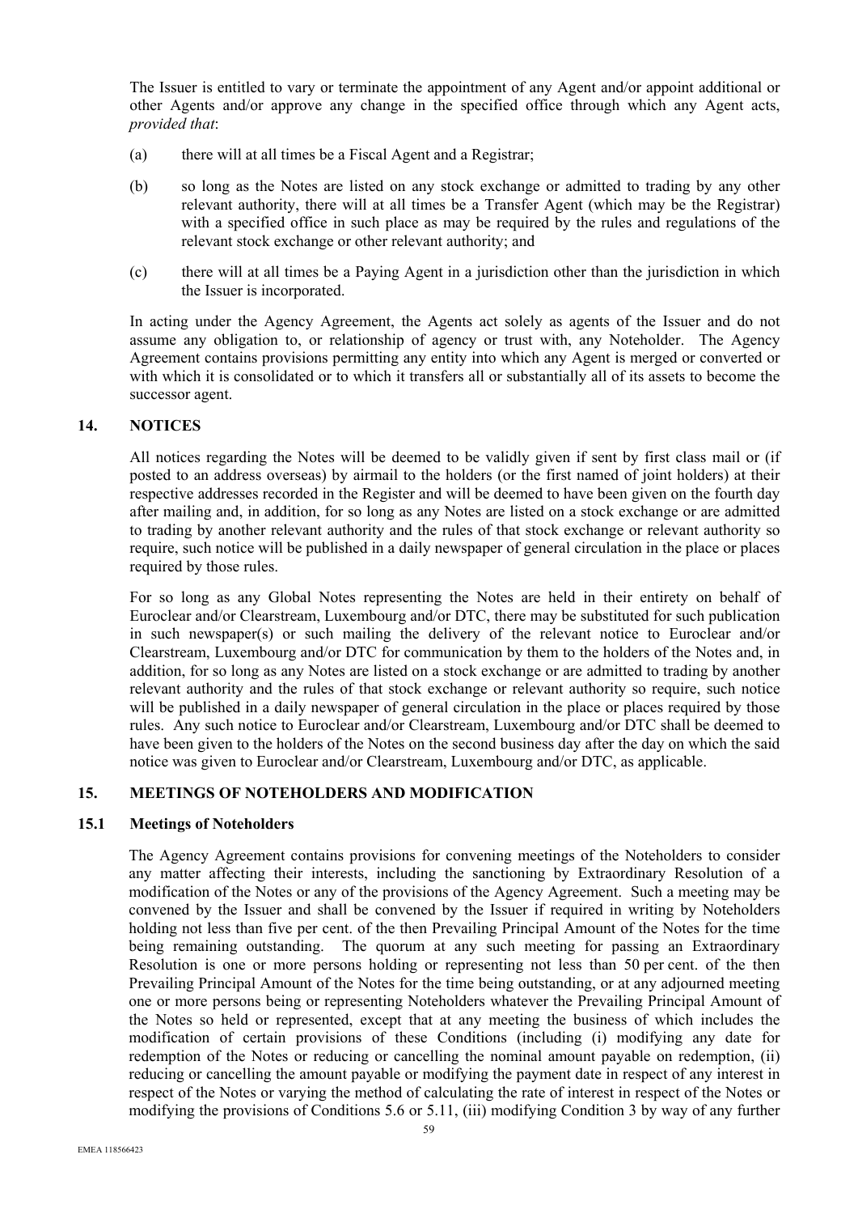The Issuer is entitled to vary or terminate the appointment of any Agent and/or appoint additional or other Agents and/or approve any change in the specified office through which any Agent acts, *provided that*:

(a) there will at all times be a Fiscal Agent and a Registrar;

(b) so long as the Notes are listed on any stock exchange or admitted to trading by any other relevant authority, there will at all times be a Transfer Agent (which may be the Registrar) with a specified office in such place as may be required by the rules and regulations of the relevant stock exchange or other relevant authority; and

(c) there will at all times be a Paying Agent in a jurisdiction other than the jurisdiction in which the Issuer is incorporated.

In acting under the Agency Agreement, the Agents act solely as agents of the Issuer and do not assume any obligation to, or relationship of agency or trust with, any Noteholder. The Agency Agreement contains provisions permitting any entity into which any Agent is merged or converted or with which it is consolidated or to which it transfers all or substantially all of its assets to become the successor agent.

## 14. NOTICES

All notices regarding the Notes will be deemed to be validly given if sent by first class mail or (if posted to an address overseas) by airmail to the holders (or the first named of joint holders) at their respective addresses recorded in the Register and will be deemed to have been given on the fourth day after mailing and, in addition, for so long as any Notes are listed on a stock exchange or are admitted to trading by another relevant authority and the rules of that stock exchange or relevant authority so require, such notice will be published in a daily newspaper of general circulation in the place or places required by those rules.

For so long as any Global Notes representing the Notes are held in their entirety on behalf of Euroclear and/or Clearstream, Luxembourg and/or DTC, there may be substituted for such publication in such newspaper(s) or such mailing the delivery of the relevant notice to Euroclear and/or Clearstream, Luxembourg and/or DTC for communication by them to the holders of the Notes and, in addition, for so long as any Notes are listed on a stock exchange or are admitted to trading by another relevant authority and the rules of that stock exchange or relevant authority so require, such notice will be published in a daily newspaper of general circulation in the place or places required by those rules. Any such notice to Euroclear and/or Clearstream, Luxembourg and/or DTC shall be deemed to have been given to the holders of the Notes on the second business day after the day on which the said notice was given to Euroclear and/or Clearstream, Luxembourg and/or DTC, as applicable.

## 15. MEETINGS OF NOTEHOLDERS AND MODIFICATION

### 15.1 Meetings of Noteholders

The Agency Agreement contains provisions for convening meetings of the Noteholders to consider any matter affecting their interests, including the sanctioning by Extraordinary Resolution of a modification of the Notes or any of the provisions of the Agency Agreement. Such a meeting may be convened by the Issuer and shall be convened by the Issuer if required in writing by Noteholders holding not less than five per cent. of the then Prevailing Principal Amount of the Notes for the time being remaining outstanding. The quorum at any such meeting for passing an Extraordinary Resolution is one or more persons holding or representing not less than 50 per cent. of the then Prevailing Principal Amount of the Notes for the time being outstanding, or at any adjourned meeting one or more persons being or representing Noteholders whatever the Prevailing Principal Amount of the Notes so held or represented, except that at any meeting the business of which includes the modification of certain provisions of these Conditions (including (i) modifying any date for redemption of the Notes or reducing or cancelling the nominal amount payable on redemption, (ii) reducing or cancelling the amount payable or modifying the payment date in respect of any interest in respect of the Notes or varying the method of calculating the rate of interest in respect of the Notes or modifying the provisions of Conditions 5.6 or 5.11, (iii) modifying Condition 3 by way of any further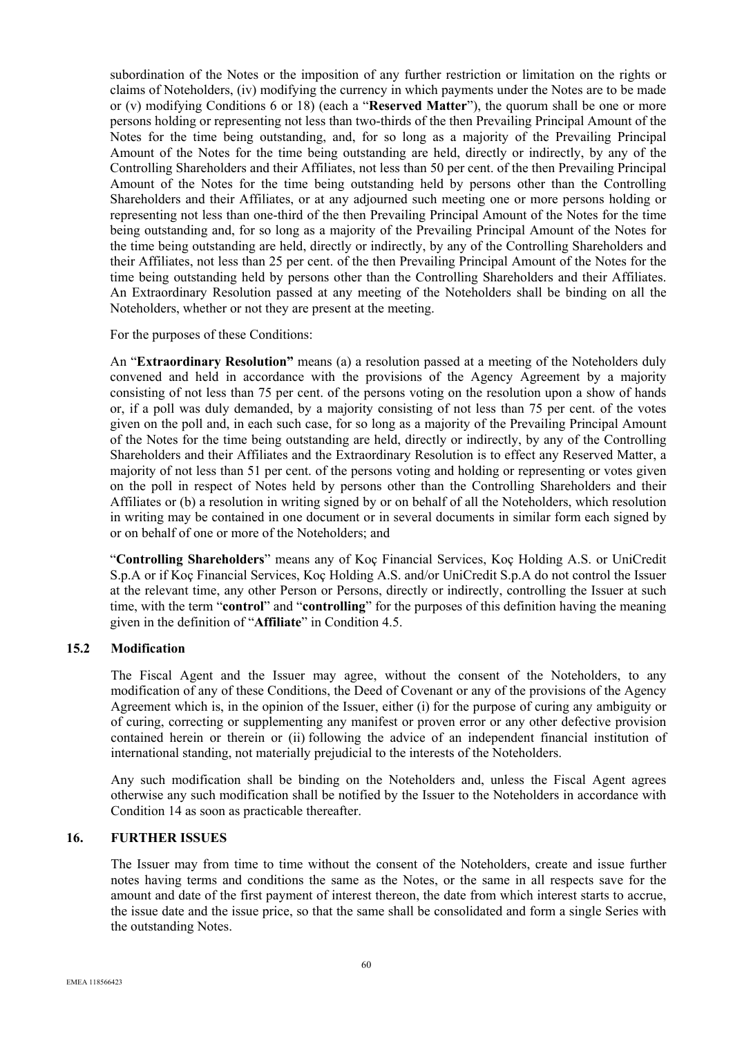subordination of the Notes or the imposition of any further restriction or limitation on the rights or claims of Noteholders, (iv) modifying the currency in which payments under the Notes are to be made or (v) modifying Conditions 6 or 18) (each a "**Reserved Matter**"), the quorum shall be one or more persons holding or representing not less than two-thirds of the then Prevailing Principal Amount of the Notes for the time being outstanding, and, for so long as a majority of the Prevailing Principal Amount of the Notes for the time being outstanding are held, directly or indirectly, by any of the Controlling Shareholders and their Affiliates, not less than 50 per cent. of the then Prevailing Principal Amount of the Notes for the time being outstanding held by persons other than the Controlling Shareholders and their Affiliates, or at any adjourned such meeting one or more persons holding or representing not less than one-third of the then Prevailing Principal Amount of the Notes for the time being outstanding and, for so long as a majority of the Prevailing Principal Amount of the Notes for the time being outstanding are held, directly or indirectly, by any of the Controlling Shareholders and their Affiliates, not less than 25 per cent. of the then Prevailing Principal Amount of the Notes for the time being outstanding held by persons other than the Controlling Shareholders and their Affiliates. An Extraordinary Resolution passed at any meeting of the Noteholders shall be binding on all the Noteholders, whether or not they are present at the meeting.

For the purposes of these Conditions:

An "**Extraordinary Resolution"** means (a) a resolution passed at a meeting of the Noteholders duly convened and held in accordance with the provisions of the Agency Agreement by a majority consisting of not less than 75 per cent. of the persons voting on the resolution upon a show of hands or, if a poll was duly demanded, by a majority consisting of not less than 75 per cent. of the votes given on the poll and, in each such case, for so long as a majority of the Prevailing Principal Amount of the Notes for the time being outstanding are held, directly or indirectly, by any of the Controlling Shareholders and their Affiliates and the Extraordinary Resolution is to effect any Reserved Matter, a majority of not less than 51 per cent. of the persons voting and holding or representing or votes given on the poll in respect of Notes held by persons other than the Controlling Shareholders and their Affiliates or (b) a resolution in writing signed by or on behalf of all the Noteholders, which resolution in writing may be contained in one document or in several documents in similar form each signed by or on behalf of one or more of the Noteholders; and

"**Controlling Shareholders**" means any of Koç Financial Services, Koç Holding A.S. or UniCredit S.p.A or if Koç Financial Services, Koç Holding A.S. and/or UniCredit S.p.A do not control the Issuer at the relevant time, any other Person or Persons, directly or indirectly, controlling the Issuer at such time, with the term "**control**" and "**controlling**" for the purposes of this definition having the meaning given in the definition of "**Affiliate**" in Condition 4.5.

### 15.2 Modification

The Fiscal Agent and the Issuer may agree, without the consent of the Noteholders, to any modification of any of these Conditions, the Deed of Covenant or any of the provisions of the Agency Agreement which is, in the opinion of the Issuer, either (i) for the purpose of curing any ambiguity or of curing, correcting or supplementing any manifest or proven error or any other defective provision contained herein or therein or (ii) following the advice of an independent financial institution of international standing, not materially prejudicial to the interests of the Noteholders.

Any such modification shall be binding on the Noteholders and, unless the Fiscal Agent agrees otherwise any such modification shall be notified by the Issuer to the Noteholders in accordance with Condition 14 as soon as practicable thereafter.

## 16. FURTHER ISSUES

The Issuer may from time to time without the consent of the Noteholders, create and issue further notes having terms and conditions the same as the Notes, or the same in all respects save for the amount and date of the first payment of interest thereon, the date from which interest starts to accrue, the issue date and the issue price, so that the same shall be consolidated and form a single Series with the outstanding Notes.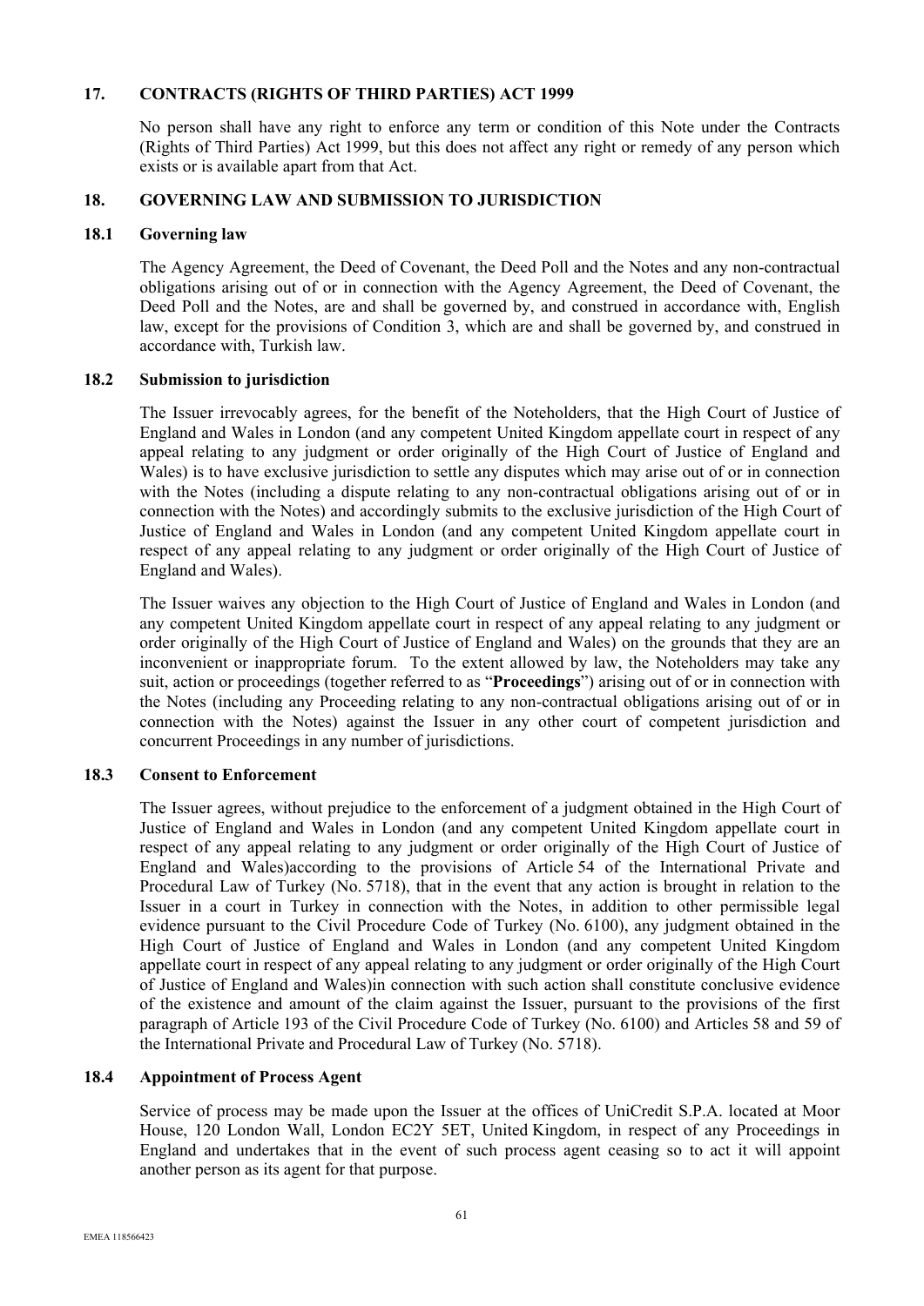## 17. CONTRACTS (RIGHTS OF THIRD PARTIES) ACT 1999

No person shall have any right to enforce any term or condition of this Note under the Contracts (Rights of Third Parties) Act 1999, but this does not affect any right or remedy of any person which exists or is available apart from that Act.

## 18. GOVERNING LAW AND SUBMISSION TO JURISDICTION

### 18.1 Governing law

The Agency Agreement, the Deed of Covenant, the Deed Poll and the Notes and any non-contractual obligations arising out of or in connection with the Agency Agreement, the Deed of Covenant, the Deed Poll and the Notes, are and shall be governed by, and construed in accordance with, English law, except for the provisions of Condition 3, which are and shall be governed by, and construed in accordance with, Turkish law.

### 18.2 Submission to jurisdiction

The Issuer irrevocably agrees, for the benefit of the Noteholders, that the High Court of Justice of England and Wales in London (and any competent United Kingdom appellate court in respect of any appeal relating to any judgment or order originally of the High Court of Justice of England and Wales) is to have exclusive jurisdiction to settle any disputes which may arise out of or in connection with the Notes (including a dispute relating to any non-contractual obligations arising out of or in connection with the Notes) and accordingly submits to the exclusive jurisdiction of the High Court of Justice of England and Wales in London (and any competent United Kingdom appellate court in respect of any appeal relating to any judgment or order originally of the High Court of Justice of England and Wales).

The Issuer waives any objection to the High Court of Justice of England and Wales in London (and any competent United Kingdom appellate court in respect of any appeal relating to any judgment or order originally of the High Court of Justice of England and Wales) on the grounds that they are an inconvenient or inappropriate forum. To the extent allowed by law, the Noteholders may take any suit, action or proceedings (together referred to as "**Proceedings**") arising out of or in connection with the Notes (including any Proceeding relating to any non-contractual obligations arising out of or in connection with the Notes) against the Issuer in any other court of competent jurisdiction and concurrent Proceedings in any number of jurisdictions.

### 18.3 Consent to Enforcement

The Issuer agrees, without prejudice to the enforcement of a judgment obtained in the High Court of Justice of England and Wales in London (and any competent United Kingdom appellate court in respect of any appeal relating to any judgment or order originally of the High Court of Justice of England and Wales)according to the provisions of Article 54 of the International Private and Procedural Law of Turkey (No. 5718), that in the event that any action is brought in relation to the Issuer in a court in Turkey in connection with the Notes, in addition to other permissible legal evidence pursuant to the Civil Procedure Code of Turkey (No. 6100), any judgment obtained in the High Court of Justice of England and Wales in London (and any competent United Kingdom appellate court in respect of any appeal relating to any judgment or order originally of the High Court of Justice of England and Wales)in connection with such action shall constitute conclusive evidence of the existence and amount of the claim against the Issuer, pursuant to the provisions of the first paragraph of Article 193 of the Civil Procedure Code of Turkey (No. 6100) and Articles 58 and 59 of the International Private and Procedural Law of Turkey (No. 5718).

### 18.4 Appointment of Process Agent

Service of process may be made upon the Issuer at the offices of UniCredit S.P.A. located at Moor House, 120 London Wall, London EC2Y 5ET, United Kingdom, in respect of any Proceedings in England and undertakes that in the event of such process agent ceasing so to act it will appoint another person as its agent for that purpose.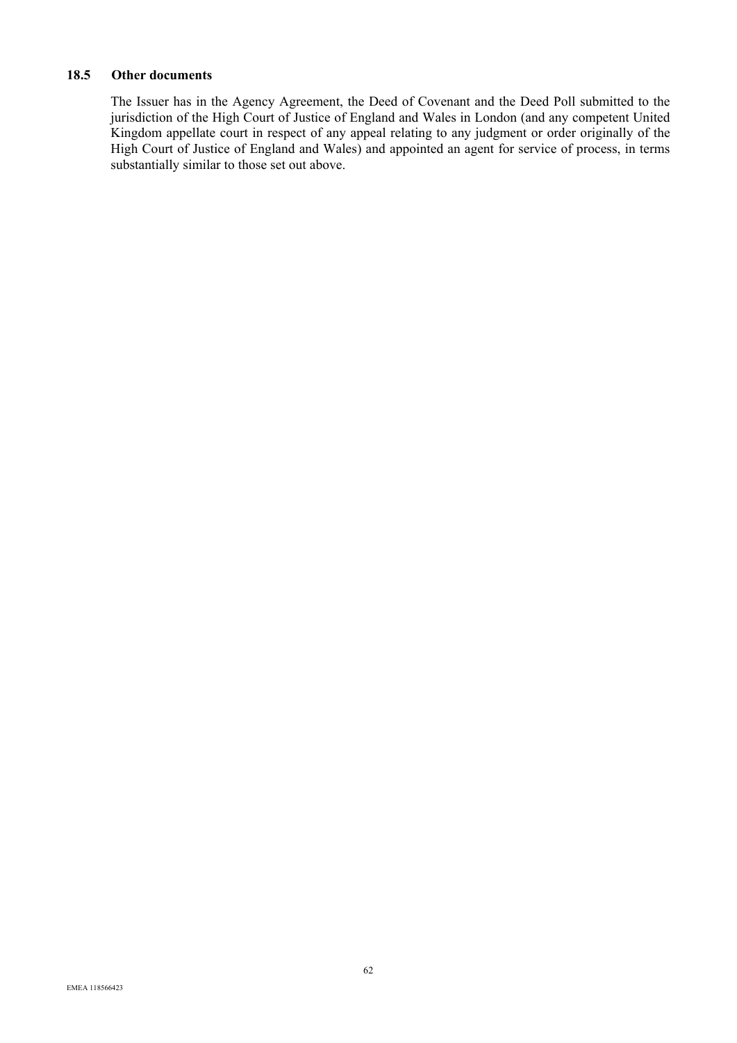### 18.5 Other documents

The Issuer has in the Agency Agreement, the Deed of Covenant and the Deed Poll submitted to the jurisdiction of the High Court of Justice of England and Wales in London (and any competent United Kingdom appellate court in respect of any appeal relating to any judgment or order originally of the High Court of Justice of England and Wales) and appointed an agent for service of process, in terms substantially similar to those set out above.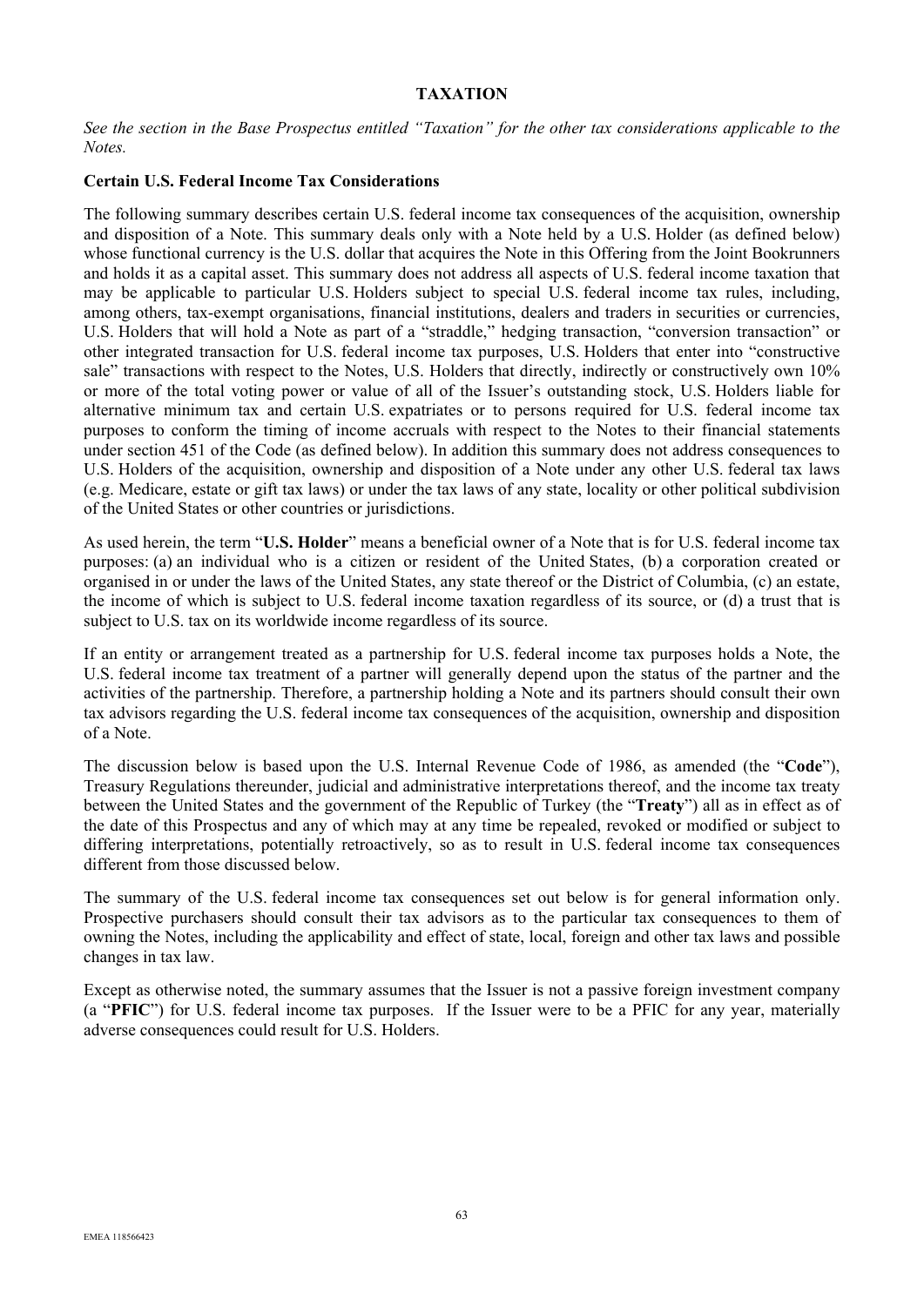# TAXATION

*See the section in the Base Prospectus entitled "Taxation" for the other tax considerations applicable to the Notes.*

**Certain U.S. Federal Income Tax Considerations**

The following summary describes certain U.S. federal income tax consequences of the acquisition, ownership and disposition of a Note. This summary deals only with a Note held by a U.S. Holder (as defined below) whose functional currency is the U.S. dollar that acquires the Note in this Offering from the Joint Bookrunners and holds it as a capital asset. This summary does not address all aspects of U.S. federal income taxation that may be applicable to particular U.S. Holders subject to special U.S. federal income tax rules, including, among others, tax-exempt organisations, financial institutions, dealers and traders in securities or currencies, U.S. Holders that will hold a Note as part of a "straddle," hedging transaction, "conversion transaction" or other integrated transaction for U.S. federal income tax purposes, U.S. Holders that enter into "constructive sale" transactions with respect to the Notes, U.S. Holders that directly, indirectly or constructively own 10% or more of the total voting power or value of all of the Issuer's outstanding stock, U.S. Holders liable for alternative minimum tax and certain U.S. expatriates or to persons required for U.S. federal income tax purposes to conform the timing of income accruals with respect to the Notes to their financial statements under section 451 of the Code (as defined below). In addition this summary does not address consequences to U.S. Holders of the acquisition, ownership and disposition of a Note under any other U.S. federal tax laws (e.g. Medicare, estate or gift tax laws) or under the tax laws of any state, locality or other political subdivision of the United States or other countries or jurisdictions.

As used herein, the term "**U.S. Holder**" means a beneficial owner of a Note that is for U.S. federal income tax purposes: (a) an individual who is a citizen or resident of the United States, (b) a corporation created or organised in or under the laws of the United States, any state thereof or the District of Columbia, (c) an estate, the income of which is subject to U.S. federal income taxation regardless of its source, or (d) a trust that is subject to U.S. tax on its worldwide income regardless of its source.

If an entity or arrangement treated as a partnership for U.S. federal income tax purposes holds a Note, the U.S. federal income tax treatment of a partner will generally depend upon the status of the partner and the activities of the partnership. Therefore, a partnership holding a Note and its partners should consult their own tax advisors regarding the U.S. federal income tax consequences of the acquisition, ownership and disposition of a Note.

The discussion below is based upon the U.S. Internal Revenue Code of 1986, as amended (the "**Code**"), Treasury Regulations thereunder, judicial and administrative interpretations thereof, and the income tax treaty between the United States and the government of the Republic of Turkey (the "**Treaty**") all as in effect as of the date of this Prospectus and any of which may at any time be repealed, revoked or modified or subject to differing interpretations, potentially retroactively, so as to result in U.S. federal income tax consequences different from those discussed below.

The summary of the U.S. federal income tax consequences set out below is for general information only. Prospective purchasers should consult their tax advisors as to the particular tax consequences to them of owning the Notes, including the applicability and effect of state, local, foreign and other tax laws and possible changes in tax law.

Except as otherwise noted, the summary assumes that the Issuer is not a passive foreign investment company (a "**PFIC**") for U.S. federal income tax purposes. If the Issuer were to be a PFIC for any year, materially adverse consequences could result for U.S. Holders.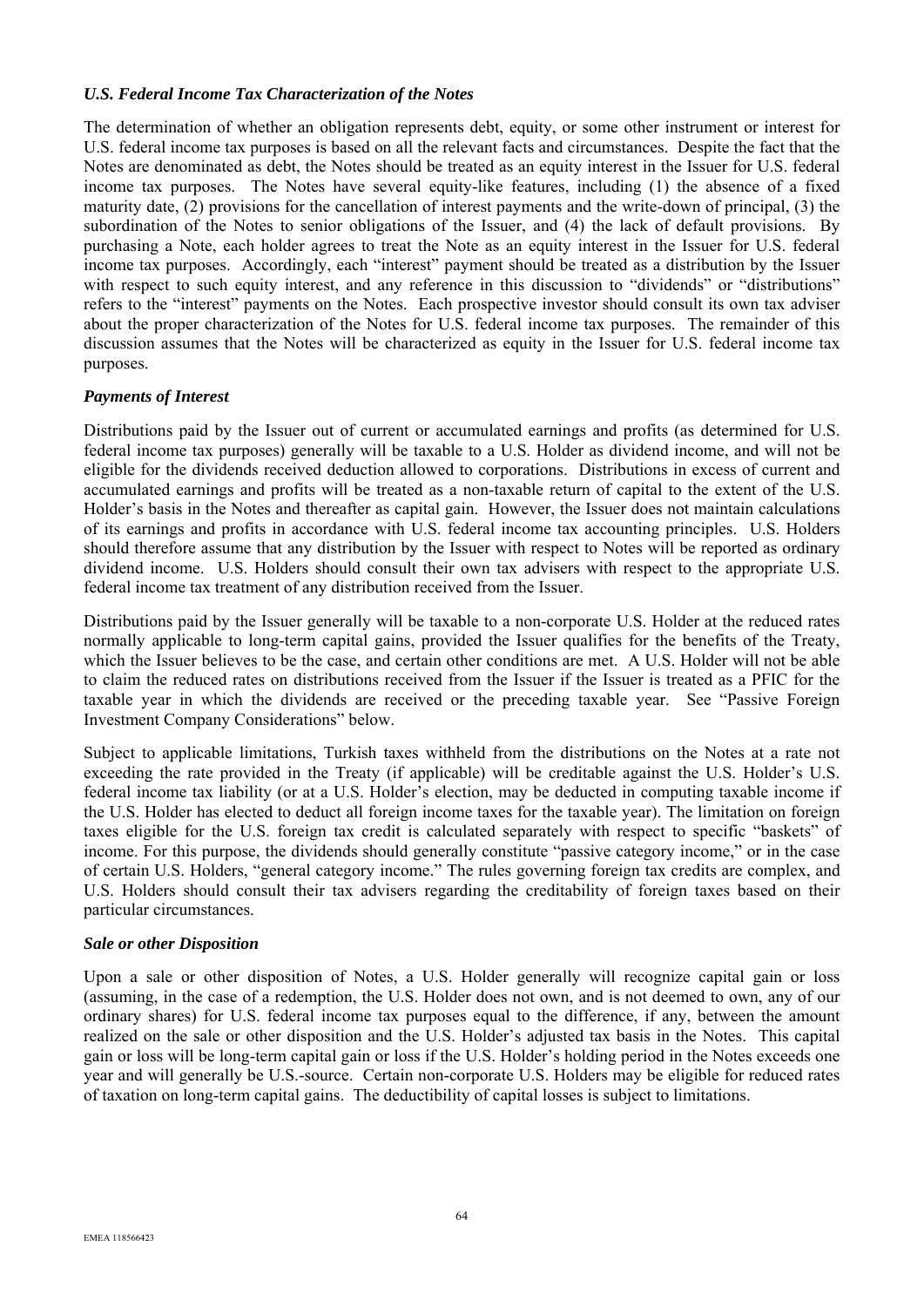### *U.S. Federal Income Tax Characterization of the Notes*

The determination of whether an obligation represents debt, equity, or some other instrument or interest for U.S. federal income tax purposes is based on all the relevant facts and circumstances. Despite the fact that the Notes are denominated as debt, the Notes should be treated as an equity interest in the Issuer for U.S. federal income tax purposes. The Notes have several equity-like features, including (1) the absence of a fixed maturity date, (2) provisions for the cancellation of interest payments and the write-down of principal, (3) the subordination of the Notes to senior obligations of the Issuer, and (4) the lack of default provisions. By purchasing a Note, each holder agrees to treat the Note as an equity interest in the Issuer for U.S. federal income tax purposes. Accordingly, each "interest" payment should be treated as a distribution by the Issuer with respect to such equity interest, and any reference in this discussion to "dividends" or "distributions" refers to the "interest" payments on the Notes. Each prospective investor should consult its own tax adviser about the proper characterization of the Notes for U.S. federal income tax purposes. The remainder of this discussion assumes that the Notes will be characterized as equity in the Issuer for U.S. federal income tax purposes.

### *Payments of Interest*

Distributions paid by the Issuer out of current or accumulated earnings and profits (as determined for U.S. federal income tax purposes) generally will be taxable to a U.S. Holder as dividend income, and will not be eligible for the dividends received deduction allowed to corporations. Distributions in excess of current and accumulated earnings and profits will be treated as a non-taxable return of capital to the extent of the U.S. Holder's basis in the Notes and thereafter as capital gain. However, the Issuer does not maintain calculations of its earnings and profits in accordance with U.S. federal income tax accounting principles. U.S. Holders should therefore assume that any distribution by the Issuer with respect to Notes will be reported as ordinary dividend income. U.S. Holders should consult their own tax advisers with respect to the appropriate U.S. federal income tax treatment of any distribution received from the Issuer.

Distributions paid by the Issuer generally will be taxable to a non-corporate U.S. Holder at the reduced rates normally applicable to long-term capital gains, provided the Issuer qualifies for the benefits of the Treaty, which the Issuer believes to be the case, and certain other conditions are met. A U.S. Holder will not be able to claim the reduced rates on distributions received from the Issuer if the Issuer is treated as a PFIC for the taxable year in which the dividends are received or the preceding taxable year. See "Passive Foreign Investment Company Considerations" below.

Subject to applicable limitations, Turkish taxes withheld from the distributions on the Notes at a rate not exceeding the rate provided in the Treaty (if applicable) will be creditable against the U.S. Holder's U.S. federal income tax liability (or at a U.S. Holder's election, may be deducted in computing taxable income if the U.S. Holder has elected to deduct all foreign income taxes for the taxable year). The limitation on foreign taxes eligible for the U.S. foreign tax credit is calculated separately with respect to specific "baskets" of income. For this purpose, the dividends should generally constitute "passive category income," or in the case of certain U.S. Holders, "general category income." The rules governing foreign tax credits are complex, and U.S. Holders should consult their tax advisers regarding the creditability of foreign taxes based on their particular circumstances.

### *Sale or other Disposition*

Upon a sale or other disposition of Notes, a U.S. Holder generally will recognize capital gain or loss (assuming, in the case of a redemption, the U.S. Holder does not own, and is not deemed to own, any of our ordinary shares) for U.S. federal income tax purposes equal to the difference, if any, between the amount realized on the sale or other disposition and the U.S. Holder's adjusted tax basis in the Notes. This capital gain or loss will be long-term capital gain or loss if the U.S. Holder's holding period in the Notes exceeds one year and will generally be U.S.-source. Certain non-corporate U.S. Holders may be eligible for reduced rates of taxation on long-term capital gains. The deductibility of capital losses is subject to limitations.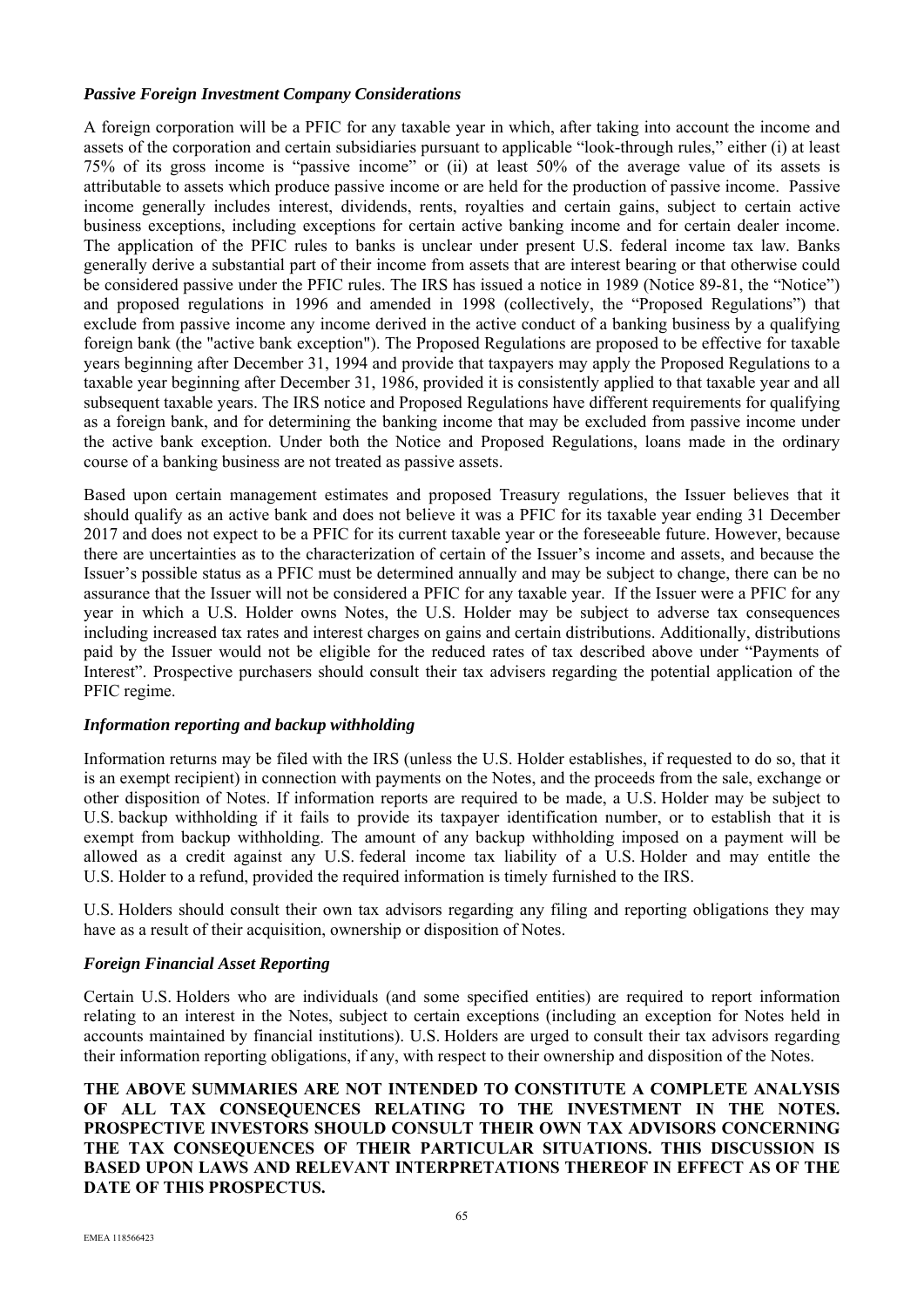### *Passive Foreign Investment Company Considerations*

A foreign corporation will be a PFIC for any taxable year in which, after taking into account the income and assets of the corporation and certain subsidiaries pursuant to applicable "look-through rules," either (i) at least 75% of its gross income is "passive income" or (ii) at least 50% of the average value of its assets is attributable to assets which produce passive income or are held for the production of passive income. Passive income generally includes interest, dividends, rents, royalties and certain gains, subject to certain active business exceptions, including exceptions for certain active banking income and for certain dealer income. The application of the PFIC rules to banks is unclear under present U.S. federal income tax law. Banks generally derive a substantial part of their income from assets that are interest bearing or that otherwise could be considered passive under the PFIC rules. The IRS has issued a notice in 1989 (Notice 89-81, the "Notice") and proposed regulations in 1996 and amended in 1998 (collectively, the "Proposed Regulations") that exclude from passive income any income derived in the active conduct of a banking business by a qualifying foreign bank (the "active bank exception"). The Proposed Regulations are proposed to be effective for taxable years beginning after December 31, 1994 and provide that taxpayers may apply the Proposed Regulations to a taxable year beginning after December 31, 1986, provided it is consistently applied to that taxable year and all subsequent taxable years. The IRS notice and Proposed Regulations have different requirements for qualifying as a foreign bank, and for determining the banking income that may be excluded from passive income under the active bank exception. Under both the Notice and Proposed Regulations, loans made in the ordinary course of a banking business are not treated as passive assets.

Based upon certain management estimates and proposed Treasury regulations, the Issuer believes that it should qualify as an active bank and does not believe it was a PFIC for its taxable year ending 31 December 2017 and does not expect to be a PFIC for its current taxable year or the foreseeable future. However, because there are uncertainties as to the characterization of certain of the Issuer's income and assets, and because the Issuer's possible status as a PFIC must be determined annually and may be subject to change, there can be no assurance that the Issuer will not be considered a PFIC for any taxable year. If the Issuer were a PFIC for any year in which a U.S. Holder owns Notes, the U.S. Holder may be subject to adverse tax consequences including increased tax rates and interest charges on gains and certain distributions. Additionally, distributions paid by the Issuer would not be eligible for the reduced rates of tax described above under "Payments of Interest". Prospective purchasers should consult their tax advisers regarding the potential application of the PFIC regime.

### *Information reporting and backup withholding*

Information returns may be filed with the IRS (unless the U.S. Holder establishes, if requested to do so, that it is an exempt recipient) in connection with payments on the Notes, and the proceeds from the sale, exchange or other disposition of Notes. If information reports are required to be made, a U.S. Holder may be subject to U.S. backup withholding if it fails to provide its taxpayer identification number, or to establish that it is exempt from backup withholding. The amount of any backup withholding imposed on a payment will be allowed as a credit against any U.S. federal income tax liability of a U.S. Holder and may entitle the U.S. Holder to a refund, provided the required information is timely furnished to the IRS.

U.S. Holders should consult their own tax advisors regarding any filing and reporting obligations they may have as a result of their acquisition, ownership or disposition of Notes.

### *Foreign Financial Asset Reporting*

Certain U.S. Holders who are individuals (and some specified entities) are required to report information relating to an interest in the Notes, subject to certain exceptions (including an exception for Notes held in accounts maintained by financial institutions). U.S. Holders are urged to consult their tax advisors regarding their information reporting obligations, if any, with respect to their ownership and disposition of the Notes.

**THE ABOVE SUMMARIES ARE NOT INTENDED TO CONSTITUTE A COMPLETE ANALYSIS OF ALL TAX CONSEQUENCES RELATING TO THE INVESTMENT IN THE NOTES. PROSPECTIVE INVESTORS SHOULD CONSULT THEIR OWN TAX ADVISORS CONCERNING THE TAX CONSEQUENCES OF THEIR PARTICULAR SITUATIONS. THIS DISCUSSION IS BASED UPON LAWS AND RELEVANT INTERPRETATIONS THEREOF IN EFFECT AS OF THE DATE OF THIS PROSPECTUS.**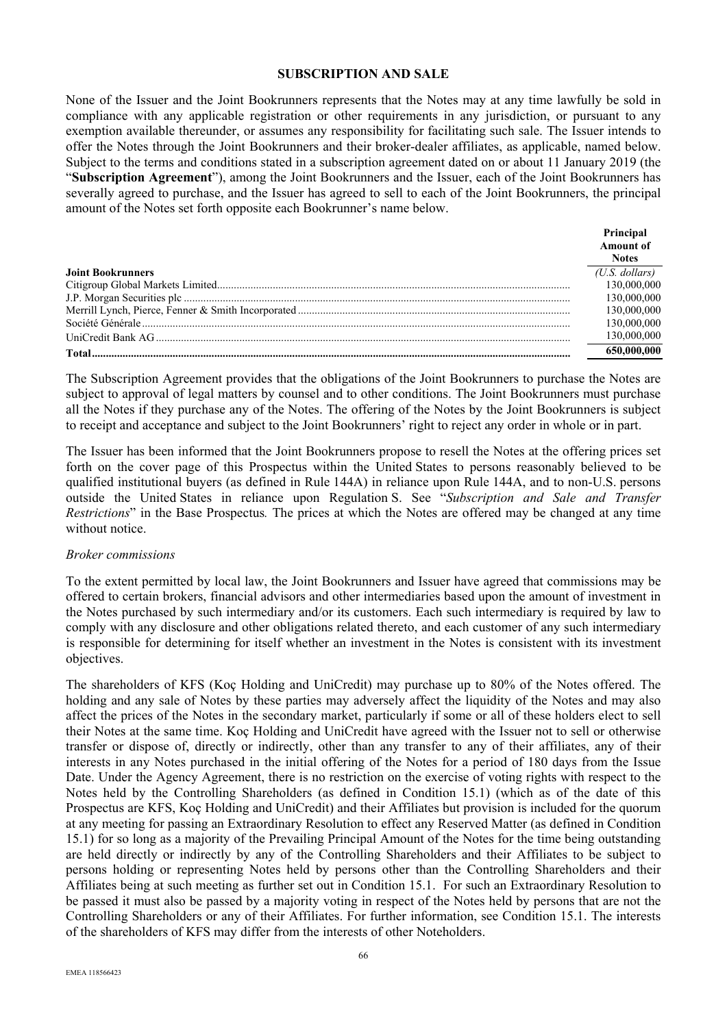## SUBSCRIPTION AND SALE

None of the Issuer and the Joint Bookrunners represents that the Notes may at any time lawfully be sold in compliance with any applicable registration or other requirements in any jurisdiction, or pursuant to any exemption available thereunder, or assumes any responsibility for facilitating such sale. The Issuer intends to offer the Notes through the Joint Bookrunners and their broker-dealer affiliates, as applicable, named below. Subject to the terms and conditions stated in a subscription agreement dated on or about 11 January 2019 (the "**Subscription Agreement**"), among the Joint Bookrunners and the Issuer, each of the Joint Bookrunners has severally agreed to purchase, and the Issuer has agreed to sell to each of the Joint Bookrunners, the principal amount of the Notes set forth opposite each Bookrunner's name below.

| **Joint Bookrunners** | **Principal Amount of Notes** *(U.S. dollars)* |
|---|---|
| Citigroup Global Markets Limited | 130,000,000 |
| J.P. Morgan Securities plc | 130,000,000 |
| Merrill Lynch, Pierce, Fenner & Smith Incorporated | 130,000,000 |
| Société Générale | 130,000,000 |
| UniCredit Bank AG | 130,000,000 |
| **Total** | **650,000,000** |

The Subscription Agreement provides that the obligations of the Joint Bookrunners to purchase the Notes are subject to approval of legal matters by counsel and to other conditions. The Joint Bookrunners must purchase all the Notes if they purchase any of the Notes. The offering of the Notes by the Joint Bookrunners is subject to receipt and acceptance and subject to the Joint Bookrunners' right to reject any order in whole or in part.

The Issuer has been informed that the Joint Bookrunners propose to resell the Notes at the offering prices set forth on the cover page of this Prospectus within the United States to persons reasonably believed to be qualified institutional buyers (as defined in Rule 144A) in reliance upon Rule 144A, and to non-U.S. persons outside the United States in reliance upon Regulation S. See "*Subscription and Sale and Transfer Restrictions*" in the Base Prospectus*.* The prices at which the Notes are offered may be changed at any time without notice.

*Broker commissions*

To the extent permitted by local law, the Joint Bookrunners and Issuer have agreed that commissions may be offered to certain brokers, financial advisors and other intermediaries based upon the amount of investment in the Notes purchased by such intermediary and/or its customers. Each such intermediary is required by law to comply with any disclosure and other obligations related thereto, and each customer of any such intermediary is responsible for determining for itself whether an investment in the Notes is consistent with its investment objectives.

The shareholders of KFS (Koç Holding and UniCredit) may purchase up to 80% of the Notes offered. The holding and any sale of Notes by these parties may adversely affect the liquidity of the Notes and may also affect the prices of the Notes in the secondary market, particularly if some or all of these holders elect to sell their Notes at the same time. Koç Holding and UniCredit have agreed with the Issuer not to sell or otherwise transfer or dispose of, directly or indirectly, other than any transfer to any of their affiliates, any of their interests in any Notes purchased in the initial offering of the Notes for a period of 180 days from the Issue Date. Under the Agency Agreement, there is no restriction on the exercise of voting rights with respect to the Notes held by the Controlling Shareholders (as defined in Condition 15.1) (which as of the date of this Prospectus are KFS, Koç Holding and UniCredit) and their Affiliates but provision is included for the quorum at any meeting for passing an Extraordinary Resolution to effect any Reserved Matter (as defined in Condition 15.1) for so long as a majority of the Prevailing Principal Amount of the Notes for the time being outstanding are held directly or indirectly by any of the Controlling Shareholders and their Affiliates to be subject to persons holding or representing Notes held by persons other than the Controlling Shareholders and their Affiliates being at such meeting as further set out in Condition 15.1. For such an Extraordinary Resolution to be passed it must also be passed by a majority voting in respect of the Notes held by persons that are not the Controlling Shareholders or any of their Affiliates. For further information, see Condition 15.1. The interests of the shareholders of KFS may differ from the interests of other Noteholders.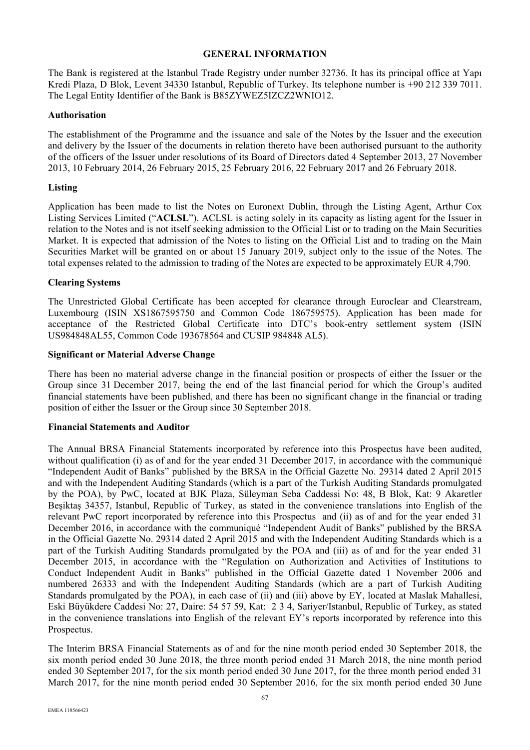## GENERAL INFORMATION

The Bank is registered at the Istanbul Trade Registry under number 32736. It has its principal office at Yapı Kredi Plaza, D Blok, Levent 34330 Istanbul, Republic of Turkey. Its telephone number is +90 212 339 7011. The Legal Entity Identifier of the Bank is B85ZYWEZ5IZCZ2WNIO12.

### Authorisation

The establishment of the Programme and the issuance and sale of the Notes by the Issuer and the execution and delivery by the Issuer of the documents in relation thereto have been authorised pursuant to the authority of the officers of the Issuer under resolutions of its Board of Directors dated 4 September 2013, 27 November 2013, 10 February 2014, 26 February 2015, 25 February 2016, 22 February 2017 and 26 February 2018.

### Listing

Application has been made to list the Notes on Euronext Dublin, through the Listing Agent, Arthur Cox Listing Services Limited ("**ACLSL**"). ACLSL is acting solely in its capacity as listing agent for the Issuer in relation to the Notes and is not itself seeking admission to the Official List or to trading on the Main Securities Market. It is expected that admission of the Notes to listing on the Official List and to trading on the Main Securities Market will be granted on or about 15 January 2019, subject only to the issue of the Notes. The total expenses related to the admission to trading of the Notes are expected to be approximately EUR 4,790.

### Clearing Systems

The Unrestricted Global Certificate has been accepted for clearance through Euroclear and Clearstream, Luxembourg (ISIN XS1867595750 and Common Code 186759575). Application has been made for acceptance of the Restricted Global Certificate into DTC's book-entry settlement system (ISIN US984848AL55, Common Code 193678564 and CUSIP 984848 AL5).

### Significant or Material Adverse Change

There has been no material adverse change in the financial position or prospects of either the Issuer or the Group since 31 December 2017, being the end of the last financial period for which the Group's audited financial statements have been published, and there has been no significant change in the financial or trading position of either the Issuer or the Group since 30 September 2018.

### Financial Statements and Auditor

The Annual BRSA Financial Statements incorporated by reference into this Prospectus have been audited, without qualification (i) as of and for the year ended 31 December 2017, in accordance with the communiqué "Independent Audit of Banks" published by the BRSA in the Official Gazette No. 29314 dated 2 April 2015 and with the Independent Auditing Standards (which is a part of the Turkish Auditing Standards promulgated by the POA), by PwC, located at BJK Plaza, Süleyman Seba Caddessi No: 48, B Blok, Kat: 9 Akaretler Beşiktaş 34357, Istanbul, Republic of Turkey, as stated in the convenience translations into English of the relevant PwC report incorporated by reference into this Prospectus and (ii) as of and for the year ended 31 December 2016, in accordance with the communiqué "Independent Audit of Banks" published by the BRSA in the Official Gazette No. 29314 dated 2 April 2015 and with the Independent Auditing Standards which is a part of the Turkish Auditing Standards promulgated by the POA and (iii) as of and for the year ended 31 December 2015, in accordance with the "Regulation on Authorization and Activities of Institutions to Conduct Independent Audit in Banks" published in the Official Gazette dated 1 November 2006 and numbered 26333 and with the Independent Auditing Standards (which are a part of Turkish Auditing Standards promulgated by the POA), in each case of (ii) and (iii) above by EY, located at Maslak Mahallesi, Eski Büyükdere Caddesi No: 27, Daire: 54 57 59, Kat: 2 3 4, Sariyer/Istanbul, Republic of Turkey, as stated in the convenience translations into English of the relevant EY's reports incorporated by reference into this Prospectus.

The Interim BRSA Financial Statements as of and for the nine month period ended 30 September 2018, the six month period ended 30 June 2018, the three month period ended 31 March 2018, the nine month period ended 30 September 2017, for the six month period ended 30 June 2017, for the three month period ended 31 March 2017, for the nine month period ended 30 September 2016, for the six month period ended 30 June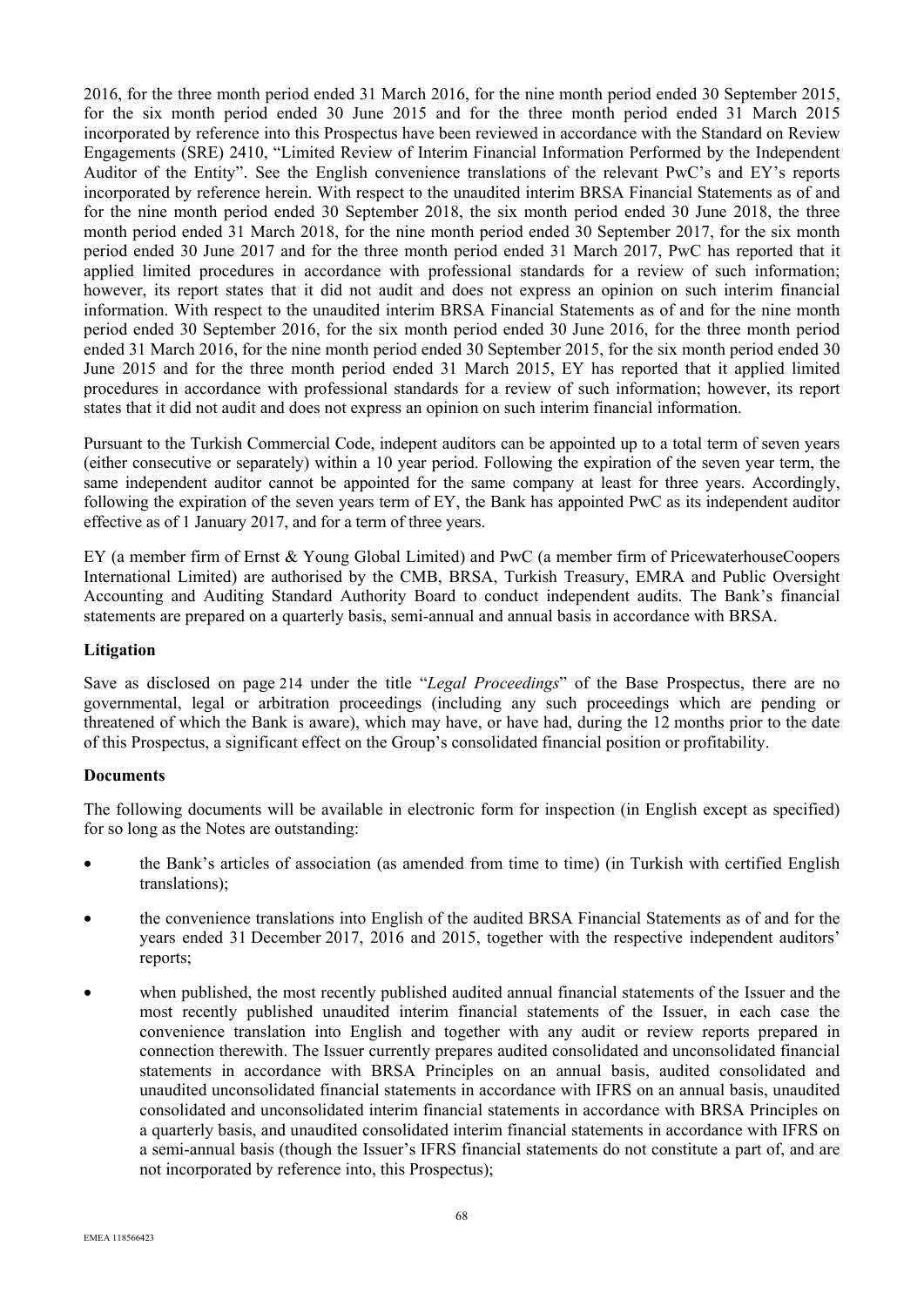2016, for the three month period ended 31 March 2016, for the nine month period ended 30 September 2015, for the six month period ended 30 June 2015 and for the three month period ended 31 March 2015 incorporated by reference into this Prospectus have been reviewed in accordance with the Standard on Review Engagements (SRE) 2410, "Limited Review of Interim Financial Information Performed by the Independent Auditor of the Entity". See the English convenience translations of the relevant PwC's and EY's reports incorporated by reference herein. With respect to the unaudited interim BRSA Financial Statements as of and for the nine month period ended 30 September 2018, the six month period ended 30 June 2018, the three month period ended 31 March 2018, for the nine month period ended 30 September 2017, for the six month period ended 30 June 2017 and for the three month period ended 31 March 2017, PwC has reported that it applied limited procedures in accordance with professional standards for a review of such information; however, its report states that it did not audit and does not express an opinion on such interim financial information. With respect to the unaudited interim BRSA Financial Statements as of and for the nine month period ended 30 September 2016, for the six month period ended 30 June 2016, for the three month period ended 31 March 2016, for the nine month period ended 30 September 2015, for the six month period ended 30 June 2015 and for the three month period ended 31 March 2015, EY has reported that it applied limited procedures in accordance with professional standards for a review of such information; however, its report states that it did not audit and does not express an opinion on such interim financial information.

Pursuant to the Turkish Commercial Code, indepent auditors can be appointed up to a total term of seven years (either consecutive or separately) within a 10 year period. Following the expiration of the seven year term, the same independent auditor cannot be appointed for the same company at least for three years. Accordingly, following the expiration of the seven years term of EY, the Bank has appointed PwC as its independent auditor effective as of 1 January 2017, and for a term of three years.

EY (a member firm of Ernst & Young Global Limited) and PwC (a member firm of PricewaterhouseCoopers International Limited) are authorised by the CMB, BRSA, Turkish Treasury, EMRA and Public Oversight Accounting and Auditing Standard Authority Board to conduct independent audits. The Bank's financial statements are prepared on a quarterly basis, semi-annual and annual basis in accordance with BRSA.

**Litigation**

Save as disclosed on page 214 under the title "*Legal Proceedings*" of the Base Prospectus, there are no governmental, legal or arbitration proceedings (including any such proceedings which are pending or threatened of which the Bank is aware), which may have, or have had, during the 12 months prior to the date of this Prospectus, a significant effect on the Group's consolidated financial position or profitability.

**Documents**

The following documents will be available in electronic form for inspection (in English except as specified) for so long as the Notes are outstanding:

- the Bank's articles of association (as amended from time to time) (in Turkish with certified English translations);
- the convenience translations into English of the audited BRSA Financial Statements as of and for the years ended 31 December 2017, 2016 and 2015, together with the respective independent auditors' reports;
- when published, the most recently published audited annual financial statements of the Issuer and the most recently published unaudited interim financial statements of the Issuer, in each case the convenience translation into English and together with any audit or review reports prepared in connection therewith. The Issuer currently prepares audited consolidated and unconsolidated financial statements in accordance with BRSA Principles on an annual basis, audited consolidated and unaudited unconsolidated financial statements in accordance with IFRS on an annual basis, unaudited consolidated and unconsolidated interim financial statements in accordance with BRSA Principles on a quarterly basis, and unaudited consolidated interim financial statements in accordance with IFRS on a semi-annual basis (though the Issuer's IFRS financial statements do not constitute a part of, and are not incorporated by reference into, this Prospectus);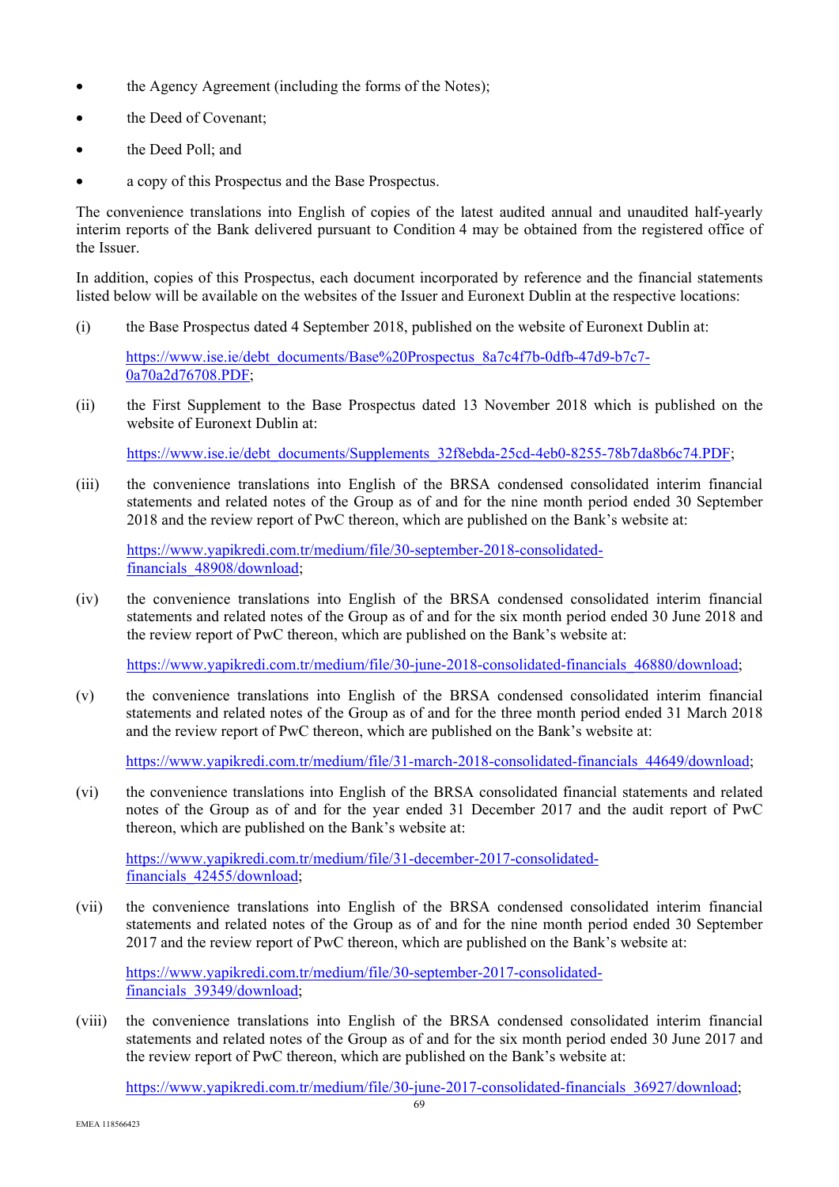- the Agency Agreement (including the forms of the Notes);
- the Deed of Covenant;
- the Deed Poll; and
- a copy of this Prospectus and the Base Prospectus.

The convenience translations into English of copies of the latest audited annual and unaudited half-yearly interim reports of the Bank delivered pursuant to Condition 4 may be obtained from the registered office of the Issuer.

In addition, copies of this Prospectus, each document incorporated by reference and the financial statements listed below will be available on the websites of the Issuer and Euronext Dublin at the respective locations:

(i) the Base Prospectus dated 4 September 2018, published on the website of Euronext Dublin at:

https://www.ise.ie/debt_documents/Base%20Prospectus_8a7c4f7b-0dfb-47d9-b7c7-0a70a2d76708.PDF;

(ii) the First Supplement to the Base Prospectus dated 13 November 2018 which is published on the website of Euronext Dublin at:

https://www.ise.ie/debt_documents/Supplements_32f8ebda-25cd-4eb0-8255-78b7da8b6c74.PDF;

(iii) the convenience translations into English of the BRSA condensed consolidated interim financial statements and related notes of the Group as of and for the nine month period ended 30 September 2018 and the review report of PwC thereon, which are published on the Bank's website at:

https://www.yapikredi.com.tr/medium/file/30-september-2018-consolidated-financials_48908/download;

(iv) the convenience translations into English of the BRSA condensed consolidated interim financial statements and related notes of the Group as of and for the six month period ended 30 June 2018 and the review report of PwC thereon, which are published on the Bank's website at:

https://www.yapikredi.com.tr/medium/file/30-june-2018-consolidated-financials_46880/download;

(v) the convenience translations into English of the BRSA condensed consolidated interim financial statements and related notes of the Group as of and for the three month period ended 31 March 2018 and the review report of PwC thereon, which are published on the Bank's website at:

https://www.yapikredi.com.tr/medium/file/31-march-2018-consolidated-financials_44649/download;

(vi) the convenience translations into English of the BRSA consolidated financial statements and related notes of the Group as of and for the year ended 31 December 2017 and the audit report of PwC thereon, which are published on the Bank's website at:

https://www.yapikredi.com.tr/medium/file/31-december-2017-consolidated-financials_42455/download;

(vii) the convenience translations into English of the BRSA condensed consolidated interim financial statements and related notes of the Group as of and for the nine month period ended 30 September 2017 and the review report of PwC thereon, which are published on the Bank's website at:

https://www.yapikredi.com.tr/medium/file/30-september-2017-consolidated-financials_39349/download;

(viii) the convenience translations into English of the BRSA condensed consolidated interim financial statements and related notes of the Group as of and for the six month period ended 30 June 2017 and the review report of PwC thereon, which are published on the Bank's website at:

https://www.yapikredi.com.tr/medium/file/30-june-2017-consolidated-financials_36927/download;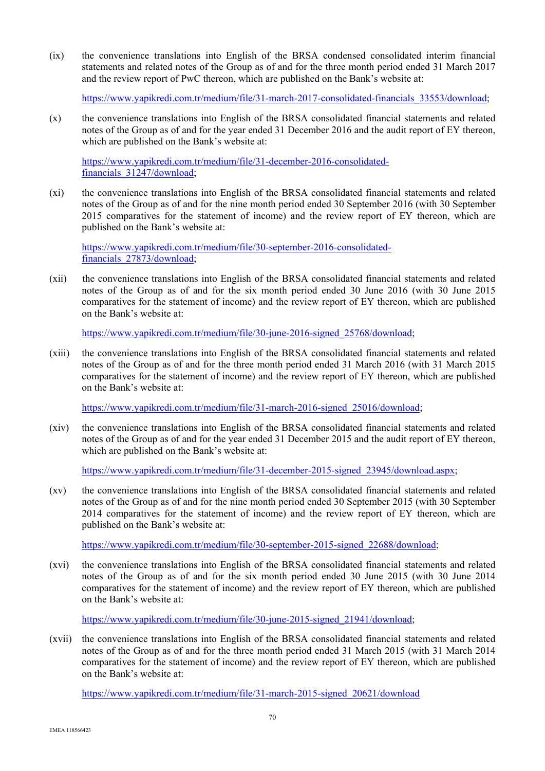(ix) the convenience translations into English of the BRSA condensed consolidated interim financial statements and related notes of the Group as of and for the three month period ended 31 March 2017 and the review report of PwC thereon, which are published on the Bank's website at:

https://www.yapikredi.com.tr/medium/file/31-march-2017-consolidated-financials_33553/download;

(x) the convenience translations into English of the BRSA consolidated financial statements and related notes of the Group as of and for the year ended 31 December 2016 and the audit report of EY thereon, which are published on the Bank's website at:

https://www.yapikredi.com.tr/medium/file/31-december-2016-consolidated-financials_31247/download;

(xi) the convenience translations into English of the BRSA consolidated financial statements and related notes of the Group as of and for the nine month period ended 30 September 2016 (with 30 September 2015 comparatives for the statement of income) and the review report of EY thereon, which are published on the Bank's website at:

https://www.yapikredi.com.tr/medium/file/30-september-2016-consolidated-financials_27873/download;

(xii) the convenience translations into English of the BRSA consolidated financial statements and related notes of the Group as of and for the six month period ended 30 June 2016 (with 30 June 2015 comparatives for the statement of income) and the review report of EY thereon, which are published on the Bank's website at:

https://www.yapikredi.com.tr/medium/file/30-june-2016-signed_25768/download;

(xiii) the convenience translations into English of the BRSA consolidated financial statements and related notes of the Group as of and for the three month period ended 31 March 2016 (with 31 March 2015 comparatives for the statement of income) and the review report of EY thereon, which are published on the Bank's website at:

https://www.yapikredi.com.tr/medium/file/31-march-2016-signed_25016/download;

(xiv) the convenience translations into English of the BRSA consolidated financial statements and related notes of the Group as of and for the year ended 31 December 2015 and the audit report of EY thereon, which are published on the Bank's website at:

https://www.yapikredi.com.tr/medium/file/31-december-2015-signed_23945/download.aspx;

(xv) the convenience translations into English of the BRSA consolidated financial statements and related notes of the Group as of and for the nine month period ended 30 September 2015 (with 30 September 2014 comparatives for the statement of income) and the review report of EY thereon, which are published on the Bank's website at:

https://www.yapikredi.com.tr/medium/file/30-september-2015-signed_22688/download;

(xvi) the convenience translations into English of the BRSA consolidated financial statements and related notes of the Group as of and for the six month period ended 30 June 2015 (with 30 June 2014 comparatives for the statement of income) and the review report of EY thereon, which are published on the Bank's website at:

https://www.yapikredi.com.tr/medium/file/30-june-2015-signed_21941/download;

(xvii) the convenience translations into English of the BRSA consolidated financial statements and related notes of the Group as of and for the three month period ended 31 March 2015 (with 31 March 2014 comparatives for the statement of income) and the review report of EY thereon, which are published on the Bank's website at:

https://www.yapikredi.com.tr/medium/file/31-march-2015-signed_20621/download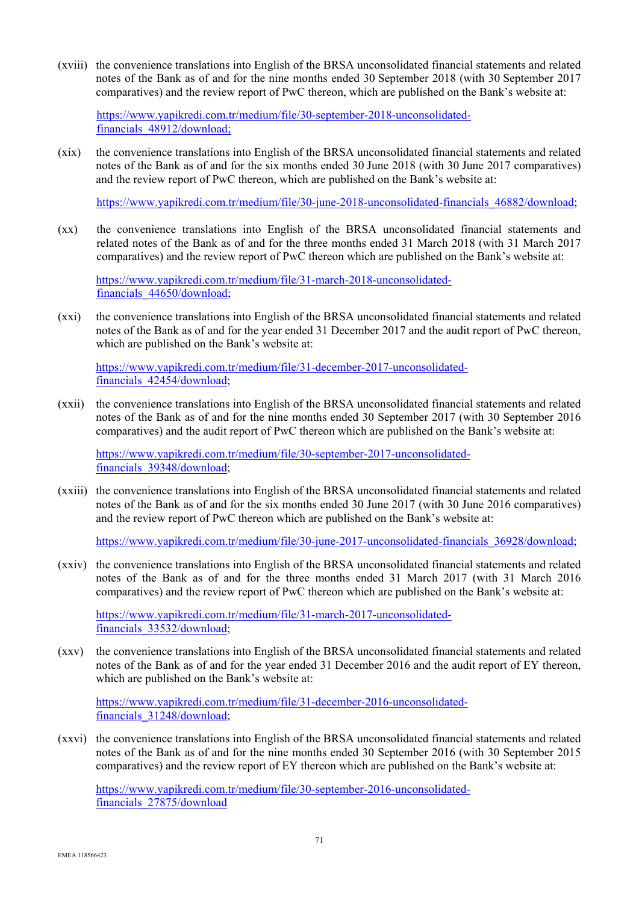(xviii) the convenience translations into English of the BRSA unconsolidated financial statements and related notes of the Bank as of and for the nine months ended 30 September 2018 (with 30 September 2017 comparatives) and the review report of PwC thereon, which are published on the Bank's website at:

https://www.yapikredi.com.tr/medium/file/30-september-2018-unconsolidated-financials_48912/download;

(xix) the convenience translations into English of the BRSA unconsolidated financial statements and related notes of the Bank as of and for the six months ended 30 June 2018 (with 30 June 2017 comparatives) and the review report of PwC thereon, which are published on the Bank's website at:

https://www.yapikredi.com.tr/medium/file/30-june-2018-unconsolidated-financials_46882/download;

(xx) the convenience translations into English of the BRSA unconsolidated financial statements and related notes of the Bank as of and for the three months ended 31 March 2018 (with 31 March 2017 comparatives) and the review report of PwC thereon which are published on the Bank's website at:

https://www.yapikredi.com.tr/medium/file/31-march-2018-unconsolidated-financials_44650/download;

(xxi) the convenience translations into English of the BRSA unconsolidated financial statements and related notes of the Bank as of and for the year ended 31 December 2017 and the audit report of PwC thereon, which are published on the Bank's website at:

https://www.yapikredi.com.tr/medium/file/31-december-2017-unconsolidated-financials_42454/download;

(xxii) the convenience translations into English of the BRSA unconsolidated financial statements and related notes of the Bank as of and for the nine months ended 30 September 2017 (with 30 September 2016 comparatives) and the audit report of PwC thereon which are published on the Bank's website at:

https://www.yapikredi.com.tr/medium/file/30-september-2017-unconsolidated-financials_39348/download;

(xxiii) the convenience translations into English of the BRSA unconsolidated financial statements and related notes of the Bank as of and for the six months ended 30 June 2017 (with 30 June 2016 comparatives) and the review report of PwC thereon which are published on the Bank's website at:

https://www.yapikredi.com.tr/medium/file/30-june-2017-unconsolidated-financials_36928/download;

(xxiv) the convenience translations into English of the BRSA unconsolidated financial statements and related notes of the Bank as of and for the three months ended 31 March 2017 (with 31 March 2016 comparatives) and the review report of PwC thereon which are published on the Bank's website at:

https://www.yapikredi.com.tr/medium/file/31-march-2017-unconsolidated-financials_33532/download;

(xxv) the convenience translations into English of the BRSA unconsolidated financial statements and related notes of the Bank as of and for the year ended 31 December 2016 and the audit report of EY thereon, which are published on the Bank's website at:

https://www.yapikredi.com.tr/medium/file/31-december-2016-unconsolidated-financials_31248/download;

(xxvi) the convenience translations into English of the BRSA unconsolidated financial statements and related notes of the Bank as of and for the nine months ended 30 September 2016 (with 30 September 2015 comparatives) and the review report of EY thereon which are published on the Bank's website at:

https://www.yapikredi.com.tr/medium/file/30-september-2016-unconsolidated-financials_27875/download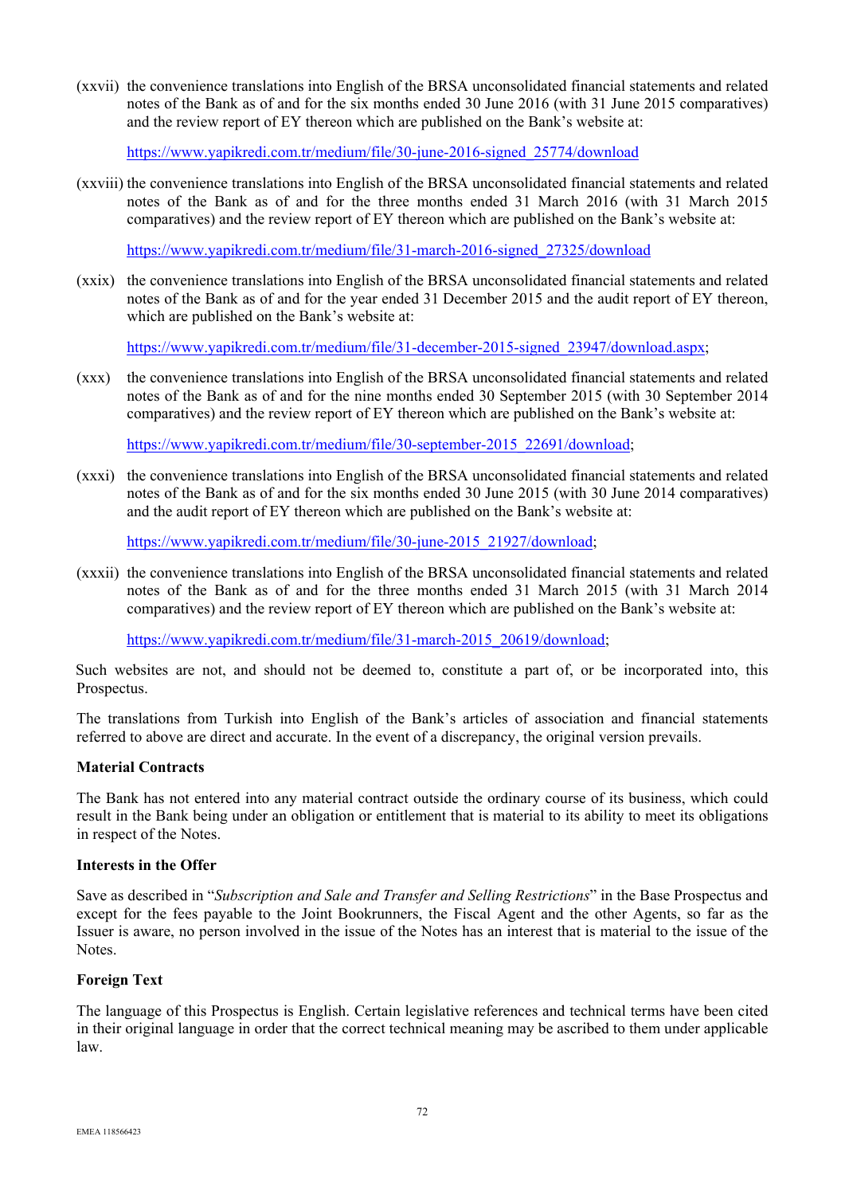(xxvii) the convenience translations into English of the BRSA unconsolidated financial statements and related notes of the Bank as of and for the six months ended 30 June 2016 (with 31 June 2015 comparatives) and the review report of EY thereon which are published on the Bank's website at:

https://www.yapikredi.com.tr/medium/file/30-june-2016-signed_25774/download

(xxviii) the convenience translations into English of the BRSA unconsolidated financial statements and related notes of the Bank as of and for the three months ended 31 March 2016 (with 31 March 2015 comparatives) and the review report of EY thereon which are published on the Bank's website at:

https://www.yapikredi.com.tr/medium/file/31-march-2016-signed_27325/download

(xxix) the convenience translations into English of the BRSA unconsolidated financial statements and related notes of the Bank as of and for the year ended 31 December 2015 and the audit report of EY thereon, which are published on the Bank's website at:

https://www.yapikredi.com.tr/medium/file/31-december-2015-signed_23947/download.aspx;

(xxx) the convenience translations into English of the BRSA unconsolidated financial statements and related notes of the Bank as of and for the nine months ended 30 September 2015 (with 30 September 2014 comparatives) and the review report of EY thereon which are published on the Bank's website at:

https://www.yapikredi.com.tr/medium/file/30-september-2015_22691/download;

(xxxi) the convenience translations into English of the BRSA unconsolidated financial statements and related notes of the Bank as of and for the six months ended 30 June 2015 (with 30 June 2014 comparatives) and the audit report of EY thereon which are published on the Bank's website at:

https://www.yapikredi.com.tr/medium/file/30-june-2015_21927/download;

(xxxii) the convenience translations into English of the BRSA unconsolidated financial statements and related notes of the Bank as of and for the three months ended 31 March 2015 (with 31 March 2014 comparatives) and the review report of EY thereon which are published on the Bank's website at:

https://www.yapikredi.com.tr/medium/file/31-march-2015_20619/download;

Such websites are not, and should not be deemed to, constitute a part of, or be incorporated into, this Prospectus.

The translations from Turkish into English of the Bank's articles of association and financial statements referred to above are direct and accurate. In the event of a discrepancy, the original version prevails.

**Material Contracts**

The Bank has not entered into any material contract outside the ordinary course of its business, which could result in the Bank being under an obligation or entitlement that is material to its ability to meet its obligations in respect of the Notes.

**Interests in the Offer**

Save as described in "*Subscription and Sale and Transfer and Selling Restrictions*" in the Base Prospectus and except for the fees payable to the Joint Bookrunners, the Fiscal Agent and the other Agents, so far as the Issuer is aware, no person involved in the issue of the Notes has an interest that is material to the issue of the Notes.

**Foreign Text**

The language of this Prospectus is English. Certain legislative references and technical terms have been cited in their original language in order that the correct technical meaning may be ascribed to them under applicable law.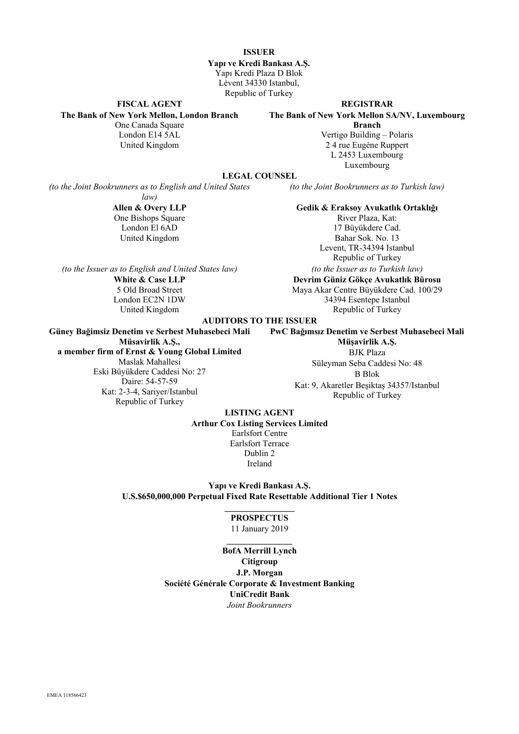**ISSUER**

**Yapı ve Kredi Bankası A.Ş.**
Yapı Kredi Plaza D Blok
Lèvent 34330 Istanbul,
Republic of Turkey

**FISCAL AGENT**

**The Bank of New York Mellon, London Branch**
One Canada Square
London E14 5AL
United Kingdom

**REGISTRAR**

**The Bank of New York Mellon SA/NV, Luxembourg Branch**
Vertigo Building – Polaris
2 4 rue Eugène Ruppert
L 2453 Luxembourg
Luxembourg

**LEGAL COUNSEL**

*(to the Joint Bookrunners as to English and United States law)*

**Allen & Overy LLP**
One Bishops Square
London El 6AD
United Kingdom

*(to the Joint Bookrunners as to Turkish law)*

**Gedik & Eraksoy Avukatlık Ortaklığı**
River Plaza, Kat:
17 Büyükdere Cad.
Bahar Sok. No. 13
Levent, TR-34394 Istanbul
Republic of Turkey

*(to the Issuer as to English and United States law)*

**White & Case LLP**
5 Old Broad Street
London EC2N 1DW
United Kingdom

*(to the Issuer as to Turkish law)*

**Devrim Güniz Gökçe Avukatlık Bürosu**
Maya Akar Centre Büyükdere Cad. 100/29
34394 Esentepe Istanbul
Republic of Turkey

**AUDITORS TO THE ISSUER**

**Güney Bağimsiz Denetim ve Serbest Muhasebeci Mali Müsavirlik A.Ş., a member firm of Ernst & Young Global Limited**
Maslak Mahallesi
Eski Büyükdere Caddesi No: 27
Daire: 54-57-59
Kat: 2-3-4, Sariyer/Istanbul
Republic of Turkey

**PwC Bağımsız Denetim ve Serbest Muhasebeci Mali Müşavirlik A.Ş.**
BJK Plaza
Süleyman Seba Caddesi No: 48
B Blok
Kat: 9, Akaretler Beşiktaş 34357/Istanbul
Republic of Turkey

**LISTING AGENT**

**Arthur Cox Listing Services Limited**
Earlsfort Centre
Earlsfort Terrace
Dublin 2
Ireland

**Yapı ve Kredi Bankası A.Ş.**
**U.S.$650,000,000 Perpetual Fixed Rate Resettable Additional Tier 1 Notes**

---

**PROSPECTUS**
11 January 2019

---

**BofA Merrill Lynch**
**Citigroup**
**J.P. Morgan**
**Société Générale Corporate & Investment Banking**
**UniCredit Bank**
*Joint Bookrunners*

EMEA 118566423